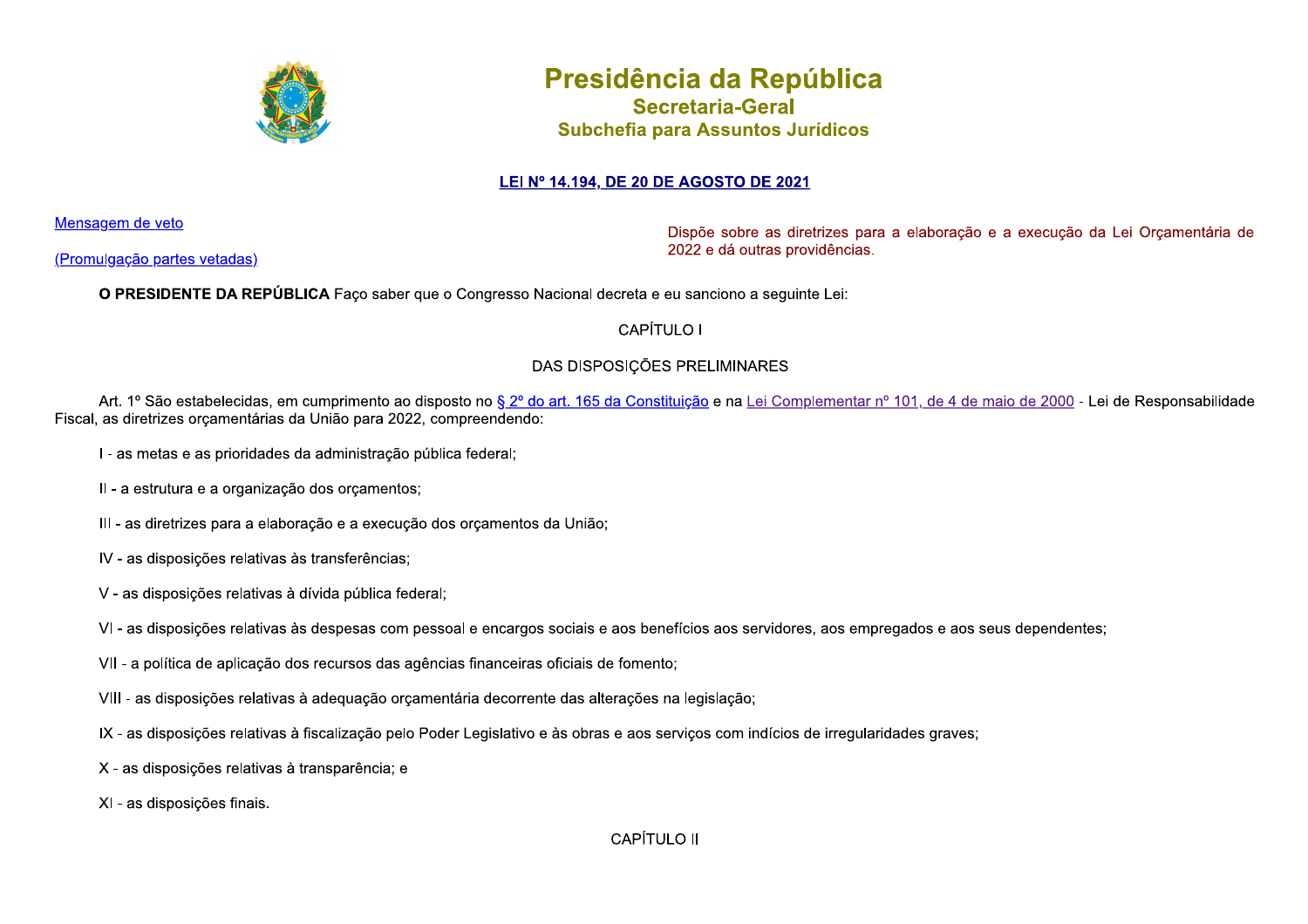# Presidência da República
## Secretaria-Geral
### Subchefia para Assuntos Jurídicos

**LEI Nº 14.194, DE 20 DE AGOSTO DE 2021**

Mensagem de veto

(Promulgação partes vetadas)

Dispõe sobre as diretrizes para a elaboração e a execução da Lei Orçamentária de 2022 e dá outras providências.

**O PRESIDENTE DA REPÚBLICA** Faço saber que o Congresso Nacional decreta e eu sanciono a seguinte Lei:

CAPÍTULO I

DAS DISPOSIÇÕES PRELIMINARES

Art. 1º São estabelecidas, em cumprimento ao disposto no § 2º do art. 165 da Constituição e na Lei Complementar nº 101, de 4 de maio de 2000 - Lei de Responsabilidade Fiscal, as diretrizes orçamentárias da União para 2022, compreendendo:

I - as metas e as prioridades da administração pública federal;

II - a estrutura e a organização dos orçamentos;

III - as diretrizes para a elaboração e a execução dos orçamentos da União;

IV - as disposições relativas às transferências;

V - as disposições relativas à dívida pública federal;

VI - as disposições relativas às despesas com pessoal e encargos sociais e aos benefícios aos servidores, aos empregados e aos seus dependentes;

VII - a política de aplicação dos recursos das agências financeiras oficiais de fomento;

VIII - as disposições relativas à adequação orçamentária decorrente das alterações na legislação;

IX - as disposições relativas à fiscalização pelo Poder Legislativo e às obras e aos serviços com indícios de irregularidades graves;

X - as disposições relativas à transparência; e

XI - as disposições finais.

CAPÍTULO II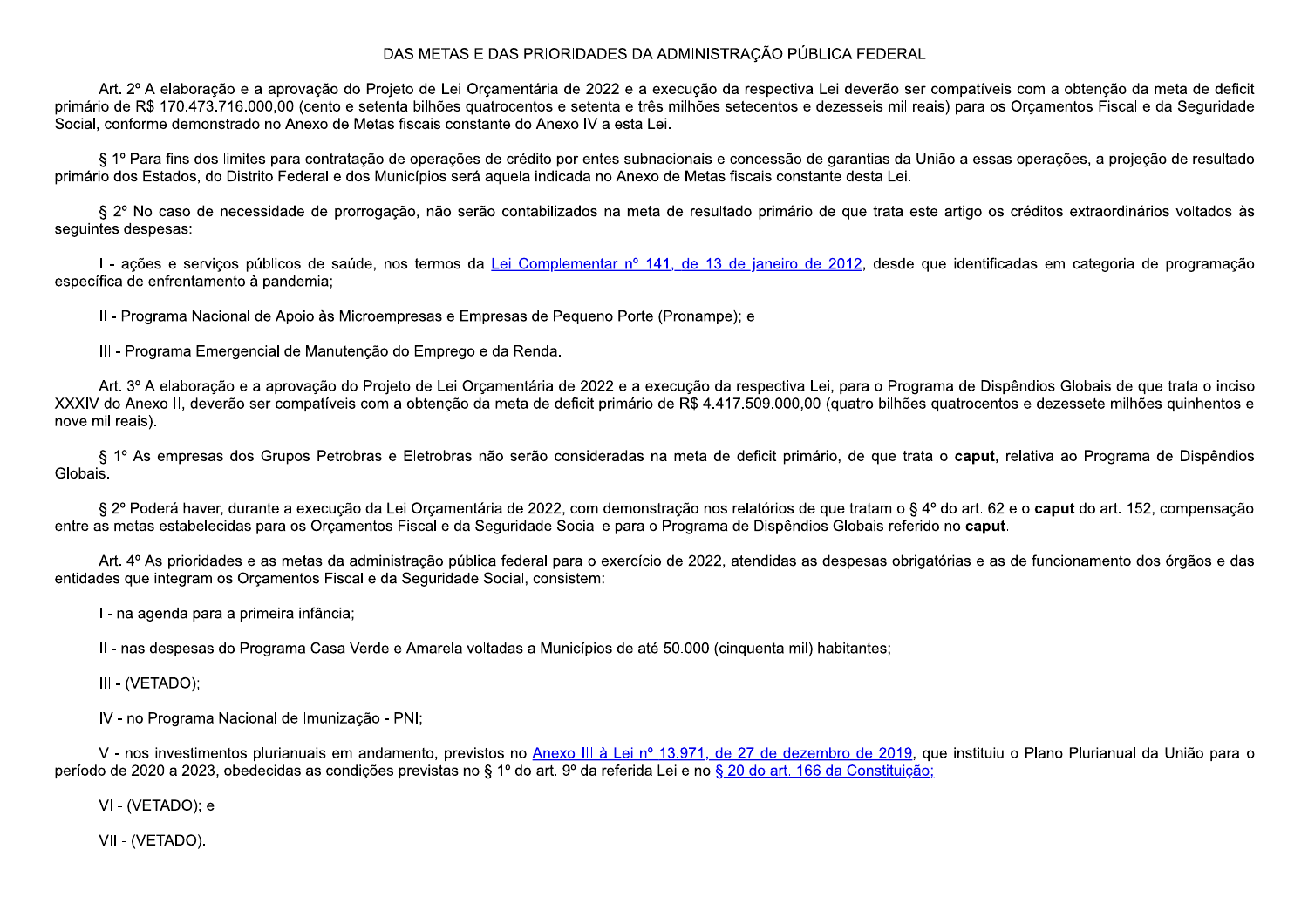## DAS METAS E DAS PRIORIDADES DA ADMINISTRAÇÃO PÚBLICA FEDERAL

Art. 2º A elaboração e a aprovação do Projeto de Lei Orçamentária de 2022 e a execução da respectiva Lei deverão ser compatíveis com a obtenção da meta de deficit primário de R$ 170.473.716.000,00 (cento e setenta bilhões quatrocentos e setenta e três milhões setecentos e dezesseis mil reais) para os Orçamentos Fiscal e da Seguridade Social, conforme demonstrado no Anexo de Metas fiscais constante do Anexo IV a esta Lei.

§ 1º Para fins dos limites para contratação de operações de crédito por entes subnacionais e concessão de garantias da União a essas operações, a projeção de resultado primário dos Estados, do Distrito Federal e dos Municípios será aquela indicada no Anexo de Metas fiscais constante desta Lei.

§ 2º No caso de necessidade de prorrogação, não serão contabilizados na meta de resultado primário de que trata este artigo os créditos extraordinários voltados às seguintes despesas:

I - ações e serviços públicos de saúde, nos termos da Lei Complementar nº 141, de 13 de janeiro de 2012, desde que identificadas em categoria de programação específica de enfrentamento à pandemia;

II - Programa Nacional de Apoio às Microempresas e Empresas de Pequeno Porte (Pronampe); e

III - Programa Emergencial de Manutenção do Emprego e da Renda.

Art. 3º A elaboração e a aprovação do Projeto de Lei Orçamentária de 2022 e a execução da respectiva Lei, para o Programa de Dispêndios Globais de que trata o inciso XXXIV do Anexo II, deverão ser compatíveis com a obtenção da meta de deficit primário de R$ 4.417.509.000,00 (quatro bilhões quatrocentos e dezessete milhões quinhentos e nove mil reais).

§ 1º As empresas dos Grupos Petrobras e Eletrobras não serão consideradas na meta de deficit primário, de que trata o **caput**, relativa ao Programa de Dispêndios Globais.

§ 2º Poderá haver, durante a execução da Lei Orçamentária de 2022, com demonstração nos relatórios de que tratam o § 4º do art. 62 e o **caput** do art. 152, compensação entre as metas estabelecidas para os Orçamentos Fiscal e da Seguridade Social e para o Programa de Dispêndios Globais referido no **caput**.

Art. 4º As prioridades e as metas da administração pública federal para o exercício de 2022, atendidas as despesas obrigatórias e as de funcionamento dos órgãos e das entidades que integram os Orçamentos Fiscal e da Seguridade Social, consistem:

I - na agenda para a primeira infância;

II - nas despesas do Programa Casa Verde e Amarela voltadas a Municípios de até 50.000 (cinquenta mil) habitantes;

III - (VETADO);

IV - no Programa Nacional de Imunização - PNI;

V - nos investimentos plurianuais em andamento, previstos no Anexo III à Lei nº 13.971, de 27 de dezembro de 2019, que instituiu o Plano Plurianual da União para o período de 2020 a 2023, obedecidas as condições previstas no § 1º do art. 9º da referida Lei e no § 20 do art. 166 da Constituição;

VI - (VETADO); e

VII - (VETADO).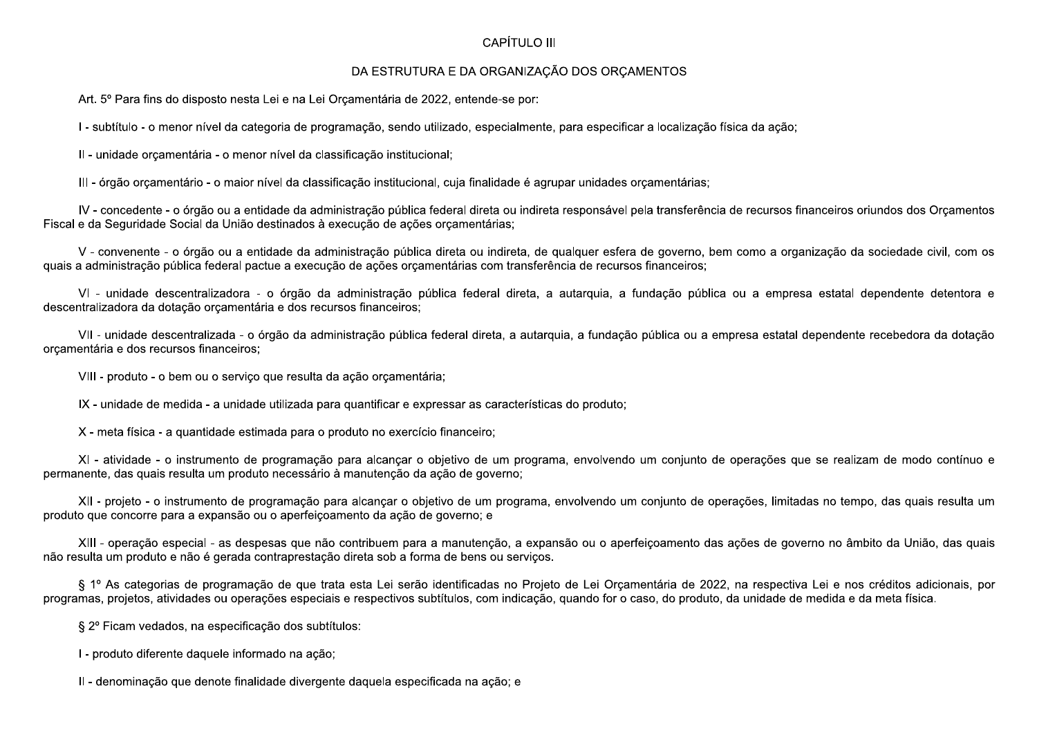## CAPÍTULO III

## DA ESTRUTURA E DA ORGANIZAÇÃO DOS ORÇAMENTOS

Art. 5º Para fins do disposto nesta Lei e na Lei Orçamentária de 2022, entende-se por:

I - subtítulo - o menor nível da categoria de programação, sendo utilizado, especialmente, para especificar a localização física da ação;

II - unidade orçamentária - o menor nível da classificação institucional;

III - órgão orçamentário - o maior nível da classificação institucional, cuja finalidade é agrupar unidades orçamentárias;

IV - concedente - o órgão ou a entidade da administração pública federal direta ou indireta responsável pela transferência de recursos financeiros oriundos dos Orçamentos Fiscal e da Seguridade Social da União destinados à execução de ações orçamentárias;

V - convenente - o órgão ou a entidade da administração pública direta ou indireta, de qualquer esfera de governo, bem como a organização da sociedade civil, com os quais a administração pública federal pactue a execução de ações orçamentárias com transferência de recursos financeiros;

VI - unidade descentralizadora - o órgão da administração pública federal direta, a autarquia, a fundação pública ou a empresa estatal dependente detentora e descentralizadora da dotação orçamentária e dos recursos financeiros;

VII - unidade descentralizada - o órgão da administração pública federal direta, a autarquia, a fundação pública ou a empresa estatal dependente recebedora da dotação orçamentária e dos recursos financeiros;

VIII - produto - o bem ou o serviço que resulta da ação orçamentária;

IX - unidade de medida - a unidade utilizada para quantificar e expressar as características do produto;

X - meta física - a quantidade estimada para o produto no exercício financeiro;

XI - atividade - o instrumento de programação para alcançar o objetivo de um programa, envolvendo um conjunto de operações que se realizam de modo contínuo e permanente, das quais resulta um produto necessário à manutenção da ação de governo;

XII - projeto - o instrumento de programação para alcançar o objetivo de um programa, envolvendo um conjunto de operações, limitadas no tempo, das quais resulta um produto que concorre para a expansão ou o aperfeiçoamento da ação de governo; e

XIII - operação especial - as despesas que não contribuem para a manutenção, a expansão ou o aperfeiçoamento das ações de governo no âmbito da União, das quais não resulta um produto e não é gerada contraprestação direta sob a forma de bens ou serviços.

§ 1º As categorias de programação de que trata esta Lei serão identificadas no Projeto de Lei Orçamentária de 2022, na respectiva Lei e nos créditos adicionais, por programas, projetos, atividades ou operações especiais e respectivos subtítulos, com indicação, quando for o caso, do produto, da unidade de medida e da meta física.

§ 2º Ficam vedados, na especificação dos subtítulos:

I - produto diferente daquele informado na ação;

II - denominação que denote finalidade divergente daquela especificada na ação; e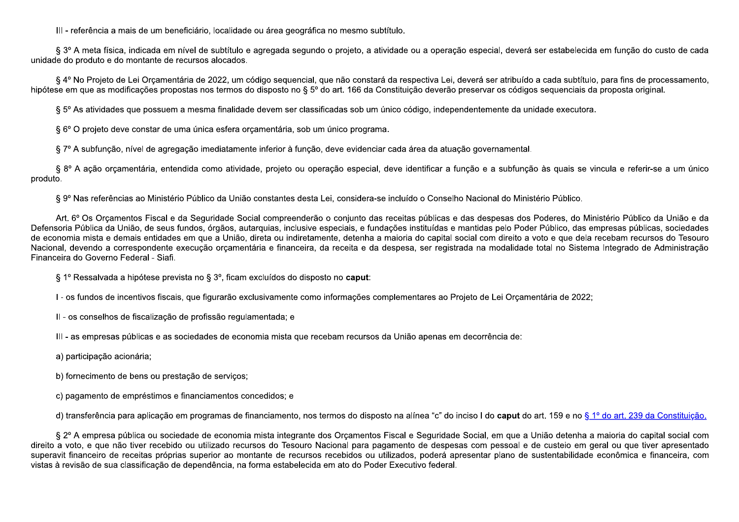III - referência a mais de um beneficiário, localidade ou área geográfica no mesmo subtítulo.

§ 3º A meta física, indicada em nível de subtítulo e agregada segundo o projeto, a atividade ou a operação especial, deverá ser estabelecida em função do custo de cada unidade do produto e do montante de recursos alocados.

§ 4º No Projeto de Lei Orçamentária de 2022, um código sequencial, que não constará da respectiva Lei, deverá ser atribuído a cada subtítulo, para fins de processamento, hipótese em que as modificações propostas nos termos do disposto no § 5º do art. 166 da Constituição deverão preservar os códigos sequenciais da proposta original.

§ 5º As atividades que possuem a mesma finalidade devem ser classificadas sob um único código, independentemente da unidade executora.

§ 6º O projeto deve constar de uma única esfera orçamentária, sob um único programa.

§ 7º A subfunção, nível de agregação imediatamente inferior à função, deve evidenciar cada área da atuação governamental.

§ 8º A ação orçamentária, entendida como atividade, projeto ou operação especial, deve identificar a função e a subfunção às quais se vincula e referir-se a um único produto.

§ 9º Nas referências ao Ministério Público da União constantes desta Lei, considera-se incluído o Conselho Nacional do Ministério Público.

Art. 6º Os Orçamentos Fiscal e da Seguridade Social compreenderão o conjunto das receitas públicas e das despesas dos Poderes, do Ministério Público da União e da Defensoria Pública da União, de seus fundos, órgãos, autarquias, inclusive especiais, e fundações instituídas e mantidas pelo Poder Público, das empresas públicas, sociedades de economia mista e demais entidades em que a União, direta ou indiretamente, detenha a maioria do capital social com direito a voto e que dela recebam recursos do Tesouro Nacional, devendo a correspondente execução orçamentária e financeira, da receita e da despesa, ser registrada na modalidade total no Sistema Integrado de Administração Financeira do Governo Federal - Siafi.

§ 1º Ressalvada a hipótese prevista no § 3º, ficam excluídos do disposto no **caput**:

I - os fundos de incentivos fiscais, que figurarão exclusivamente como informações complementares ao Projeto de Lei Orçamentária de 2022;

II - os conselhos de fiscalização de profissão regulamentada; e

III - as empresas públicas e as sociedades de economia mista que recebam recursos da União apenas em decorrência de:

a) participação acionária;

b) fornecimento de bens ou prestação de serviços;

c) pagamento de empréstimos e financiamentos concedidos; e

d) transferência para aplicação em programas de financiamento, nos termos do disposto na alínea "c" do inciso I do **caput** do art. 159 e no § 1º do art. 239 da Constituição.

§ 2º A empresa pública ou sociedade de economia mista integrante dos Orçamentos Fiscal e Seguridade Social, em que a União detenha a maioria do capital social com direito a voto, e que não tiver recebido ou utilizado recursos do Tesouro Nacional para pagamento de despesas com pessoal e de custeio em geral ou que tiver apresentado superavit financeiro de receitas próprias superior ao montante de recursos recebidos ou utilizados, poderá apresentar plano de sustentabilidade econômica e financeira, com vistas à revisão de sua classificação de dependência, na forma estabelecida em ato do Poder Executivo federal.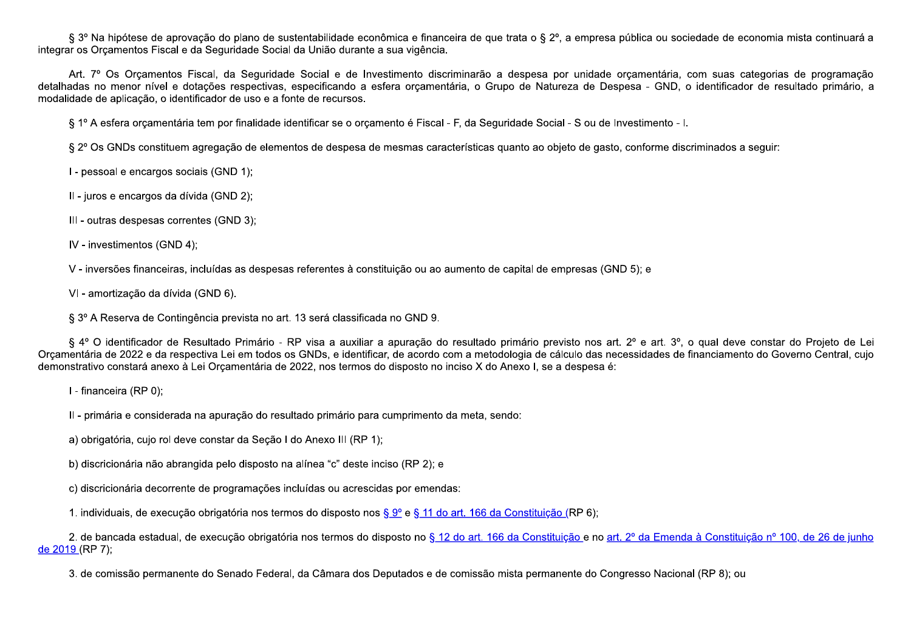§ 3º Na hipótese de aprovação do plano de sustentabilidade econômica e financeira de que trata o § 2º, a empresa pública ou sociedade de economia mista continuará a integrar os Orçamentos Fiscal e da Seguridade Social da União durante a sua vigência.

Art. 7º Os Orçamentos Fiscal, da Seguridade Social e de Investimento discriminarão a despesa por unidade orçamentária, com suas categorias de programação detalhadas no menor nível e dotações respectivas, especificando a esfera orçamentária, o Grupo de Natureza de Despesa - GND, o identificador de resultado primário, a modalidade de aplicação, o identificador de uso e a fonte de recursos.

§ 1º A esfera orçamentária tem por finalidade identificar se o orçamento é Fiscal - F, da Seguridade Social - S ou de Investimento - I.

§ 2º Os GNDs constituem agregação de elementos de despesa de mesmas características quanto ao objeto de gasto, conforme discriminados a seguir:

I - pessoal e encargos sociais (GND 1);

II - juros e encargos da dívida (GND 2);

III - outras despesas correntes (GND 3);

IV - investimentos (GND 4);

V - inversões financeiras, incluídas as despesas referentes à constituição ou ao aumento de capital de empresas (GND 5); e

VI - amortização da dívida (GND 6).

§ 3º A Reserva de Contingência prevista no art. 13 será classificada no GND 9.

§ 4º O identificador de Resultado Primário - RP visa a auxiliar a apuração do resultado primário previsto nos art. 2º e art. 3º, o qual deve constar do Projeto de Lei Orçamentária de 2022 e da respectiva Lei em todos os GNDs, e identificar, de acordo com a metodologia de cálculo das necessidades de financiamento do Governo Central, cujo demonstrativo constará anexo à Lei Orçamentária de 2022, nos termos do disposto no inciso X do Anexo I, se a despesa é:

I - financeira (RP 0);

II - primária e considerada na apuração do resultado primário para cumprimento da meta, sendo:

a) obrigatória, cujo rol deve constar da Seção I do Anexo III (RP 1);

b) discricionária não abrangida pelo disposto na alínea "c" deste inciso (RP 2); e

c) discricionária decorrente de programações incluídas ou acrescidas por emendas:

1. individuais, de execução obrigatória nos termos do disposto nos § 9º e § 11 do art. 166 da Constituição (RP 6);

2. de bancada estadual, de execução obrigatória nos termos do disposto no § 12 do art. 166 da Constituição e no art. 2º da Emenda à Constituição nº 100, de 26 de junho de 2019 (RP 7);

3. de comissão permanente do Senado Federal, da Câmara dos Deputados e de comissão mista permanente do Congresso Nacional (RP 8); ou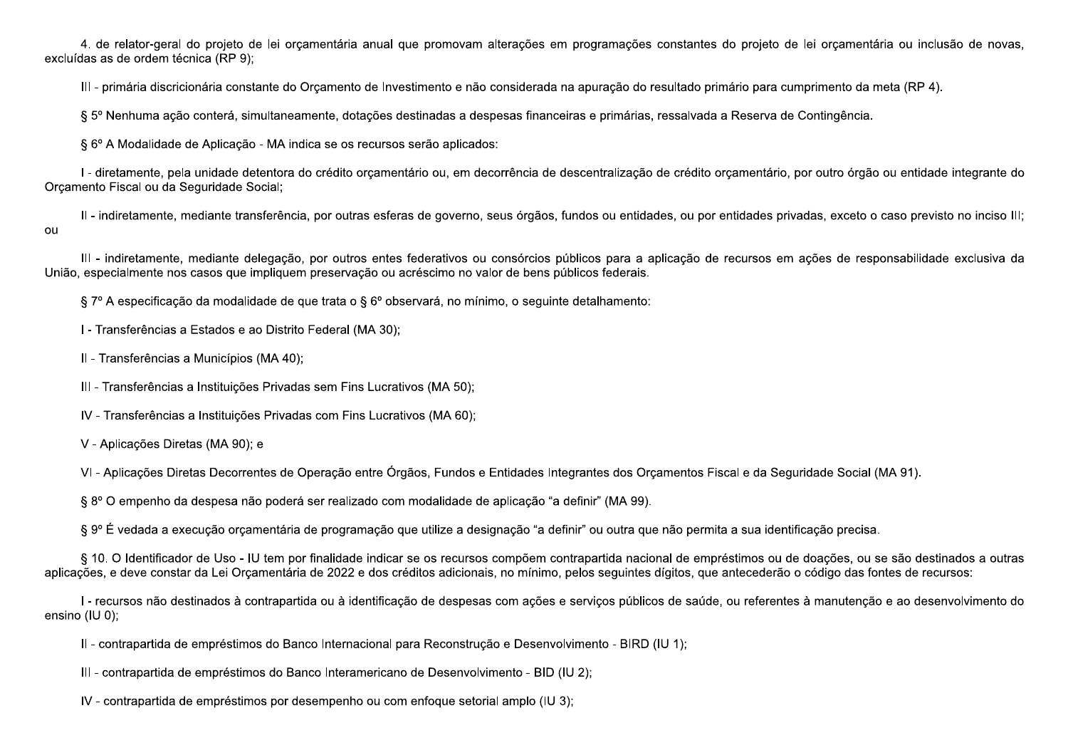4. de relator-geral do projeto de lei orçamentária anual que promovam alterações em programações constantes do projeto de lei orçamentária ou inclusão de novas, excluídas as de ordem técnica (RP 9);

III - primária discricionária constante do Orçamento de Investimento e não considerada na apuração do resultado primário para cumprimento da meta (RP 4).

§ 5º Nenhuma ação conterá, simultaneamente, dotações destinadas a despesas financeiras e primárias, ressalvada a Reserva de Contingência.

§ 6º A Modalidade de Aplicação - MA indica se os recursos serão aplicados:

I - diretamente, pela unidade detentora do crédito orçamentário ou, em decorrência de descentralização de crédito orçamentário, por outro órgão ou entidade integrante do Orçamento Fiscal ou da Seguridade Social;

II - indiretamente, mediante transferência, por outras esferas de governo, seus órgãos, fundos ou entidades, ou por entidades privadas, exceto o caso previsto no inciso III; ou

III - indiretamente, mediante delegação, por outros entes federativos ou consórcios públicos para a aplicação de recursos em ações de responsabilidade exclusiva da União, especialmente nos casos que impliquem preservação ou acréscimo no valor de bens públicos federais.

§ 7º A especificação da modalidade de que trata o § 6º observará, no mínimo, o seguinte detalhamento:

I - Transferências a Estados e ao Distrito Federal (MA 30);

II - Transferências a Municípios (MA 40);

III - Transferências a Instituições Privadas sem Fins Lucrativos (MA 50);

IV - Transferências a Instituições Privadas com Fins Lucrativos (MA 60);

V - Aplicações Diretas (MA 90); e

VI - Aplicações Diretas Decorrentes de Operação entre Órgãos, Fundos e Entidades Integrantes dos Orçamentos Fiscal e da Seguridade Social (MA 91).

§ 8º O empenho da despesa não poderá ser realizado com modalidade de aplicação "a definir" (MA 99).

§ 9º É vedada a execução orçamentária de programação que utilize a designação "a definir" ou outra que não permita a sua identificação precisa.

§ 10. O Identificador de Uso - IU tem por finalidade indicar se os recursos compõem contrapartida nacional de empréstimos ou de doações, ou se são destinados a outras aplicações, e deve constar da Lei Orçamentária de 2022 e dos créditos adicionais, no mínimo, pelos seguintes dígitos, que antecederão o código das fontes de recursos:

I - recursos não destinados à contrapartida ou à identificação de despesas com ações e serviços públicos de saúde, ou referentes à manutenção e ao desenvolvimento do ensino (IU 0);

II - contrapartida de empréstimos do Banco Internacional para Reconstrução e Desenvolvimento - BIRD (IU 1);

III - contrapartida de empréstimos do Banco Interamericano de Desenvolvimento - BID (IU 2);

IV - contrapartida de empréstimos por desempenho ou com enfoque setorial amplo (IU 3);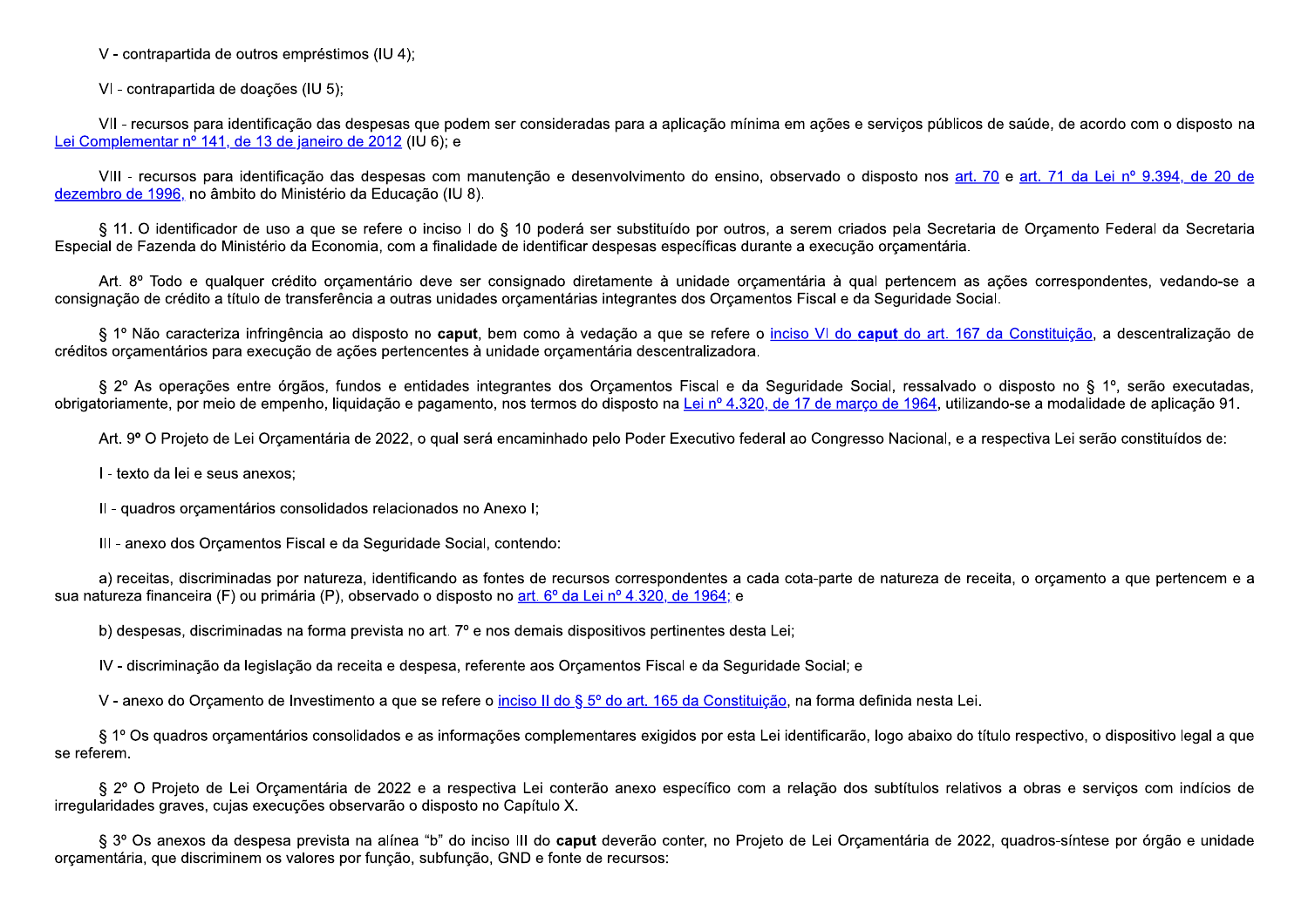V - contrapartida de outros empréstimos (IU 4);

VI - contrapartida de doações (IU 5);

VII - recursos para identificação das despesas que podem ser consideradas para a aplicação mínima em ações e serviços públicos de saúde, de acordo com o disposto na Lei Complementar nº 141, de 13 de janeiro de 2012 (IU 6); e

VIII - recursos para identificação das despesas com manutenção e desenvolvimento do ensino, observado o disposto nos art. 70 e art. 71 da Lei nº 9.394, de 20 de dezembro de 1996, no âmbito do Ministério da Educação (IU 8).

§ 11. O identificador de uso a que se refere o inciso I do § 10 poderá ser substituído por outros, a serem criados pela Secretaria de Orçamento Federal da Secretaria Especial de Fazenda do Ministério da Economia, com a finalidade de identificar despesas específicas durante a execução orçamentária.

Art. 8º Todo e qualquer crédito orçamentário deve ser consignado diretamente à unidade orçamentária à qual pertencem as ações correspondentes, vedando-se a consignação de crédito a título de transferência a outras unidades orçamentárias integrantes dos Orçamentos Fiscal e da Seguridade Social.

§ 1º Não caracteriza infringência ao disposto no **caput**, bem como à vedação a que se refere o inciso VI do **caput** do art. 167 da Constituição, a descentralização de créditos orçamentários para execução de ações pertencentes à unidade orçamentária descentralizadora.

§ 2º As operações entre órgãos, fundos e entidades integrantes dos Orçamentos Fiscal e da Seguridade Social, ressalvado o disposto no § 1º, serão executadas, obrigatoriamente, por meio de empenho, liquidação e pagamento, nos termos do disposto na Lei nº 4.320, de 17 de março de 1964, utilizando-se a modalidade de aplicação 91.

Art. 9º O Projeto de Lei Orçamentária de 2022, o qual será encaminhado pelo Poder Executivo federal ao Congresso Nacional, e a respectiva Lei serão constituídos de:

I - texto da lei e seus anexos;

II - quadros orçamentários consolidados relacionados no Anexo I;

III - anexo dos Orçamentos Fiscal e da Seguridade Social, contendo:

a) receitas, discriminadas por natureza, identificando as fontes de recursos correspondentes a cada cota-parte de natureza de receita, o orçamento a que pertencem e a sua natureza financeira (F) ou primária (P), observado o disposto no art. 6º da Lei nº 4.320, de 1964; e

b) despesas, discriminadas na forma prevista no art. 7º e nos demais dispositivos pertinentes desta Lei;

IV - discriminação da legislação da receita e despesa, referente aos Orçamentos Fiscal e da Seguridade Social; e

V - anexo do Orçamento de Investimento a que se refere o inciso II do § 5º do art. 165 da Constituição, na forma definida nesta Lei.

§ 1º Os quadros orçamentários consolidados e as informações complementares exigidos por esta Lei identificarão, logo abaixo do título respectivo, o dispositivo legal a que se referem.

§ 2º O Projeto de Lei Orçamentária de 2022 e a respectiva Lei conterão anexo específico com a relação dos subtítulos relativos a obras e serviços com indícios de irregularidades graves, cujas execuções observarão o disposto no Capítulo X.

§ 3º Os anexos da despesa prevista na alínea "b" do inciso III do **caput** deverão conter, no Projeto de Lei Orçamentária de 2022, quadros-síntese por órgão e unidade orçamentária, que discriminem os valores por função, subfunção, GND e fonte de recursos: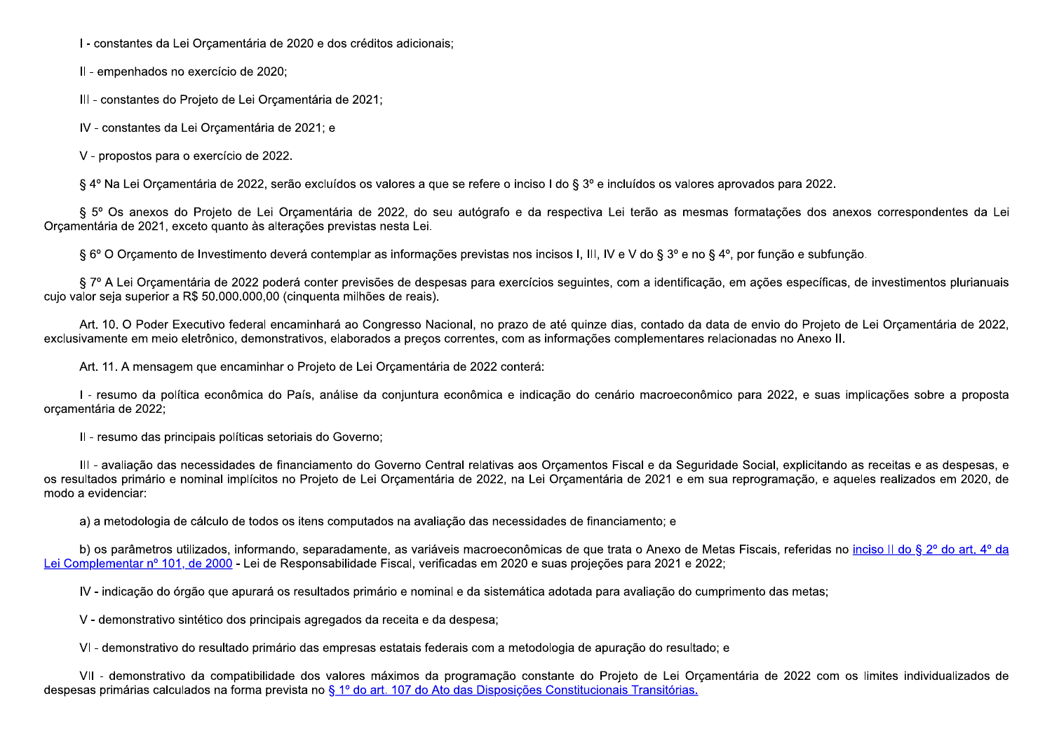I - constantes da Lei Orçamentária de 2020 e dos créditos adicionais;

II - empenhados no exercício de 2020;

III - constantes do Projeto de Lei Orçamentária de 2021;

IV - constantes da Lei Orçamentária de 2021; e

V - propostos para o exercício de 2022.

§ 4º Na Lei Orçamentária de 2022, serão excluídos os valores a que se refere o inciso I do § 3º e incluídos os valores aprovados para 2022.

§ 5º Os anexos do Projeto de Lei Orçamentária de 2022, do seu autógrafo e da respectiva Lei terão as mesmas formatações dos anexos correspondentes da Lei Orçamentária de 2021, exceto quanto às alterações previstas nesta Lei.

§ 6º O Orçamento de Investimento deverá contemplar as informações previstas nos incisos I, III, IV e V do § 3º e no § 4º, por função e subfunção.

§ 7º A Lei Orçamentária de 2022 poderá conter previsões de despesas para exercícios seguintes, com a identificação, em ações específicas, de investimentos plurianuais cujo valor seja superior a R$ 50.000.000,00 (cinquenta milhões de reais).

Art. 10. O Poder Executivo federal encaminhará ao Congresso Nacional, no prazo de até quinze dias, contado da data de envio do Projeto de Lei Orçamentária de 2022, exclusivamente em meio eletrônico, demonstrativos, elaborados a preços correntes, com as informações complementares relacionadas no Anexo II.

Art. 11. A mensagem que encaminhar o Projeto de Lei Orçamentária de 2022 conterá:

I - resumo da política econômica do País, análise da conjuntura econômica e indicação do cenário macroeconômico para 2022, e suas implicações sobre a proposta orçamentária de 2022;

II - resumo das principais políticas setoriais do Governo;

III - avaliação das necessidades de financiamento do Governo Central relativas aos Orçamentos Fiscal e da Seguridade Social, explicitando as receitas e as despesas, e os resultados primário e nominal implícitos no Projeto de Lei Orçamentária de 2022, na Lei Orçamentária de 2021 e em sua reprogramação, e aqueles realizados em 2020, de modo a evidenciar:

a) a metodologia de cálculo de todos os itens computados na avaliação das necessidades de financiamento; e

b) os parâmetros utilizados, informando, separadamente, as variáveis macroeconômicas de que trata o Anexo de Metas Fiscais, referidas no inciso II do § 2º do art. 4º da Lei Complementar nº 101, de 2000 - Lei de Responsabilidade Fiscal, verificadas em 2020 e suas projeções para 2021 e 2022;

IV - indicação do órgão que apurará os resultados primário e nominal e da sistemática adotada para avaliação do cumprimento das metas;

V - demonstrativo sintético dos principais agregados da receita e da despesa;

VI - demonstrativo do resultado primário das empresas estatais federais com a metodologia de apuração do resultado; e

VII - demonstrativo da compatibilidade dos valores máximos da programação constante do Projeto de Lei Orçamentária de 2022 com os limites individualizados de despesas primárias calculados na forma prevista no § 1º do art. 107 do Ato das Disposições Constitucionais Transitórias.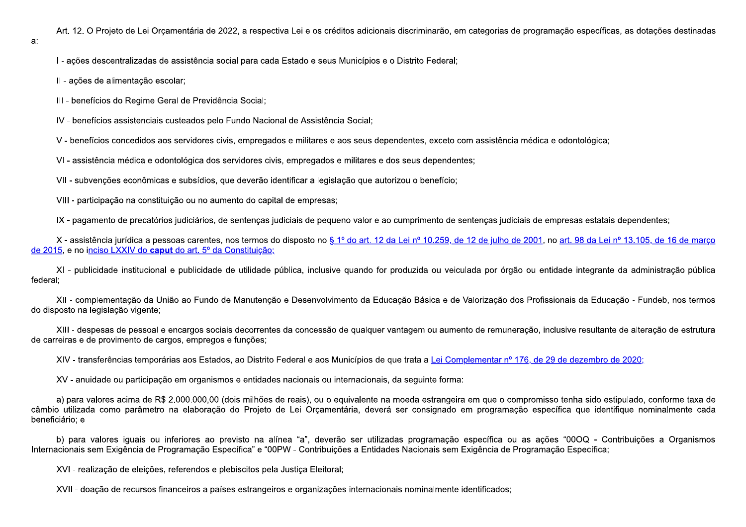Art. 12. O Projeto de Lei Orçamentária de 2022, a respectiva Lei e os créditos adicionais discriminarão, em categorias de programação específicas, as dotações destinadas a:

I - ações descentralizadas de assistência social para cada Estado e seus Municípios e o Distrito Federal;

II - ações de alimentação escolar;

III - benefícios do Regime Geral de Previdência Social;

IV - benefícios assistenciais custeados pelo Fundo Nacional de Assistência Social;

V - benefícios concedidos aos servidores civis, empregados e militares e aos seus dependentes, exceto com assistência médica e odontológica;

VI - assistência médica e odontológica dos servidores civis, empregados e militares e dos seus dependentes;

VII - subvenções econômicas e subsídios, que deverão identificar a legislação que autorizou o benefício;

VIII - participação na constituição ou no aumento do capital de empresas;

IX - pagamento de precatórios judiciários, de sentenças judiciais de pequeno valor e ao cumprimento de sentenças judiciais de empresas estatais dependentes;

X - assistência jurídica a pessoas carentes, nos termos do disposto no § 1º do art. 12 da Lei nº 10.259, de 12 de julho de 2001, no art. 98 da Lei nº 13.105, de 16 de março de 2015, e no inciso LXXIV do **caput** do art. 5º da Constituição;

XI - publicidade institucional e publicidade de utilidade pública, inclusive quando for produzida ou veiculada por órgão ou entidade integrante da administração pública federal;

XII - complementação da União ao Fundo de Manutenção e Desenvolvimento da Educação Básica e de Valorização dos Profissionais da Educação - Fundeb, nos termos do disposto na legislação vigente;

XIII - despesas de pessoal e encargos sociais decorrentes da concessão de qualquer vantagem ou aumento de remuneração, inclusive resultante de alteração de estrutura de carreiras e de provimento de cargos, empregos e funções;

XIV - transferências temporárias aos Estados, ao Distrito Federal e aos Municípios de que trata a Lei Complementar nº 176, de 29 de dezembro de 2020;

XV - anuidade ou participação em organismos e entidades nacionais ou internacionais, da seguinte forma:

a) para valores acima de R$ 2.000.000,00 (dois milhões de reais), ou o equivalente na moeda estrangeira em que o compromisso tenha sido estipulado, conforme taxa de câmbio utilizada como parâmetro na elaboração do Projeto de Lei Orçamentária, deverá ser consignado em programação específica que identifique nominalmente cada beneficiário; e

b) para valores iguais ou inferiores ao previsto na alínea "a", deverão ser utilizadas programação específica ou as ações "00OQ - Contribuições a Organismos Internacionais sem Exigência de Programação Específica" e "00PW - Contribuições a Entidades Nacionais sem Exigência de Programação Específica;

XVI - realização de eleições, referendos e plebiscitos pela Justiça Eleitoral;

XVII - doação de recursos financeiros a países estrangeiros e organizações internacionais nominalmente identificados;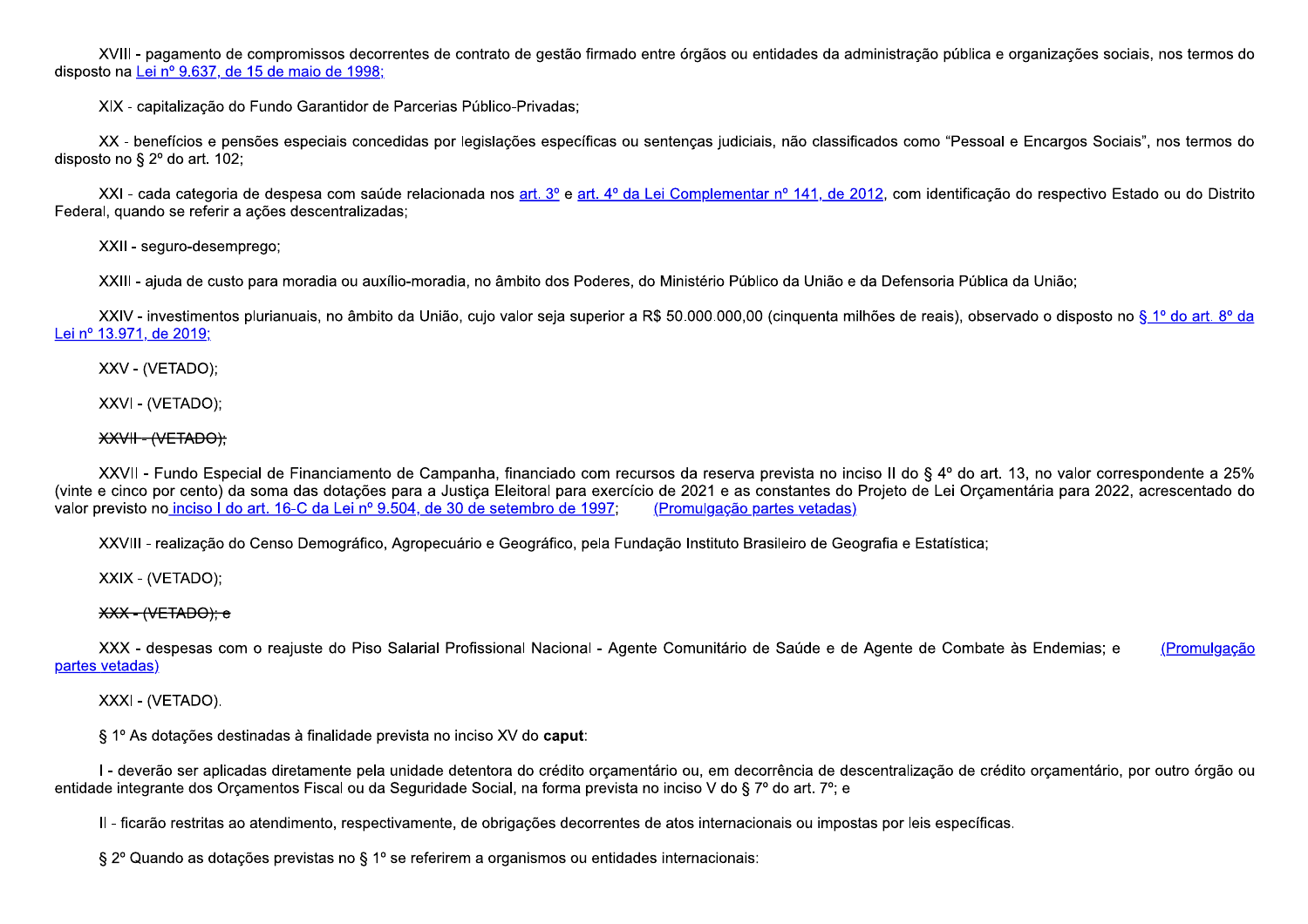XVIII - pagamento de compromissos decorrentes de contrato de gestão firmado entre órgãos ou entidades da administração pública e organizações sociais, nos termos do disposto na Lei nº 9.637, de 15 de maio de 1998;

XIX - capitalização do Fundo Garantidor de Parcerias Público-Privadas;

XX - benefícios e pensões especiais concedidas por legislações específicas ou sentenças judiciais, não classificados como "Pessoal e Encargos Sociais", nos termos do disposto no § 2º do art. 102;

XXI - cada categoria de despesa com saúde relacionada nos art. 3º e art. 4º da Lei Complementar nº 141, de 2012, com identificação do respectivo Estado ou do Distrito Federal, quando se referir a ações descentralizadas;

XXII - seguro-desemprego;

XXIII - ajuda de custo para moradia ou auxílio-moradia, no âmbito dos Poderes, do Ministério Público da União e da Defensoria Pública da União;

XXIV - investimentos plurianuais, no âmbito da União, cujo valor seja superior a R$ 50.000.000,00 (cinquenta milhões de reais), observado o disposto no § 1º do art. 8º da Lei nº 13.971, de 2019;

XXV - (VETADO);

XXVI - (VETADO);

~~XXVII - (VETADO);~~

XXVII - Fundo Especial de Financiamento de Campanha, financiado com recursos da reserva prevista no inciso II do § 4º do art. 13, no valor correspondente a 25% (vinte e cinco por cento) da soma das dotações para a Justiça Eleitoral para exercício de 2021 e as constantes do Projeto de Lei Orçamentária para 2022, acrescentado do valor previsto no inciso I do art. 16-C da Lei nº 9.504, de 30 de setembro de 1997; (Promulgação partes vetadas)

XXVIII - realização do Censo Demográfico, Agropecuário e Geográfico, pela Fundação Instituto Brasileiro de Geografia e Estatística;

XXIX - (VETADO);

~~XXX - (VETADO); e~~

XXX - despesas com o reajuste do Piso Salarial Profissional Nacional - Agente Comunitário de Saúde e de Agente de Combate às Endemias; e (Promulgação partes vetadas)

XXXI - (VETADO).

§ 1º As dotações destinadas à finalidade prevista no inciso XV do **caput**:

I - deverão ser aplicadas diretamente pela unidade detentora do crédito orçamentário ou, em decorrência de descentralização de crédito orçamentário, por outro órgão ou entidade integrante dos Orçamentos Fiscal ou da Seguridade Social, na forma prevista no inciso V do § 7º do art. 7º; e

II - ficarão restritas ao atendimento, respectivamente, de obrigações decorrentes de atos internacionais ou impostas por leis específicas.

§ 2º Quando as dotações previstas no § 1º se referirem a organismos ou entidades internacionais: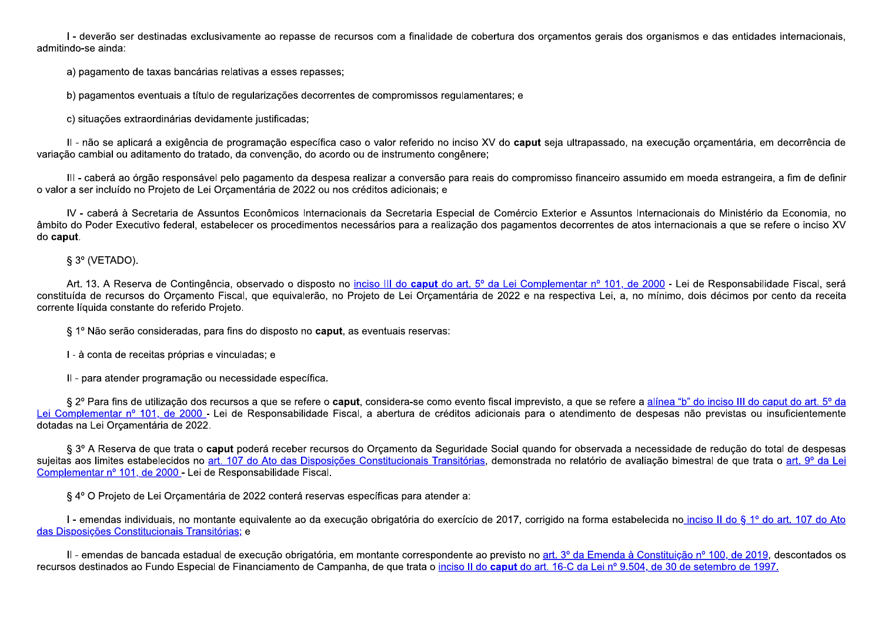I - deverão ser destinadas exclusivamente ao repasse de recursos com a finalidade de cobertura dos orçamentos gerais dos organismos e das entidades internacionais, admitindo-se ainda:

a) pagamento de taxas bancárias relativas a esses repasses;

b) pagamentos eventuais a título de regularizações decorrentes de compromissos regulamentares; e

c) situações extraordinárias devidamente justificadas;

II - não se aplicará a exigência de programação específica caso o valor referido no inciso XV do **caput** seja ultrapassado, na execução orçamentária, em decorrência de variação cambial ou aditamento do tratado, da convenção, do acordo ou de instrumento congênere;

III - caberá ao órgão responsável pelo pagamento da despesa realizar a conversão para reais do compromisso financeiro assumido em moeda estrangeira, a fim de definir o valor a ser incluído no Projeto de Lei Orçamentária de 2022 ou nos créditos adicionais; e

IV - caberá à Secretaria de Assuntos Econômicos Internacionais da Secretaria Especial de Comércio Exterior e Assuntos Internacionais do Ministério da Economia, no âmbito do Poder Executivo federal, estabelecer os procedimentos necessários para a realização dos pagamentos decorrentes de atos internacionais a que se refere o inciso XV do **caput**.

§ 3º (VETADO).

Art. 13. A Reserva de Contingência, observado o disposto no inciso III do **caput** do art. 5º da Lei Complementar nº 101, de 2000 - Lei de Responsabilidade Fiscal, será constituída de recursos do Orçamento Fiscal, que equivalerão, no Projeto de Lei Orçamentária de 2022 e na respectiva Lei, a, no mínimo, dois décimos por cento da receita corrente líquida constante do referido Projeto.

§ 1º Não serão consideradas, para fins do disposto no **caput**, as eventuais reservas:

I - à conta de receitas próprias e vinculadas; e

II - para atender programação ou necessidade específica.

§ 2º Para fins de utilização dos recursos a que se refere o **caput**, considera-se como evento fiscal imprevisto, a que se refere a alínea "b" do inciso III do caput do art. 5º da Lei Complementar nº 101, de 2000 - Lei de Responsabilidade Fiscal, a abertura de créditos adicionais para o atendimento de despesas não previstas ou insuficientemente dotadas na Lei Orçamentária de 2022.

§ 3º A Reserva de que trata o **caput** poderá receber recursos do Orçamento da Seguridade Social quando for observada a necessidade de redução do total de despesas sujeitas aos limites estabelecidos no art. 107 do Ato das Disposições Constitucionais Transitórias, demonstrada no relatório de avaliação bimestral de que trata o art. 9º da Lei Complementar nº 101, de 2000 - Lei de Responsabilidade Fiscal.

§ 4º O Projeto de Lei Orçamentária de 2022 conterá reservas específicas para atender a:

I - emendas individuais, no montante equivalente ao da execução obrigatória do exercício de 2017, corrigido na forma estabelecida no inciso II do § 1º do art. 107 do Ato das Disposições Constitucionais Transitórias; e

II - emendas de bancada estadual de execução obrigatória, em montante correspondente ao previsto no art. 3º da Emenda à Constituição nº 100, de 2019, descontados os recursos destinados ao Fundo Especial de Financiamento de Campanha, de que trata o inciso II do **caput** do art. 16-C da Lei nº 9.504, de 30 de setembro de 1997.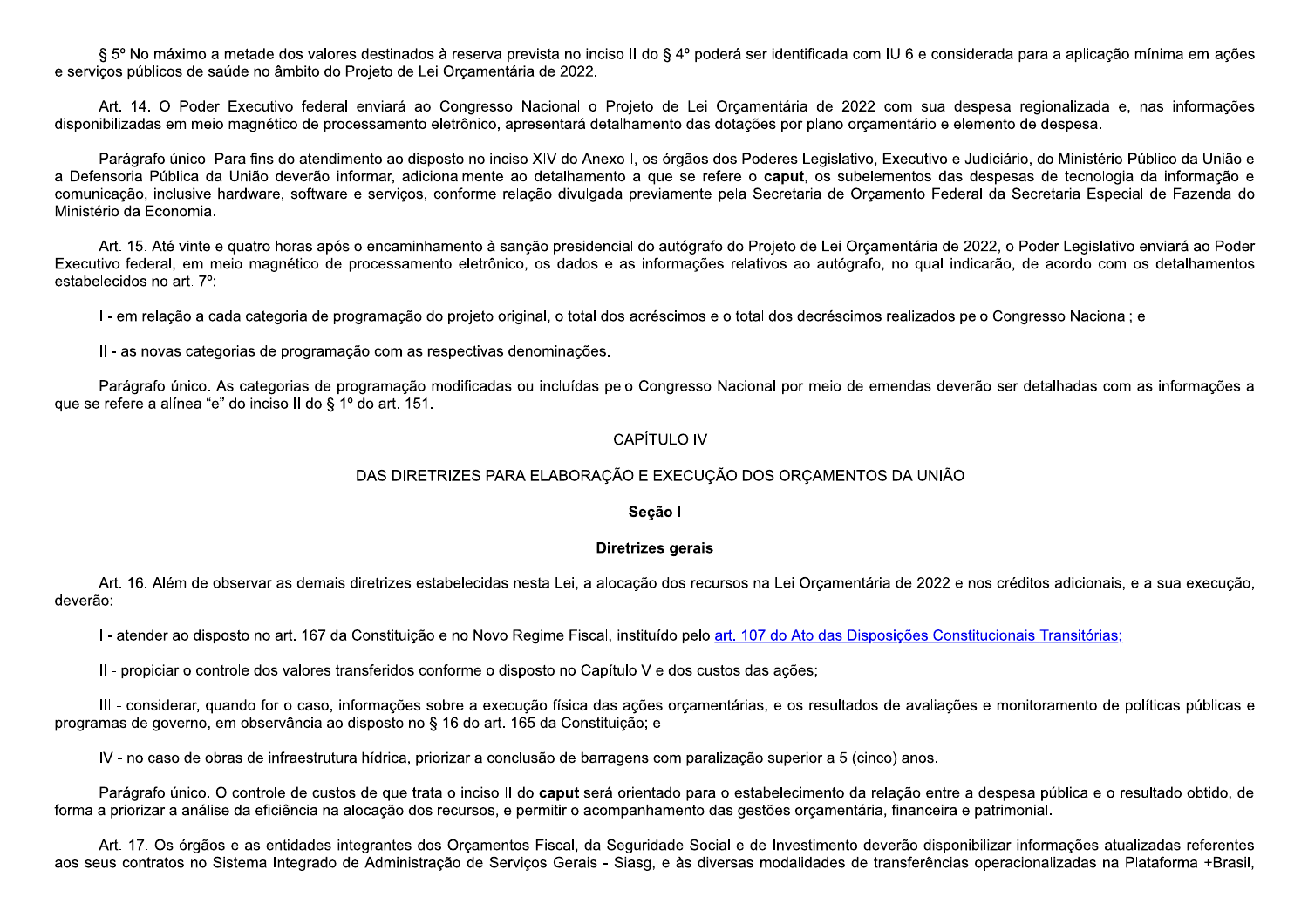§ 5º No máximo a metade dos valores destinados à reserva prevista no inciso II do § 4º poderá ser identificada com IU 6 e considerada para a aplicação mínima em ações e serviços públicos de saúde no âmbito do Projeto de Lei Orçamentária de 2022.

Art. 14. O Poder Executivo federal enviará ao Congresso Nacional o Projeto de Lei Orçamentária de 2022 com sua despesa regionalizada e, nas informações disponibilizadas em meio magnético de processamento eletrônico, apresentará detalhamento das dotações por plano orçamentário e elemento de despesa.

Parágrafo único. Para fins do atendimento ao disposto no inciso XIV do Anexo I, os órgãos dos Poderes Legislativo, Executivo e Judiciário, do Ministério Público da União e a Defensoria Pública da União deverão informar, adicionalmente ao detalhamento a que se refere o **caput**, os subelementos das despesas de tecnologia da informação e comunicação, inclusive hardware, software e serviços, conforme relação divulgada previamente pela Secretaria de Orçamento Federal da Secretaria Especial de Fazenda do Ministério da Economia.

Art. 15. Até vinte e quatro horas após o encaminhamento à sanção presidencial do autógrafo do Projeto de Lei Orçamentária de 2022, o Poder Legislativo enviará ao Poder Executivo federal, em meio magnético de processamento eletrônico, os dados e as informações relativos ao autógrafo, no qual indicarão, de acordo com os detalhamentos estabelecidos no art. 7º:

I - em relação a cada categoria de programação do projeto original, o total dos acréscimos e o total dos decréscimos realizados pelo Congresso Nacional; e

II - as novas categorias de programação com as respectivas denominações.

Parágrafo único. As categorias de programação modificadas ou incluídas pelo Congresso Nacional por meio de emendas deverão ser detalhadas com as informações a que se refere a alínea "e" do inciso II do § 1º do art. 151.

## CAPÍTULO IV

## DAS DIRETRIZES PARA ELABORAÇÃO E EXECUÇÃO DOS ORÇAMENTOS DA UNIÃO

### Seção I

### Diretrizes gerais

Art. 16. Além de observar as demais diretrizes estabelecidas nesta Lei, a alocação dos recursos na Lei Orçamentária de 2022 e nos créditos adicionais, e a sua execução, deverão:

I - atender ao disposto no art. 167 da Constituição e no Novo Regime Fiscal, instituído pelo art. 107 do Ato das Disposições Constitucionais Transitórias;

II - propiciar o controle dos valores transferidos conforme o disposto no Capítulo V e dos custos das ações;

III - considerar, quando for o caso, informações sobre a execução física das ações orçamentárias, e os resultados de avaliações e monitoramento de políticas públicas e programas de governo, em observância ao disposto no § 16 do art. 165 da Constituição; e

IV - no caso de obras de infraestrutura hídrica, priorizar a conclusão de barragens com paralização superior a 5 (cinco) anos.

Parágrafo único. O controle de custos de que trata o inciso II do **caput** será orientado para o estabelecimento da relação entre a despesa pública e o resultado obtido, de forma a priorizar a análise da eficiência na alocação dos recursos, e permitir o acompanhamento das gestões orçamentária, financeira e patrimonial.

Art. 17. Os órgãos e as entidades integrantes dos Orçamentos Fiscal, da Seguridade Social e de Investimento deverão disponibilizar informações atualizadas referentes aos seus contratos no Sistema Integrado de Administração de Serviços Gerais - Siasg, e às diversas modalidades de transferências operacionalizadas na Plataforma +Brasil,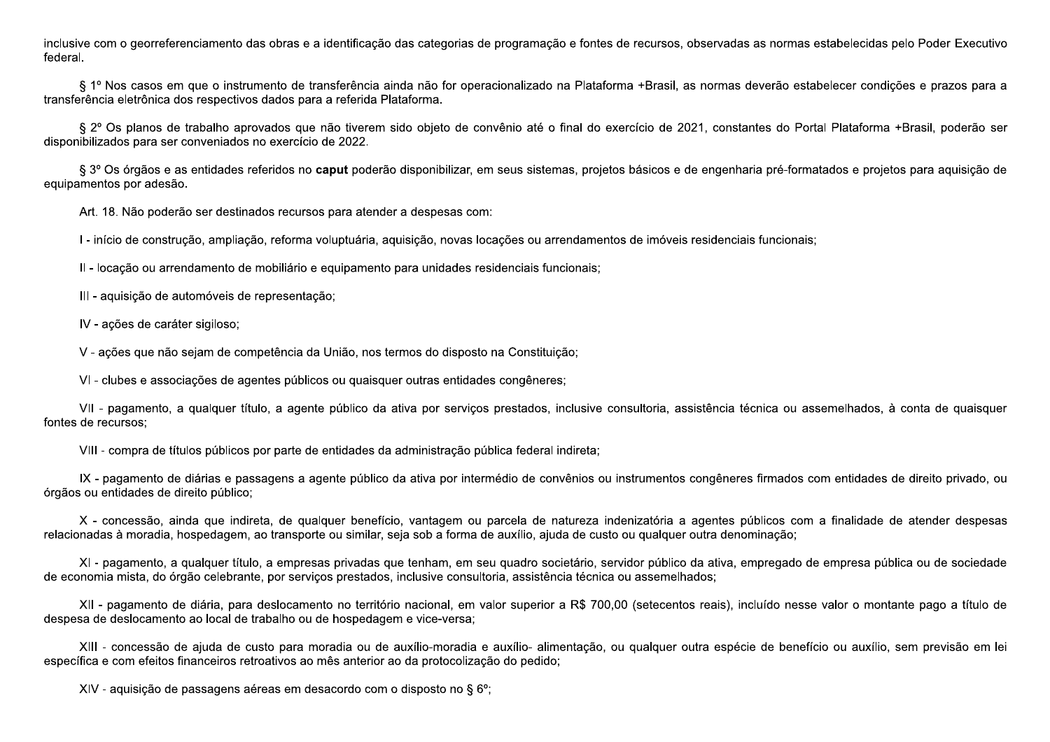inclusive com o georreferenciamento das obras e a identificação das categorias de programação e fontes de recursos, observadas as normas estabelecidas pelo Poder Executivo federal.

§ 1º Nos casos em que o instrumento de transferência ainda não for operacionalizado na Plataforma +Brasil, as normas deverão estabelecer condições e prazos para a transferência eletrônica dos respectivos dados para a referida Plataforma.

§ 2º Os planos de trabalho aprovados que não tiverem sido objeto de convênio até o final do exercício de 2021, constantes do Portal Plataforma +Brasil, poderão ser disponibilizados para ser conveniados no exercício de 2022.

§ 3º Os órgãos e as entidades referidos no **caput** poderão disponibilizar, em seus sistemas, projetos básicos e de engenharia pré-formatados e projetos para aquisição de equipamentos por adesão.

Art. 18. Não poderão ser destinados recursos para atender a despesas com:

I - início de construção, ampliação, reforma voluptuária, aquisição, novas locações ou arrendamentos de imóveis residenciais funcionais;

II - locação ou arrendamento de mobiliário e equipamento para unidades residenciais funcionais;

III - aquisição de automóveis de representação;

IV - ações de caráter sigiloso;

V - ações que não sejam de competência da União, nos termos do disposto na Constituição;

VI - clubes e associações de agentes públicos ou quaisquer outras entidades congêneres;

VII - pagamento, a qualquer título, a agente público da ativa por serviços prestados, inclusive consultoria, assistência técnica ou assemelhados, à conta de quaisquer fontes de recursos;

VIII - compra de títulos públicos por parte de entidades da administração pública federal indireta;

IX - pagamento de diárias e passagens a agente público da ativa por intermédio de convênios ou instrumentos congêneres firmados com entidades de direito privado, ou órgãos ou entidades de direito público;

X - concessão, ainda que indireta, de qualquer benefício, vantagem ou parcela de natureza indenizatória a agentes públicos com a finalidade de atender despesas relacionadas à moradia, hospedagem, ao transporte ou similar, seja sob a forma de auxílio, ajuda de custo ou qualquer outra denominação;

XI - pagamento, a qualquer título, a empresas privadas que tenham, em seu quadro societário, servidor público da ativa, empregado de empresa pública ou de sociedade de economia mista, do órgão celebrante, por serviços prestados, inclusive consultoria, assistência técnica ou assemelhados;

XII - pagamento de diária, para deslocamento no território nacional, em valor superior a R$ 700,00 (setecentos reais), incluído nesse valor o montante pago a título de despesa de deslocamento ao local de trabalho ou de hospedagem e vice-versa;

XIII - concessão de ajuda de custo para moradia ou de auxílio-moradia e auxílio- alimentação, ou qualquer outra espécie de benefício ou auxílio, sem previsão em lei específica e com efeitos financeiros retroativos ao mês anterior ao da protocolização do pedido;

XIV - aquisição de passagens aéreas em desacordo com o disposto no § 6º;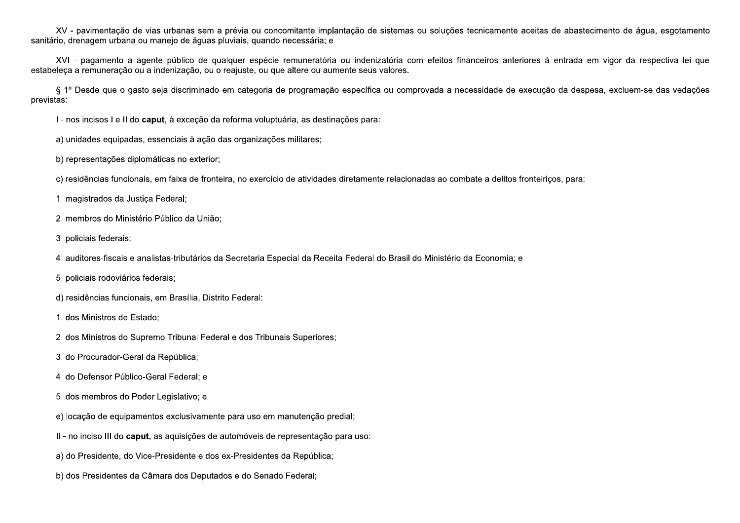XV - pavimentação de vias urbanas sem a prévia ou concomitante implantação de sistemas ou soluções tecnicamente aceitas de abastecimento de água, esgotamento sanitário, drenagem urbana ou manejo de águas pluviais, quando necessária; e

XVI - pagamento a agente público de qualquer espécie remuneratória ou indenizatória com efeitos financeiros anteriores à entrada em vigor da respectiva lei que estabeleça a remuneração ou a indenização, ou o reajuste, ou que altere ou aumente seus valores.

§ 1º Desde que o gasto seja discriminado em categoria de programação específica ou comprovada a necessidade de execução da despesa, excluem-se das vedações previstas:

I - nos incisos I e II do **caput**, à exceção da reforma voluptuária, as destinações para:

a) unidades equipadas, essenciais à ação das organizações militares;

b) representações diplomáticas no exterior;

c) residências funcionais, em faixa de fronteira, no exercício de atividades diretamente relacionadas ao combate a delitos fronteiriços, para:

1. magistrados da Justiça Federal;

2. membros do Ministério Público da União;

3. policiais federais;

4. auditores-fiscais e analistas-tributários da Secretaria Especial da Receita Federal do Brasil do Ministério da Economia; e

5. policiais rodoviários federais;

d) residências funcionais, em Brasília, Distrito Federal:

1. dos Ministros de Estado;

2. dos Ministros do Supremo Tribunal Federal e dos Tribunais Superiores;

3. do Procurador-Geral da República;

4. do Defensor Público-Geral Federal; e

5. dos membros do Poder Legislativo; e

e) locação de equipamentos exclusivamente para uso em manutenção predial;

II - no inciso III do **caput**, as aquisições de automóveis de representação para uso:

a) do Presidente, do Vice-Presidente e dos ex-Presidentes da República;

b) dos Presidentes da Câmara dos Deputados e do Senado Federal;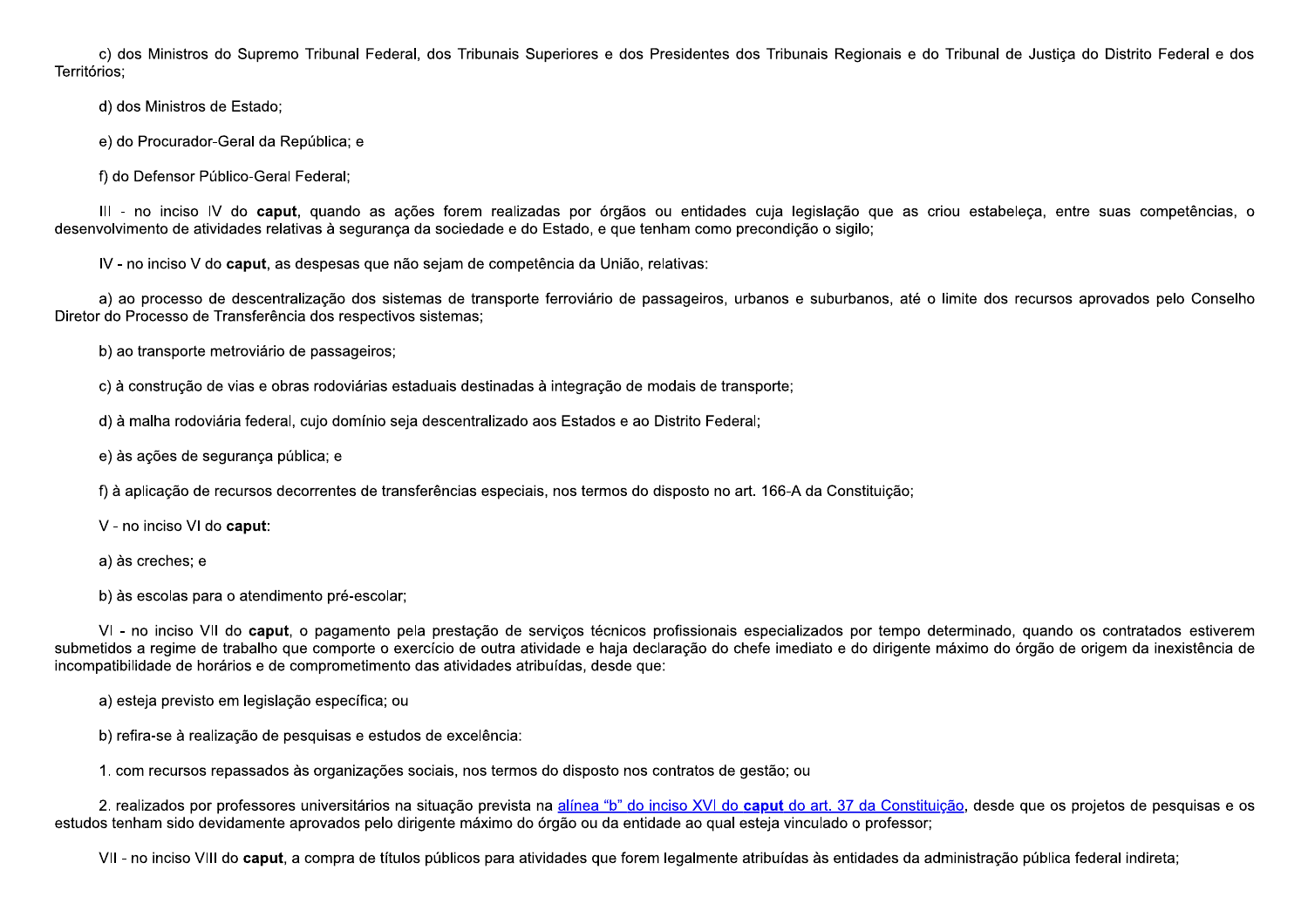c) dos Ministros do Supremo Tribunal Federal, dos Tribunais Superiores e dos Presidentes dos Tribunais Regionais e do Tribunal de Justiça do Distrito Federal e dos Territórios;

d) dos Ministros de Estado;

e) do Procurador-Geral da República; e

f) do Defensor Público-Geral Federal;

III - no inciso IV do **caput**, quando as ações forem realizadas por órgãos ou entidades cuja legislação que as criou estabeleça, entre suas competências, o desenvolvimento de atividades relativas à segurança da sociedade e do Estado, e que tenham como precondição o sigilo;

IV - no inciso V do **caput**, as despesas que não sejam de competência da União, relativas:

a) ao processo de descentralização dos sistemas de transporte ferroviário de passageiros, urbanos e suburbanos, até o limite dos recursos aprovados pelo Conselho Diretor do Processo de Transferência dos respectivos sistemas;

b) ao transporte metroviário de passageiros;

c) à construção de vias e obras rodoviárias estaduais destinadas à integração de modais de transporte;

d) à malha rodoviária federal, cujo domínio seja descentralizado aos Estados e ao Distrito Federal;

e) às ações de segurança pública; e

f) à aplicação de recursos decorrentes de transferências especiais, nos termos do disposto no art. 166-A da Constituição;

V - no inciso VI do **caput**:

a) às creches; e

b) às escolas para o atendimento pré-escolar;

VI - no inciso VII do **caput**, o pagamento pela prestação de serviços técnicos profissionais especializados por tempo determinado, quando os contratados estiverem submetidos a regime de trabalho que comporte o exercício de outra atividade e haja declaração do chefe imediato e do dirigente máximo do órgão de origem da inexistência de incompatibilidade de horários e de comprometimento das atividades atribuídas, desde que:

a) esteja previsto em legislação específica; ou

b) refira-se à realização de pesquisas e estudos de excelência:

1. com recursos repassados às organizações sociais, nos termos do disposto nos contratos de gestão; ou

2. realizados por professores universitários na situação prevista na alínea "b" do inciso XVI do **caput** do art. 37 da Constituição, desde que os projetos de pesquisas e os estudos tenham sido devidamente aprovados pelo dirigente máximo do órgão ou da entidade ao qual esteja vinculado o professor;

VII - no inciso VIII do **caput**, a compra de títulos públicos para atividades que forem legalmente atribuídas às entidades da administração pública federal indireta;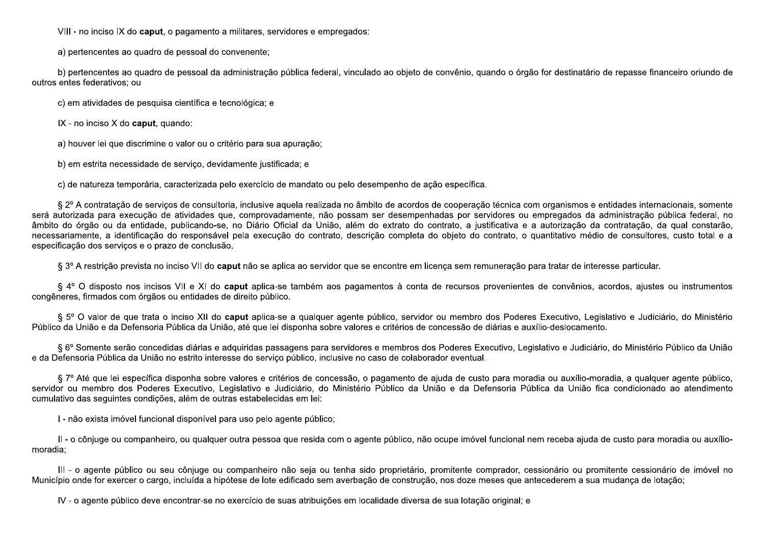VIII - no inciso IX do **caput**, o pagamento a militares, servidores e empregados:

a) pertencentes ao quadro de pessoal do convenente;

b) pertencentes ao quadro de pessoal da administração pública federal, vinculado ao objeto de convênio, quando o órgão for destinatário de repasse financeiro oriundo de outros entes federativos; ou

c) em atividades de pesquisa científica e tecnológica; e

IX - no inciso X do **caput**, quando:

a) houver lei que discrimine o valor ou o critério para sua apuração;

b) em estrita necessidade de serviço, devidamente justificada; e

c) de natureza temporária, caracterizada pelo exercício de mandato ou pelo desempenho de ação específica.

§ 2º A contratação de serviços de consultoria, inclusive aquela realizada no âmbito de acordos de cooperação técnica com organismos e entidades internacionais, somente será autorizada para execução de atividades que, comprovadamente, não possam ser desempenhadas por servidores ou empregados da administração pública federal, no âmbito do órgão ou da entidade, publicando-se, no Diário Oficial da União, além do extrato do contrato, a justificativa e a autorização da contratação, da qual constarão, necessariamente, a identificação do responsável pela execução do contrato, descrição completa do objeto do contrato, o quantitativo médio de consultores, custo total e a especificação dos serviços e o prazo de conclusão.

§ 3º A restrição prevista no inciso VII do **caput** não se aplica ao servidor que se encontre em licença sem remuneração para tratar de interesse particular.

§ 4º O disposto nos incisos VII e XI do **caput** aplica-se também aos pagamentos à conta de recursos provenientes de convênios, acordos, ajustes ou instrumentos congêneres, firmados com órgãos ou entidades de direito público.

§ 5º O valor de que trata o inciso XII do **caput** aplica-se a qualquer agente público, servidor ou membro dos Poderes Executivo, Legislativo e Judiciário, do Ministério Público da União e da Defensoria Pública da União, até que lei disponha sobre valores e critérios de concessão de diárias e auxílio-deslocamento.

§ 6º Somente serão concedidas diárias e adquiridas passagens para servidores e membros dos Poderes Executivo, Legislativo e Judiciário, do Ministério Público da União e da Defensoria Pública da União no estrito interesse do serviço público, inclusive no caso de colaborador eventual.

§ 7º Até que lei específica disponha sobre valores e critérios de concessão, o pagamento de ajuda de custo para moradia ou auxílio-moradia, a qualquer agente público, servidor ou membro dos Poderes Executivo, Legislativo e Judiciário, do Ministério Público da União e da Defensoria Pública da União fica condicionado ao atendimento cumulativo das seguintes condições, além de outras estabelecidas em lei:

I - não exista imóvel funcional disponível para uso pelo agente público;

II - o cônjuge ou companheiro, ou qualquer outra pessoa que resida com o agente público, não ocupe imóvel funcional nem receba ajuda de custo para moradia ou auxílio-moradia;

III - o agente público ou seu cônjuge ou companheiro não seja ou tenha sido proprietário, promitente comprador, cessionário ou promitente cessionário de imóvel no Município onde for exercer o cargo, incluída a hipótese de lote edificado sem averbação de construção, nos doze meses que antecederem a sua mudança de lotação;

IV - o agente público deve encontrar-se no exercício de suas atribuições em localidade diversa de sua lotação original; e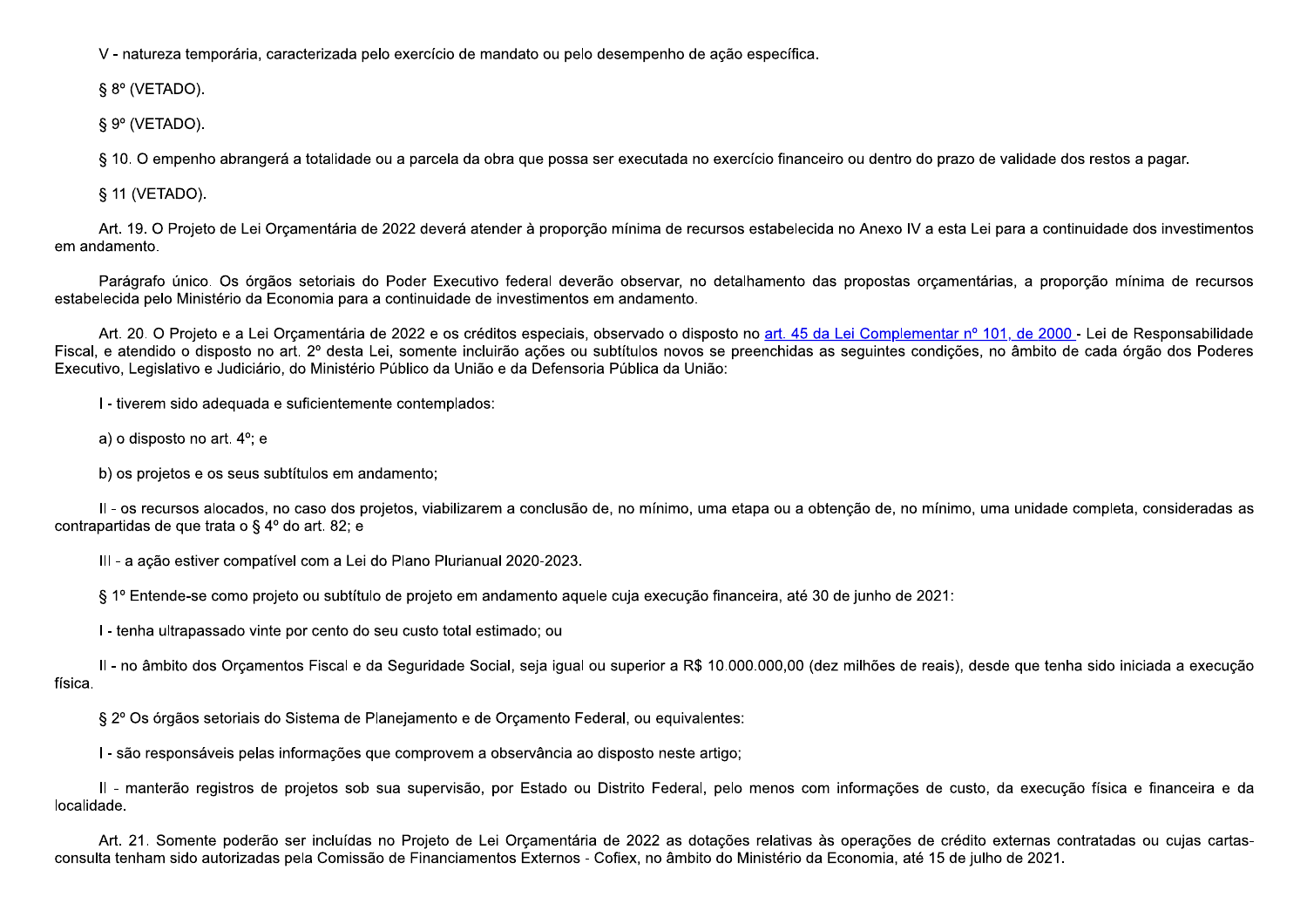V - natureza temporária, caracterizada pelo exercício de mandato ou pelo desempenho de ação específica.

§ 8º (VETADO).

§ 9º (VETADO).

§ 10. O empenho abrangerá a totalidade ou a parcela da obra que possa ser executada no exercício financeiro ou dentro do prazo de validade dos restos a pagar.

§ 11 (VETADO).

Art. 19. O Projeto de Lei Orçamentária de 2022 deverá atender à proporção mínima de recursos estabelecida no Anexo IV a esta Lei para a continuidade dos investimentos em andamento.

Parágrafo único. Os órgãos setoriais do Poder Executivo federal deverão observar, no detalhamento das propostas orçamentárias, a proporção mínima de recursos estabelecida pelo Ministério da Economia para a continuidade de investimentos em andamento.

Art. 20. O Projeto e a Lei Orçamentária de 2022 e os créditos especiais, observado o disposto no art. 45 da Lei Complementar nº 101, de 2000 - Lei de Responsabilidade Fiscal, e atendido o disposto no art. 2º desta Lei, somente incluirão ações ou subtítulos novos se preenchidas as seguintes condições, no âmbito de cada órgão dos Poderes Executivo, Legislativo e Judiciário, do Ministério Público da União e da Defensoria Pública da União:

I - tiverem sido adequada e suficientemente contemplados:

a) o disposto no art. 4º; e

b) os projetos e os seus subtítulos em andamento;

II - os recursos alocados, no caso dos projetos, viabilizarem a conclusão de, no mínimo, uma etapa ou a obtenção de, no mínimo, uma unidade completa, consideradas as contrapartidas de que trata o § 4º do art. 82; e

III - a ação estiver compatível com a Lei do Plano Plurianual 2020-2023.

§ 1º Entende-se como projeto ou subtítulo de projeto em andamento aquele cuja execução financeira, até 30 de junho de 2021:

I - tenha ultrapassado vinte por cento do seu custo total estimado; ou

II - no âmbito dos Orçamentos Fiscal e da Seguridade Social, seja igual ou superior a R$ 10.000.000,00 (dez milhões de reais), desde que tenha sido iniciada a execução física.

§ 2º Os órgãos setoriais do Sistema de Planejamento e de Orçamento Federal, ou equivalentes:

I - são responsáveis pelas informações que comprovem a observância ao disposto neste artigo;

II - manterão registros de projetos sob sua supervisão, por Estado ou Distrito Federal, pelo menos com informações de custo, da execução física e financeira e da localidade.

Art. 21. Somente poderão ser incluídas no Projeto de Lei Orçamentária de 2022 as dotações relativas às operações de crédito externas contratadas ou cujas cartas-consulta tenham sido autorizadas pela Comissão de Financiamentos Externos - Cofiex, no âmbito do Ministério da Economia, até 15 de julho de 2021.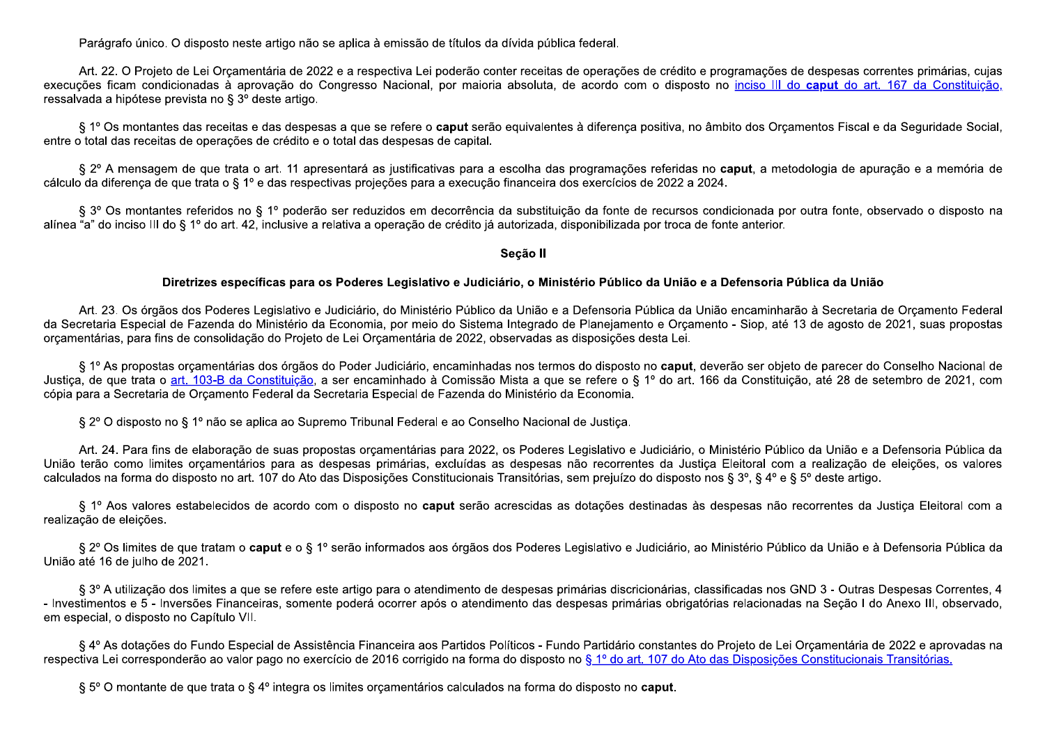Parágrafo único. O disposto neste artigo não se aplica à emissão de títulos da dívida pública federal.

Art. 22. O Projeto de Lei Orçamentária de 2022 e a respectiva Lei poderão conter receitas de operações de crédito e programações de despesas correntes primárias, cujas execuções ficam condicionadas à aprovação do Congresso Nacional, por maioria absoluta, de acordo com o disposto no inciso III do **caput** do art. 167 da Constituição, ressalvada a hipótese prevista no § 3º deste artigo.

§ 1º Os montantes das receitas e das despesas a que se refere o **caput** serão equivalentes à diferença positiva, no âmbito dos Orçamentos Fiscal e da Seguridade Social, entre o total das receitas de operações de crédito e o total das despesas de capital.

§ 2º A mensagem de que trata o art. 11 apresentará as justificativas para a escolha das programações referidas no **caput**, a metodologia de apuração e a memória de cálculo da diferença de que trata o § 1º e das respectivas projeções para a execução financeira dos exercícios de 2022 a 2024.

§ 3º Os montantes referidos no § 1º poderão ser reduzidos em decorrência da substituição da fonte de recursos condicionada por outra fonte, observado o disposto na alínea "a" do inciso III do § 1º do art. 42, inclusive a relativa a operação de crédito já autorizada, disponibilizada por troca de fonte anterior.

## Seção II

### Diretrizes específicas para os Poderes Legislativo e Judiciário, o Ministério Público da União e a Defensoria Pública da União

Art. 23. Os órgãos dos Poderes Legislativo e Judiciário, do Ministério Público da União e a Defensoria Pública da União encaminharão à Secretaria de Orçamento Federal da Secretaria Especial de Fazenda do Ministério da Economia, por meio do Sistema Integrado de Planejamento e Orçamento - Siop, até 13 de agosto de 2021, suas propostas orçamentárias, para fins de consolidação do Projeto de Lei Orçamentária de 2022, observadas as disposições desta Lei.

§ 1º As propostas orçamentárias dos órgãos do Poder Judiciário, encaminhadas nos termos do disposto no **caput**, deverão ser objeto de parecer do Conselho Nacional de Justiça, de que trata o art. 103-B da Constituição, a ser encaminhado à Comissão Mista a que se refere o § 1º do art. 166 da Constituição, até 28 de setembro de 2021, com cópia para a Secretaria de Orçamento Federal da Secretaria Especial de Fazenda do Ministério da Economia.

§ 2º O disposto no § 1º não se aplica ao Supremo Tribunal Federal e ao Conselho Nacional de Justiça.

Art. 24. Para fins de elaboração de suas propostas orçamentárias para 2022, os Poderes Legislativo e Judiciário, o Ministério Público da União e a Defensoria Pública da União terão como limites orçamentários para as despesas primárias, excluídas as despesas não recorrentes da Justiça Eleitoral com a realização de eleições, os valores calculados na forma do disposto no art. 107 do Ato das Disposições Constitucionais Transitórias, sem prejuízo do disposto nos § 3º, § 4º e § 5º deste artigo.

§ 1º Aos valores estabelecidos de acordo com o disposto no **caput** serão acrescidas as dotações destinadas às despesas não recorrentes da Justiça Eleitoral com a realização de eleições.

§ 2º Os limites de que tratam o **caput** e o § 1º serão informados aos órgãos dos Poderes Legislativo e Judiciário, ao Ministério Público da União e à Defensoria Pública da União até 16 de julho de 2021.

§ 3º A utilização dos limites a que se refere este artigo para o atendimento de despesas primárias discricionárias, classificadas nos GND 3 - Outras Despesas Correntes, 4 - Investimentos e 5 - Inversões Financeiras, somente poderá ocorrer após o atendimento das despesas primárias obrigatórias relacionadas na Seção I do Anexo III, observado, em especial, o disposto no Capítulo VII.

§ 4º As dotações do Fundo Especial de Assistência Financeira aos Partidos Políticos - Fundo Partidário constantes do Projeto de Lei Orçamentária de 2022 e aprovadas na respectiva Lei corresponderão ao valor pago no exercício de 2016 corrigido na forma do disposto no § 1º do art. 107 do Ato das Disposições Constitucionais Transitórias.

§ 5º O montante de que trata o § 4º integra os limites orçamentários calculados na forma do disposto no **caput**.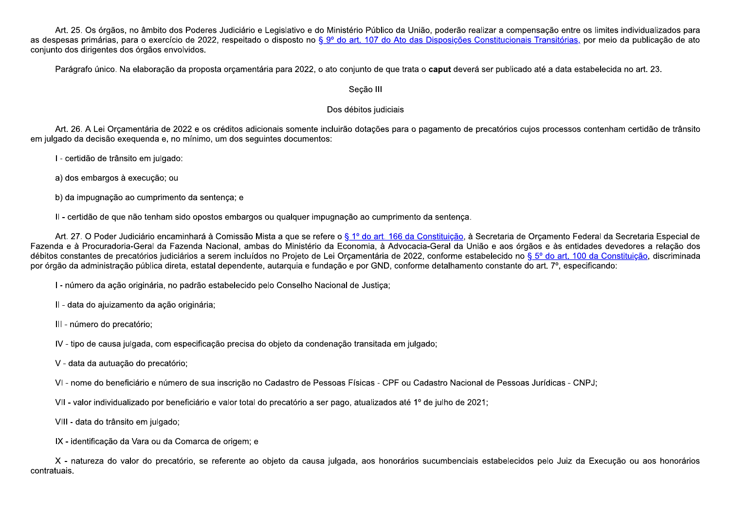Art. 25. Os órgãos, no âmbito dos Poderes Judiciário e Legislativo e do Ministério Público da União, poderão realizar a compensação entre os limites individualizados para as despesas primárias, para o exercício de 2022, respeitado o disposto no § 9º do art. 107 do Ato das Disposições Constitucionais Transitórias, por meio da publicação de ato conjunto dos dirigentes dos órgãos envolvidos.

Parágrafo único. Na elaboração da proposta orçamentária para 2022, o ato conjunto de que trata o **caput** deverá ser publicado até a data estabelecida no art. 23.

Seção III

Dos débitos judiciais

Art. 26. A Lei Orçamentária de 2022 e os créditos adicionais somente incluirão dotações para o pagamento de precatórios cujos processos contenham certidão de trânsito em julgado da decisão exequenda e, no mínimo, um dos seguintes documentos:

I - certidão de trânsito em julgado:

a) dos embargos à execução; ou

b) da impugnação ao cumprimento da sentença; e

II - certidão de que não tenham sido opostos embargos ou qualquer impugnação ao cumprimento da sentença.

Art. 27. O Poder Judiciário encaminhará à Comissão Mista a que se refere o § 1º do art. 166 da Constituição, à Secretaria de Orçamento Federal da Secretaria Especial de Fazenda e à Procuradoria-Geral da Fazenda Nacional, ambas do Ministério da Economia, à Advocacia-Geral da União e aos órgãos e às entidades devedores a relação dos débitos constantes de precatórios judiciários a serem incluídos no Projeto de Lei Orçamentária de 2022, conforme estabelecido no § 5º do art. 100 da Constituição, discriminada por órgão da administração pública direta, estatal dependente, autarquia e fundação e por GND, conforme detalhamento constante do art. 7º, especificando:

I - número da ação originária, no padrão estabelecido pelo Conselho Nacional de Justiça;

II - data do ajuizamento da ação originária;

III - número do precatório;

IV - tipo de causa julgada, com especificação precisa do objeto da condenação transitada em julgado;

V - data da autuação do precatório;

VI - nome do beneficiário e número de sua inscrição no Cadastro de Pessoas Físicas - CPF ou Cadastro Nacional de Pessoas Jurídicas - CNPJ;

VII - valor individualizado por beneficiário e valor total do precatório a ser pago, atualizados até 1º de julho de 2021;

VIII - data do trânsito em julgado;

IX - identificação da Vara ou da Comarca de origem; e

X - natureza do valor do precatório, se referente ao objeto da causa julgada, aos honorários sucumbenciais estabelecidos pelo Juiz da Execução ou aos honorários contratuais.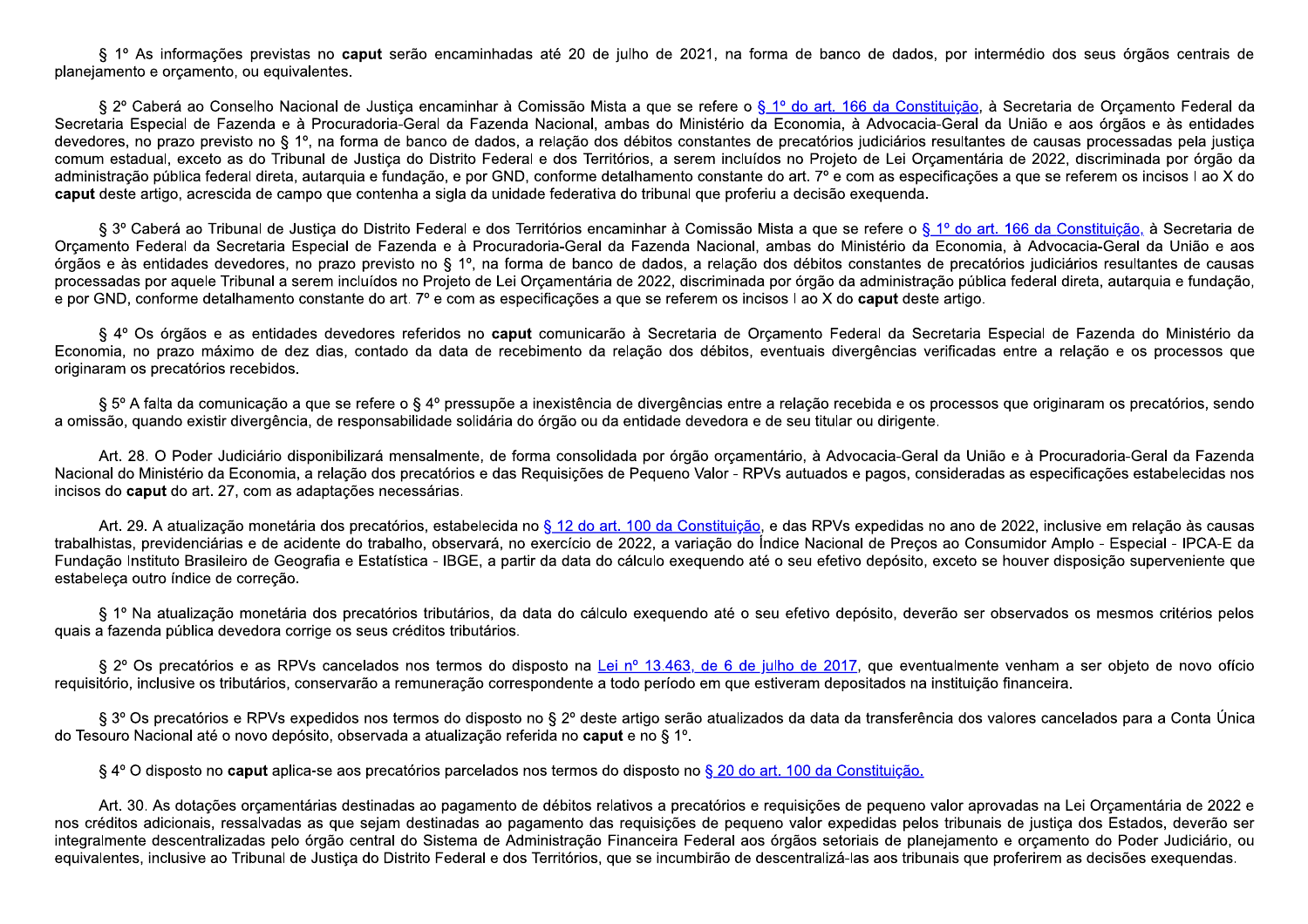§ 1º As informações previstas no **caput** serão encaminhadas até 20 de julho de 2021, na forma de banco de dados, por intermédio dos seus órgãos centrais de planejamento e orçamento, ou equivalentes.

§ 2º Caberá ao Conselho Nacional de Justiça encaminhar à Comissão Mista a que se refere o § 1º do art. 166 da Constituição, à Secretaria de Orçamento Federal da Secretaria Especial de Fazenda e à Procuradoria-Geral da Fazenda Nacional, ambas do Ministério da Economia, à Advocacia-Geral da União e aos órgãos e às entidades devedores, no prazo previsto no § 1º, na forma de banco de dados, a relação dos débitos constantes de precatórios judiciários resultantes de causas processadas pela justiça comum estadual, exceto as do Tribunal de Justiça do Distrito Federal e dos Territórios, a serem incluídos no Projeto de Lei Orçamentária de 2022, discriminada por órgão da administração pública federal direta, autarquia e fundação, e por GND, conforme detalhamento constante do art. 7º e com as especificações a que se referem os incisos I ao X do **caput** deste artigo, acrescida de campo que contenha a sigla da unidade federativa do tribunal que proferiu a decisão exequenda.

§ 3º Caberá ao Tribunal de Justiça do Distrito Federal e dos Territórios encaminhar à Comissão Mista a que se refere o § 1º do art. 166 da Constituição, à Secretaria de Orçamento Federal da Secretaria Especial de Fazenda e à Procuradoria-Geral da Fazenda Nacional, ambas do Ministério da Economia, à Advocacia-Geral da União e aos órgãos e às entidades devedores, no prazo previsto no § 1º, na forma de banco de dados, a relação dos débitos constantes de precatórios judiciários resultantes de causas processadas por aquele Tribunal a serem incluídos no Projeto de Lei Orçamentária de 2022, discriminada por órgão da administração pública federal direta, autarquia e fundação, e por GND, conforme detalhamento constante do art. 7º e com as especificações a que se referem os incisos I ao X do **caput** deste artigo.

§ 4º Os órgãos e as entidades devedores referidos no **caput** comunicarão à Secretaria de Orçamento Federal da Secretaria Especial de Fazenda do Ministério da Economia, no prazo máximo de dez dias, contado da data de recebimento da relação dos débitos, eventuais divergências verificadas entre a relação e os processos que originaram os precatórios recebidos.

§ 5º A falta da comunicação a que se refere o § 4º pressupõe a inexistência de divergências entre a relação recebida e os processos que originaram os precatórios, sendo a omissão, quando existir divergência, de responsabilidade solidária do órgão ou da entidade devedora e de seu titular ou dirigente.

Art. 28. O Poder Judiciário disponibilizará mensalmente, de forma consolidada por órgão orçamentário, à Advocacia-Geral da União e à Procuradoria-Geral da Fazenda Nacional do Ministério da Economia, a relação dos precatórios e das Requisições de Pequeno Valor - RPVs autuados e pagos, consideradas as especificações estabelecidas nos incisos do **caput** do art. 27, com as adaptações necessárias.

Art. 29. A atualização monetária dos precatórios, estabelecida no § 12 do art. 100 da Constituição, e das RPVs expedidas no ano de 2022, inclusive em relação às causas trabalhistas, previdenciárias e de acidente do trabalho, observará, no exercício de 2022, a variação do Índice Nacional de Preços ao Consumidor Amplo - Especial - IPCA-E da Fundação Instituto Brasileiro de Geografia e Estatística - IBGE, a partir da data do cálculo exequendo até o seu efetivo depósito, exceto se houver disposição superveniente que estabeleça outro índice de correção.

§ 1º Na atualização monetária dos precatórios tributários, da data do cálculo exequendo até o seu efetivo depósito, deverão ser observados os mesmos critérios pelos quais a fazenda pública devedora corrige os seus créditos tributários.

§ 2º Os precatórios e as RPVs cancelados nos termos do disposto na Lei nº 13.463, de 6 de julho de 2017, que eventualmente venham a ser objeto de novo ofício requisitório, inclusive os tributários, conservarão a remuneração correspondente a todo período em que estiveram depositados na instituição financeira.

§ 3º Os precatórios e RPVs expedidos nos termos do disposto no § 2º deste artigo serão atualizados da data da transferência dos valores cancelados para a Conta Única do Tesouro Nacional até o novo depósito, observada a atualização referida no **caput** e no § 1º.

§ 4º O disposto no **caput** aplica-se aos precatórios parcelados nos termos do disposto no § 20 do art. 100 da Constituição.

Art. 30. As dotações orçamentárias destinadas ao pagamento de débitos relativos a precatórios e requisições de pequeno valor aprovadas na Lei Orçamentária de 2022 e nos créditos adicionais, ressalvadas as que sejam destinadas ao pagamento das requisições de pequeno valor expedidas pelos tribunais de justiça dos Estados, deverão ser integralmente descentralizadas pelo órgão central do Sistema de Administração Financeira Federal aos órgãos setoriais de planejamento e orçamento do Poder Judiciário, ou equivalentes, inclusive ao Tribunal de Justiça do Distrito Federal e dos Territórios, que se incumbirão de descentralizá-las aos tribunais que proferirem as decisões exequendas.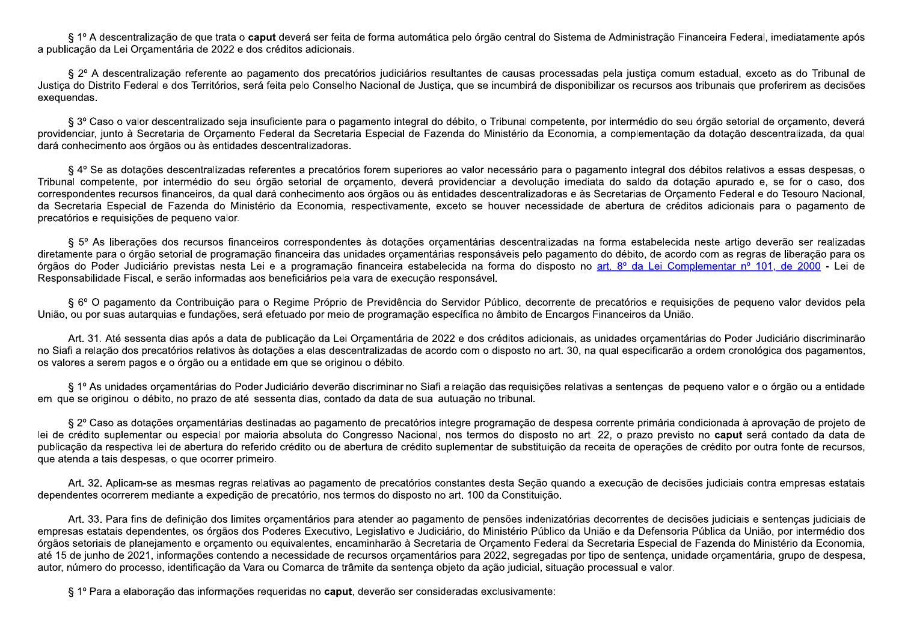§ 1º A descentralização de que trata o **caput** deverá ser feita de forma automática pelo órgão central do Sistema de Administração Financeira Federal, imediatamente após a publicação da Lei Orçamentária de 2022 e dos créditos adicionais.

§ 2º A descentralização referente ao pagamento dos precatórios judiciários resultantes de causas processadas pela justiça comum estadual, exceto as do Tribunal de Justiça do Distrito Federal e dos Territórios, será feita pelo Conselho Nacional de Justiça, que se incumbirá de disponibilizar os recursos aos tribunais que proferirem as decisões exequendas.

§ 3º Caso o valor descentralizado seja insuficiente para o pagamento integral do débito, o Tribunal competente, por intermédio do seu órgão setorial de orçamento, deverá providenciar, junto à Secretaria de Orçamento Federal da Secretaria Especial de Fazenda do Ministério da Economia, a complementação da dotação descentralizada, da qual dará conhecimento aos órgãos ou às entidades descentralizadoras.

§ 4º Se as dotações descentralizadas referentes a precatórios forem superiores ao valor necessário para o pagamento integral dos débitos relativos a essas despesas, o Tribunal competente, por intermédio do seu órgão setorial de orçamento, deverá providenciar a devolução imediata do saldo da dotação apurado e, se for o caso, dos correspondentes recursos financeiros, da qual dará conhecimento aos órgãos ou às entidades descentralizadoras e às Secretarias de Orçamento Federal e do Tesouro Nacional, da Secretaria Especial de Fazenda do Ministério da Economia, respectivamente, exceto se houver necessidade de abertura de créditos adicionais para o pagamento de precatórios e requisições de pequeno valor.

§ 5º As liberações dos recursos financeiros correspondentes às dotações orçamentárias descentralizadas na forma estabelecida neste artigo deverão ser realizadas diretamente para o órgão setorial de programação financeira das unidades orçamentárias responsáveis pelo pagamento do débito, de acordo com as regras de liberação para os órgãos do Poder Judiciário previstas nesta Lei e a programação financeira estabelecida na forma do disposto no art. 8º da Lei Complementar nº 101, de 2000 - Lei de Responsabilidade Fiscal, e serão informadas aos beneficiários pela vara de execução responsável.

§ 6º O pagamento da Contribuição para o Regime Próprio de Previdência do Servidor Público, decorrente de precatórios e requisições de pequeno valor devidos pela União, ou por suas autarquias e fundações, será efetuado por meio de programação específica no âmbito de Encargos Financeiros da União.

Art. 31. Até sessenta dias após a data de publicação da Lei Orçamentária de 2022 e dos créditos adicionais, as unidades orçamentárias do Poder Judiciário discriminarão no Siafi a relação dos precatórios relativos às dotações a elas descentralizadas de acordo com o disposto no art. 30, na qual especificarão a ordem cronológica dos pagamentos, os valores a serem pagos e o órgão ou a entidade em que se originou o débito.

§ 1º As unidades orçamentárias do Poder Judiciário deverão discriminar no Siafi a relação das requisições relativas a sentenças de pequeno valor e o órgão ou a entidade em que se originou o débito, no prazo de até sessenta dias, contado da data de sua autuação no tribunal.

§ 2º Caso as dotações orçamentárias destinadas ao pagamento de precatórios integre programação de despesa corrente primária condicionada à aprovação de projeto de lei de crédito suplementar ou especial por maioria absoluta do Congresso Nacional, nos termos do disposto no art. 22, o prazo previsto no **caput** será contado da data de publicação da respectiva lei de abertura do referido crédito ou de abertura de crédito suplementar de substituição da receita de operações de crédito por outra fonte de recursos, que atenda a tais despesas, o que ocorrer primeiro.

Art. 32. Aplicam-se as mesmas regras relativas ao pagamento de precatórios constantes desta Seção quando a execução de decisões judiciais contra empresas estatais dependentes ocorrerem mediante a expedição de precatório, nos termos do disposto no art. 100 da Constituição.

Art. 33. Para fins de definição dos limites orçamentários para atender ao pagamento de pensões indenizatórias decorrentes de decisões judiciais e sentenças judiciais de empresas estatais dependentes, os órgãos dos Poderes Executivo, Legislativo e Judiciário, do Ministério Público da União e da Defensoria Pública da União, por intermédio dos órgãos setoriais de planejamento e orçamento ou equivalentes, encaminharão à Secretaria de Orçamento Federal da Secretaria Especial de Fazenda do Ministério da Economia, até 15 de junho de 2021, informações contendo a necessidade de recursos orçamentários para 2022, segregadas por tipo de sentença, unidade orçamentária, grupo de despesa, autor, número do processo, identificação da Vara ou Comarca de trâmite da sentença objeto da ação judicial, situação processual e valor.

§ 1º Para a elaboração das informações requeridas no **caput**, deverão ser consideradas exclusivamente: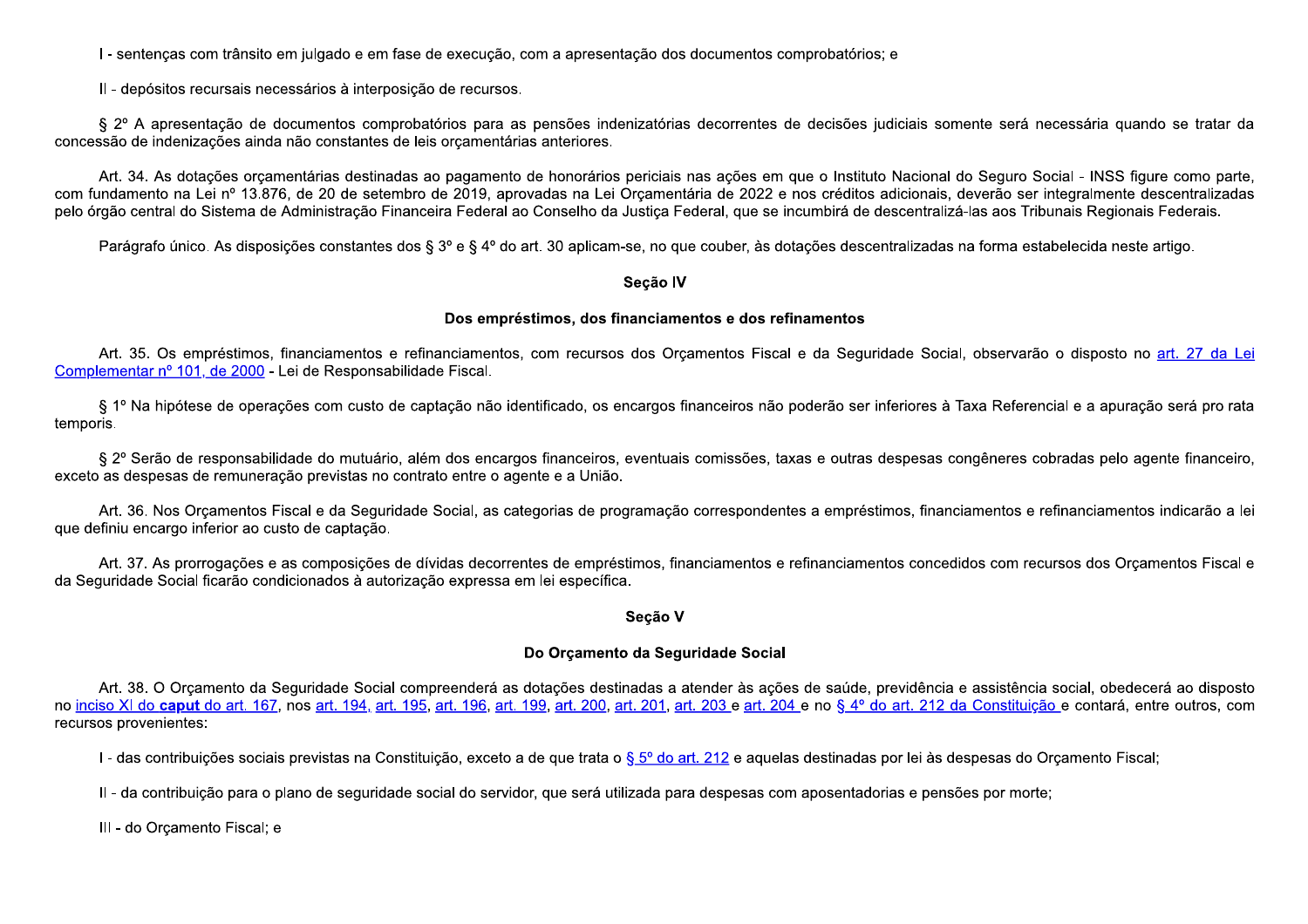I - sentenças com trânsito em julgado e em fase de execução, com a apresentação dos documentos comprobatórios; e

II - depósitos recursais necessários à interposição de recursos.

§ 2º A apresentação de documentos comprobatórios para as pensões indenizatórias decorrentes de decisões judiciais somente será necessária quando se tratar da concessão de indenizações ainda não constantes de leis orçamentárias anteriores.

Art. 34. As dotações orçamentárias destinadas ao pagamento de honorários periciais nas ações em que o Instituto Nacional do Seguro Social - INSS figure como parte, com fundamento na Lei nº 13.876, de 20 de setembro de 2019, aprovadas na Lei Orçamentária de 2022 e nos créditos adicionais, deverão ser integralmente descentralizadas pelo órgão central do Sistema de Administração Financeira Federal ao Conselho da Justiça Federal, que se incumbirá de descentralizá-las aos Tribunais Regionais Federais.

Parágrafo único. As disposições constantes dos § 3º e § 4º do art. 30 aplicam-se, no que couber, às dotações descentralizadas na forma estabelecida neste artigo.

### Seção IV

### Dos empréstimos, dos financiamentos e dos refinamentos

Art. 35. Os empréstimos, financiamentos e refinanciamentos, com recursos dos Orçamentos Fiscal e da Seguridade Social, observarão o disposto no art. 27 da Lei Complementar nº 101, de 2000 - Lei de Responsabilidade Fiscal.

§ 1º Na hipótese de operações com custo de captação não identificado, os encargos financeiros não poderão ser inferiores à Taxa Referencial e a apuração será pro rata temporis.

§ 2º Serão de responsabilidade do mutuário, além dos encargos financeiros, eventuais comissões, taxas e outras despesas congêneres cobradas pelo agente financeiro, exceto as despesas de remuneração previstas no contrato entre o agente e a União.

Art. 36. Nos Orçamentos Fiscal e da Seguridade Social, as categorias de programação correspondentes a empréstimos, financiamentos e refinanciamentos indicarão a lei que definiu encargo inferior ao custo de captação.

Art. 37. As prorrogações e as composições de dívidas decorrentes de empréstimos, financiamentos e refinanciamentos concedidos com recursos dos Orçamentos Fiscal e da Seguridade Social ficarão condicionados à autorização expressa em lei específica.

### Seção V

### Do Orçamento da Seguridade Social

Art. 38. O Orçamento da Seguridade Social compreenderá as dotações destinadas a atender às ações de saúde, previdência e assistência social, obedecerá ao disposto no inciso XI do **caput** do art. 167, nos art. 194, art. 195, art. 196, art. 199, art. 200, art. 201, art. 203 e art. 204 e no § 4º do art. 212 da Constituição e contará, entre outros, com recursos provenientes:

I - das contribuições sociais previstas na Constituição, exceto a de que trata o § 5º do art. 212 e aquelas destinadas por lei às despesas do Orçamento Fiscal;

II - da contribuição para o plano de seguridade social do servidor, que será utilizada para despesas com aposentadorias e pensões por morte;

III - do Orçamento Fiscal; e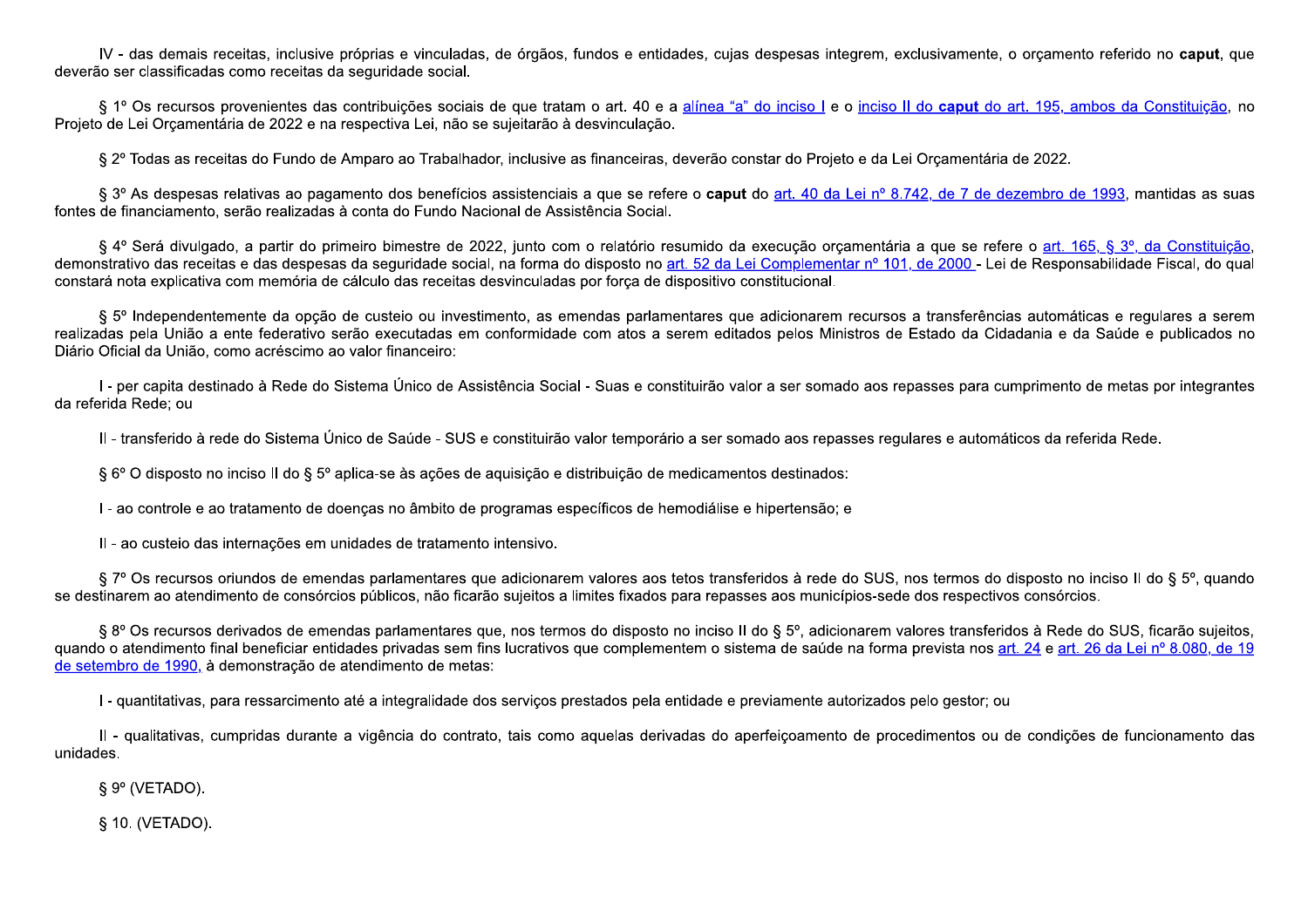IV - das demais receitas, inclusive próprias e vinculadas, de órgãos, fundos e entidades, cujas despesas integrem, exclusivamente, o orçamento referido no **caput**, que deverão ser classificadas como receitas da seguridade social.

§ 1º Os recursos provenientes das contribuições sociais de que tratam o art. 40 e a alínea "a" do inciso I e o inciso II do **caput** do art. 195, ambos da Constituição, no Projeto de Lei Orçamentária de 2022 e na respectiva Lei, não se sujeitarão à desvinculação.

§ 2º Todas as receitas do Fundo de Amparo ao Trabalhador, inclusive as financeiras, deverão constar do Projeto e da Lei Orçamentária de 2022.

§ 3º As despesas relativas ao pagamento dos benefícios assistenciais a que se refere o **caput** do art. 40 da Lei nº 8.742, de 7 de dezembro de 1993, mantidas as suas fontes de financiamento, serão realizadas à conta do Fundo Nacional de Assistência Social.

§ 4º Será divulgado, a partir do primeiro bimestre de 2022, junto com o relatório resumido da execução orçamentária a que se refere o art. 165, § 3º, da Constituição, demonstrativo das receitas e das despesas da seguridade social, na forma do disposto no art. 52 da Lei Complementar nº 101, de 2000 - Lei de Responsabilidade Fiscal, do qual constará nota explicativa com memória de cálculo das receitas desvinculadas por força de dispositivo constitucional.

§ 5º Independentemente da opção de custeio ou investimento, as emendas parlamentares que adicionarem recursos a transferências automáticas e regulares a serem realizadas pela União a ente federativo serão executadas em conformidade com atos a serem editados pelos Ministros de Estado da Cidadania e da Saúde e publicados no Diário Oficial da União, como acréscimo ao valor financeiro:

I - per capita destinado à Rede do Sistema Único de Assistência Social - Suas e constituirão valor a ser somado aos repasses para cumprimento de metas por integrantes da referida Rede; ou

II - transferido à rede do Sistema Único de Saúde - SUS e constituirão valor temporário a ser somado aos repasses regulares e automáticos da referida Rede.

§ 6º O disposto no inciso II do § 5º aplica-se às ações de aquisição e distribuição de medicamentos destinados:

I - ao controle e ao tratamento de doenças no âmbito de programas específicos de hemodiálise e hipertensão; e

II - ao custeio das internações em unidades de tratamento intensivo.

§ 7º Os recursos oriundos de emendas parlamentares que adicionarem valores aos tetos transferidos à rede do SUS, nos termos do disposto no inciso II do § 5º, quando se destinarem ao atendimento de consórcios públicos, não ficarão sujeitos a limites fixados para repasses aos municípios-sede dos respectivos consórcios.

§ 8º Os recursos derivados de emendas parlamentares que, nos termos do disposto no inciso II do § 5º, adicionarem valores transferidos à Rede do SUS, ficarão sujeitos, quando o atendimento final beneficiar entidades privadas sem fins lucrativos que complementem o sistema de saúde na forma prevista nos art. 24 e art. 26 da Lei nº 8.080, de 19 de setembro de 1990, à demonstração de atendimento de metas:

I - quantitativas, para ressarcimento até a integralidade dos serviços prestados pela entidade e previamente autorizados pelo gestor; ou

II - qualitativas, cumpridas durante a vigência do contrato, tais como aquelas derivadas do aperfeiçoamento de procedimentos ou de condições de funcionamento das unidades.

§ 9º (VETADO).

§ 10. (VETADO).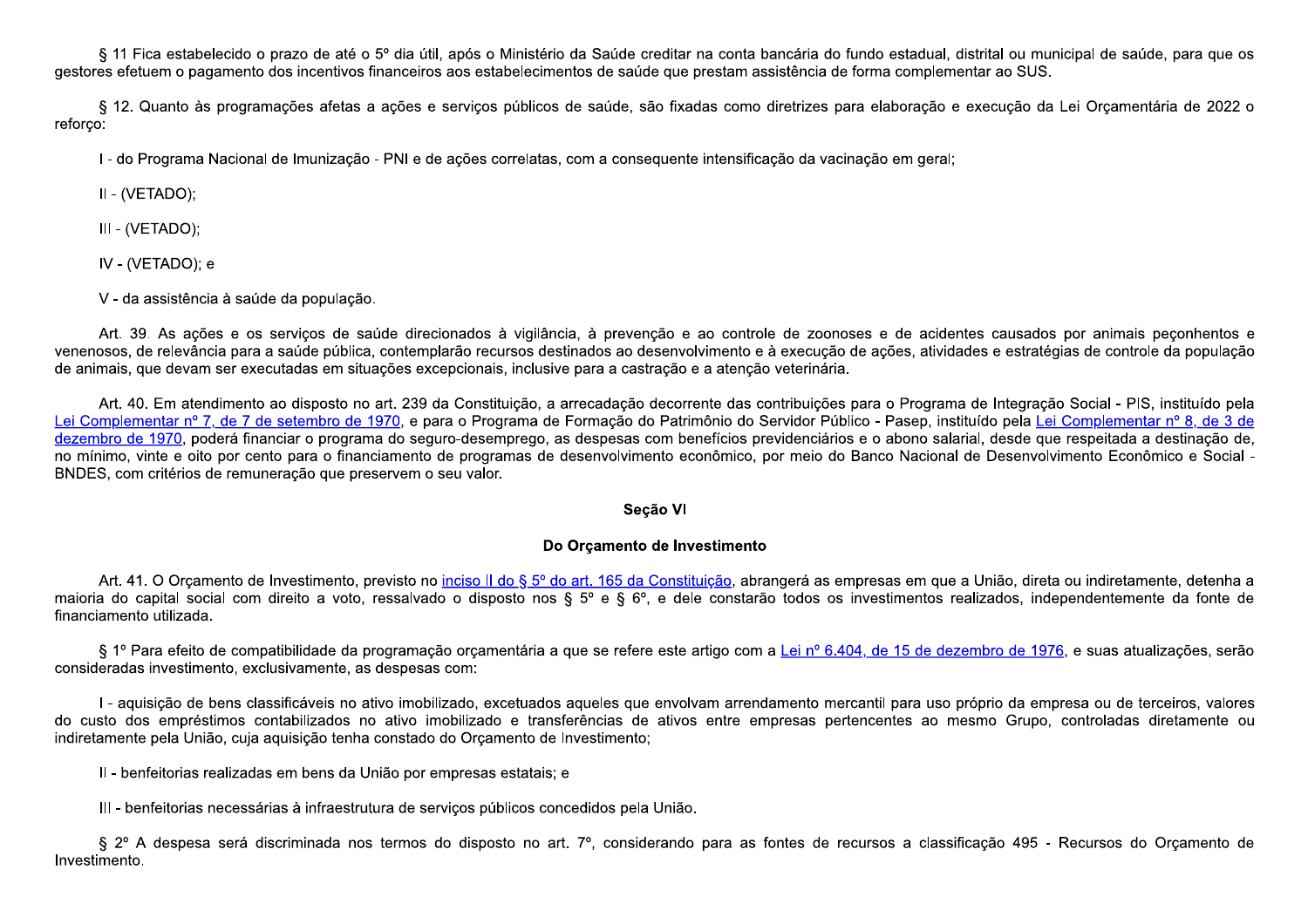§ 11 Fica estabelecido o prazo de até o 5º dia útil, após o Ministério da Saúde creditar na conta bancária do fundo estadual, distrital ou municipal de saúde, para que os gestores efetuem o pagamento dos incentivos financeiros aos estabelecimentos de saúde que prestam assistência de forma complementar ao SUS.

§ 12. Quanto às programações afetas a ações e serviços públicos de saúde, são fixadas como diretrizes para elaboração e execução da Lei Orçamentária de 2022 o reforço:

I - do Programa Nacional de Imunização - PNI e de ações correlatas, com a consequente intensificação da vacinação em geral;

II - (VETADO);

III - (VETADO);

IV - (VETADO); e

V - da assistência à saúde da população.

Art. 39. As ações e os serviços de saúde direcionados à vigilância, à prevenção e ao controle de zoonoses e de acidentes causados por animais peçonhentos e venenosos, de relevância para a saúde pública, contemplarão recursos destinados ao desenvolvimento e à execução de ações, atividades e estratégias de controle da população de animais, que devam ser executadas em situações excepcionais, inclusive para a castração e a atenção veterinária.

Art. 40. Em atendimento ao disposto no art. 239 da Constituição, a arrecadação decorrente das contribuições para o Programa de Integração Social - PIS, instituído pela Lei Complementar nº 7, de 7 de setembro de 1970, e para o Programa de Formação do Patrimônio do Servidor Público - Pasep, instituído pela Lei Complementar nº 8, de 3 de dezembro de 1970, poderá financiar o programa do seguro-desemprego, as despesas com benefícios previdenciários e o abono salarial, desde que respeitada a destinação de, no mínimo, vinte e oito por cento para o financiamento de programas de desenvolvimento econômico, por meio do Banco Nacional de Desenvolvimento Econômico e Social - BNDES, com critérios de remuneração que preservem o seu valor.

**Seção VI**

**Do Orçamento de Investimento**

Art. 41. O Orçamento de Investimento, previsto no inciso II do § 5º do art. 165 da Constituição, abrangerá as empresas em que a União, direta ou indiretamente, detenha a maioria do capital social com direito a voto, ressalvado o disposto nos § 5º e § 6º, e dele constarão todos os investimentos realizados, independentemente da fonte de financiamento utilizada.

§ 1º Para efeito de compatibilidade da programação orçamentária a que se refere este artigo com a Lei nº 6.404, de 15 de dezembro de 1976, e suas atualizações, serão consideradas investimento, exclusivamente, as despesas com:

I - aquisição de bens classificáveis no ativo imobilizado, excetuados aqueles que envolvam arrendamento mercantil para uso próprio da empresa ou de terceiros, valores do custo dos empréstimos contabilizados no ativo imobilizado e transferências de ativos entre empresas pertencentes ao mesmo Grupo, controladas diretamente ou indiretamente pela União, cuja aquisição tenha constado do Orçamento de Investimento;

II - benfeitorias realizadas em bens da União por empresas estatais; e

III - benfeitorias necessárias à infraestrutura de serviços públicos concedidos pela União.

§ 2º A despesa será discriminada nos termos do disposto no art. 7º, considerando para as fontes de recursos a classificação 495 - Recursos do Orçamento de Investimento.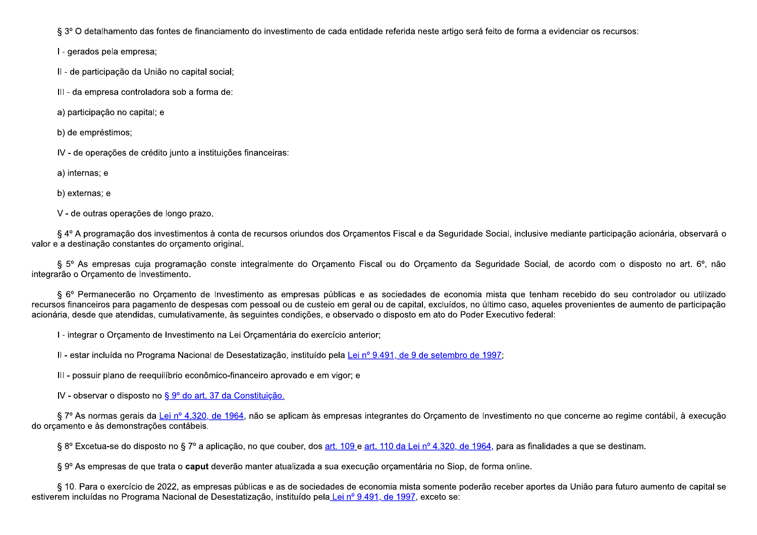§ 3º O detalhamento das fontes de financiamento do investimento de cada entidade referida neste artigo será feito de forma a evidenciar os recursos:

I - gerados pela empresa;

II - de participação da União no capital social;

III - da empresa controladora sob a forma de:

a) participação no capital; e

b) de empréstimos;

IV - de operações de crédito junto a instituições financeiras:

a) internas; e

b) externas; e

V - de outras operações de longo prazo.

§ 4º A programação dos investimentos à conta de recursos oriundos dos Orçamentos Fiscal e da Seguridade Social, inclusive mediante participação acionária, observará o valor e a destinação constantes do orçamento original.

§ 5º As empresas cuja programação conste integralmente do Orçamento Fiscal ou do Orçamento da Seguridade Social, de acordo com o disposto no art. 6º, não integrarão o Orçamento de Investimento.

§ 6º Permanecerão no Orçamento de Investimento as empresas públicas e as sociedades de economia mista que tenham recebido do seu controlador ou utilizado recursos financeiros para pagamento de despesas com pessoal ou de custeio em geral ou de capital, excluídos, no último caso, aqueles provenientes de aumento de participação acionária, desde que atendidas, cumulativamente, às seguintes condições, e observado o disposto em ato do Poder Executivo federal:

I - integrar o Orçamento de Investimento na Lei Orçamentária do exercício anterior;

II - estar incluída no Programa Nacional de Desestatização, instituído pela Lei nº 9.491, de 9 de setembro de 1997;

III - possuir plano de reequilíbrio econômico-financeiro aprovado e em vigor; e

IV - observar o disposto no § 9º do art. 37 da Constituição.

§ 7º As normas gerais da Lei nº 4.320, de 1964, não se aplicam às empresas integrantes do Orçamento de Investimento no que concerne ao regime contábil, à execução do orçamento e às demonstrações contábeis.

§ 8º Excetua-se do disposto no § 7º a aplicação, no que couber, dos art. 109 e art. 110 da Lei nº 4.320, de 1964, para as finalidades a que se destinam.

§ 9º As empresas de que trata o **caput** deverão manter atualizada a sua execução orçamentária no Siop, de forma online.

§ 10. Para o exercício de 2022, as empresas públicas e as de sociedades de economia mista somente poderão receber aportes da União para futuro aumento de capital se estiverem incluídas no Programa Nacional de Desestatização, instituído pela Lei nº 9.491, de 1997, exceto se: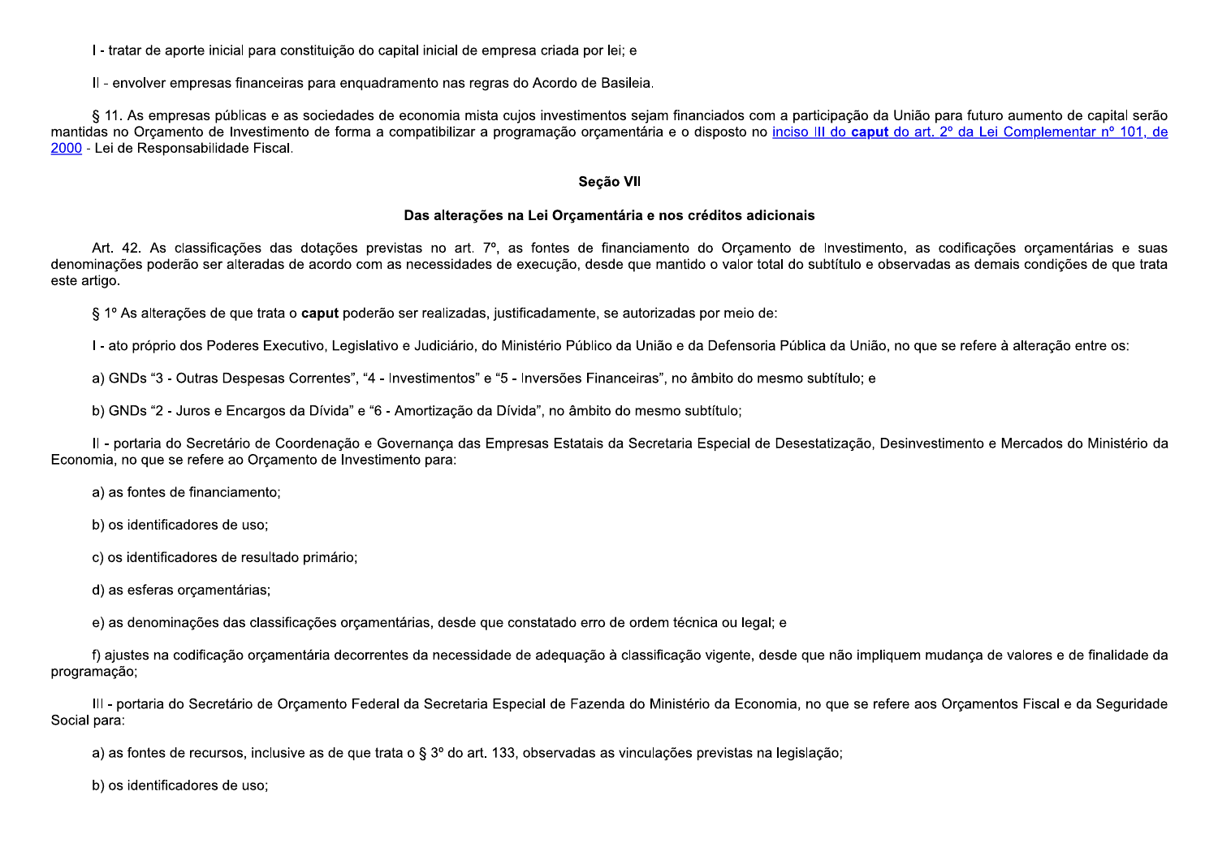I - tratar de aporte inicial para constituição do capital inicial de empresa criada por lei; e

II - envolver empresas financeiras para enquadramento nas regras do Acordo de Basileia.

§ 11. As empresas públicas e as sociedades de economia mista cujos investimentos sejam financiados com a participação da União para futuro aumento de capital serão mantidas no Orçamento de Investimento de forma a compatibilizar a programação orçamentária e o disposto no inciso III do **caput** do art. 2º da Lei Complementar nº 101, de 2000 - Lei de Responsabilidade Fiscal.

### Seção VII

### Das alterações na Lei Orçamentária e nos créditos adicionais

Art. 42. As classificações das dotações previstas no art. 7º, as fontes de financiamento do Orçamento de Investimento, as codificações orçamentárias e suas denominações poderão ser alteradas de acordo com as necessidades de execução, desde que mantido o valor total do subtítulo e observadas as demais condições de que trata este artigo.

§ 1º As alterações de que trata o **caput** poderão ser realizadas, justificadamente, se autorizadas por meio de:

I - ato próprio dos Poderes Executivo, Legislativo e Judiciário, do Ministério Público da União e da Defensoria Pública da União, no que se refere à alteração entre os:

a) GNDs “3 - Outras Despesas Correntes”, “4 - Investimentos” e “5 - Inversões Financeiras”, no âmbito do mesmo subtítulo; e

b) GNDs “2 - Juros e Encargos da Dívida” e “6 - Amortização da Dívida”, no âmbito do mesmo subtítulo;

II - portaria do Secretário de Coordenação e Governança das Empresas Estatais da Secretaria Especial de Desestatização, Desinvestimento e Mercados do Ministério da Economia, no que se refere ao Orçamento de Investimento para:

a) as fontes de financiamento;

b) os identificadores de uso;

c) os identificadores de resultado primário;

d) as esferas orçamentárias;

e) as denominações das classificações orçamentárias, desde que constatado erro de ordem técnica ou legal; e

f) ajustes na codificação orçamentária decorrentes da necessidade de adequação à classificação vigente, desde que não impliquem mudança de valores e de finalidade da programação;

III - portaria do Secretário de Orçamento Federal da Secretaria Especial de Fazenda do Ministério da Economia, no que se refere aos Orçamentos Fiscal e da Seguridade Social para:

a) as fontes de recursos, inclusive as de que trata o § 3º do art. 133, observadas as vinculações previstas na legislação;

b) os identificadores de uso;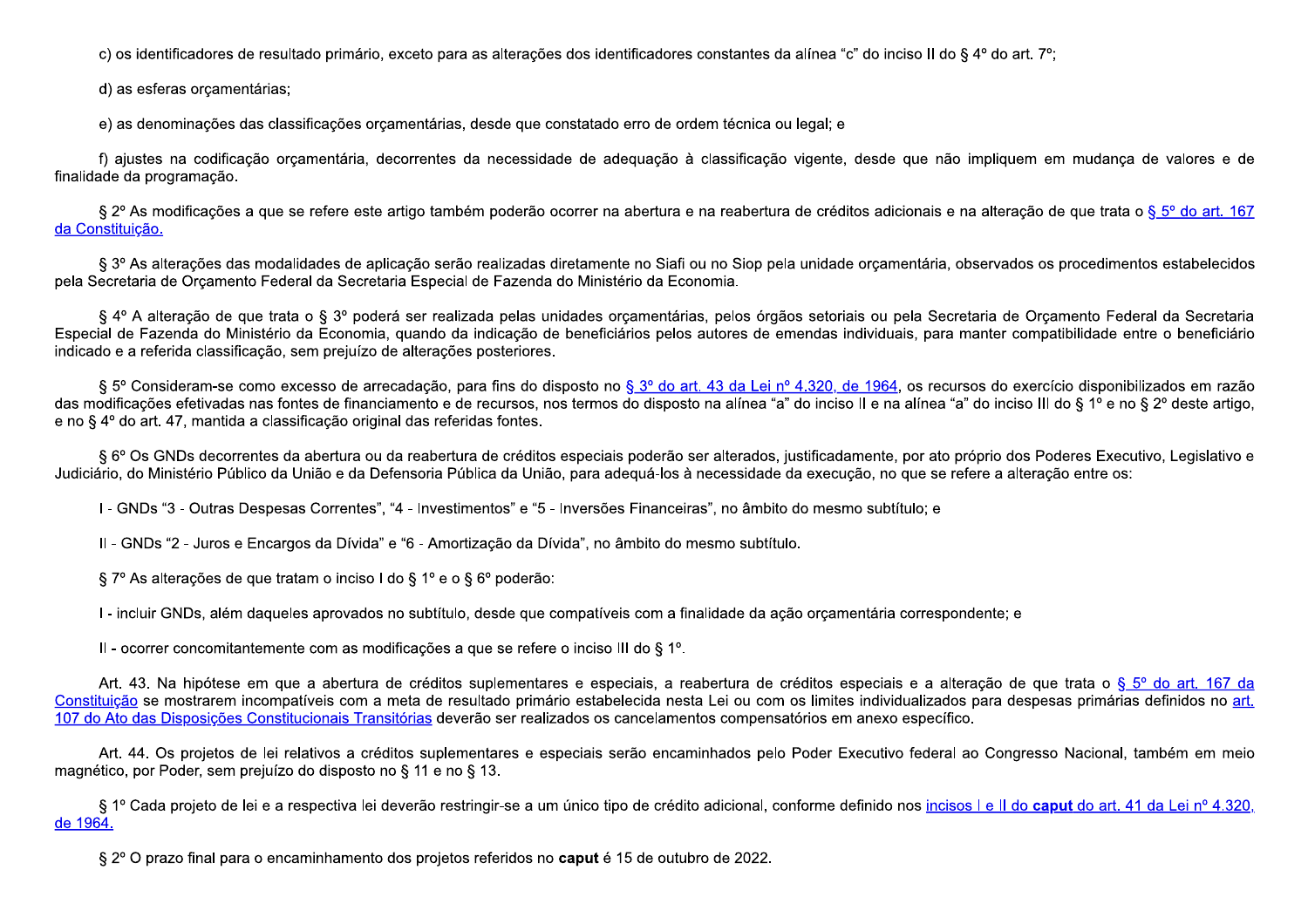c) os identificadores de resultado primário, exceto para as alterações dos identificadores constantes da alínea "c" do inciso II do § 4º do art. 7º;

d) as esferas orçamentárias;

e) as denominações das classificações orçamentárias, desde que constatado erro de ordem técnica ou legal; e

f) ajustes na codificação orçamentária, decorrentes da necessidade de adequação à classificação vigente, desde que não impliquem em mudança de valores e de finalidade da programação.

§ 2º As modificações a que se refere este artigo também poderão ocorrer na abertura e na reabertura de créditos adicionais e na alteração de que trata o § 5º do art. 167 da Constituição.

§ 3º As alterações das modalidades de aplicação serão realizadas diretamente no Siafi ou no Siop pela unidade orçamentária, observados os procedimentos estabelecidos pela Secretaria de Orçamento Federal da Secretaria Especial de Fazenda do Ministério da Economia.

§ 4º A alteração de que trata o § 3º poderá ser realizada pelas unidades orçamentárias, pelos órgãos setoriais ou pela Secretaria de Orçamento Federal da Secretaria Especial de Fazenda do Ministério da Economia, quando da indicação de beneficiários pelos autores de emendas individuais, para manter compatibilidade entre o beneficiário indicado e a referida classificação, sem prejuízo de alterações posteriores.

§ 5º Consideram-se como excesso de arrecadação, para fins do disposto no § 3º do art. 43 da Lei nº 4.320, de 1964, os recursos do exercício disponibilizados em razão das modificações efetivadas nas fontes de financiamento e de recursos, nos termos do disposto na alínea "a" do inciso II e na alínea "a" do inciso III do § 1º e no § 2º deste artigo, e no § 4º do art. 47, mantida a classificação original das referidas fontes.

§ 6º Os GNDs decorrentes da abertura ou da reabertura de créditos especiais poderão ser alterados, justificadamente, por ato próprio dos Poderes Executivo, Legislativo e Judiciário, do Ministério Público da União e da Defensoria Pública da União, para adequá-los à necessidade da execução, no que se refere a alteração entre os:

I - GNDs "3 - Outras Despesas Correntes", "4 - Investimentos" e "5 - Inversões Financeiras", no âmbito do mesmo subtítulo; e

II - GNDs "2 - Juros e Encargos da Dívida" e "6 - Amortização da Dívida", no âmbito do mesmo subtítulo.

§ 7º As alterações de que tratam o inciso I do § 1º e o § 6º poderão:

I - incluir GNDs, além daqueles aprovados no subtítulo, desde que compatíveis com a finalidade da ação orçamentária correspondente; e

II - ocorrer concomitantemente com as modificações a que se refere o inciso III do § 1º.

Art. 43. Na hipótese em que a abertura de créditos suplementares e especiais, a reabertura de créditos especiais e a alteração de que trata o § 5º do art. 167 da Constituição se mostrarem incompatíveis com a meta de resultado primário estabelecida nesta Lei ou com os limites individualizados para despesas primárias definidos no art. 107 do Ato das Disposições Constitucionais Transitórias deverão ser realizados os cancelamentos compensatórios em anexo específico.

Art. 44. Os projetos de lei relativos a créditos suplementares e especiais serão encaminhados pelo Poder Executivo federal ao Congresso Nacional, também em meio magnético, por Poder, sem prejuízo do disposto no § 11 e no § 13.

§ 1º Cada projeto de lei e a respectiva lei deverão restringir-se a um único tipo de crédito adicional, conforme definido nos incisos I e II do **caput** do art. 41 da Lei nº 4.320, de 1964.

§ 2º O prazo final para o encaminhamento dos projetos referidos no **caput** é 15 de outubro de 2022.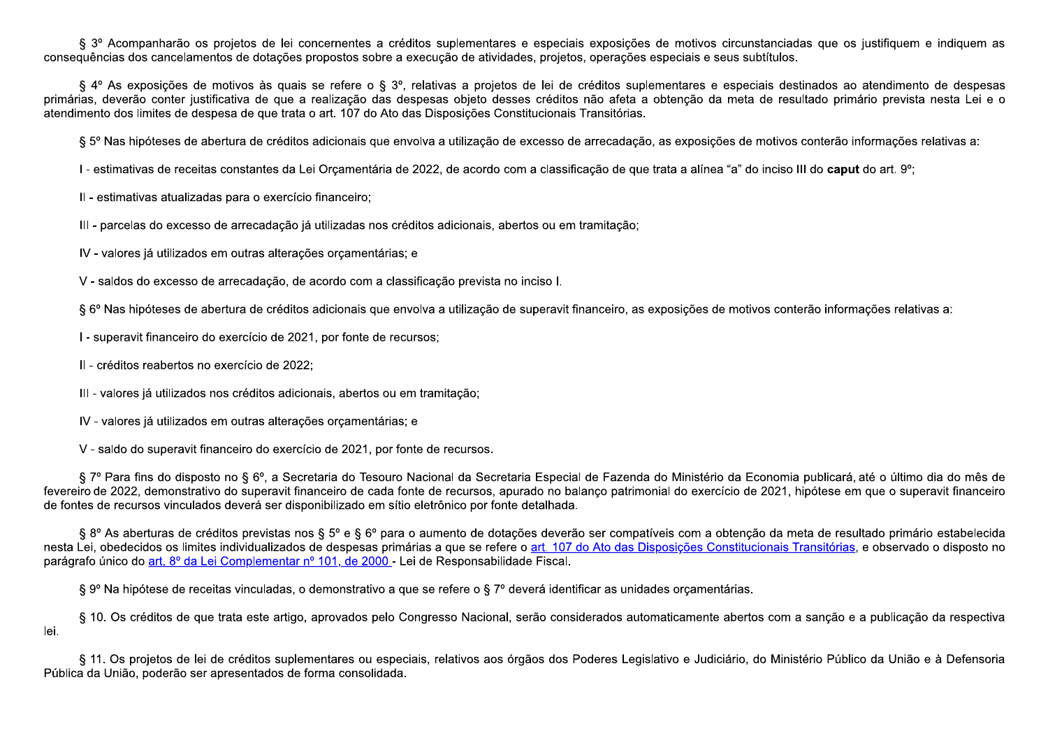§ 3º Acompanharão os projetos de lei concernentes a créditos suplementares e especiais exposições de motivos circunstanciadas que os justifiquem e indiquem as consequências dos cancelamentos de dotações propostos sobre a execução de atividades, projetos, operações especiais e seus subtítulos.

§ 4º As exposições de motivos às quais se refere o § 3º, relativas a projetos de lei de créditos suplementares e especiais destinados ao atendimento de despesas primárias, deverão conter justificativa de que a realização das despesas objeto desses créditos não afeta a obtenção da meta de resultado primário prevista nesta Lei e o atendimento dos limites de despesa de que trata o art. 107 do Ato das Disposições Constitucionais Transitórias.

§ 5º Nas hipóteses de abertura de créditos adicionais que envolva a utilização de excesso de arrecadação, as exposições de motivos conterão informações relativas a:

I - estimativas de receitas constantes da Lei Orçamentária de 2022, de acordo com a classificação de que trata a alínea "a" do inciso III do **caput** do art. 9º;

II - estimativas atualizadas para o exercício financeiro;

III - parcelas do excesso de arrecadação já utilizadas nos créditos adicionais, abertos ou em tramitação;

IV - valores já utilizados em outras alterações orçamentárias; e

V - saldos do excesso de arrecadação, de acordo com a classificação prevista no inciso I.

§ 6º Nas hipóteses de abertura de créditos adicionais que envolva a utilização de superavit financeiro, as exposições de motivos conterão informações relativas a:

I - superavit financeiro do exercício de 2021, por fonte de recursos;

II - créditos reabertos no exercício de 2022;

III - valores já utilizados nos créditos adicionais, abertos ou em tramitação;

IV - valores já utilizados em outras alterações orçamentárias; e

V - saldo do superavit financeiro do exercício de 2021, por fonte de recursos.

§ 7º Para fins do disposto no § 6º, a Secretaria do Tesouro Nacional da Secretaria Especial de Fazenda do Ministério da Economia publicará, até o último dia do mês de fevereiro de 2022, demonstrativo do superavit financeiro de cada fonte de recursos, apurado no balanço patrimonial do exercício de 2021, hipótese em que o superavit financeiro de fontes de recursos vinculados deverá ser disponibilizado em sítio eletrônico por fonte detalhada.

§ 8º As aberturas de créditos previstas nos § 5º e § 6º para o aumento de dotações deverão ser compatíveis com a obtenção da meta de resultado primário estabelecida nesta Lei, obedecidos os limites individualizados de despesas primárias a que se refere o art. 107 do Ato das Disposições Constitucionais Transitórias, e observado o disposto no parágrafo único do art. 8º da Lei Complementar nº 101, de 2000 - Lei de Responsabilidade Fiscal.

§ 9º Na hipótese de receitas vinculadas, o demonstrativo a que se refere o § 7º deverá identificar as unidades orçamentárias.

§ 10. Os créditos de que trata este artigo, aprovados pelo Congresso Nacional, serão considerados automaticamente abertos com a sanção e a publicação da respectiva lei.

§ 11. Os projetos de lei de créditos suplementares ou especiais, relativos aos órgãos dos Poderes Legislativo e Judiciário, do Ministério Público da União e à Defensoria Pública da União, poderão ser apresentados de forma consolidada.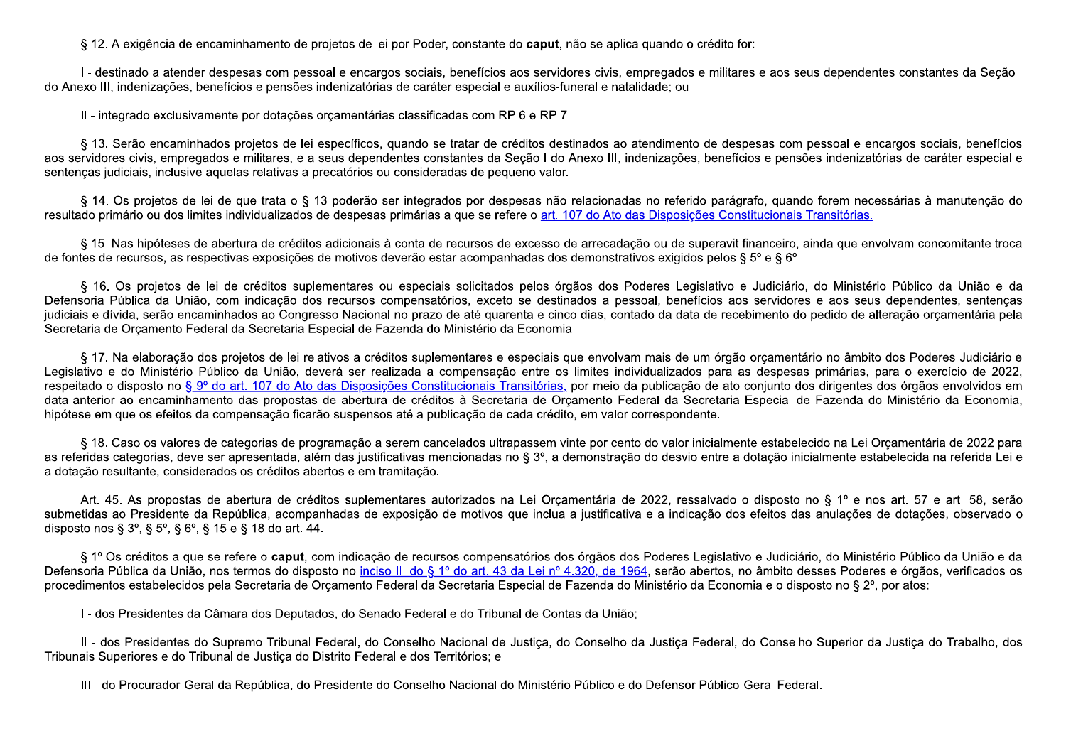§ 12. A exigência de encaminhamento de projetos de lei por Poder, constante do **caput**, não se aplica quando o crédito for:

I - destinado a atender despesas com pessoal e encargos sociais, benefícios aos servidores civis, empregados e militares e aos seus dependentes constantes da Seção I do Anexo III, indenizações, benefícios e pensões indenizatórias de caráter especial e auxílios-funeral e natalidade; ou

II - integrado exclusivamente por dotações orçamentárias classificadas com RP 6 e RP 7.

§ 13. Serão encaminhados projetos de lei específicos, quando se tratar de créditos destinados ao atendimento de despesas com pessoal e encargos sociais, benefícios aos servidores civis, empregados e militares, e a seus dependentes constantes da Seção I do Anexo III, indenizações, benefícios e pensões indenizatórias de caráter especial e sentenças judiciais, inclusive aquelas relativas a precatórios ou consideradas de pequeno valor.

§ 14. Os projetos de lei de que trata o § 13 poderão ser integrados por despesas não relacionadas no referido parágrafo, quando forem necessárias à manutenção do resultado primário ou dos limites individualizados de despesas primárias a que se refere o art. 107 do Ato das Disposições Constitucionais Transitórias.

§ 15. Nas hipóteses de abertura de créditos adicionais à conta de recursos de excesso de arrecadação ou de superavit financeiro, ainda que envolvam concomitante troca de fontes de recursos, as respectivas exposições de motivos deverão estar acompanhadas dos demonstrativos exigidos pelos § 5º e § 6º.

§ 16. Os projetos de lei de créditos suplementares ou especiais solicitados pelos órgãos dos Poderes Legislativo e Judiciário, do Ministério Público da União e da Defensoria Pública da União, com indicação dos recursos compensatórios, exceto se destinados a pessoal, benefícios aos servidores e aos seus dependentes, sentenças judiciais e dívida, serão encaminhados ao Congresso Nacional no prazo de até quarenta e cinco dias, contado da data de recebimento do pedido de alteração orçamentária pela Secretaria de Orçamento Federal da Secretaria Especial de Fazenda do Ministério da Economia.

§ 17. Na elaboração dos projetos de lei relativos a créditos suplementares e especiais que envolvam mais de um órgão orçamentário no âmbito dos Poderes Judiciário e Legislativo e do Ministério Público da União, deverá ser realizada a compensação entre os limites individualizados para as despesas primárias, para o exercício de 2022, respeitado o disposto no § 9º do art. 107 do Ato das Disposições Constitucionais Transitórias, por meio da publicação de ato conjunto dos dirigentes dos órgãos envolvidos em data anterior ao encaminhamento das propostas de abertura de créditos à Secretaria de Orçamento Federal da Secretaria Especial de Fazenda do Ministério da Economia, hipótese em que os efeitos da compensação ficarão suspensos até a publicação de cada crédito, em valor correspondente.

§ 18. Caso os valores de categorias de programação a serem cancelados ultrapassem vinte por cento do valor inicialmente estabelecido na Lei Orçamentária de 2022 para as referidas categorias, deve ser apresentada, além das justificativas mencionadas no § 3º, a demonstração do desvio entre a dotação inicialmente estabelecida na referida Lei e a dotação resultante, considerados os créditos abertos e em tramitação.

Art. 45. As propostas de abertura de créditos suplementares autorizados na Lei Orçamentária de 2022, ressalvado o disposto no § 1º e nos art. 57 e art. 58, serão submetidas ao Presidente da República, acompanhadas de exposição de motivos que inclua a justificativa e a indicação dos efeitos das anulações de dotações, observado o disposto nos § 3º, § 5º, § 6º, § 15 e § 18 do art. 44.

§ 1º Os créditos a que se refere o **caput**, com indicação de recursos compensatórios dos órgãos dos Poderes Legislativo e Judiciário, do Ministério Público da União e da Defensoria Pública da União, nos termos do disposto no inciso III do § 1º do art. 43 da Lei nº 4.320, de 1964, serão abertos, no âmbito desses Poderes e órgãos, verificados os procedimentos estabelecidos pela Secretaria de Orçamento Federal da Secretaria Especial de Fazenda do Ministério da Economia e o disposto no § 2º, por atos:

I - dos Presidentes da Câmara dos Deputados, do Senado Federal e do Tribunal de Contas da União;

II - dos Presidentes do Supremo Tribunal Federal, do Conselho Nacional de Justiça, do Conselho da Justiça Federal, do Conselho Superior da Justiça do Trabalho, dos Tribunais Superiores e do Tribunal de Justiça do Distrito Federal e dos Territórios; e

III - do Procurador-Geral da República, do Presidente do Conselho Nacional do Ministério Público e do Defensor Público-Geral Federal.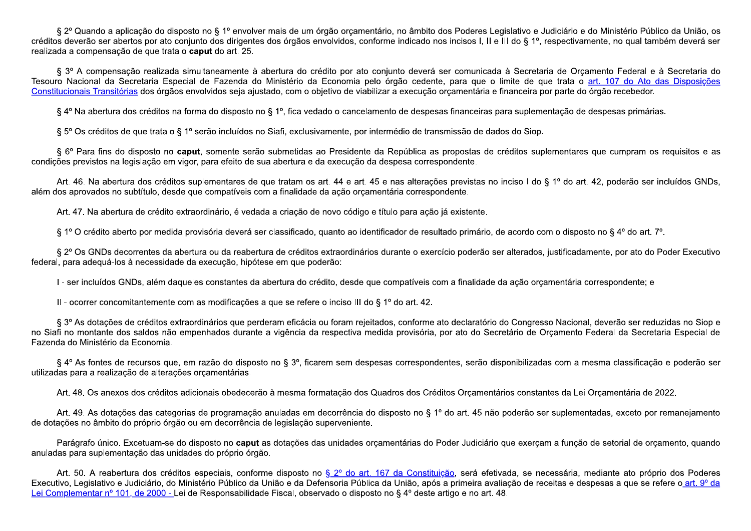§ 2º Quando a aplicação do disposto no § 1º envolver mais de um órgão orçamentário, no âmbito dos Poderes Legislativo e Judiciário e do Ministério Público da União, os créditos deverão ser abertos por ato conjunto dos dirigentes dos órgãos envolvidos, conforme indicado nos incisos I, II e III do § 1º, respectivamente, no qual também deverá ser realizada a compensação de que trata o **caput** do art. 25.

§ 3º A compensação realizada simultaneamente à abertura do crédito por ato conjunto deverá ser comunicada à Secretaria de Orçamento Federal e à Secretaria do Tesouro Nacional da Secretaria Especial de Fazenda do Ministério da Economia pelo órgão cedente, para que o limite de que trata o art. 107 do Ato das Disposições Constitucionais Transitórias dos órgãos envolvidos seja ajustado, com o objetivo de viabilizar a execução orçamentária e financeira por parte do órgão recebedor.

§ 4º Na abertura dos créditos na forma do disposto no § 1º, fica vedado o cancelamento de despesas financeiras para suplementação de despesas primárias.

§ 5º Os créditos de que trata o § 1º serão incluídos no Siafi, exclusivamente, por intermédio de transmissão de dados do Siop.

§ 6º Para fins do disposto no **caput**, somente serão submetidas ao Presidente da República as propostas de créditos suplementares que cumpram os requisitos e as condições previstos na legislação em vigor, para efeito de sua abertura e da execução da despesa correspondente.

Art. 46. Na abertura dos créditos suplementares de que tratam os art. 44 e art. 45 e nas alterações previstas no inciso I do § 1º do art. 42, poderão ser incluídos GNDs, além dos aprovados no subtítulo, desde que compatíveis com a finalidade da ação orçamentária correspondente.

Art. 47. Na abertura de crédito extraordinário, é vedada a criação de novo código e título para ação já existente.

§ 1º O crédito aberto por medida provisória deverá ser classificado, quanto ao identificador de resultado primário, de acordo com o disposto no § 4º do art. 7º.

§ 2º Os GNDs decorrentes da abertura ou da reabertura de créditos extraordinários durante o exercício poderão ser alterados, justificadamente, por ato do Poder Executivo federal, para adequá-los à necessidade da execução, hipótese em que poderão:

I - ser incluídos GNDs, além daqueles constantes da abertura do crédito, desde que compatíveis com a finalidade da ação orçamentária correspondente; e

II - ocorrer concomitantemente com as modificações a que se refere o inciso III do § 1º do art. 42.

§ 3º As dotações de créditos extraordinários que perderam eficácia ou foram rejeitados, conforme ato declaratório do Congresso Nacional, deverão ser reduzidas no Siop e no Siafi no montante dos saldos não empenhados durante a vigência da respectiva medida provisória, por ato do Secretário de Orçamento Federal da Secretaria Especial de Fazenda do Ministério da Economia.

§ 4º As fontes de recursos que, em razão do disposto no § 3º, ficarem sem despesas correspondentes, serão disponibilizadas com a mesma classificação e poderão ser utilizadas para a realização de alterações orçamentárias.

Art. 48. Os anexos dos créditos adicionais obedecerão à mesma formatação dos Quadros dos Créditos Orçamentários constantes da Lei Orçamentária de 2022.

Art. 49. As dotações das categorias de programação anuladas em decorrência do disposto no § 1º do art. 45 não poderão ser suplementadas, exceto por remanejamento de dotações no âmbito do próprio órgão ou em decorrência de legislação superveniente.

Parágrafo único. Excetuam-se do disposto no **caput** as dotações das unidades orçamentárias do Poder Judiciário que exerçam a função de setorial de orçamento, quando anuladas para suplementação das unidades do próprio órgão.

Art. 50. A reabertura dos créditos especiais, conforme disposto no § 2º do art. 167 da Constituição, será efetivada, se necessária, mediante ato próprio dos Poderes Executivo, Legislativo e Judiciário, do Ministério Público da União e da Defensoria Pública da União, após a primeira avaliação de receitas e despesas a que se refere o art. 9º da Lei Complementar nº 101, de 2000 - Lei de Responsabilidade Fiscal, observado o disposto no § 4º deste artigo e no art. 48.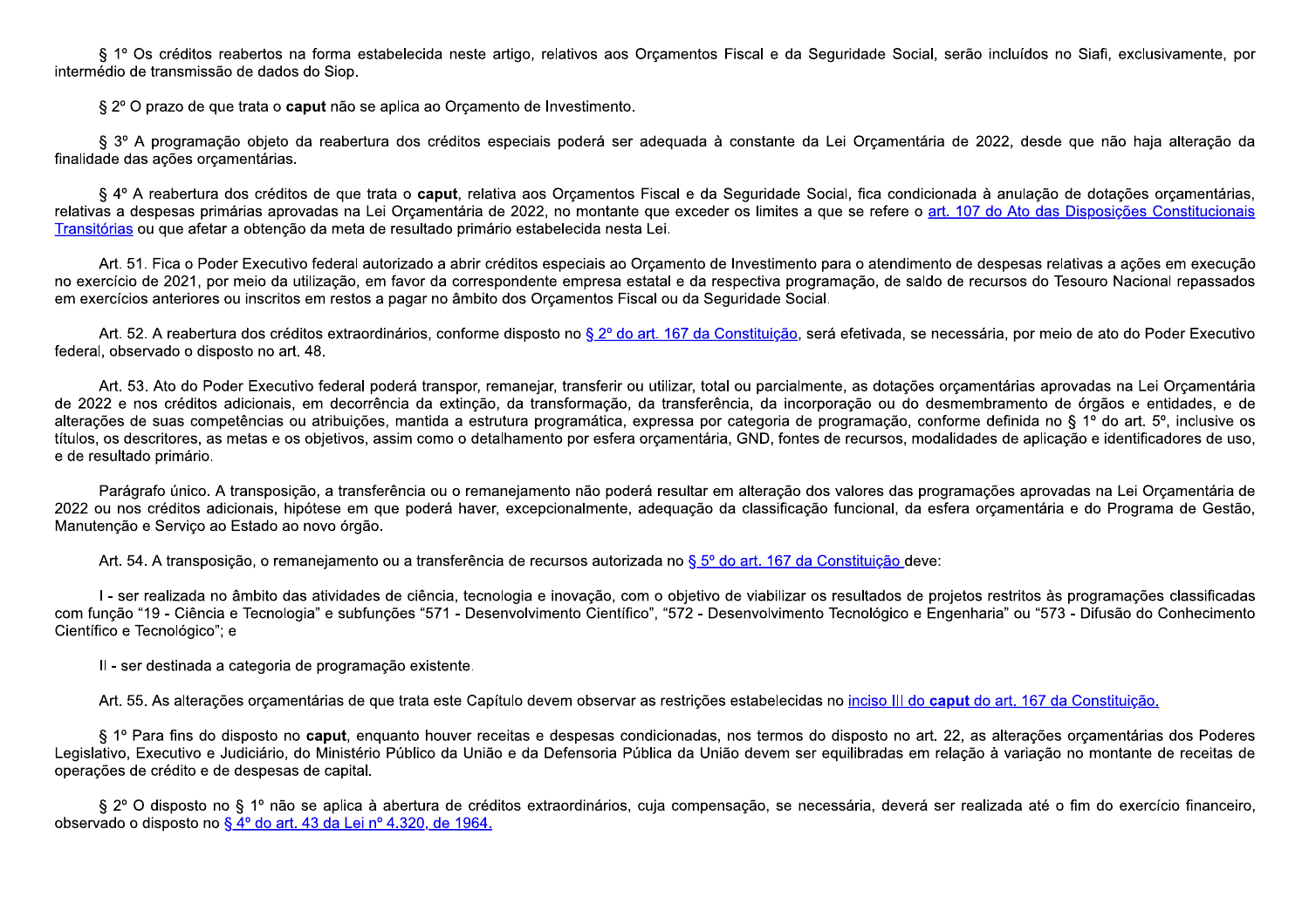§ 1º Os créditos reabertos na forma estabelecida neste artigo, relativos aos Orçamentos Fiscal e da Seguridade Social, serão incluídos no Siafi, exclusivamente, por intermédio de transmissão de dados do Siop.

§ 2º O prazo de que trata o **caput** não se aplica ao Orçamento de Investimento.

§ 3º A programação objeto da reabertura dos créditos especiais poderá ser adequada à constante da Lei Orçamentária de 2022, desde que não haja alteração da finalidade das ações orçamentárias.

§ 4º A reabertura dos créditos de que trata o **caput**, relativa aos Orçamentos Fiscal e da Seguridade Social, fica condicionada à anulação de dotações orçamentárias, relativas a despesas primárias aprovadas na Lei Orçamentária de 2022, no montante que exceder os limites a que se refere o art. 107 do Ato das Disposições Constitucionais Transitórias ou que afetar a obtenção da meta de resultado primário estabelecida nesta Lei.

Art. 51. Fica o Poder Executivo federal autorizado a abrir créditos especiais ao Orçamento de Investimento para o atendimento de despesas relativas a ações em execução no exercício de 2021, por meio da utilização, em favor da correspondente empresa estatal e da respectiva programação, de saldo de recursos do Tesouro Nacional repassados em exercícios anteriores ou inscritos em restos a pagar no âmbito dos Orçamentos Fiscal ou da Seguridade Social.

Art. 52. A reabertura dos créditos extraordinários, conforme disposto no § 2º do art. 167 da Constituição, será efetivada, se necessária, por meio de ato do Poder Executivo federal, observado o disposto no art. 48.

Art. 53. Ato do Poder Executivo federal poderá transpor, remanejar, transferir ou utilizar, total ou parcialmente, as dotações orçamentárias aprovadas na Lei Orçamentária de 2022 e nos créditos adicionais, em decorrência da extinção, da transformação, da transferência, da incorporação ou do desmembramento de órgãos e entidades, e de alterações de suas competências ou atribuições, mantida a estrutura programática, expressa por categoria de programação, conforme definida no § 1º do art. 5º, inclusive os títulos, os descritores, as metas e os objetivos, assim como o detalhamento por esfera orçamentária, GND, fontes de recursos, modalidades de aplicação e identificadores de uso, e de resultado primário.

Parágrafo único. A transposição, a transferência ou o remanejamento não poderá resultar em alteração dos valores das programações aprovadas na Lei Orçamentária de 2022 ou nos créditos adicionais, hipótese em que poderá haver, excepcionalmente, adequação da classificação funcional, da esfera orçamentária e do Programa de Gestão, Manutenção e Serviço ao Estado ao novo órgão.

Art. 54. A transposição, o remanejamento ou a transferência de recursos autorizada no § 5º do art. 167 da Constituição deve:

I - ser realizada no âmbito das atividades de ciência, tecnologia e inovação, com o objetivo de viabilizar os resultados de projetos restritos às programações classificadas com função "19 - Ciência e Tecnologia" e subfunções "571 - Desenvolvimento Científico", "572 - Desenvolvimento Tecnológico e Engenharia" ou "573 - Difusão do Conhecimento Científico e Tecnológico"; e

II - ser destinada a categoria de programação existente.

Art. 55. As alterações orçamentárias de que trata este Capítulo devem observar as restrições estabelecidas no inciso III do **caput** do art. 167 da Constituição.

§ 1º Para fins do disposto no **caput**, enquanto houver receitas e despesas condicionadas, nos termos do disposto no art. 22, as alterações orçamentárias dos Poderes Legislativo, Executivo e Judiciário, do Ministério Público da União e da Defensoria Pública da União devem ser equilibradas em relação à variação no montante de receitas de operações de crédito e de despesas de capital.

§ 2º O disposto no § 1º não se aplica à abertura de créditos extraordinários, cuja compensação, se necessária, deverá ser realizada até o fim do exercício financeiro, observado o disposto no § 4º do art. 43 da Lei nº 4.320, de 1964.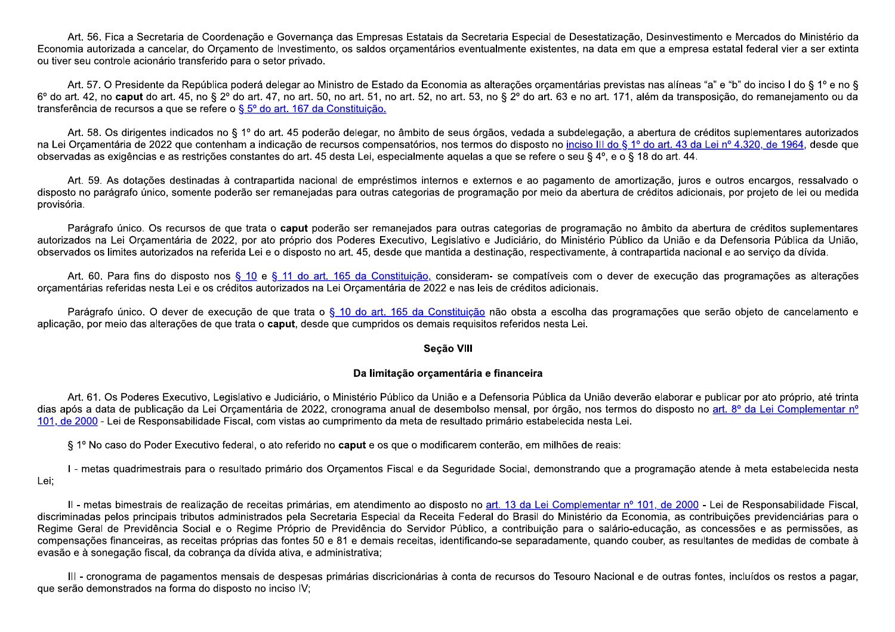Art. 56. Fica a Secretaria de Coordenação e Governança das Empresas Estatais da Secretaria Especial de Desestatização, Desinvestimento e Mercados do Ministério da Economia autorizada a cancelar, do Orçamento de Investimento, os saldos orçamentários eventualmente existentes, na data em que a empresa estatal federal vier a ser extinta ou tiver seu controle acionário transferido para o setor privado.

Art. 57. O Presidente da República poderá delegar ao Ministro de Estado da Economia as alterações orçamentárias previstas nas alíneas "a" e "b" do inciso I do § 1º e no § 6º do art. 42, no **caput** do art. 45, no § 2º do art. 47, no art. 50, no art. 51, no art. 52, no art. 53, no § 2º do art. 63 e no art. 171, além da transposição, do remanejamento ou da transferência de recursos a que se refere o § 5º do art. 167 da Constituição.

Art. 58. Os dirigentes indicados no § 1º do art. 45 poderão delegar, no âmbito de seus órgãos, vedada a subdelegação, a abertura de créditos suplementares autorizados na Lei Orçamentária de 2022 que contenham a indicação de recursos compensatórios, nos termos do disposto no inciso III do § 1º do art. 43 da Lei nº 4.320, de 1964, desde que observadas as exigências e as restrições constantes do art. 45 desta Lei, especialmente aquelas a que se refere o seu § 4º, e o § 18 do art. 44.

Art. 59. As dotações destinadas à contrapartida nacional de empréstimos internos e externos e ao pagamento de amortização, juros e outros encargos, ressalvado o disposto no parágrafo único, somente poderão ser remanejadas para outras categorias de programação por meio da abertura de créditos adicionais, por projeto de lei ou medida provisória.

Parágrafo único. Os recursos de que trata o **caput** poderão ser remanejados para outras categorias de programação no âmbito da abertura de créditos suplementares autorizados na Lei Orçamentária de 2022, por ato próprio dos Poderes Executivo, Legislativo e Judiciário, do Ministério Público da União e da Defensoria Pública da União, observados os limites autorizados na referida Lei e o disposto no art. 45, desde que mantida a destinação, respectivamente, à contrapartida nacional e ao serviço da dívida.

Art. 60. Para fins do disposto nos § 10 e § 11 do art. 165 da Constituição, consideram- se compatíveis com o dever de execução das programações as alterações orçamentárias referidas nesta Lei e os créditos autorizados na Lei Orçamentária de 2022 e nas leis de créditos adicionais.

Parágrafo único. O dever de execução de que trata o § 10 do art. 165 da Constituição não obsta a escolha das programações que serão objeto de cancelamento e aplicação, por meio das alterações de que trata o **caput**, desde que cumpridos os demais requisitos referidos nesta Lei.

**Seção VIII**

**Da limitação orçamentária e financeira**

Art. 61. Os Poderes Executivo, Legislativo e Judiciário, o Ministério Público da União e a Defensoria Pública da União deverão elaborar e publicar por ato próprio, até trinta dias após a data de publicação da Lei Orçamentária de 2022, cronograma anual de desembolso mensal, por órgão, nos termos do disposto no art. 8º da Lei Complementar nº 101, de 2000 - Lei de Responsabilidade Fiscal, com vistas ao cumprimento da meta de resultado primário estabelecida nesta Lei.

§ 1º No caso do Poder Executivo federal, o ato referido no **caput** e os que o modificarem conterão, em milhões de reais:

I - metas quadrimestrais para o resultado primário dos Orçamentos Fiscal e da Seguridade Social, demonstrando que a programação atende à meta estabelecida nesta Lei;

II - metas bimestrais de realização de receitas primárias, em atendimento ao disposto no art. 13 da Lei Complementar nº 101, de 2000 - Lei de Responsabilidade Fiscal, discriminadas pelos principais tributos administrados pela Secretaria Especial da Receita Federal do Brasil do Ministério da Economia, as contribuições previdenciárias para o Regime Geral de Previdência Social e o Regime Próprio de Previdência do Servidor Público, a contribuição para o salário-educação, as concessões e as permissões, as compensações financeiras, as receitas próprias das fontes 50 e 81 e demais receitas, identificando-se separadamente, quando couber, as resultantes de medidas de combate à evasão e à sonegação fiscal, da cobrança da dívida ativa, e administrativa;

III - cronograma de pagamentos mensais de despesas primárias discricionárias à conta de recursos do Tesouro Nacional e de outras fontes, incluídos os restos a pagar, que serão demonstrados na forma do disposto no inciso IV;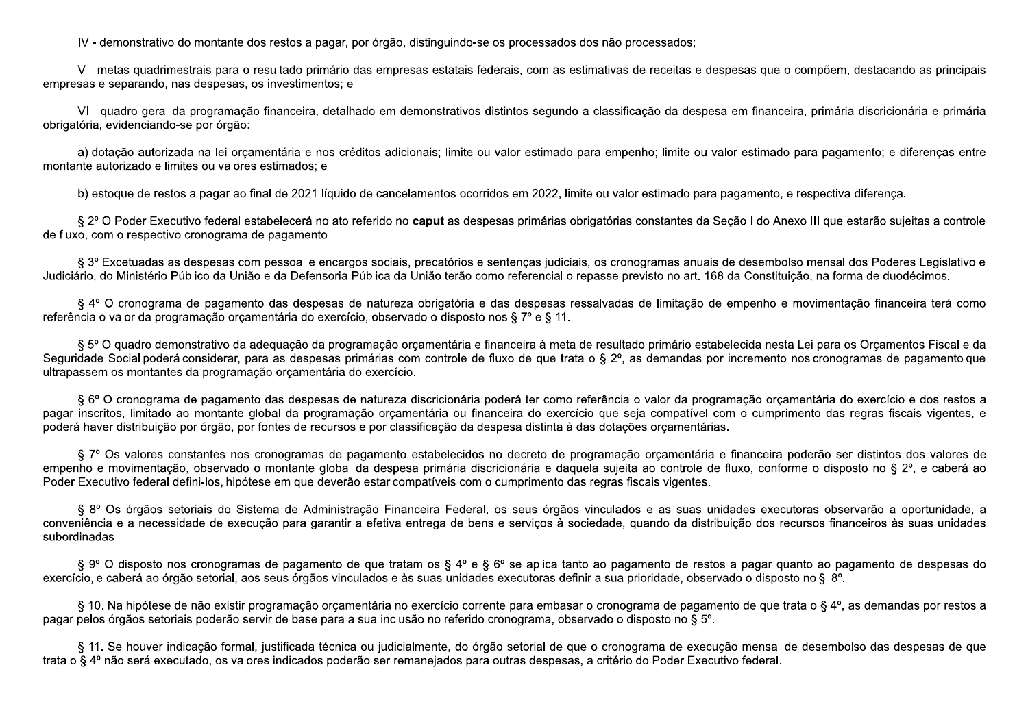IV - demonstrativo do montante dos restos a pagar, por órgão, distinguindo-se os processados dos não processados;

V - metas quadrimestrais para o resultado primário das empresas estatais federais, com as estimativas de receitas e despesas que o compõem, destacando as principais empresas e separando, nas despesas, os investimentos; e

VI - quadro geral da programação financeira, detalhado em demonstrativos distintos segundo a classificação da despesa em financeira, primária discricionária e primária obrigatória, evidenciando-se por órgão:

a) dotação autorizada na lei orçamentária e nos créditos adicionais; limite ou valor estimado para empenho; limite ou valor estimado para pagamento; e diferenças entre montante autorizado e limites ou valores estimados; e

b) estoque de restos a pagar ao final de 2021 líquido de cancelamentos ocorridos em 2022, limite ou valor estimado para pagamento, e respectiva diferença.

§ 2º O Poder Executivo federal estabelecerá no ato referido no **caput** as despesas primárias obrigatórias constantes da Seção I do Anexo III que estarão sujeitas a controle de fluxo, com o respectivo cronograma de pagamento.

§ 3º Excetuadas as despesas com pessoal e encargos sociais, precatórios e sentenças judiciais, os cronogramas anuais de desembolso mensal dos Poderes Legislativo e Judiciário, do Ministério Público da União e da Defensoria Pública da União terão como referencial o repasse previsto no art. 168 da Constituição, na forma de duodécimos.

§ 4º O cronograma de pagamento das despesas de natureza obrigatória e das despesas ressalvadas de limitação de empenho e movimentação financeira terá como referência o valor da programação orçamentária do exercício, observado o disposto nos § 7º e § 11.

§ 5º O quadro demonstrativo da adequação da programação orçamentária e financeira à meta de resultado primário estabelecida nesta Lei para os Orçamentos Fiscal e da Seguridade Social poderá considerar, para as despesas primárias com controle de fluxo de que trata o § 2º, as demandas por incremento nos cronogramas de pagamento que ultrapassem os montantes da programação orçamentária do exercício.

§ 6º O cronograma de pagamento das despesas de natureza discricionária poderá ter como referência o valor da programação orçamentária do exercício e dos restos a pagar inscritos, limitado ao montante global da programação orçamentária ou financeira do exercício que seja compatível com o cumprimento das regras fiscais vigentes, e poderá haver distribuição por órgão, por fontes de recursos e por classificação da despesa distinta à das dotações orçamentárias.

§ 7º Os valores constantes nos cronogramas de pagamento estabelecidos no decreto de programação orçamentária e financeira poderão ser distintos dos valores de empenho e movimentação, observado o montante global da despesa primária discricionária e daquela sujeita ao controle de fluxo, conforme o disposto no § 2º, e caberá ao Poder Executivo federal defini-los, hipótese em que deverão estar compatíveis com o cumprimento das regras fiscais vigentes.

§ 8º Os órgãos setoriais do Sistema de Administração Financeira Federal, os seus órgãos vinculados e as suas unidades executoras observarão a oportunidade, a conveniência e a necessidade de execução para garantir a efetiva entrega de bens e serviços à sociedade, quando da distribuição dos recursos financeiros às suas unidades subordinadas.

§ 9º O disposto nos cronogramas de pagamento de que tratam os § 4º e § 6º se aplica tanto ao pagamento de restos a pagar quanto ao pagamento de despesas do exercício, e caberá ao órgão setorial, aos seus órgãos vinculados e às suas unidades executoras definir a sua prioridade, observado o disposto no § 8º.

§ 10. Na hipótese de não existir programação orçamentária no exercício corrente para embasar o cronograma de pagamento de que trata o § 4º, as demandas por restos a pagar pelos órgãos setoriais poderão servir de base para a sua inclusão no referido cronograma, observado o disposto no § 5º.

§ 11. Se houver indicação formal, justificada técnica ou judicialmente, do órgão setorial de que o cronograma de execução mensal de desembolso das despesas de que trata o § 4º não será executado, os valores indicados poderão ser remanejados para outras despesas, a critério do Poder Executivo federal.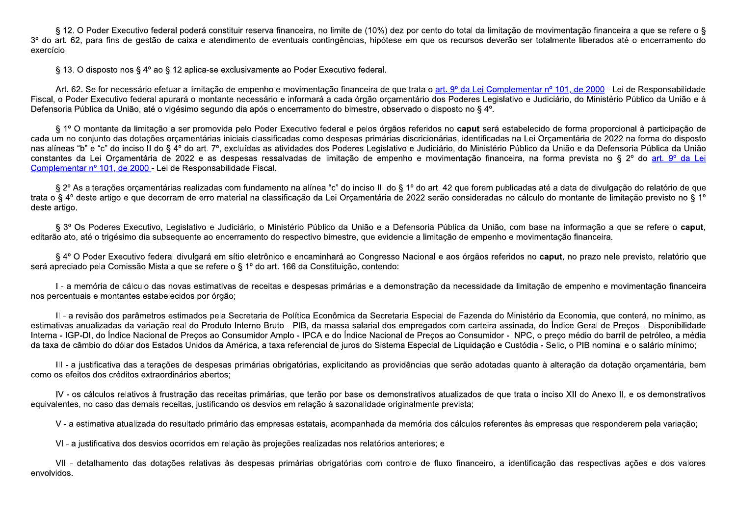§ 12. O Poder Executivo federal poderá constituir reserva financeira, no limite de (10%) dez por cento do total da limitação de movimentação financeira a que se refere o § 3º do art. 62, para fins de gestão de caixa e atendimento de eventuais contingências, hipótese em que os recursos deverão ser totalmente liberados até o encerramento do exercício.

§ 13. O disposto nos § 4º ao § 12 aplica-se exclusivamente ao Poder Executivo federal.

Art. 62. Se for necessário efetuar a limitação de empenho e movimentação financeira de que trata o art. 9º da Lei Complementar nº 101, de 2000 - Lei de Responsabilidade Fiscal, o Poder Executivo federal apurará o montante necessário e informará a cada órgão orçamentário dos Poderes Legislativo e Judiciário, do Ministério Público da União e à Defensoria Pública da União, até o vigésimo segundo dia após o encerramento do bimestre, observado o disposto no § 4º.

§ 1º O montante da limitação a ser promovida pelo Poder Executivo federal e pelos órgãos referidos no **caput** será estabelecido de forma proporcional à participação de cada um no conjunto das dotações orçamentárias iniciais classificadas como despesas primárias discricionárias, identificadas na Lei Orçamentária de 2022 na forma do disposto nas alíneas "b" e "c" do inciso II do § 4º do art. 7º, excluídas as atividades dos Poderes Legislativo e Judiciário, do Ministério Público da União e da Defensoria Pública da União constantes da Lei Orçamentária de 2022 e as despesas ressalvadas de limitação de empenho e movimentação financeira, na forma prevista no § 2º do art. 9º da Lei Complementar nº 101, de 2000 - Lei de Responsabilidade Fiscal.

§ 2º As alterações orçamentárias realizadas com fundamento na alínea "c" do inciso III do § 1º do art. 42 que forem publicadas até a data de divulgação do relatório de que trata o § 4º deste artigo e que decorram de erro material na classificação da Lei Orçamentária de 2022 serão consideradas no cálculo do montante de limitação previsto no § 1º deste artigo.

§ 3º Os Poderes Executivo, Legislativo e Judiciário, o Ministério Público da União e a Defensoria Pública da União, com base na informação a que se refere o **caput**, editarão ato, até o trigésimo dia subsequente ao encerramento do respectivo bimestre, que evidencie a limitação de empenho e movimentação financeira.

§ 4º O Poder Executivo federal divulgará em sítio eletrônico e encaminhará ao Congresso Nacional e aos órgãos referidos no **caput**, no prazo nele previsto, relatório que será apreciado pela Comissão Mista a que se refere o § 1º do art. 166 da Constituição, contendo:

I - a memória de cálculo das novas estimativas de receitas e despesas primárias e a demonstração da necessidade da limitação de empenho e movimentação financeira nos percentuais e montantes estabelecidos por órgão;

II - a revisão dos parâmetros estimados pela Secretaria de Política Econômica da Secretaria Especial de Fazenda do Ministério da Economia, que conterá, no mínimo, as estimativas anualizadas da variação real do Produto Interno Bruto - PIB, da massa salarial dos empregados com carteira assinada, do Índice Geral de Preços - Disponibilidade Interna - IGP-DI, do Índice Nacional de Preços ao Consumidor Amplo - IPCA e do Índice Nacional de Preços ao Consumidor - INPC, o preço médio do barril de petróleo, a média da taxa de câmbio do dólar dos Estados Unidos da América, a taxa referencial de juros do Sistema Especial de Liquidação e Custódia - Selic, o PIB nominal e o salário mínimo;

III - a justificativa das alterações de despesas primárias obrigatórias, explicitando as providências que serão adotadas quanto à alteração da dotação orçamentária, bem como os efeitos dos créditos extraordinários abertos;

IV - os cálculos relativos à frustração das receitas primárias, que terão por base os demonstrativos atualizados de que trata o inciso XII do Anexo II, e os demonstrativos equivalentes, no caso das demais receitas, justificando os desvios em relação à sazonalidade originalmente prevista;

V - a estimativa atualizada do resultado primário das empresas estatais, acompanhada da memória dos cálculos referentes às empresas que responderem pela variação;

VI - a justificativa dos desvios ocorridos em relação às projeções realizadas nos relatórios anteriores; e

VII - detalhamento das dotações relativas às despesas primárias obrigatórias com controle de fluxo financeiro, a identificação das respectivas ações e dos valores envolvidos.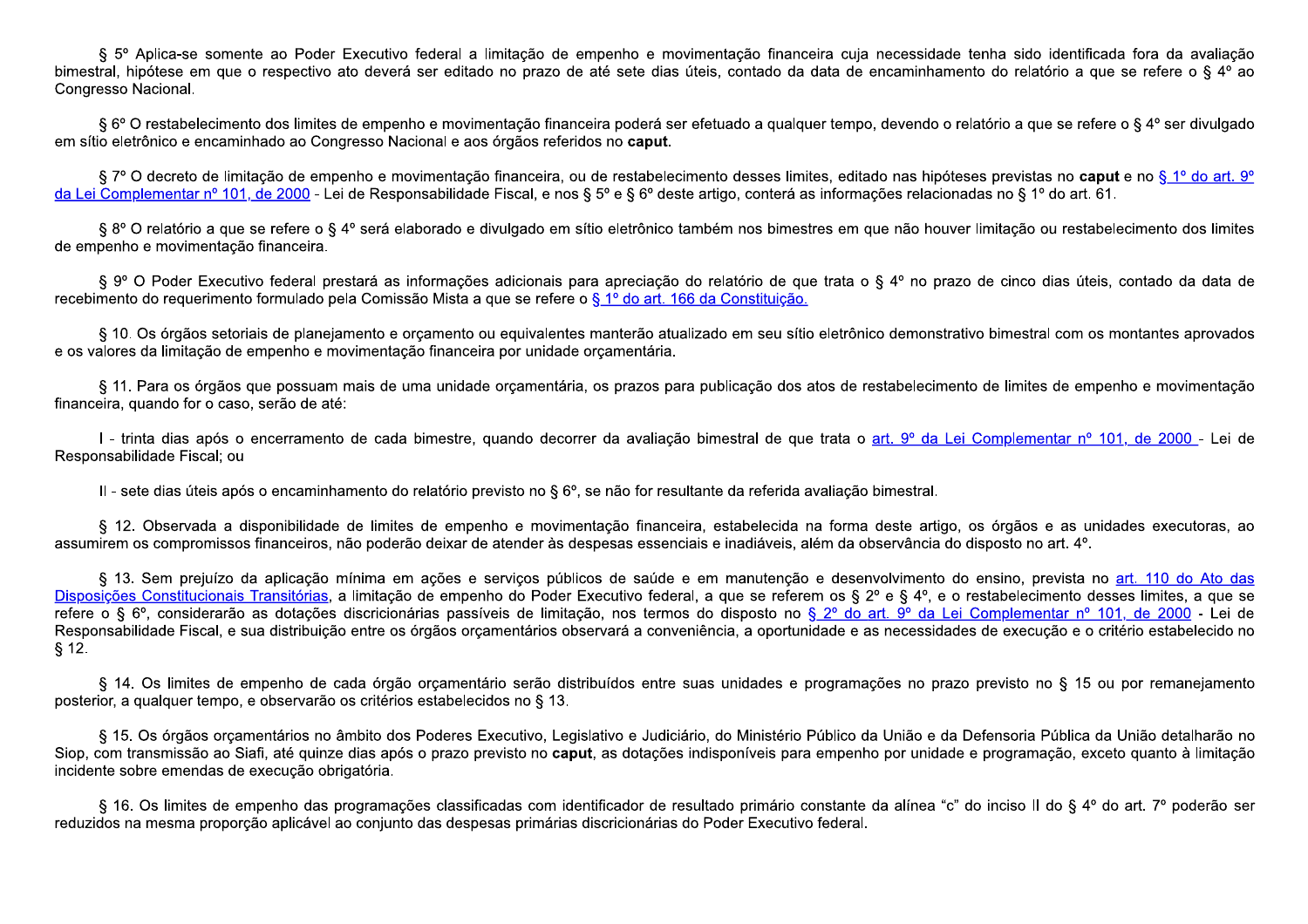§ 5º Aplica-se somente ao Poder Executivo federal a limitação de empenho e movimentação financeira cuja necessidade tenha sido identificada fora da avaliação bimestral, hipótese em que o respectivo ato deverá ser editado no prazo de até sete dias úteis, contado da data de encaminhamento do relatório a que se refere o § 4º ao Congresso Nacional.

§ 6º O restabelecimento dos limites de empenho e movimentação financeira poderá ser efetuado a qualquer tempo, devendo o relatório a que se refere o § 4º ser divulgado em sítio eletrônico e encaminhado ao Congresso Nacional e aos órgãos referidos no **caput.**

§ 7º O decreto de limitação de empenho e movimentação financeira, ou de restabelecimento desses limites, editado nas hipóteses previstas no **caput** e no § 1º do art. 9º da Lei Complementar nº 101, de 2000 - Lei de Responsabilidade Fiscal, e nos § 5º e § 6º deste artigo, conterá as informações relacionadas no § 1º do art. 61.

§ 8º O relatório a que se refere o § 4º será elaborado e divulgado em sítio eletrônico também nos bimestres em que não houver limitação ou restabelecimento dos limites de empenho e movimentação financeira.

§ 9º O Poder Executivo federal prestará as informações adicionais para apreciação do relatório de que trata o § 4º no prazo de cinco dias úteis, contado da data de recebimento do requerimento formulado pela Comissão Mista a que se refere o § 1º do art. 166 da Constituição.

§ 10. Os órgãos setoriais de planejamento e orçamento ou equivalentes manterão atualizado em seu sítio eletrônico demonstrativo bimestral com os montantes aprovados e os valores da limitação de empenho e movimentação financeira por unidade orçamentária.

§ 11. Para os órgãos que possuam mais de uma unidade orçamentária, os prazos para publicação dos atos de restabelecimento de limites de empenho e movimentação financeira, quando for o caso, serão de até:

I - trinta dias após o encerramento de cada bimestre, quando decorrer da avaliação bimestral de que trata o art. 9º da Lei Complementar nº 101, de 2000 - Lei de Responsabilidade Fiscal; ou

II - sete dias úteis após o encaminhamento do relatório previsto no § 6º, se não for resultante da referida avaliação bimestral.

§ 12. Observada a disponibilidade de limites de empenho e movimentação financeira, estabelecida na forma deste artigo, os órgãos e as unidades executoras, ao assumirem os compromissos financeiros, não poderão deixar de atender às despesas essenciais e inadiáveis, além da observância do disposto no art. 4º.

§ 13. Sem prejuízo da aplicação mínima em ações e serviços públicos de saúde e em manutenção e desenvolvimento do ensino, prevista no art. 110 do Ato das Disposições Constitucionais Transitórias, a limitação de empenho do Poder Executivo federal, a que se referem os § 2º e § 4º, e o restabelecimento desses limites, a que se refere o § 6º, considerarão as dotações discricionárias passíveis de limitação, nos termos do disposto no § 2º do art. 9º da Lei Complementar nº 101, de 2000 - Lei de Responsabilidade Fiscal, e sua distribuição entre os órgãos orçamentários observará a conveniência, a oportunidade e as necessidades de execução e o critério estabelecido no § 12.

§ 14. Os limites de empenho de cada órgão orçamentário serão distribuídos entre suas unidades e programações no prazo previsto no § 15 ou por remanejamento posterior, a qualquer tempo, e observarão os critérios estabelecidos no § 13.

§ 15. Os órgãos orçamentários no âmbito dos Poderes Executivo, Legislativo e Judiciário, do Ministério Público da União e da Defensoria Pública da União detalharão no Siop, com transmissão ao Siafi, até quinze dias após o prazo previsto no **caput**, as dotações indisponíveis para empenho por unidade e programação, exceto quanto à limitação incidente sobre emendas de execução obrigatória.

§ 16. Os limites de empenho das programações classificadas com identificador de resultado primário constante da alínea "c" do inciso II do § 4º do art. 7º poderão ser reduzidos na mesma proporção aplicável ao conjunto das despesas primárias discricionárias do Poder Executivo federal.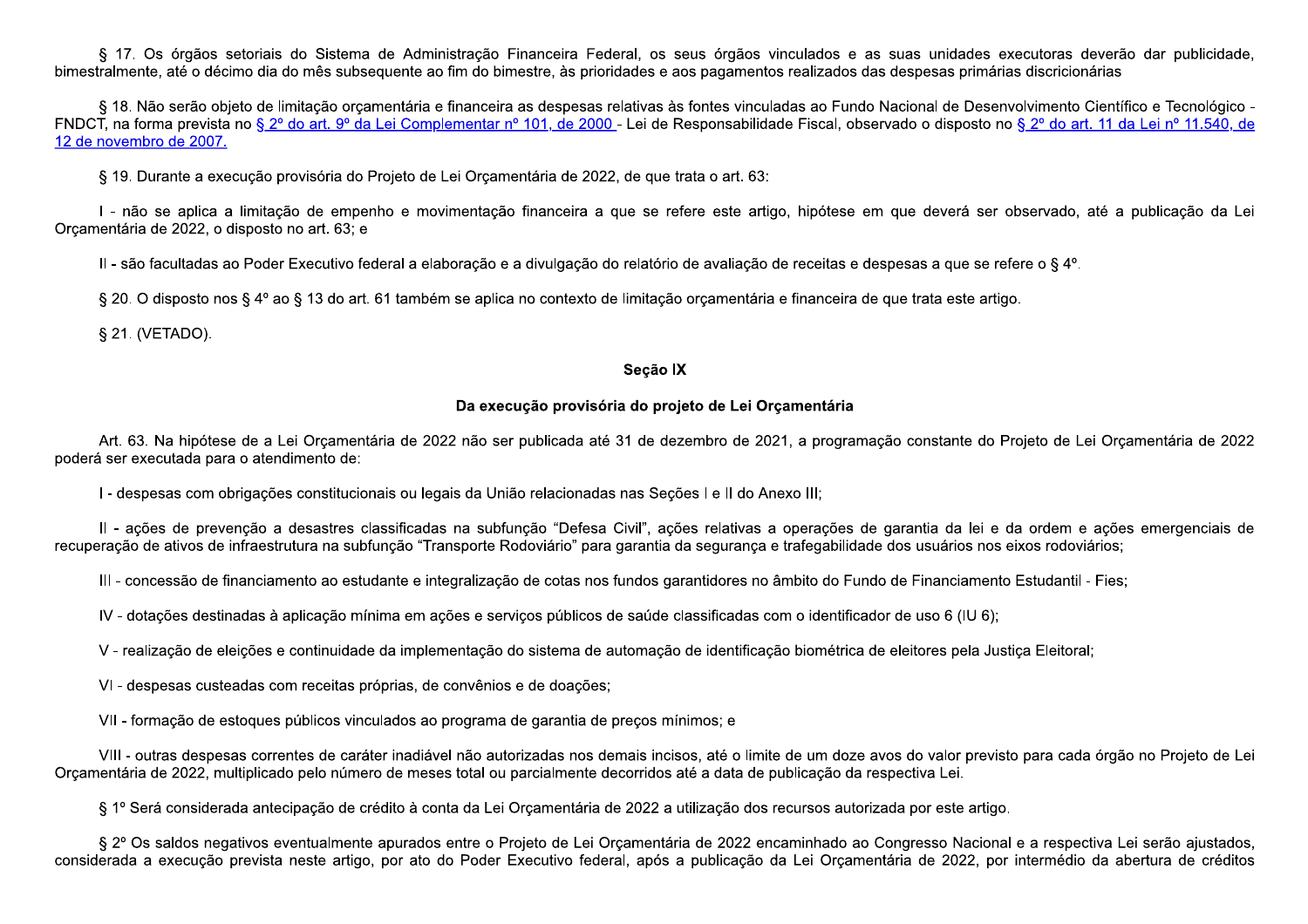§ 17. Os órgãos setoriais do Sistema de Administração Financeira Federal, os seus órgãos vinculados e as suas unidades executoras deverão dar publicidade, bimestralmente, até o décimo dia do mês subsequente ao fim do bimestre, às prioridades e aos pagamentos realizados das despesas primárias discricionárias

§ 18. Não serão objeto de limitação orçamentária e financeira as despesas relativas às fontes vinculadas ao Fundo Nacional de Desenvolvimento Científico e Tecnológico - FNDCT, na forma prevista no § 2º do art. 9º da Lei Complementar nº 101, de 2000 - Lei de Responsabilidade Fiscal, observado o disposto no § 2º do art. 11 da Lei nº 11.540, de 12 de novembro de 2007.

§ 19. Durante a execução provisória do Projeto de Lei Orçamentária de 2022, de que trata o art. 63:

I - não se aplica a limitação de empenho e movimentação financeira a que se refere este artigo, hipótese em que deverá ser observado, até a publicação da Lei Orçamentária de 2022, o disposto no art. 63; e

II - são facultadas ao Poder Executivo federal a elaboração e a divulgação do relatório de avaliação de receitas e despesas a que se refere o § 4º.

§ 20. O disposto nos § 4º ao § 13 do art. 61 também se aplica no contexto de limitação orçamentária e financeira de que trata este artigo.

§ 21. (VETADO).

## Seção IX

## Da execução provisória do projeto de Lei Orçamentária

Art. 63. Na hipótese de a Lei Orçamentária de 2022 não ser publicada até 31 de dezembro de 2021, a programação constante do Projeto de Lei Orçamentária de 2022 poderá ser executada para o atendimento de:

I - despesas com obrigações constitucionais ou legais da União relacionadas nas Seções I e II do Anexo III;

II - ações de prevenção a desastres classificadas na subfunção "Defesa Civil", ações relativas a operações de garantia da lei e da ordem e ações emergenciais de recuperação de ativos de infraestrutura na subfunção "Transporte Rodoviário" para garantia da segurança e trafegabilidade dos usuários nos eixos rodoviários;

III - concessão de financiamento ao estudante e integralização de cotas nos fundos garantidores no âmbito do Fundo de Financiamento Estudantil - Fies;

IV - dotações destinadas à aplicação mínima em ações e serviços públicos de saúde classificadas com o identificador de uso 6 (IU 6);

V - realização de eleições e continuidade da implementação do sistema de automação de identificação biométrica de eleitores pela Justiça Eleitoral;

VI - despesas custeadas com receitas próprias, de convênios e de doações;

VII - formação de estoques públicos vinculados ao programa de garantia de preços mínimos; e

VIII - outras despesas correntes de caráter inadiável não autorizadas nos demais incisos, até o limite de um doze avos do valor previsto para cada órgão no Projeto de Lei Orçamentária de 2022, multiplicado pelo número de meses total ou parcialmente decorridos até a data de publicação da respectiva Lei.

§ 1º Será considerada antecipação de crédito à conta da Lei Orçamentária de 2022 a utilização dos recursos autorizada por este artigo.

§ 2º Os saldos negativos eventualmente apurados entre o Projeto de Lei Orçamentária de 2022 encaminhado ao Congresso Nacional e a respectiva Lei serão ajustados, considerada a execução prevista neste artigo, por ato do Poder Executivo federal, após a publicação da Lei Orçamentária de 2022, por intermédio da abertura de créditos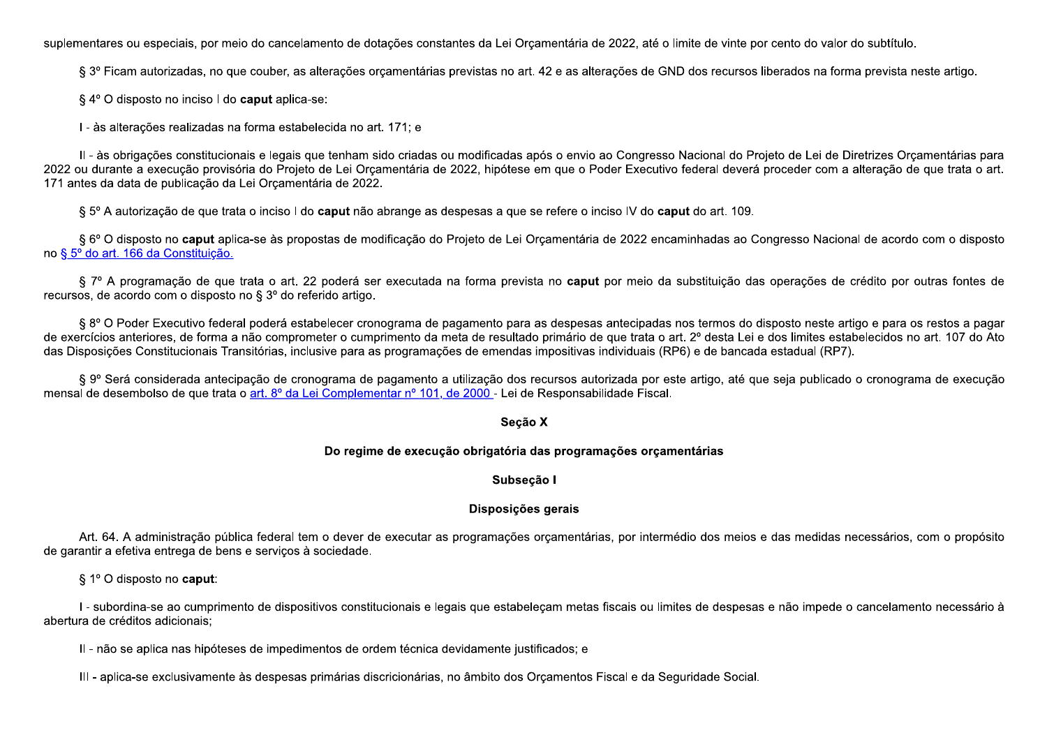suplementares ou especiais, por meio do cancelamento de dotações constantes da Lei Orçamentária de 2022, até o limite de vinte por cento do valor do subtítulo.

§ 3º Ficam autorizadas, no que couber, as alterações orçamentárias previstas no art. 42 e as alterações de GND dos recursos liberados na forma prevista neste artigo.

§ 4º O disposto no inciso I do **caput** aplica-se:

I - às alterações realizadas na forma estabelecida no art. 171; e

II - às obrigações constitucionais e legais que tenham sido criadas ou modificadas após o envio ao Congresso Nacional do Projeto de Lei de Diretrizes Orçamentárias para 2022 ou durante a execução provisória do Projeto de Lei Orçamentária de 2022, hipótese em que o Poder Executivo federal deverá proceder com a alteração de que trata o art. 171 antes da data de publicação da Lei Orçamentária de 2022.

§ 5º A autorização de que trata o inciso I do **caput** não abrange as despesas a que se refere o inciso IV do **caput** do art. 109.

§ 6º O disposto no **caput** aplica-se às propostas de modificação do Projeto de Lei Orçamentária de 2022 encaminhadas ao Congresso Nacional de acordo com o disposto no § 5º do art. 166 da Constituição.

§ 7º A programação de que trata o art. 22 poderá ser executada na forma prevista no **caput** por meio da substituição das operações de crédito por outras fontes de recursos, de acordo com o disposto no § 3º do referido artigo.

§ 8º O Poder Executivo federal poderá estabelecer cronograma de pagamento para as despesas antecipadas nos termos do disposto neste artigo e para os restos a pagar de exercícios anteriores, de forma a não comprometer o cumprimento da meta de resultado primário de que trata o art. 2º desta Lei e dos limites estabelecidos no art. 107 do Ato das Disposições Constitucionais Transitórias, inclusive para as programações de emendas impositivas individuais (RP6) e de bancada estadual (RP7).

§ 9º Será considerada antecipação de cronograma de pagamento a utilização dos recursos autorizada por este artigo, até que seja publicado o cronograma de execução mensal de desembolso de que trata o art. 8º da Lei Complementar nº 101, de 2000 - Lei de Responsabilidade Fiscal.

## Seção X

## Do regime de execução obrigatória das programações orçamentárias

### Subseção I

### Disposições gerais

Art. 64. A administração pública federal tem o dever de executar as programações orçamentárias, por intermédio dos meios e das medidas necessários, com o propósito de garantir a efetiva entrega de bens e serviços à sociedade.

§ 1º O disposto no **caput**:

I - subordina-se ao cumprimento de dispositivos constitucionais e legais que estabeleçam metas fiscais ou limites de despesas e não impede o cancelamento necessário à abertura de créditos adicionais;

II - não se aplica nas hipóteses de impedimentos de ordem técnica devidamente justificados; e

III - aplica-se exclusivamente às despesas primárias discricionárias, no âmbito dos Orçamentos Fiscal e da Seguridade Social.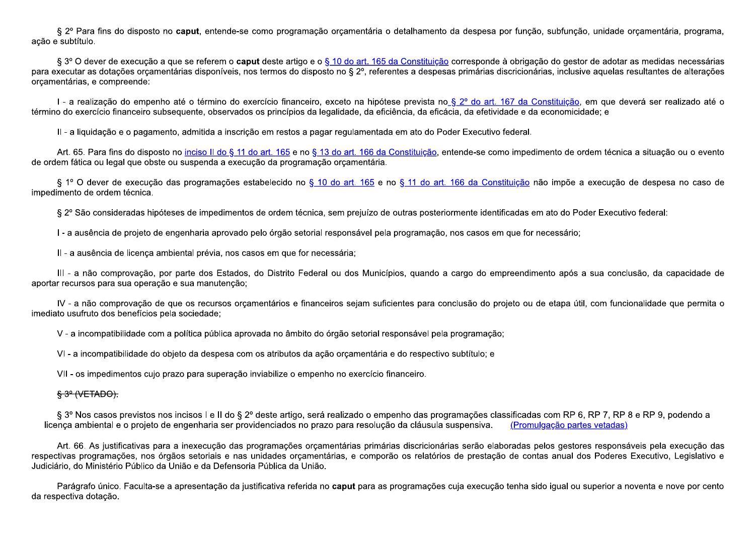§ 2º Para fins do disposto no **caput**, entende-se como programação orçamentária o detalhamento da despesa por função, subfunção, unidade orçamentária, programa, ação e subtítulo.

§ 3º O dever de execução a que se referem o **caput** deste artigo e o § 10 do art. 165 da Constituição corresponde à obrigação do gestor de adotar as medidas necessárias para executar as dotações orçamentárias disponíveis, nos termos do disposto no § 2º, referentes a despesas primárias discricionárias, inclusive aquelas resultantes de alterações orçamentárias, e compreende:

I - a realização do empenho até o término do exercício financeiro, exceto na hipótese prevista no § 2º do art. 167 da Constituição, em que deverá ser realizado até o término do exercício financeiro subsequente, observados os princípios da legalidade, da eficiência, da eficácia, da efetividade e da economicidade; e

II - a liquidação e o pagamento, admitida a inscrição em restos a pagar regulamentada em ato do Poder Executivo federal.

Art. 65. Para fins do disposto no inciso II do § 11 do art. 165 e no § 13 do art. 166 da Constituição, entende-se como impedimento de ordem técnica a situação ou o evento de ordem fática ou legal que obste ou suspenda a execução da programação orçamentária.

§ 1º O dever de execução das programações estabelecido no § 10 do art. 165 e no § 11 do art. 166 da Constituição não impõe a execução de despesa no caso de impedimento de ordem técnica.

§ 2º São consideradas hipóteses de impedimentos de ordem técnica, sem prejuízo de outras posteriormente identificadas em ato do Poder Executivo federal:

I - a ausência de projeto de engenharia aprovado pelo órgão setorial responsável pela programação, nos casos em que for necessário;

II - a ausência de licença ambiental prévia, nos casos em que for necessária;

III - a não comprovação, por parte dos Estados, do Distrito Federal ou dos Municípios, quando a cargo do empreendimento após a sua conclusão, da capacidade de aportar recursos para sua operação e sua manutenção;

IV - a não comprovação de que os recursos orçamentários e financeiros sejam suficientes para conclusão do projeto ou de etapa útil, com funcionalidade que permita o imediato usufruto dos benefícios pela sociedade;

V - a incompatibilidade com a política pública aprovada no âmbito do órgão setorial responsável pela programação;

VI - a incompatibilidade do objeto da despesa com os atributos da ação orçamentária e do respectivo subtítulo; e

VII - os impedimentos cujo prazo para superação inviabilize o empenho no exercício financeiro.

~~§ 3º (VETADO).~~

§ 3º Nos casos previstos nos incisos I e II do § 2º deste artigo, será realizado o empenho das programações classificadas com RP 6, RP 7, RP 8 e RP 9, podendo a licença ambiental e o projeto de engenharia ser providenciados no prazo para resolução da cláusula suspensiva. (Promulgação partes vetadas)

Art. 66. As justificativas para a inexecução das programações orçamentárias primárias discricionárias serão elaboradas pelos gestores responsáveis pela execução das respectivas programações, nos órgãos setoriais e nas unidades orçamentárias, e comporão os relatórios de prestação de contas anual dos Poderes Executivo, Legislativo e Judiciário, do Ministério Público da União e da Defensoria Pública da União.

Parágrafo único. Faculta-se a apresentação da justificativa referida no **caput** para as programações cuja execução tenha sido igual ou superior a noventa e nove por cento da respectiva dotação.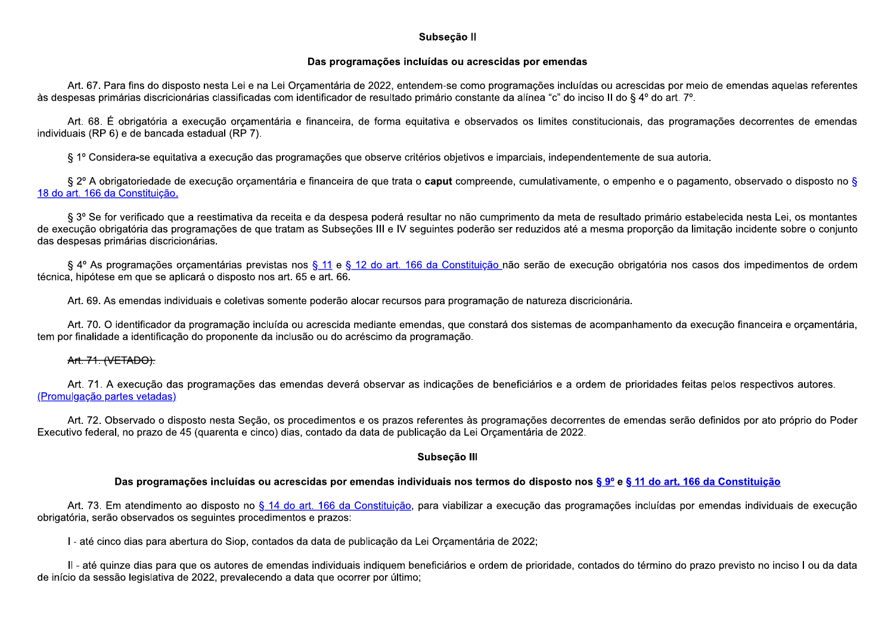### Subseção II

### Das programações incluídas ou acrescidas por emendas

Art. 67. Para fins do disposto nesta Lei e na Lei Orçamentária de 2022, entendem-se como programações incluídas ou acrescidas por meio de emendas aquelas referentes às despesas primárias discricionárias classificadas com identificador de resultado primário constante da alínea "c" do inciso II do § 4º do art. 7º.

Art. 68. É obrigatória a execução orçamentária e financeira, de forma equitativa e observados os limites constitucionais, das programações decorrentes de emendas individuais (RP 6) e de bancada estadual (RP 7).

§ 1º Considera-se equitativa a execução das programações que observe critérios objetivos e imparciais, independentemente de sua autoria.

§ 2º A obrigatoriedade de execução orçamentária e financeira de que trata o **caput** compreende, cumulativamente, o empenho e o pagamento, observado o disposto no [§ 18 do art. 166 da Constituição.]

§ 3º Se for verificado que a reestimativa da receita e da despesa poderá resultar no não cumprimento da meta de resultado primário estabelecida nesta Lei, os montantes de execução obrigatória das programações de que tratam as Subseções III e IV seguintes poderão ser reduzidos até a mesma proporção da limitação incidente sobre o conjunto das despesas primárias discricionárias.

§ 4º As programações orçamentárias previstas nos [§ 11] e [§ 12 do art. 166 da Constituição] não serão de execução obrigatória nos casos dos impedimentos de ordem técnica, hipótese em que se aplicará o disposto nos art. 65 e art. 66.

Art. 69. As emendas individuais e coletivas somente poderão alocar recursos para programação de natureza discricionária.

Art. 70. O identificador da programação incluída ou acrescida mediante emendas, que constará dos sistemas de acompanhamento da execução financeira e orçamentária, tem por finalidade a identificação do proponente da inclusão ou do acréscimo da programação.

~~Art. 71. (VETADO).~~

Art. 71. A execução das programações das emendas deverá observar as indicações de beneficiários e a ordem de prioridades feitas pelos respectivos autores. [(Promulgação partes vetadas)]

Art. 72. Observado o disposto nesta Seção, os procedimentos e os prazos referentes às programações decorrentes de emendas serão definidos por ato próprio do Poder Executivo federal, no prazo de 45 (quarenta e cinco) dias, contado da data de publicação da Lei Orçamentária de 2022.

### Subseção III

### Das programações incluídas ou acrescidas por emendas individuais nos termos do disposto nos [§ 9º] e [§ 11 do art. 166 da Constituição]

Art. 73. Em atendimento ao disposto no [§ 14 do art. 166 da Constituição], para viabilizar a execução das programações incluídas por emendas individuais de execução obrigatória, serão observados os seguintes procedimentos e prazos:

I - até cinco dias para abertura do Siop, contados da data de publicação da Lei Orçamentária de 2022;

II - até quinze dias para que os autores de emendas individuais indiquem beneficiários e ordem de prioridade, contados do término do prazo previsto no inciso I ou da data de início da sessão legislativa de 2022, prevalecendo a data que ocorrer por último;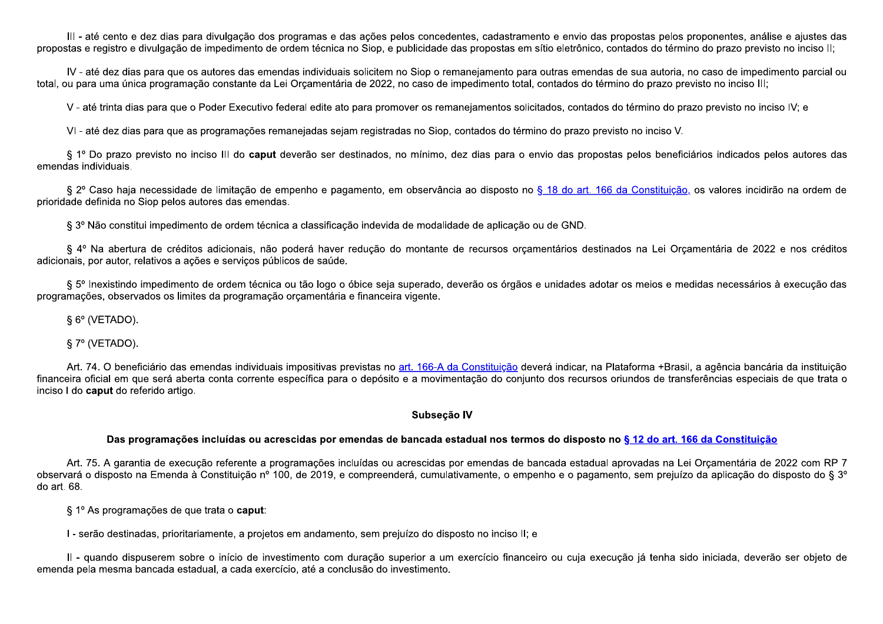III - até cento e dez dias para divulgação dos programas e das ações pelos concedentes, cadastramento e envio das propostas pelos proponentes, análise e ajustes das propostas e registro e divulgação de impedimento de ordem técnica no Siop, e publicidade das propostas em sítio eletrônico, contados do término do prazo previsto no inciso II;

IV - até dez dias para que os autores das emendas individuais solicitem no Siop o remanejamento para outras emendas de sua autoria, no caso de impedimento parcial ou total, ou para uma única programação constante da Lei Orçamentária de 2022, no caso de impedimento total, contados do término do prazo previsto no inciso III;

V - até trinta dias para que o Poder Executivo federal edite ato para promover os remanejamentos solicitados, contados do término do prazo previsto no inciso IV; e

VI - até dez dias para que as programações remanejadas sejam registradas no Siop, contados do término do prazo previsto no inciso V.

§ 1º Do prazo previsto no inciso III do **caput** deverão ser destinados, no mínimo, dez dias para o envio das propostas pelos beneficiários indicados pelos autores das emendas individuais.

§ 2º Caso haja necessidade de limitação de empenho e pagamento, em observância ao disposto no § 18 do art. 166 da Constituição, os valores incidirão na ordem de prioridade definida no Siop pelos autores das emendas.

§ 3º Não constitui impedimento de ordem técnica a classificação indevida de modalidade de aplicação ou de GND.

§ 4º Na abertura de créditos adicionais, não poderá haver redução do montante de recursos orçamentários destinados na Lei Orçamentária de 2022 e nos créditos adicionais, por autor, relativos a ações e serviços públicos de saúde.

§ 5º Inexistindo impedimento de ordem técnica ou tão logo o óbice seja superado, deverão os órgãos e unidades adotar os meios e medidas necessários à execução das programações, observados os limites da programação orçamentária e financeira vigente.

§ 6º (VETADO).

§ 7º (VETADO).

Art. 74. O beneficiário das emendas individuais impositivas previstas no art. 166-A da Constituição deverá indicar, na Plataforma +Brasil, a agência bancária da instituição financeira oficial em que será aberta conta corrente específica para o depósito e a movimentação do conjunto dos recursos oriundos de transferências especiais de que trata o inciso I do **caput** do referido artigo.

### Subseção IV

### Das programações incluídas ou acrescidas por emendas de bancada estadual nos termos do disposto no § 12 do art. 166 da Constituição

Art. 75. A garantia de execução referente a programações incluídas ou acrescidas por emendas de bancada estadual aprovadas na Lei Orçamentária de 2022 com RP 7 observará o disposto na Emenda à Constituição nº 100, de 2019, e compreenderá, cumulativamente, o empenho e o pagamento, sem prejuízo da aplicação do disposto do § 3º do art. 68.

§ 1º As programações de que trata o **caput**:

I - serão destinadas, prioritariamente, a projetos em andamento, sem prejuízo do disposto no inciso II; e

II - quando dispuserem sobre o início de investimento com duração superior a um exercício financeiro ou cuja execução já tenha sido iniciada, deverão ser objeto de emenda pela mesma bancada estadual, a cada exercício, até a conclusão do investimento.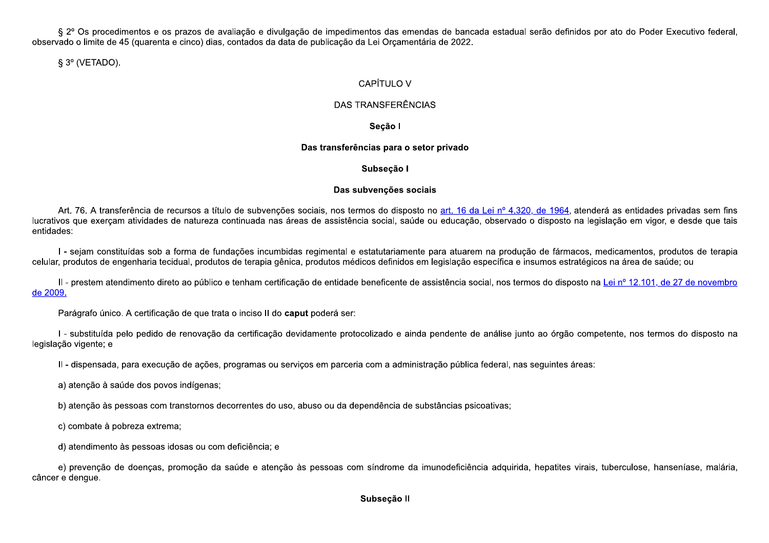§ 2º Os procedimentos e os prazos de avaliação e divulgação de impedimentos das emendas de bancada estadual serão definidos por ato do Poder Executivo federal, observado o limite de 45 (quarenta e cinco) dias, contados da data de publicação da Lei Orçamentária de 2022.

§ 3º (VETADO).

## CAPÍTULO V

## DAS TRANSFERÊNCIAS

### Seção I

### Das transferências para o setor privado

#### Subseção I

#### Das subvenções sociais

Art. 76. A transferência de recursos a título de subvenções sociais, nos termos do disposto no art. 16 da Lei nº 4.320, de 1964, atenderá as entidades privadas sem fins lucrativos que exerçam atividades de natureza continuada nas áreas de assistência social, saúde ou educação, observado o disposto na legislação em vigor, e desde que tais entidades:

I - sejam constituídas sob a forma de fundações incumbidas regimental e estatutariamente para atuarem na produção de fármacos, medicamentos, produtos de terapia celular, produtos de engenharia tecidual, produtos de terapia gênica, produtos médicos definidos em legislação específica e insumos estratégicos na área de saúde; ou

II - prestem atendimento direto ao público e tenham certificação de entidade beneficente de assistência social, nos termos do disposto na Lei nº 12.101, de 27 de novembro de 2009.

Parágrafo único. A certificação de que trata o inciso II do **caput** poderá ser:

I - substituída pelo pedido de renovação da certificação devidamente protocolizado e ainda pendente de análise junto ao órgão competente, nos termos do disposto na legislação vigente; e

II - dispensada, para execução de ações, programas ou serviços em parceria com a administração pública federal, nas seguintes áreas:

a) atenção à saúde dos povos indígenas;

b) atenção às pessoas com transtornos decorrentes do uso, abuso ou da dependência de substâncias psicoativas;

c) combate à pobreza extrema;

d) atendimento às pessoas idosas ou com deficiência; e

e) prevenção de doenças, promoção da saúde e atenção às pessoas com síndrome da imunodeficiência adquirida, hepatites virais, tuberculose, hanseníase, malária, câncer e dengue.

#### Subseção II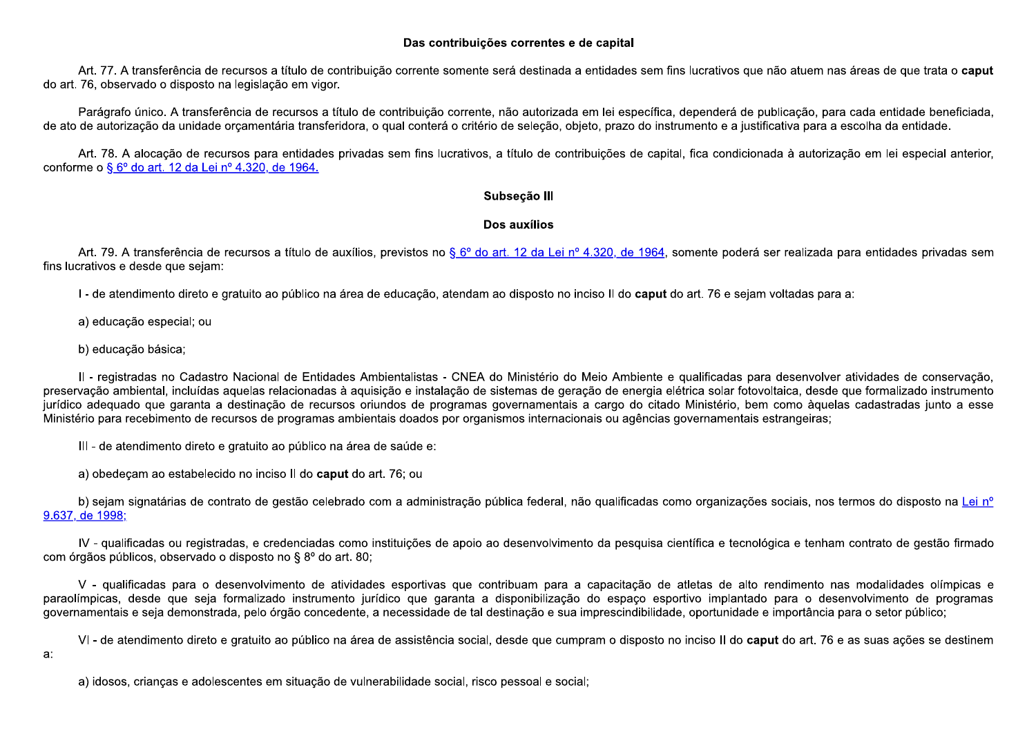**Das contribuições correntes e de capital**

Art. 77. A transferência de recursos a título de contribuição corrente somente será destinada a entidades sem fins lucrativos que não atuem nas áreas de que trata o **caput** do art. 76, observado o disposto na legislação em vigor.

Parágrafo único. A transferência de recursos a título de contribuição corrente, não autorizada em lei específica, dependerá de publicação, para cada entidade beneficiada, de ato de autorização da unidade orçamentária transferidora, o qual conterá o critério de seleção, objeto, prazo do instrumento e a justificativa para a escolha da entidade.

Art. 78. A alocação de recursos para entidades privadas sem fins lucrativos, a título de contribuições de capital, fica condicionada à autorização em lei especial anterior, conforme o § 6º do art. 12 da Lei nº 4.320, de 1964.

**Subseção III**

**Dos auxílios**

Art. 79. A transferência de recursos a título de auxílios, previstos no § 6º do art. 12 da Lei nº 4.320, de 1964, somente poderá ser realizada para entidades privadas sem fins lucrativos e desde que sejam:

I - de atendimento direto e gratuito ao público na área de educação, atendam ao disposto no inciso II do **caput** do art. 76 e sejam voltadas para a:

a) educação especial; ou

b) educação básica;

II - registradas no Cadastro Nacional de Entidades Ambientalistas - CNEA do Ministério do Meio Ambiente e qualificadas para desenvolver atividades de conservação, preservação ambiental, incluídas aquelas relacionadas à aquisição e instalação de sistemas de geração de energia elétrica solar fotovoltaica, desde que formalizado instrumento jurídico adequado que garanta a destinação de recursos oriundos de programas governamentais a cargo do citado Ministério, bem como àquelas cadastradas junto a esse Ministério para recebimento de recursos de programas ambientais doados por organismos internacionais ou agências governamentais estrangeiras;

III - de atendimento direto e gratuito ao público na área de saúde e:

a) obedeçam ao estabelecido no inciso II do **caput** do art. 76; ou

b) sejam signatárias de contrato de gestão celebrado com a administração pública federal, não qualificadas como organizações sociais, nos termos do disposto na Lei nº 9.637, de 1998;

IV - qualificadas ou registradas, e credenciadas como instituições de apoio ao desenvolvimento da pesquisa científica e tecnológica e tenham contrato de gestão firmado com órgãos públicos, observado o disposto no § 8º do art. 80;

V - qualificadas para o desenvolvimento de atividades esportivas que contribuam para a capacitação de atletas de alto rendimento nas modalidades olímpicas e paraolímpicas, desde que seja formalizado instrumento jurídico que garanta a disponibilização do espaço esportivo implantado para o desenvolvimento de programas governamentais e seja demonstrada, pelo órgão concedente, a necessidade de tal destinação e sua imprescindibilidade, oportunidade e importância para o setor público;

VI - de atendimento direto e gratuito ao público na área de assistência social, desde que cumpram o disposto no inciso II do **caput** do art. 76 e as suas ações se destinem a:

a) idosos, crianças e adolescentes em situação de vulnerabilidade social, risco pessoal e social;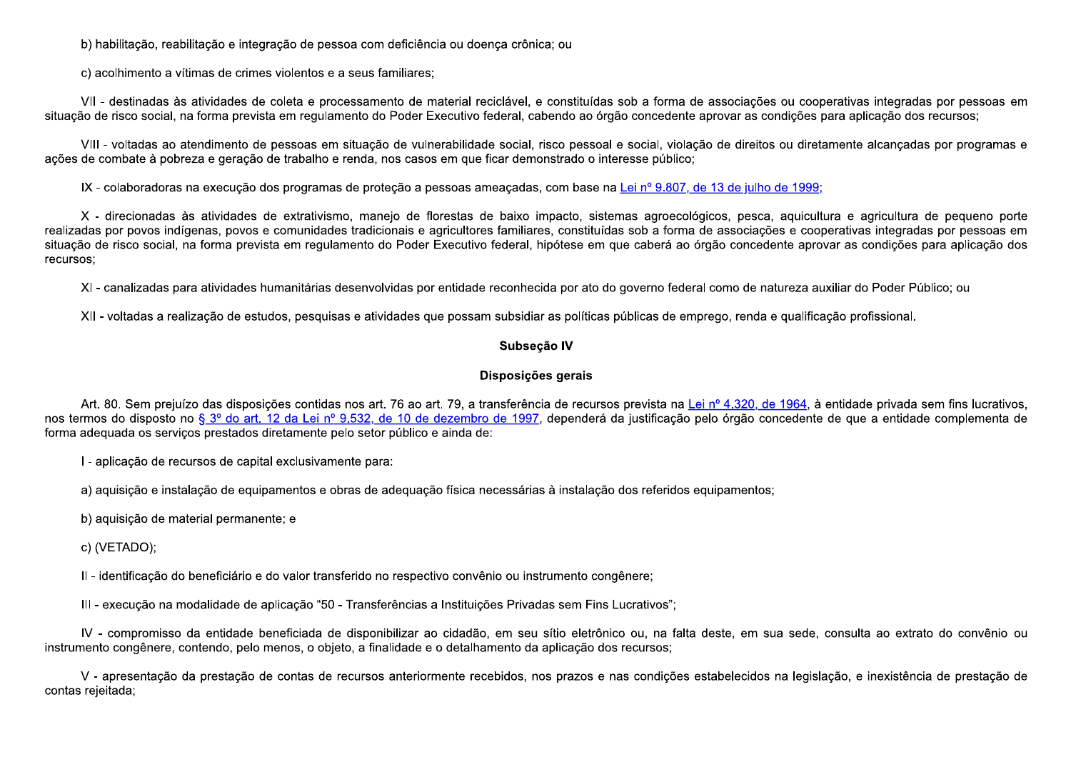b) habilitação, reabilitação e integração de pessoa com deficiência ou doença crônica; ou

c) acolhimento a vítimas de crimes violentos e a seus familiares;

VII - destinadas às atividades de coleta e processamento de material reciclável, e constituídas sob a forma de associações ou cooperativas integradas por pessoas em situação de risco social, na forma prevista em regulamento do Poder Executivo federal, cabendo ao órgão concedente aprovar as condições para aplicação dos recursos;

VIII - voltadas ao atendimento de pessoas em situação de vulnerabilidade social, risco pessoal e social, violação de direitos ou diretamente alcançadas por programas e ações de combate à pobreza e geração de trabalho e renda, nos casos em que ficar demonstrado o interesse público;

IX - colaboradoras na execução dos programas de proteção a pessoas ameaçadas, com base na Lei nº 9.807, de 13 de julho de 1999;

X - direcionadas às atividades de extrativismo, manejo de florestas de baixo impacto, sistemas agroecológicos, pesca, aquicultura e agricultura de pequeno porte realizadas por povos indígenas, povos e comunidades tradicionais e agricultores familiares, constituídas sob a forma de associações e cooperativas integradas por pessoas em situação de risco social, na forma prevista em regulamento do Poder Executivo federal, hipótese em que caberá ao órgão concedente aprovar as condições para aplicação dos recursos;

XI - canalizadas para atividades humanitárias desenvolvidas por entidade reconhecida por ato do governo federal como de natureza auxiliar do Poder Público; ou

XII - voltadas a realização de estudos, pesquisas e atividades que possam subsidiar as políticas públicas de emprego, renda e qualificação profissional.

**Subseção IV**

**Disposições gerais**

Art. 80. Sem prejuízo das disposições contidas nos art. 76 ao art. 79, a transferência de recursos prevista na Lei nº 4.320, de 1964, à entidade privada sem fins lucrativos, nos termos do disposto no § 3º do art. 12 da Lei nº 9.532, de 10 de dezembro de 1997, dependerá da justificação pelo órgão concedente de que a entidade complementa de forma adequada os serviços prestados diretamente pelo setor público e ainda de:

I - aplicação de recursos de capital exclusivamente para:

a) aquisição e instalação de equipamentos e obras de adequação física necessárias à instalação dos referidos equipamentos;

b) aquisição de material permanente; e

c) (VETADO);

II - identificação do beneficiário e do valor transferido no respectivo convênio ou instrumento congênere;

III - execução na modalidade de aplicação "50 - Transferências a Instituições Privadas sem Fins Lucrativos";

IV - compromisso da entidade beneficiada de disponibilizar ao cidadão, em seu sítio eletrônico ou, na falta deste, em sua sede, consulta ao extrato do convênio ou instrumento congênere, contendo, pelo menos, o objeto, a finalidade e o detalhamento da aplicação dos recursos;

V - apresentação da prestação de contas de recursos anteriormente recebidos, nos prazos e nas condições estabelecidos na legislação, e inexistência de prestação de contas rejeitada;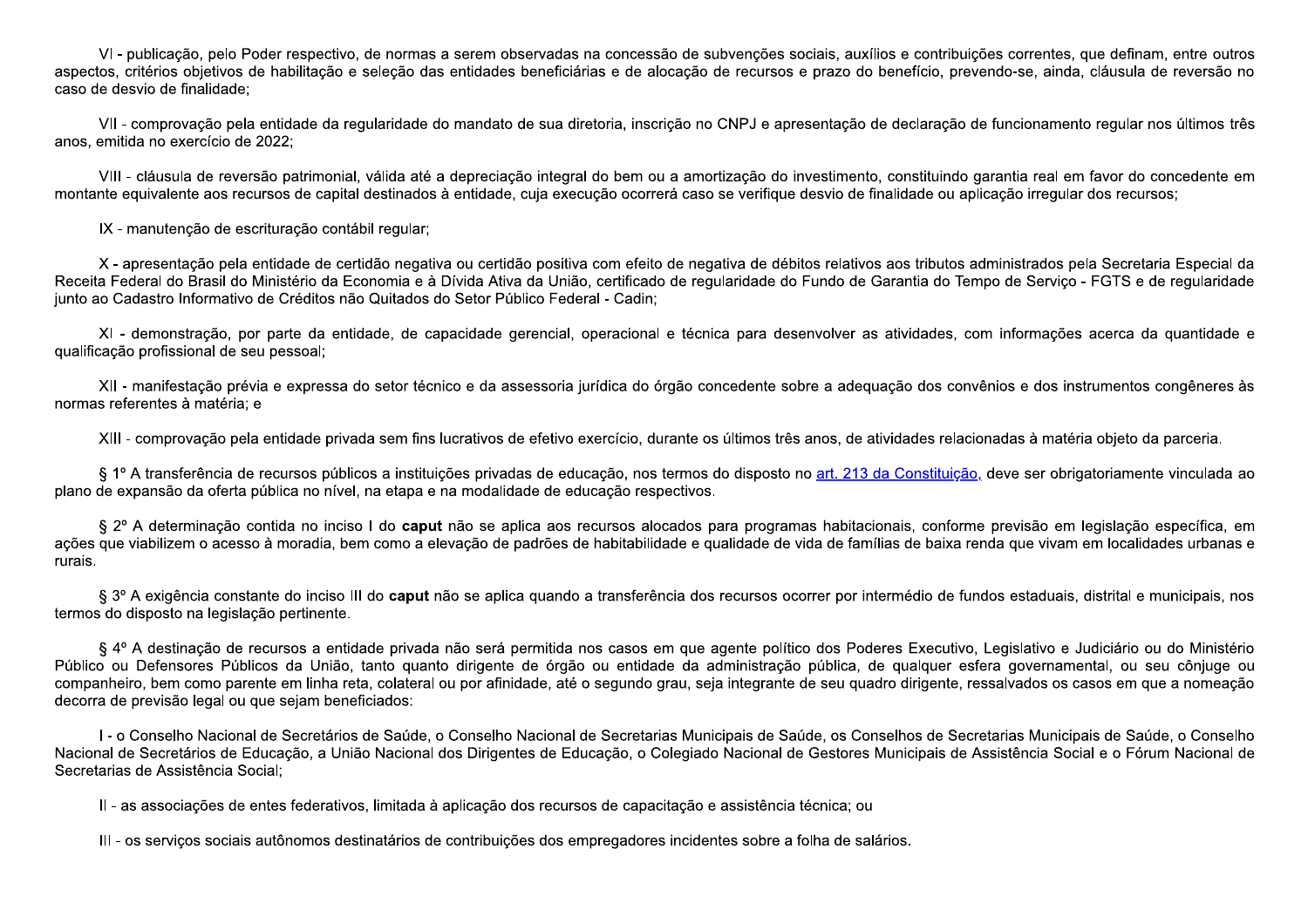VI - publicação, pelo Poder respectivo, de normas a serem observadas na concessão de subvenções sociais, auxílios e contribuições correntes, que definam, entre outros aspectos, critérios objetivos de habilitação e seleção das entidades beneficiárias e de alocação de recursos e prazo do benefício, prevendo-se, ainda, cláusula de reversão no caso de desvio de finalidade;

VII - comprovação pela entidade da regularidade do mandato de sua diretoria, inscrição no CNPJ e apresentação de declaração de funcionamento regular nos últimos três anos, emitida no exercício de 2022;

VIII - cláusula de reversão patrimonial, válida até a depreciação integral do bem ou a amortização do investimento, constituindo garantia real em favor do concedente em montante equivalente aos recursos de capital destinados à entidade, cuja execução ocorrerá caso se verifique desvio de finalidade ou aplicação irregular dos recursos;

IX - manutenção de escrituração contábil regular;

X - apresentação pela entidade de certidão negativa ou certidão positiva com efeito de negativa de débitos relativos aos tributos administrados pela Secretaria Especial da Receita Federal do Brasil do Ministério da Economia e à Dívida Ativa da União, certificado de regularidade do Fundo de Garantia do Tempo de Serviço - FGTS e de regularidade junto ao Cadastro Informativo de Créditos não Quitados do Setor Público Federal - Cadin;

XI - demonstração, por parte da entidade, de capacidade gerencial, operacional e técnica para desenvolver as atividades, com informações acerca da quantidade e qualificação profissional de seu pessoal;

XII - manifestação prévia e expressa do setor técnico e da assessoria jurídica do órgão concedente sobre a adequação dos convênios e dos instrumentos congêneres às normas referentes à matéria; e

XIII - comprovação pela entidade privada sem fins lucrativos de efetivo exercício, durante os últimos três anos, de atividades relacionadas à matéria objeto da parceria.

§ 1º A transferência de recursos públicos a instituições privadas de educação, nos termos do disposto no art. 213 da Constituição, deve ser obrigatoriamente vinculada ao plano de expansão da oferta pública no nível, na etapa e na modalidade de educação respectivos.

§ 2º A determinação contida no inciso I do **caput** não se aplica aos recursos alocados para programas habitacionais, conforme previsão em legislação específica, em ações que viabilizem o acesso à moradia, bem como a elevação de padrões de habitabilidade e qualidade de vida de famílias de baixa renda que vivam em localidades urbanas e rurais.

§ 3º A exigência constante do inciso III do **caput** não se aplica quando a transferência dos recursos ocorrer por intermédio de fundos estaduais, distrital e municipais, nos termos do disposto na legislação pertinente.

§ 4º A destinação de recursos a entidade privada não será permitida nos casos em que agente político dos Poderes Executivo, Legislativo e Judiciário ou do Ministério Público ou Defensores Públicos da União, tanto quanto dirigente de órgão ou entidade da administração pública, de qualquer esfera governamental, ou seu cônjuge ou companheiro, bem como parente em linha reta, colateral ou por afinidade, até o segundo grau, seja integrante de seu quadro dirigente, ressalvados os casos em que a nomeação decorra de previsão legal ou que sejam beneficiados:

I - o Conselho Nacional de Secretários de Saúde, o Conselho Nacional de Secretarias Municipais de Saúde, os Conselhos de Secretarias Municipais de Saúde, o Conselho Nacional de Secretários de Educação, a União Nacional dos Dirigentes de Educação, o Colegiado Nacional de Gestores Municipais de Assistência Social e o Fórum Nacional de Secretarias de Assistência Social;

II - as associações de entes federativos, limitada à aplicação dos recursos de capacitação e assistência técnica; ou

III - os serviços sociais autônomos destinatários de contribuições dos empregadores incidentes sobre a folha de salários.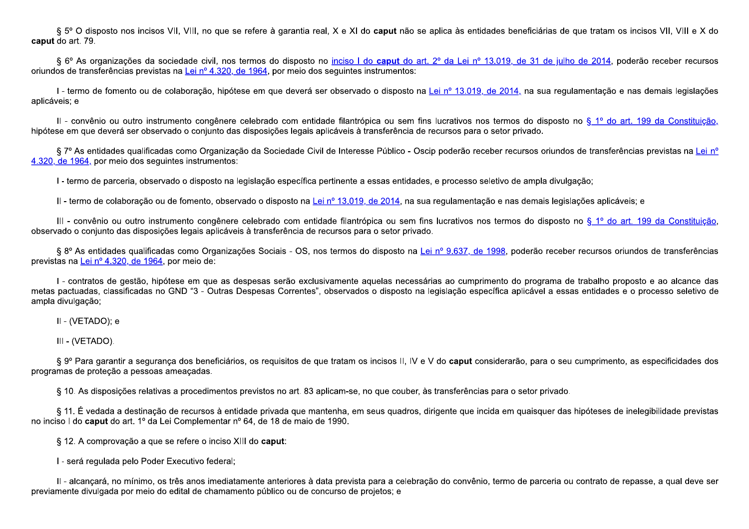§ 5º O disposto nos incisos VII, VIII, no que se refere à garantia real, X e XI do **caput** não se aplica às entidades beneficiárias de que tratam os incisos VII, VIII e X do **caput** do art. 79.

§ 6º As organizações da sociedade civil, nos termos do disposto no inciso I do **caput** do art. 2º da Lei nº 13.019, de 31 de julho de 2014, poderão receber recursos oriundos de transferências previstas na Lei nº 4.320, de 1964, por meio dos seguintes instrumentos:

I - termo de fomento ou de colaboração, hipótese em que deverá ser observado o disposto na Lei nº 13.019, de 2014, na sua regulamentação e nas demais legislações aplicáveis; e

II - convênio ou outro instrumento congênere celebrado com entidade filantrópica ou sem fins lucrativos nos termos do disposto no § 1º do art. 199 da Constituição, hipótese em que deverá ser observado o conjunto das disposições legais aplicáveis à transferência de recursos para o setor privado.

§ 7º As entidades qualificadas como Organização da Sociedade Civil de Interesse Público - Oscip poderão receber recursos oriundos de transferências previstas na Lei nº 4.320, de 1964, por meio dos seguintes instrumentos:

I - termo de parceria, observado o disposto na legislação específica pertinente a essas entidades, e processo seletivo de ampla divulgação;

II - termo de colaboração ou de fomento, observado o disposto na Lei nº 13.019, de 2014, na sua regulamentação e nas demais legislações aplicáveis; e

III - convênio ou outro instrumento congênere celebrado com entidade filantrópica ou sem fins lucrativos nos termos do disposto no § 1º do art. 199 da Constituição, observado o conjunto das disposições legais aplicáveis à transferência de recursos para o setor privado.

§ 8º As entidades qualificadas como Organizações Sociais - OS, nos termos do disposto na Lei nº 9.637, de 1998, poderão receber recursos oriundos de transferências previstas na Lei nº 4.320, de 1964, por meio de:

I - contratos de gestão, hipótese em que as despesas serão exclusivamente aquelas necessárias ao cumprimento do programa de trabalho proposto e ao alcance das metas pactuadas, classificadas no GND "3 - Outras Despesas Correntes", observados o disposto na legislação específica aplicável a essas entidades e o processo seletivo de ampla divulgação;

II - (VETADO); e

III - (VETADO).

§ 9º Para garantir a segurança dos beneficiários, os requisitos de que tratam os incisos II, IV e V do **caput** considerarão, para o seu cumprimento, as especificidades dos programas de proteção a pessoas ameaçadas.

§ 10. As disposições relativas a procedimentos previstos no art. 83 aplicam-se, no que couber, às transferências para o setor privado.

§ 11. É vedada a destinação de recursos à entidade privada que mantenha, em seus quadros, dirigente que incida em quaisquer das hipóteses de inelegibilidade previstas no inciso I do **caput** do art. 1º da Lei Complementar nº 64, de 18 de maio de 1990.

§ 12. A comprovação a que se refere o inciso XIII do **caput**:

I - será regulada pelo Poder Executivo federal;

II - alcançará, no mínimo, os três anos imediatamente anteriores à data prevista para a celebração do convênio, termo de parceria ou contrato de repasse, a qual deve ser previamente divulgada por meio do edital de chamamento público ou de concurso de projetos; e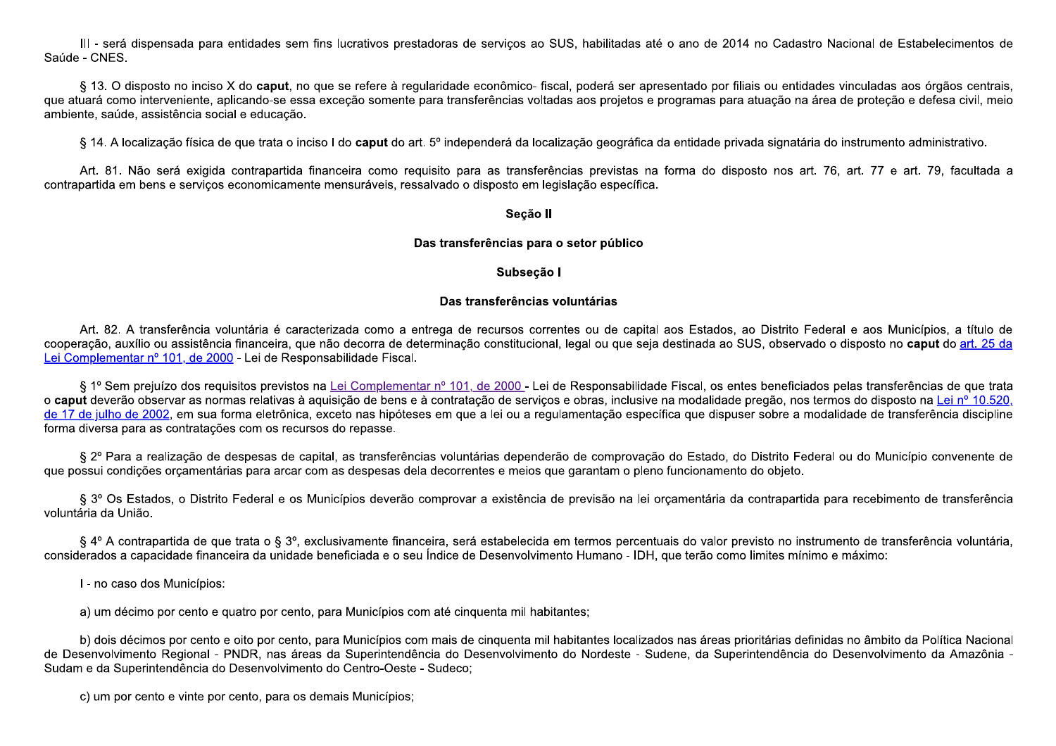III - será dispensada para entidades sem fins lucrativos prestadoras de serviços ao SUS, habilitadas até o ano de 2014 no Cadastro Nacional de Estabelecimentos de Saúde - CNES.

§ 13. O disposto no inciso X do **caput**, no que se refere à regularidade econômico- fiscal, poderá ser apresentado por filiais ou entidades vinculadas aos órgãos centrais, que atuará como interveniente, aplicando-se essa exceção somente para transferências voltadas aos projetos e programas para atuação na área de proteção e defesa civil, meio ambiente, saúde, assistência social e educação.

§ 14. A localização física de que trata o inciso I do **caput** do art. 5º independerá da localização geográfica da entidade privada signatária do instrumento administrativo.

Art. 81. Não será exigida contrapartida financeira como requisito para as transferências previstas na forma do disposto nos art. 76, art. 77 e art. 79, facultada a contrapartida em bens e serviços economicamente mensuráveis, ressalvado o disposto em legislação específica.

**Seção II**

**Das transferências para o setor público**

**Subseção I**

**Das transferências voluntárias**

Art. 82. A transferência voluntária é caracterizada como a entrega de recursos correntes ou de capital aos Estados, ao Distrito Federal e aos Municípios, a título de cooperação, auxílio ou assistência financeira, que não decorra de determinação constitucional, legal ou que seja destinada ao SUS, observado o disposto no **caput** do art. 25 da Lei Complementar nº 101, de 2000 - Lei de Responsabilidade Fiscal.

§ 1º Sem prejuízo dos requisitos previstos na Lei Complementar nº 101, de 2000 - Lei de Responsabilidade Fiscal, os entes beneficiados pelas transferências de que trata o **caput** deverão observar as normas relativas à aquisição de bens e à contratação de serviços e obras, inclusive na modalidade pregão, nos termos do disposto na Lei nº 10.520, de 17 de julho de 2002, em sua forma eletrônica, exceto nas hipóteses em que a lei ou a regulamentação específica que dispuser sobre a modalidade de transferência discipline forma diversa para as contratações com os recursos do repasse.

§ 2º Para a realização de despesas de capital, as transferências voluntárias dependerão de comprovação do Estado, do Distrito Federal ou do Município convenente de que possui condições orçamentárias para arcar com as despesas dela decorrentes e meios que garantam o pleno funcionamento do objeto.

§ 3º Os Estados, o Distrito Federal e os Municípios deverão comprovar a existência de previsão na lei orçamentária da contrapartida para recebimento de transferência voluntária da União.

§ 4º A contrapartida de que trata o § 3º, exclusivamente financeira, será estabelecida em termos percentuais do valor previsto no instrumento de transferência voluntária, considerados a capacidade financeira da unidade beneficiada e o seu Índice de Desenvolvimento Humano - IDH, que terão como limites mínimo e máximo:

I - no caso dos Municípios:

a) um décimo por cento e quatro por cento, para Municípios com até cinquenta mil habitantes;

b) dois décimos por cento e oito por cento, para Municípios com mais de cinquenta mil habitantes localizados nas áreas prioritárias definidas no âmbito da Política Nacional de Desenvolvimento Regional - PNDR, nas áreas da Superintendência do Desenvolvimento do Nordeste - Sudene, da Superintendência do Desenvolvimento da Amazônia - Sudam e da Superintendência do Desenvolvimento do Centro-Oeste - Sudeco;

c) um por cento e vinte por cento, para os demais Municípios;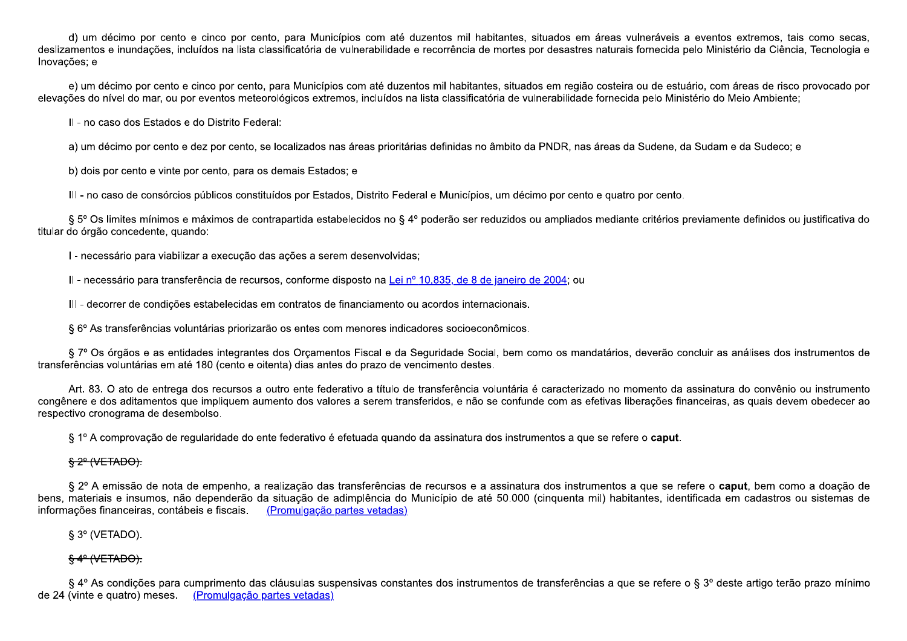d) um décimo por cento e cinco por cento, para Municípios com até duzentos mil habitantes, situados em áreas vulneráveis a eventos extremos, tais como secas, deslizamentos e inundações, incluídos na lista classificatória de vulnerabilidade e recorrência de mortes por desastres naturais fornecida pelo Ministério da Ciência, Tecnologia e Inovações; e

e) um décimo por cento e cinco por cento, para Municípios com até duzentos mil habitantes, situados em região costeira ou de estuário, com áreas de risco provocado por elevações do nível do mar, ou por eventos meteorológicos extremos, incluídos na lista classificatória de vulnerabilidade fornecida pelo Ministério do Meio Ambiente;

II - no caso dos Estados e do Distrito Federal:

a) um décimo por cento e dez por cento, se localizados nas áreas prioritárias definidas no âmbito da PNDR, nas áreas da Sudene, da Sudam e da Sudeco; e

b) dois por cento e vinte por cento, para os demais Estados; e

III - no caso de consórcios públicos constituídos por Estados, Distrito Federal e Municípios, um décimo por cento e quatro por cento.

§ 5º Os limites mínimos e máximos de contrapartida estabelecidos no § 4º poderão ser reduzidos ou ampliados mediante critérios previamente definidos ou justificativa do titular do órgão concedente, quando:

I - necessário para viabilizar a execução das ações a serem desenvolvidas;

II - necessário para transferência de recursos, conforme disposto na Lei nº 10.835, de 8 de janeiro de 2004; ou

III - decorrer de condições estabelecidas em contratos de financiamento ou acordos internacionais.

§ 6º As transferências voluntárias priorizarão os entes com menores indicadores socioeconômicos.

§ 7º Os órgãos e as entidades integrantes dos Orçamentos Fiscal e da Seguridade Social, bem como os mandatários, deverão concluir as análises dos instrumentos de transferências voluntárias em até 180 (cento e oitenta) dias antes do prazo de vencimento destes.

Art. 83. O ato de entrega dos recursos a outro ente federativo a título de transferência voluntária é caracterizado no momento da assinatura do convênio ou instrumento congênere e dos aditamentos que impliquem aumento dos valores a serem transferidos, e não se confunde com as efetivas liberações financeiras, as quais devem obedecer ao respectivo cronograma de desembolso.

§ 1º A comprovação de regularidade do ente federativo é efetuada quando da assinatura dos instrumentos a que se refere o **caput**.

~~§ 2º (VETADO).~~

§ 2º A emissão de nota de empenho, a realização das transferências de recursos e a assinatura dos instrumentos a que se refere o **caput**, bem como a doação de bens, materiais e insumos, não dependerão da situação de adimplência do Município de até 50.000 (cinquenta mil) habitantes, identificada em cadastros ou sistemas de informações financeiras, contábeis e fiscais. (Promulgação partes vetadas)

§ 3º (VETADO).

~~§ 4º (VETADO).~~

§ 4º As condições para cumprimento das cláusulas suspensivas constantes dos instrumentos de transferências a que se refere o § 3º deste artigo terão prazo mínimo de 24 (vinte e quatro) meses. (Promulgação partes vetadas)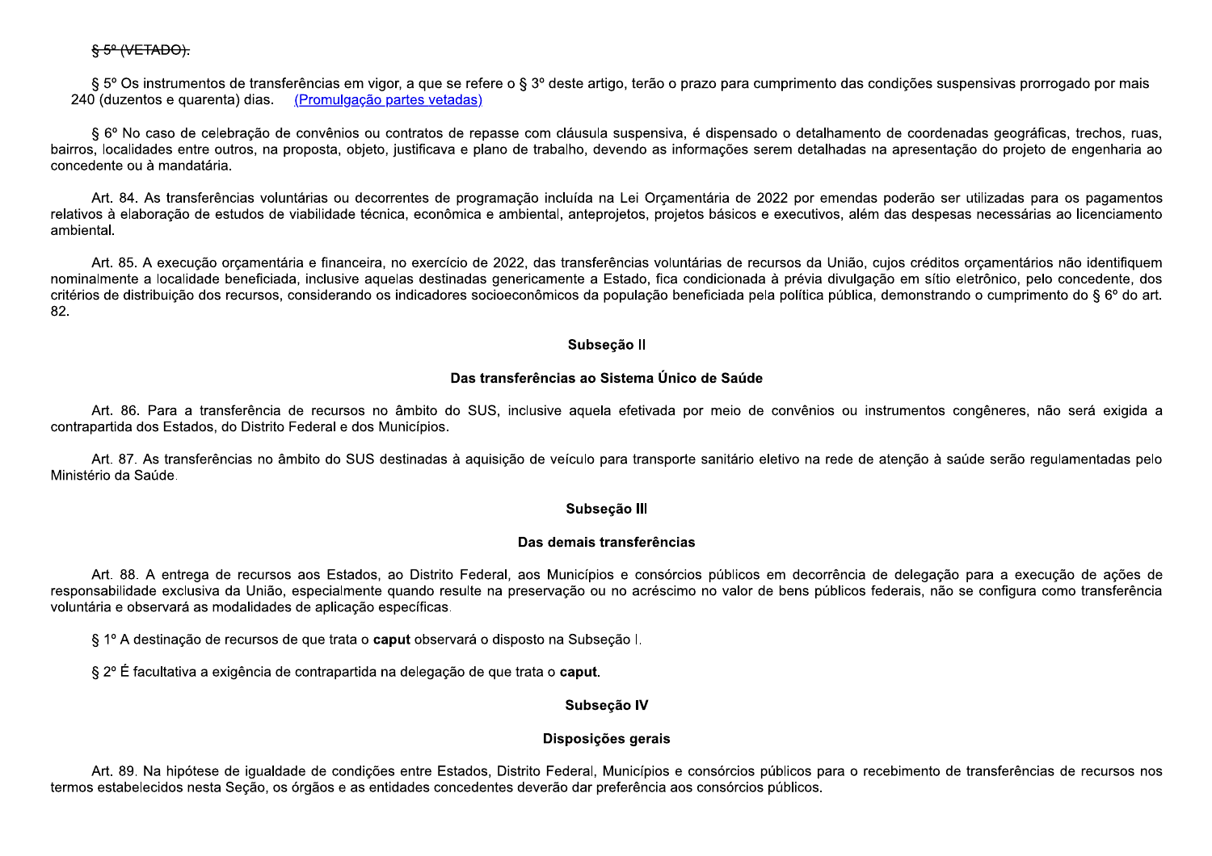~~§ 5º (VETADO).~~

§ 5º Os instrumentos de transferências em vigor, a que se refere o § 3º deste artigo, terão o prazo para cumprimento das condições suspensivas prorrogado por mais 240 (duzentos e quarenta) dias. (Promulgação partes vetadas)

§ 6º No caso de celebração de convênios ou contratos de repasse com cláusula suspensiva, é dispensado o detalhamento de coordenadas geográficas, trechos, ruas, bairros, localidades entre outros, na proposta, objeto, justificava e plano de trabalho, devendo as informações serem detalhadas na apresentação do projeto de engenharia ao concedente ou à mandatária.

Art. 84. As transferências voluntárias ou decorrentes de programação incluída na Lei Orçamentária de 2022 por emendas poderão ser utilizadas para os pagamentos relativos à elaboração de estudos de viabilidade técnica, econômica e ambiental, anteprojetos, projetos básicos e executivos, além das despesas necessárias ao licenciamento ambiental.

Art. 85. A execução orçamentária e financeira, no exercício de 2022, das transferências voluntárias de recursos da União, cujos créditos orçamentários não identifiquem nominalmente a localidade beneficiada, inclusive aquelas destinadas genericamente a Estado, fica condicionada à prévia divulgação em sítio eletrônico, pelo concedente, dos critérios de distribuição dos recursos, considerando os indicadores socioeconômicos da população beneficiada pela política pública, demonstrando o cumprimento do § 6º do art. 82.

### Subseção II

### Das transferências ao Sistema Único de Saúde

Art. 86. Para a transferência de recursos no âmbito do SUS, inclusive aquela efetivada por meio de convênios ou instrumentos congêneres, não será exigida a contrapartida dos Estados, do Distrito Federal e dos Municípios.

Art. 87. As transferências no âmbito do SUS destinadas à aquisição de veículo para transporte sanitário eletivo na rede de atenção à saúde serão regulamentadas pelo Ministério da Saúde.

### Subseção III

### Das demais transferências

Art. 88. A entrega de recursos aos Estados, ao Distrito Federal, aos Municípios e consórcios públicos em decorrência de delegação para a execução de ações de responsabilidade exclusiva da União, especialmente quando resulte na preservação ou no acréscimo no valor de bens públicos federais, não se configura como transferência voluntária e observará as modalidades de aplicação específicas.

§ 1º A destinação de recursos de que trata o **caput** observará o disposto na Subseção I.

§ 2º É facultativa a exigência de contrapartida na delegação de que trata o **caput**.

### Subseção IV

### Disposições gerais

Art. 89. Na hipótese de igualdade de condições entre Estados, Distrito Federal, Municípios e consórcios públicos para o recebimento de transferências de recursos nos termos estabelecidos nesta Seção, os órgãos e as entidades concedentes deverão dar preferência aos consórcios públicos.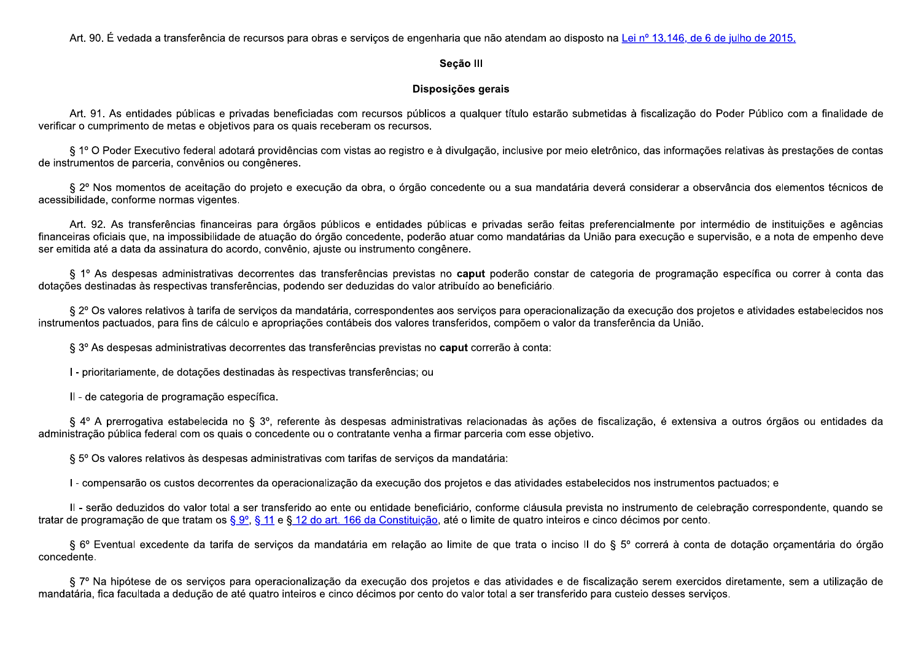Art. 90. É vedada a transferência de recursos para obras e serviços de engenharia que não atendam ao disposto na Lei nº 13.146, de 6 de julho de 2015.

### Seção III

### Disposições gerais

Art. 91. As entidades públicas e privadas beneficiadas com recursos públicos a qualquer título estarão submetidas à fiscalização do Poder Público com a finalidade de verificar o cumprimento de metas e objetivos para os quais receberam os recursos.

§ 1º O Poder Executivo federal adotará providências com vistas ao registro e à divulgação, inclusive por meio eletrônico, das informações relativas às prestações de contas de instrumentos de parceria, convênios ou congêneres.

§ 2º Nos momentos de aceitação do projeto e execução da obra, o órgão concedente ou a sua mandatária deverá considerar a observância dos elementos técnicos de acessibilidade, conforme normas vigentes.

Art. 92. As transferências financeiras para órgãos públicos e entidades públicas e privadas serão feitas preferencialmente por intermédio de instituições e agências financeiras oficiais que, na impossibilidade de atuação do órgão concedente, poderão atuar como mandatárias da União para execução e supervisão, e a nota de empenho deve ser emitida até a data da assinatura do acordo, convênio, ajuste ou instrumento congênere.

§ 1º As despesas administrativas decorrentes das transferências previstas no **caput** poderão constar de categoria de programação específica ou correr à conta das dotações destinadas às respectivas transferências, podendo ser deduzidas do valor atribuído ao beneficiário.

§ 2º Os valores relativos à tarifa de serviços da mandatária, correspondentes aos serviços para operacionalização da execução dos projetos e atividades estabelecidos nos instrumentos pactuados, para fins de cálculo e apropriações contábeis dos valores transferidos, compõem o valor da transferência da União.

§ 3º As despesas administrativas decorrentes das transferências previstas no **caput** correrão à conta:

I - prioritariamente, de dotações destinadas às respectivas transferências; ou

II - de categoria de programação específica.

§ 4º A prerrogativa estabelecida no § 3º, referente às despesas administrativas relacionadas às ações de fiscalização, é extensiva a outros órgãos ou entidades da administração pública federal com os quais o concedente ou o contratante venha a firmar parceria com esse objetivo.

§ 5º Os valores relativos às despesas administrativas com tarifas de serviços da mandatária:

I - compensarão os custos decorrentes da operacionalização da execução dos projetos e das atividades estabelecidos nos instrumentos pactuados; e

II - serão deduzidos do valor total a ser transferido ao ente ou entidade beneficiário, conforme cláusula prevista no instrumento de celebração correspondente, quando se tratar de programação de que tratam os § 9º, § 11 e § 12 do art. 166 da Constituição, até o limite de quatro inteiros e cinco décimos por cento.

§ 6º Eventual excedente da tarifa de serviços da mandatária em relação ao limite de que trata o inciso II do § 5º correrá à conta de dotação orçamentária do órgão concedente.

§ 7º Na hipótese de os serviços para operacionalização da execução dos projetos e das atividades e de fiscalização serem exercidos diretamente, sem a utilização de mandatária, fica facultada a dedução de até quatro inteiros e cinco décimos por cento do valor total a ser transferido para custeio desses serviços.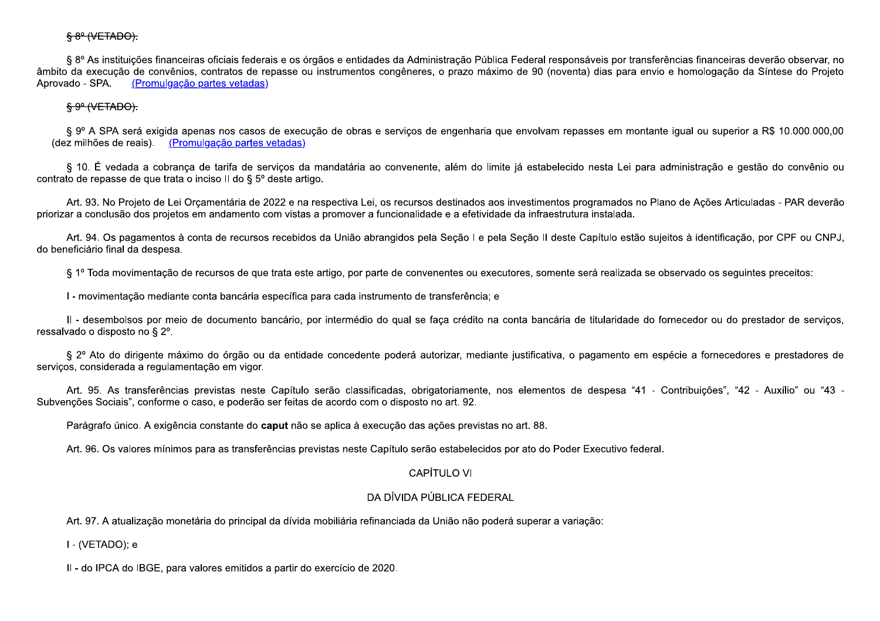~~§ 8º (VETADO).~~

§ 8º As instituições financeiras oficiais federais e os órgãos e entidades da Administração Pública Federal responsáveis por transferências financeiras deverão observar, no âmbito da execução de convênios, contratos de repasse ou instrumentos congêneres, o prazo máximo de 90 (noventa) dias para envio e homologação da Síntese do Projeto Aprovado - SPA. (Promulgação partes vetadas)

~~§ 9º (VETADO).~~

§ 9º A SPA será exigida apenas nos casos de execução de obras e serviços de engenharia que envolvam repasses em montante igual ou superior a R$ 10.000.000,00 (dez milhões de reais). (Promulgação partes vetadas)

§ 10. É vedada a cobrança de tarifa de serviços da mandatária ao convenente, além do limite já estabelecido nesta Lei para administração e gestão do convênio ou contrato de repasse de que trata o inciso II do § 5º deste artigo.

Art. 93. No Projeto de Lei Orçamentária de 2022 e na respectiva Lei, os recursos destinados aos investimentos programados no Plano de Ações Articuladas - PAR deverão priorizar a conclusão dos projetos em andamento com vistas a promover a funcionalidade e a efetividade da infraestrutura instalada.

Art. 94. Os pagamentos à conta de recursos recebidos da União abrangidos pela Seção I e pela Seção II deste Capítulo estão sujeitos à identificação, por CPF ou CNPJ, do beneficiário final da despesa.

§ 1º Toda movimentação de recursos de que trata este artigo, por parte de convenentes ou executores, somente será realizada se observado os seguintes preceitos:

I - movimentação mediante conta bancária específica para cada instrumento de transferência; e

II - desembolsos por meio de documento bancário, por intermédio do qual se faça crédito na conta bancária de titularidade do fornecedor ou do prestador de serviços, ressalvado o disposto no § 2º.

§ 2º Ato do dirigente máximo do órgão ou da entidade concedente poderá autorizar, mediante justificativa, o pagamento em espécie a fornecedores e prestadores de serviços, considerada a regulamentação em vigor.

Art. 95. As transferências previstas neste Capítulo serão classificadas, obrigatoriamente, nos elementos de despesa "41 - Contribuições", "42 - Auxílio" ou "43 - Subvenções Sociais", conforme o caso, e poderão ser feitas de acordo com o disposto no art. 92.

Parágrafo único. A exigência constante do **caput** não se aplica à execução das ações previstas no art. 88.

Art. 96. Os valores mínimos para as transferências previstas neste Capítulo serão estabelecidos por ato do Poder Executivo federal.

## CAPÍTULO VI

## DA DÍVIDA PÚBLICA FEDERAL

Art. 97. A atualização monetária do principal da dívida mobiliária refinanciada da União não poderá superar a variação:

I - (VETADO); e

II - do IPCA do IBGE, para valores emitidos a partir do exercício de 2020.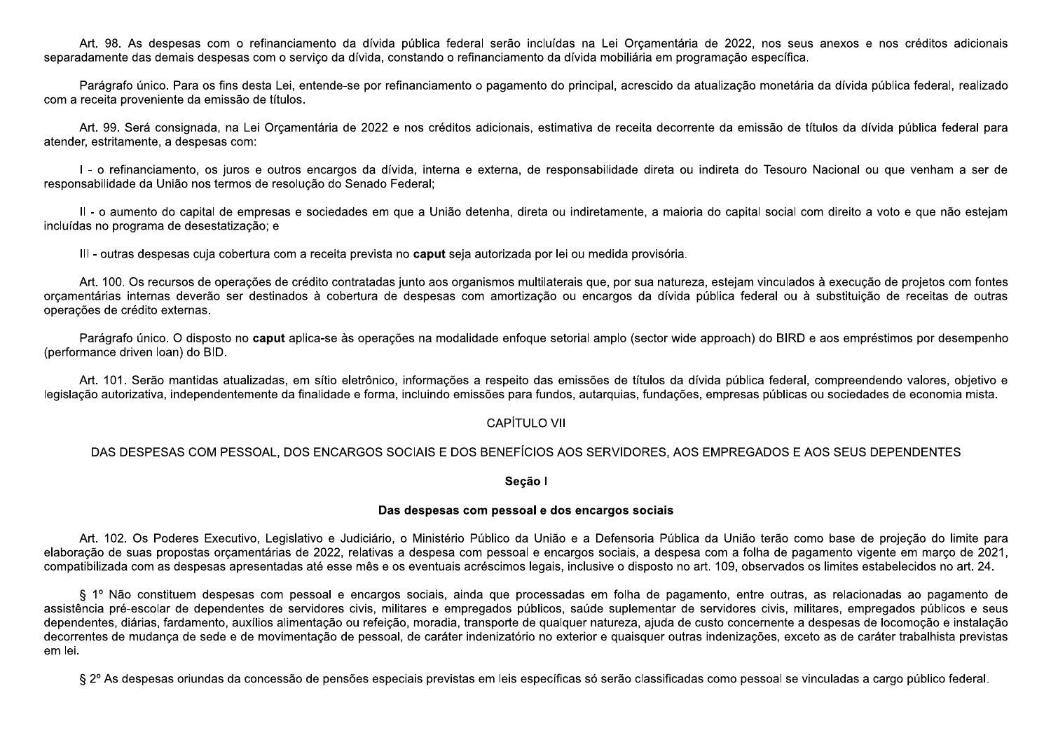Art. 98. As despesas com o refinanciamento da dívida pública federal serão incluídas na Lei Orçamentária de 2022, nos seus anexos e nos créditos adicionais separadamente das demais despesas com o serviço da dívida, constando o refinanciamento da dívida mobiliária em programação específica.

Parágrafo único. Para os fins desta Lei, entende-se por refinanciamento o pagamento do principal, acrescido da atualização monetária da dívida pública federal, realizado com a receita proveniente da emissão de títulos.

Art. 99. Será consignada, na Lei Orçamentária de 2022 e nos créditos adicionais, estimativa de receita decorrente da emissão de títulos da dívida pública federal para atender, estritamente, a despesas com:

I - o refinanciamento, os juros e outros encargos da dívida, interna e externa, de responsabilidade direta ou indireta do Tesouro Nacional ou que venham a ser de responsabilidade da União nos termos de resolução do Senado Federal;

II - o aumento do capital de empresas e sociedades em que a União detenha, direta ou indiretamente, a maioria do capital social com direito a voto e que não estejam incluídas no programa de desestatização; e

III - outras despesas cuja cobertura com a receita prevista no **caput** seja autorizada por lei ou medida provisória.

Art. 100. Os recursos de operações de crédito contratadas junto aos organismos multilaterais que, por sua natureza, estejam vinculados à execução de projetos com fontes orçamentárias internas deverão ser destinados à cobertura de despesas com amortização ou encargos da dívida pública federal ou à substituição de receitas de outras operações de crédito externas.

Parágrafo único. O disposto no **caput** aplica-se às operações na modalidade enfoque setorial amplo (sector wide approach) do BIRD e aos empréstimos por desempenho (performance driven loan) do BID.

Art. 101. Serão mantidas atualizadas, em sítio eletrônico, informações a respeito das emissões de títulos da dívida pública federal, compreendendo valores, objetivo e legislação autorizativa, independentemente da finalidade e forma, incluindo emissões para fundos, autarquias, fundações, empresas públicas ou sociedades de economia mista.

## CAPÍTULO VII

## DAS DESPESAS COM PESSOAL, DOS ENCARGOS SOCIAIS E DOS BENEFÍCIOS AOS SERVIDORES, AOS EMPREGADOS E AOS SEUS DEPENDENTES

### Seção I

### Das despesas com pessoal e dos encargos sociais

Art. 102. Os Poderes Executivo, Legislativo e Judiciário, o Ministério Público da União e a Defensoria Pública da União terão como base de projeção do limite para elaboração de suas propostas orçamentárias de 2022, relativas a despesa com pessoal e encargos sociais, a despesa com a folha de pagamento vigente em março de 2021, compatibilizada com as despesas apresentadas até esse mês e os eventuais acréscimos legais, inclusive o disposto no art. 109, observados os limites estabelecidos no art. 24.

§ 1º Não constituem despesas com pessoal e encargos sociais, ainda que processadas em folha de pagamento, entre outras, as relacionadas ao pagamento de assistência pré-escolar de dependentes de servidores civis, militares e empregados públicos, saúde suplementar de servidores civis, militares, empregados públicos e seus dependentes, diárias, fardamento, auxílios alimentação ou refeição, moradia, transporte de qualquer natureza, ajuda de custo concernente a despesas de locomoção e instalação decorrentes de mudança de sede e de movimentação de pessoal, de caráter indenizatório no exterior e quaisquer outras indenizações, exceto as de caráter trabalhista previstas em lei.

§ 2º As despesas oriundas da concessão de pensões especiais previstas em leis específicas só serão classificadas como pessoal se vinculadas a cargo público federal.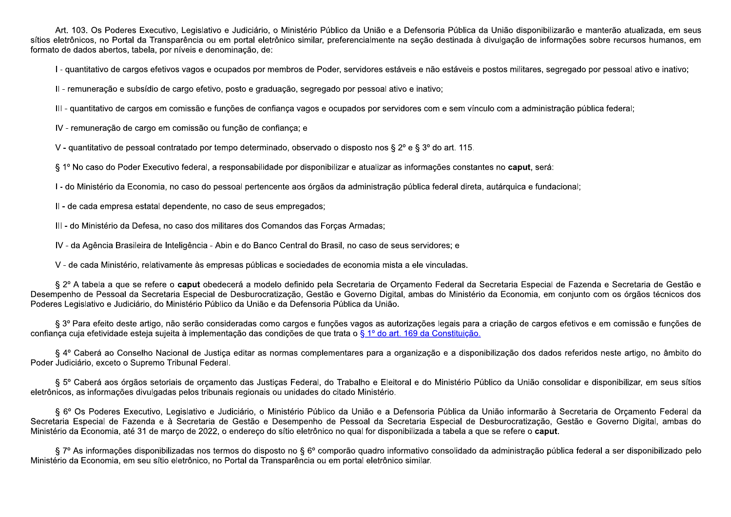Art. 103. Os Poderes Executivo, Legislativo e Judiciário, o Ministério Público da União e a Defensoria Pública da União disponibilizarão e manterão atualizada, em seus sítios eletrônicos, no Portal da Transparência ou em portal eletrônico similar, preferencialmente na seção destinada à divulgação de informações sobre recursos humanos, em formato de dados abertos, tabela, por níveis e denominação, de:

I - quantitativo de cargos efetivos vagos e ocupados por membros de Poder, servidores estáveis e não estáveis e postos militares, segregado por pessoal ativo e inativo;

II - remuneração e subsídio de cargo efetivo, posto e graduação, segregado por pessoal ativo e inativo;

III - quantitativo de cargos em comissão e funções de confiança vagos e ocupados por servidores com e sem vínculo com a administração pública federal;

IV - remuneração de cargo em comissão ou função de confiança; e

V - quantitativo de pessoal contratado por tempo determinado, observado o disposto nos § 2º e § 3º do art. 115.

§ 1º No caso do Poder Executivo federal, a responsabilidade por disponibilizar e atualizar as informações constantes no **caput**, será:

I - do Ministério da Economia, no caso do pessoal pertencente aos órgãos da administração pública federal direta, autárquica e fundacional;

II - de cada empresa estatal dependente, no caso de seus empregados;

III - do Ministério da Defesa, no caso dos militares dos Comandos das Forças Armadas;

IV - da Agência Brasileira de Inteligência - Abin e do Banco Central do Brasil, no caso de seus servidores; e

V - de cada Ministério, relativamente às empresas públicas e sociedades de economia mista a ele vinculadas.

§ 2º A tabela a que se refere o **caput** obedecerá a modelo definido pela Secretaria de Orçamento Federal da Secretaria Especial de Fazenda e Secretaria de Gestão e Desempenho de Pessoal da Secretaria Especial de Desburocratização, Gestão e Governo Digital, ambas do Ministério da Economia, em conjunto com os órgãos técnicos dos Poderes Legislativo e Judiciário, do Ministério Público da União e da Defensoria Pública da União.

§ 3º Para efeito deste artigo, não serão consideradas como cargos e funções vagos as autorizações legais para a criação de cargos efetivos e em comissão e funções de confiança cuja efetividade esteja sujeita à implementação das condições de que trata o § 1º do art. 169 da Constituição.

§ 4º Caberá ao Conselho Nacional de Justiça editar as normas complementares para a organização e a disponibilização dos dados referidos neste artigo, no âmbito do Poder Judiciário, exceto o Supremo Tribunal Federal.

§ 5º Caberá aos órgãos setoriais de orçamento das Justiças Federal, do Trabalho e Eleitoral e do Ministério Público da União consolidar e disponibilizar, em seus sítios eletrônicos, as informações divulgadas pelos tribunais regionais ou unidades do citado Ministério.

§ 6º Os Poderes Executivo, Legislativo e Judiciário, o Ministério Público da União e a Defensoria Pública da União informarão à Secretaria de Orçamento Federal da Secretaria Especial de Fazenda e à Secretaria de Gestão e Desempenho de Pessoal da Secretaria Especial de Desburocratização, Gestão e Governo Digital, ambas do Ministério da Economia, até 31 de março de 2022, o endereço do sítio eletrônico no qual for disponibilizada a tabela a que se refere o **caput.**

§ 7º As informações disponibilizadas nos termos do disposto no § 6º comporão quadro informativo consolidado da administração pública federal a ser disponibilizado pelo Ministério da Economia, em seu sítio eletrônico, no Portal da Transparência ou em portal eletrônico similar.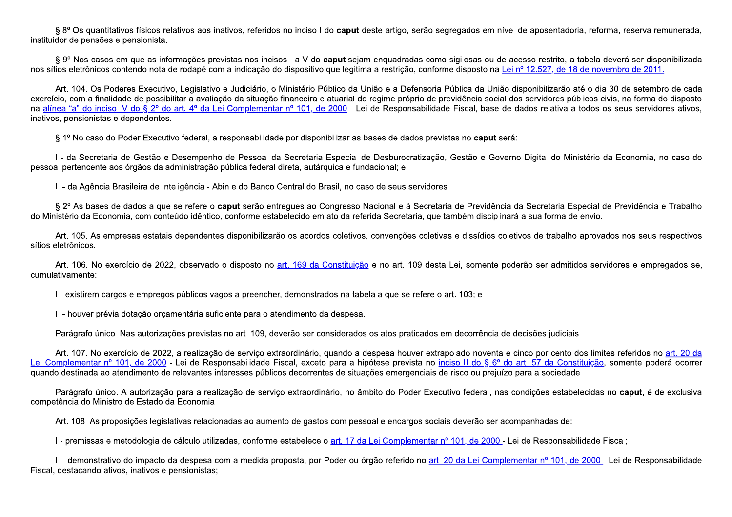§ 8º Os quantitativos físicos relativos aos inativos, referidos no inciso I do **caput** deste artigo, serão segregados em nível de aposentadoria, reforma, reserva remunerada, instituidor de pensões e pensionista.

§ 9º Nos casos em que as informações previstas nos incisos I a V do **caput** sejam enquadradas como sigilosas ou de acesso restrito, a tabela deverá ser disponibilizada nos sítios eletrônicos contendo nota de rodapé com a indicação do dispositivo que legitima a restrição, conforme disposto na Lei nº 12.527, de 18 de novembro de 2011.

Art. 104. Os Poderes Executivo, Legislativo e Judiciário, o Ministério Público da União e a Defensoria Pública da União disponibilizarão até o dia 30 de setembro de cada exercício, com a finalidade de possibilitar a avaliação da situação financeira e atuarial do regime próprio de previdência social dos servidores públicos civis, na forma do disposto na alínea "a" do inciso IV do § 2º do art. 4º da Lei Complementar nº 101, de 2000 - Lei de Responsabilidade Fiscal, base de dados relativa a todos os seus servidores ativos, inativos, pensionistas e dependentes.

§ 1º No caso do Poder Executivo federal, a responsabilidade por disponibilizar as bases de dados previstas no **caput** será:

I - da Secretaria de Gestão e Desempenho de Pessoal da Secretaria Especial de Desburocratização, Gestão e Governo Digital do Ministério da Economia, no caso do pessoal pertencente aos órgãos da administração pública federal direta, autárquica e fundacional; e

II - da Agência Brasileira de Inteligência - Abin e do Banco Central do Brasil, no caso de seus servidores.

§ 2º As bases de dados a que se refere o **caput** serão entregues ao Congresso Nacional e à Secretaria de Previdência da Secretaria Especial de Previdência e Trabalho do Ministério da Economia, com conteúdo idêntico, conforme estabelecido em ato da referida Secretaria, que também disciplinará a sua forma de envio.

Art. 105. As empresas estatais dependentes disponibilizarão os acordos coletivos, convenções coletivas e dissídios coletivos de trabalho aprovados nos seus respectivos sítios eletrônicos.

Art. 106. No exercício de 2022, observado o disposto no art. 169 da Constituição e no art. 109 desta Lei, somente poderão ser admitidos servidores e empregados se, cumulativamente:

I - existirem cargos e empregos públicos vagos a preencher, demonstrados na tabela a que se refere o art. 103; e

II - houver prévia dotação orçamentária suficiente para o atendimento da despesa.

Parágrafo único. Nas autorizações previstas no art. 109, deverão ser considerados os atos praticados em decorrência de decisões judiciais.

Art. 107. No exercício de 2022, a realização de serviço extraordinário, quando a despesa houver extrapolado noventa e cinco por cento dos limites referidos no art. 20 da Lei Complementar nº 101, de 2000 - Lei de Responsabilidade Fiscal, exceto para a hipótese prevista no inciso II do § 6º do art. 57 da Constituição, somente poderá ocorrer quando destinada ao atendimento de relevantes interesses públicos decorrentes de situações emergenciais de risco ou prejuízo para a sociedade.

Parágrafo único. A autorização para a realização de serviço extraordinário, no âmbito do Poder Executivo federal, nas condições estabelecidas no **caput**, é de exclusiva competência do Ministro de Estado da Economia.

Art. 108. As proposições legislativas relacionadas ao aumento de gastos com pessoal e encargos sociais deverão ser acompanhadas de:

I - premissas e metodologia de cálculo utilizadas, conforme estabelece o art. 17 da Lei Complementar nº 101, de 2000 - Lei de Responsabilidade Fiscal;

II - demonstrativo do impacto da despesa com a medida proposta, por Poder ou órgão referido no art. 20 da Lei Complementar nº 101, de 2000 - Lei de Responsabilidade Fiscal, destacando ativos, inativos e pensionistas;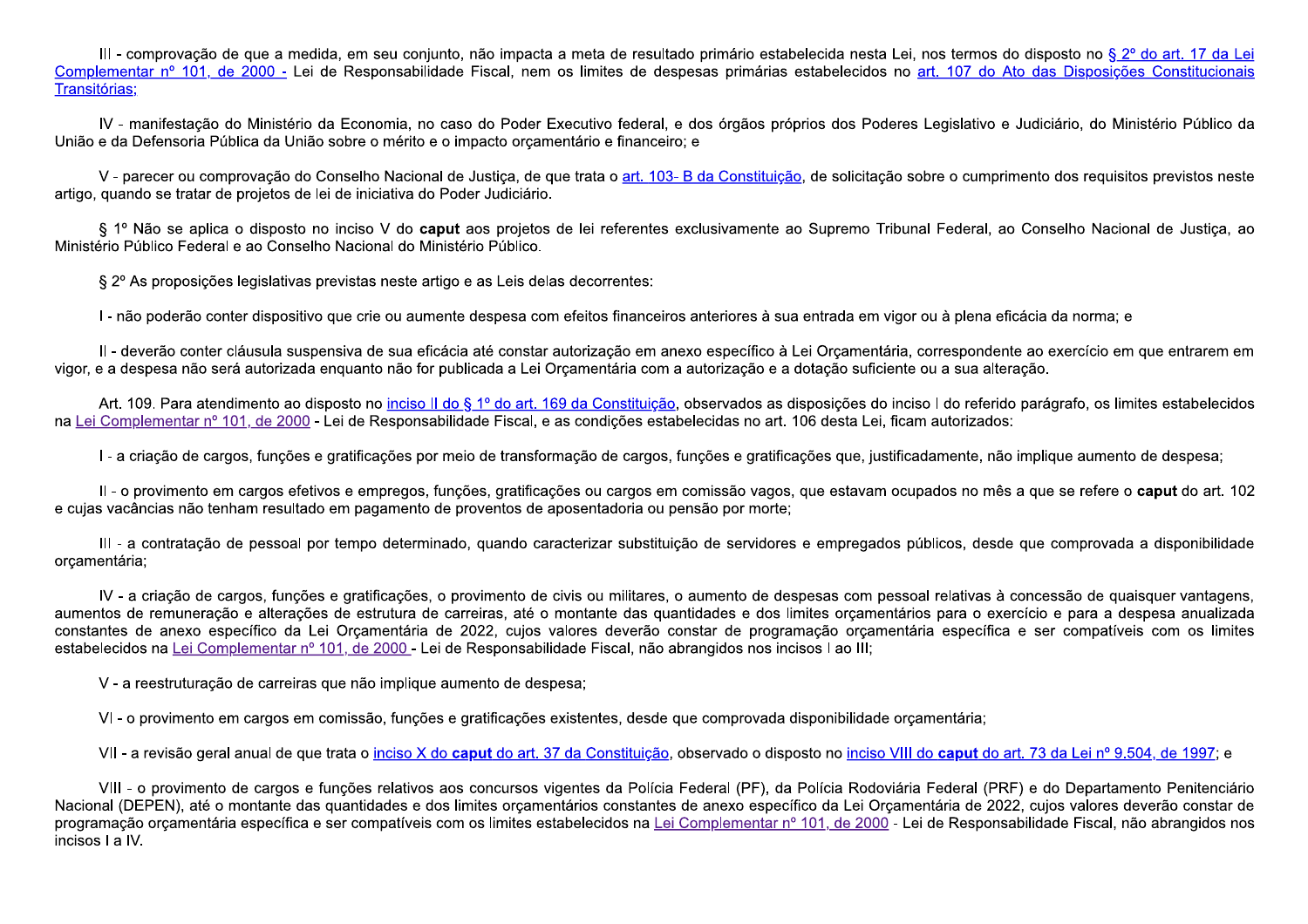III - comprovação de que a medida, em seu conjunto, não impacta a meta de resultado primário estabelecida nesta Lei, nos termos do disposto no § 2º do art. 17 da Lei Complementar nº 101, de 2000 - Lei de Responsabilidade Fiscal, nem os limites de despesas primárias estabelecidos no art. 107 do Ato das Disposições Constitucionais Transitórias;

IV - manifestação do Ministério da Economia, no caso do Poder Executivo federal, e dos órgãos próprios dos Poderes Legislativo e Judiciário, do Ministério Público da União e da Defensoria Pública da União sobre o mérito e o impacto orçamentário e financeiro; e

V - parecer ou comprovação do Conselho Nacional de Justiça, de que trata o art. 103- B da Constituição, de solicitação sobre o cumprimento dos requisitos previstos neste artigo, quando se tratar de projetos de lei de iniciativa do Poder Judiciário.

§ 1º Não se aplica o disposto no inciso V do **caput** aos projetos de lei referentes exclusivamente ao Supremo Tribunal Federal, ao Conselho Nacional de Justiça, ao Ministério Público Federal e ao Conselho Nacional do Ministério Público.

§ 2º As proposições legislativas previstas neste artigo e as Leis delas decorrentes:

I - não poderão conter dispositivo que crie ou aumente despesa com efeitos financeiros anteriores à sua entrada em vigor ou à plena eficácia da norma; e

II - deverão conter cláusula suspensiva de sua eficácia até constar autorização em anexo específico à Lei Orçamentária, correspondente ao exercício em que entrarem em vigor, e a despesa não será autorizada enquanto não for publicada a Lei Orçamentária com a autorização e a dotação suficiente ou a sua alteração.

Art. 109. Para atendimento ao disposto no inciso II do § 1º do art. 169 da Constituição, observados as disposições do inciso I do referido parágrafo, os limites estabelecidos na Lei Complementar nº 101, de 2000 - Lei de Responsabilidade Fiscal, e as condições estabelecidas no art. 106 desta Lei, ficam autorizados:

I - a criação de cargos, funções e gratificações por meio de transformação de cargos, funções e gratificações que, justificadamente, não implique aumento de despesa;

II - o provimento em cargos efetivos e empregos, funções, gratificações ou cargos em comissão vagos, que estavam ocupados no mês a que se refere o **caput** do art. 102 e cujas vacâncias não tenham resultado em pagamento de proventos de aposentadoria ou pensão por morte;

III - a contratação de pessoal por tempo determinado, quando caracterizar substituição de servidores e empregados públicos, desde que comprovada a disponibilidade orçamentária;

IV - a criação de cargos, funções e gratificações, o provimento de civis ou militares, o aumento de despesas com pessoal relativas à concessão de quaisquer vantagens, aumentos de remuneração e alterações de estrutura de carreiras, até o montante das quantidades e dos limites orçamentários para o exercício e para a despesa anualizada constantes de anexo específico da Lei Orçamentária de 2022, cujos valores deverão constar de programação orçamentária específica e ser compatíveis com os limites estabelecidos na Lei Complementar nº 101, de 2000 - Lei de Responsabilidade Fiscal, não abrangidos nos incisos I ao III;

V - a reestruturação de carreiras que não implique aumento de despesa;

VI - o provimento em cargos em comissão, funções e gratificações existentes, desde que comprovada disponibilidade orçamentária;

VII - a revisão geral anual de que trata o inciso X do **caput** do art. 37 da Constituição, observado o disposto no inciso VIII do **caput** do art. 73 da Lei nº 9.504, de 1997; e

VIII - o provimento de cargos e funções relativos aos concursos vigentes da Polícia Federal (PF), da Polícia Rodoviária Federal (PRF) e do Departamento Penitenciário Nacional (DEPEN), até o montante das quantidades e dos limites orçamentários constantes de anexo específico da Lei Orçamentária de 2022, cujos valores deverão constar de programação orçamentária específica e ser compatíveis com os limites estabelecidos na Lei Complementar nº 101, de 2000 - Lei de Responsabilidade Fiscal, não abrangidos nos incisos I a IV.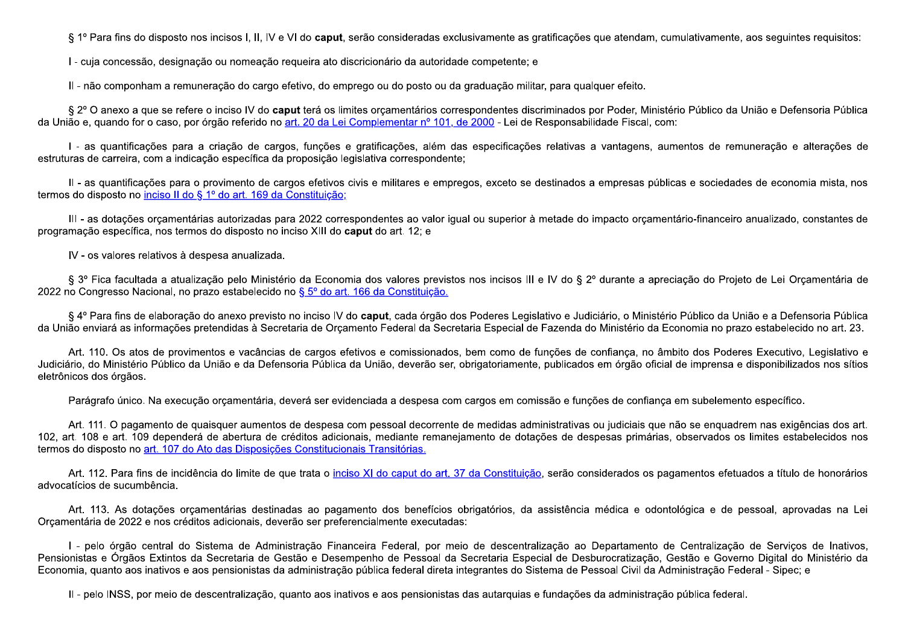§ 1º Para fins do disposto nos incisos I, II, IV e VI do **caput**, serão consideradas exclusivamente as gratificações que atendam, cumulativamente, aos seguintes requisitos:

I - cuja concessão, designação ou nomeação requeira ato discricionário da autoridade competente; e

II - não componham a remuneração do cargo efetivo, do emprego ou do posto ou da graduação militar, para qualquer efeito.

§ 2º O anexo a que se refere o inciso IV do **caput** terá os limites orçamentários correspondentes discriminados por Poder, Ministério Público da União e Defensoria Pública da União e, quando for o caso, por órgão referido no art. 20 da Lei Complementar nº 101, de 2000 - Lei de Responsabilidade Fiscal, com:

I - as quantificações para a criação de cargos, funções e gratificações, além das especificações relativas a vantagens, aumentos de remuneração e alterações de estruturas de carreira, com a indicação específica da proposição legislativa correspondente;

II - as quantificações para o provimento de cargos efetivos civis e militares e empregos, exceto se destinados a empresas públicas e sociedades de economia mista, nos termos do disposto no inciso II do § 1º do art. 169 da Constituição;

III - as dotações orçamentárias autorizadas para 2022 correspondentes ao valor igual ou superior à metade do impacto orçamentário-financeiro anualizado, constantes de programação específica, nos termos do disposto no inciso XIII do **caput** do art. 12; e

IV - os valores relativos à despesa anualizada.

§ 3º Fica facultada a atualização pelo Ministério da Economia dos valores previstos nos incisos III e IV do § 2º durante a apreciação do Projeto de Lei Orçamentária de 2022 no Congresso Nacional, no prazo estabelecido no § 5º do art. 166 da Constituição.

§ 4º Para fins de elaboração do anexo previsto no inciso IV do **caput**, cada órgão dos Poderes Legislativo e Judiciário, o Ministério Público da União e a Defensoria Pública da União enviará as informações pretendidas à Secretaria de Orçamento Federal da Secretaria Especial de Fazenda do Ministério da Economia no prazo estabelecido no art. 23.

Art. 110. Os atos de provimentos e vacâncias de cargos efetivos e comissionados, bem como de funções de confiança, no âmbito dos Poderes Executivo, Legislativo e Judiciário, do Ministério Público da União e da Defensoria Pública da União, deverão ser, obrigatoriamente, publicados em órgão oficial de imprensa e disponibilizados nos sítios eletrônicos dos órgãos.

Parágrafo único. Na execução orçamentária, deverá ser evidenciada a despesa com cargos em comissão e funções de confiança em subelemento específico.

Art. 111. O pagamento de quaisquer aumentos de despesa com pessoal decorrente de medidas administrativas ou judiciais que não se enquadrem nas exigências dos art. 102, art. 108 e art. 109 dependerá de abertura de créditos adicionais, mediante remanejamento de dotações de despesas primárias, observados os limites estabelecidos nos termos do disposto no art. 107 do Ato das Disposições Constitucionais Transitórias.

Art. 112. Para fins de incidência do limite de que trata o inciso XI do caput do art. 37 da Constituição, serão considerados os pagamentos efetuados a título de honorários advocatícios de sucumbência.

Art. 113. As dotações orçamentárias destinadas ao pagamento dos benefícios obrigatórios, da assistência médica e odontológica e de pessoal, aprovadas na Lei Orçamentária de 2022 e nos créditos adicionais, deverão ser preferencialmente executadas:

I - pelo órgão central do Sistema de Administração Financeira Federal, por meio de descentralização ao Departamento de Centralização de Serviços de Inativos, Pensionistas e Órgãos Extintos da Secretaria de Gestão e Desempenho de Pessoal da Secretaria Especial de Desburocratização, Gestão e Governo Digital do Ministério da Economia, quanto aos inativos e aos pensionistas da administração pública federal direta integrantes do Sistema de Pessoal Civil da Administração Federal - Sipec; e

II - pelo INSS, por meio de descentralização, quanto aos inativos e aos pensionistas das autarquias e fundações da administração pública federal.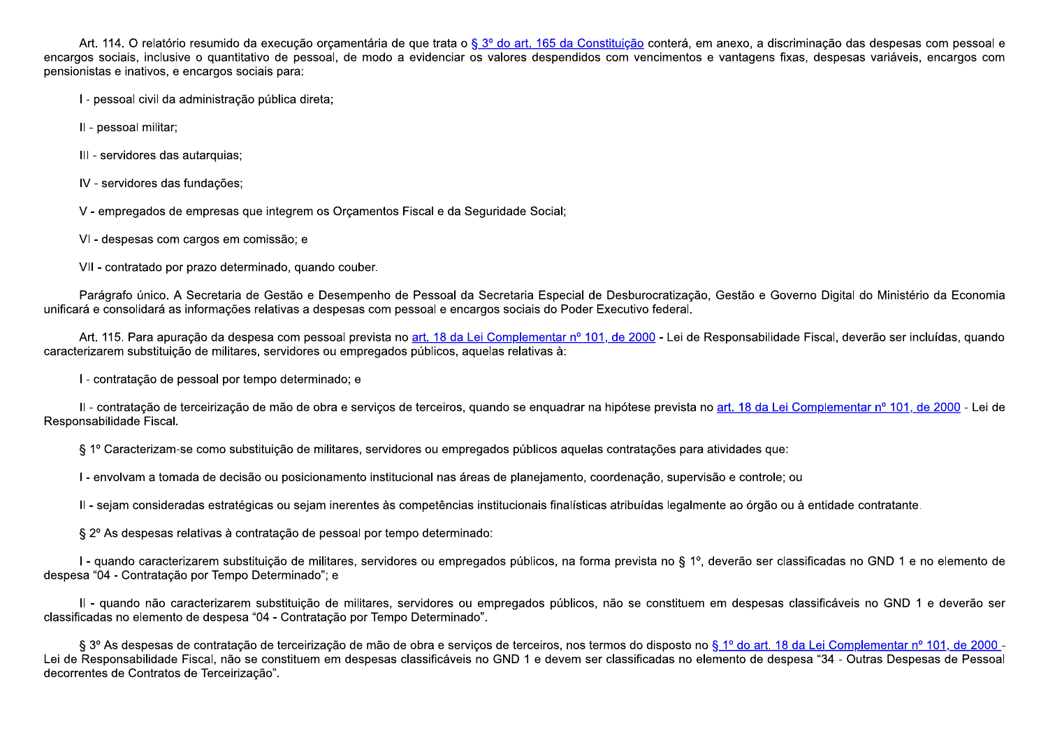Art. 114. O relatório resumido da execução orçamentária de que trata o § 3º do art. 165 da Constituição conterá, em anexo, a discriminação das despesas com pessoal e encargos sociais, inclusive o quantitativo de pessoal, de modo a evidenciar os valores despendidos com vencimentos e vantagens fixas, despesas variáveis, encargos com pensionistas e inativos, e encargos sociais para:

I - pessoal civil da administração pública direta;

II - pessoal militar;

III - servidores das autarquias;

IV - servidores das fundações;

V - empregados de empresas que integrem os Orçamentos Fiscal e da Seguridade Social;

VI - despesas com cargos em comissão; e

VII - contratado por prazo determinado, quando couber.

Parágrafo único. A Secretaria de Gestão e Desempenho de Pessoal da Secretaria Especial de Desburocratização, Gestão e Governo Digital do Ministério da Economia unificará e consolidará as informações relativas a despesas com pessoal e encargos sociais do Poder Executivo federal.

Art. 115. Para apuração da despesa com pessoal prevista no art. 18 da Lei Complementar nº 101, de 2000 - Lei de Responsabilidade Fiscal, deverão ser incluídas, quando caracterizarem substituição de militares, servidores ou empregados públicos, aquelas relativas à:

I - contratação de pessoal por tempo determinado; e

II - contratação de terceirização de mão de obra e serviços de terceiros, quando se enquadrar na hipótese prevista no art. 18 da Lei Complementar nº 101, de 2000 - Lei de Responsabilidade Fiscal.

§ 1º Caracterizam-se como substituição de militares, servidores ou empregados públicos aquelas contratações para atividades que:

I - envolvam a tomada de decisão ou posicionamento institucional nas áreas de planejamento, coordenação, supervisão e controle; ou

II - sejam consideradas estratégicas ou sejam inerentes às competências institucionais finalísticas atribuídas legalmente ao órgão ou à entidade contratante.

§ 2º As despesas relativas à contratação de pessoal por tempo determinado:

I - quando caracterizarem substituição de militares, servidores ou empregados públicos, na forma prevista no § 1º, deverão ser classificadas no GND 1 e no elemento de despesa "04 - Contratação por Tempo Determinado"; e

II - quando não caracterizarem substituição de militares, servidores ou empregados públicos, não se constituem em despesas classificáveis no GND 1 e deverão ser classificadas no elemento de despesa "04 - Contratação por Tempo Determinado".

§ 3º As despesas de contratação de terceirização de mão de obra e serviços de terceiros, nos termos do disposto no § 1º do art. 18 da Lei Complementar nº 101, de 2000 - Lei de Responsabilidade Fiscal, não se constituem em despesas classificáveis no GND 1 e devem ser classificadas no elemento de despesa "34 - Outras Despesas de Pessoal decorrentes de Contratos de Terceirização".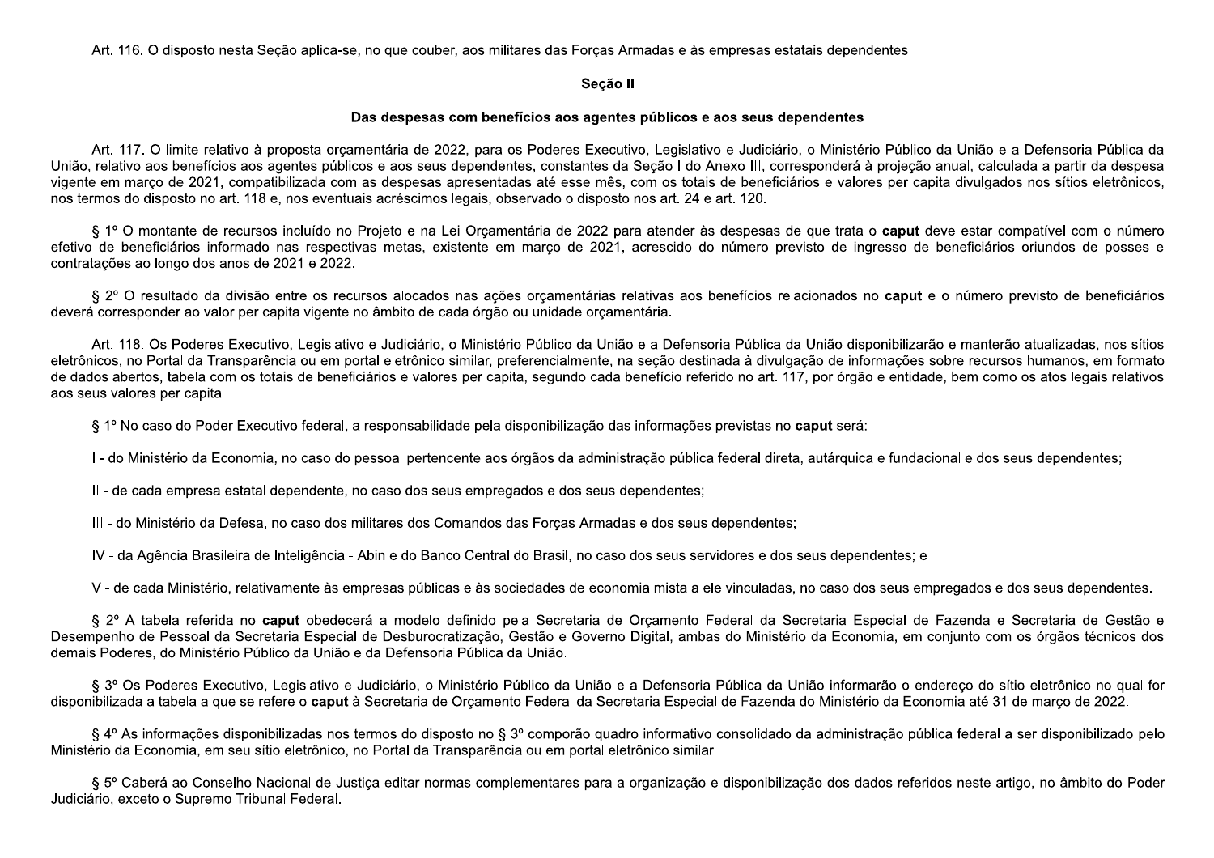Art. 116. O disposto nesta Seção aplica-se, no que couber, aos militares das Forças Armadas e às empresas estatais dependentes.

## Seção II

### Das despesas com benefícios aos agentes públicos e aos seus dependentes

Art. 117. O limite relativo à proposta orçamentária de 2022, para os Poderes Executivo, Legislativo e Judiciário, o Ministério Público da União e a Defensoria Pública da União, relativo aos benefícios aos agentes públicos e aos seus dependentes, constantes da Seção I do Anexo III, corresponderá à projeção anual, calculada a partir da despesa vigente em março de 2021, compatibilizada com as despesas apresentadas até esse mês, com os totais de beneficiários e valores per capita divulgados nos sítios eletrônicos, nos termos do disposto no art. 118 e, nos eventuais acréscimos legais, observado o disposto nos art. 24 e art. 120.

§ 1º O montante de recursos incluído no Projeto e na Lei Orçamentária de 2022 para atender às despesas de que trata o **caput** deve estar compatível com o número efetivo de beneficiários informado nas respectivas metas, existente em março de 2021, acrescido do número previsto de ingresso de beneficiários oriundos de posses e contratações ao longo dos anos de 2021 e 2022.

§ 2º O resultado da divisão entre os recursos alocados nas ações orçamentárias relativas aos benefícios relacionados no **caput** e o número previsto de beneficiários deverá corresponder ao valor per capita vigente no âmbito de cada órgão ou unidade orçamentária.

Art. 118. Os Poderes Executivo, Legislativo e Judiciário, o Ministério Público da União e a Defensoria Pública da União disponibilizarão e manterão atualizadas, nos sítios eletrônicos, no Portal da Transparência ou em portal eletrônico similar, preferencialmente, na seção destinada à divulgação de informações sobre recursos humanos, em formato de dados abertos, tabela com os totais de beneficiários e valores per capita, segundo cada benefício referido no art. 117, por órgão e entidade, bem como os atos legais relativos aos seus valores per capita.

§ 1º No caso do Poder Executivo federal, a responsabilidade pela disponibilização das informações previstas no **caput** será:

I - do Ministério da Economia, no caso do pessoal pertencente aos órgãos da administração pública federal direta, autárquica e fundacional e dos seus dependentes;

II - de cada empresa estatal dependente, no caso dos seus empregados e dos seus dependentes;

III - do Ministério da Defesa, no caso dos militares dos Comandos das Forças Armadas e dos seus dependentes;

IV - da Agência Brasileira de Inteligência - Abin e do Banco Central do Brasil, no caso dos seus servidores e dos seus dependentes; e

V - de cada Ministério, relativamente às empresas públicas e às sociedades de economia mista a ele vinculadas, no caso dos seus empregados e dos seus dependentes.

§ 2º A tabela referida no **caput** obedecerá a modelo definido pela Secretaria de Orçamento Federal da Secretaria Especial de Fazenda e Secretaria de Gestão e Desempenho de Pessoal da Secretaria Especial de Desburocratização, Gestão e Governo Digital, ambas do Ministério da Economia, em conjunto com os órgãos técnicos dos demais Poderes, do Ministério Público da União e da Defensoria Pública da União.

§ 3º Os Poderes Executivo, Legislativo e Judiciário, o Ministério Público da União e a Defensoria Pública da União informarão o endereço do sítio eletrônico no qual for disponibilizada a tabela a que se refere o **caput** à Secretaria de Orçamento Federal da Secretaria Especial de Fazenda do Ministério da Economia até 31 de março de 2022.

§ 4º As informações disponibilizadas nos termos do disposto no § 3º comporão quadro informativo consolidado da administração pública federal a ser disponibilizado pelo Ministério da Economia, em seu sítio eletrônico, no Portal da Transparência ou em portal eletrônico similar.

§ 5º Caberá ao Conselho Nacional de Justiça editar normas complementares para a organização e disponibilização dos dados referidos neste artigo, no âmbito do Poder Judiciário, exceto o Supremo Tribunal Federal.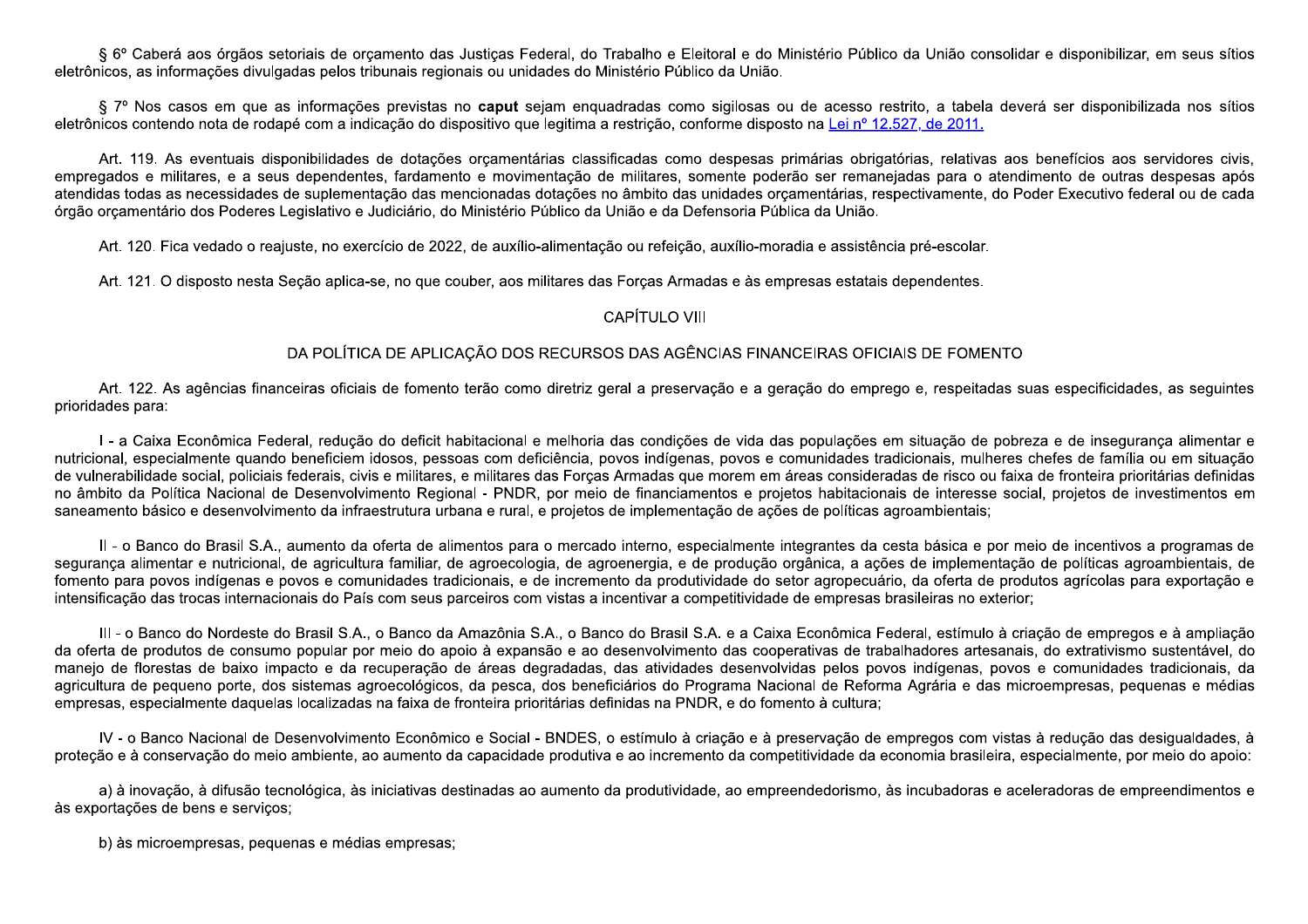§ 6º Caberá aos órgãos setoriais de orçamento das Justiças Federal, do Trabalho e Eleitoral e do Ministério Público da União consolidar e disponibilizar, em seus sítios eletrônicos, as informações divulgadas pelos tribunais regionais ou unidades do Ministério Público da União.

§ 7º Nos casos em que as informações previstas no **caput** sejam enquadradas como sigilosas ou de acesso restrito, a tabela deverá ser disponibilizada nos sítios eletrônicos contendo nota de rodapé com a indicação do dispositivo que legitima a restrição, conforme disposto na Lei nº 12.527, de 2011.

Art. 119. As eventuais disponibilidades de dotações orçamentárias classificadas como despesas primárias obrigatórias, relativas aos benefícios aos servidores civis, empregados e militares, e a seus dependentes, fardamento e movimentação de militares, somente poderão ser remanejadas para o atendimento de outras despesas após atendidas todas as necessidades de suplementação das mencionadas dotações no âmbito das unidades orçamentárias, respectivamente, do Poder Executivo federal ou de cada órgão orçamentário dos Poderes Legislativo e Judiciário, do Ministério Público da União e da Defensoria Pública da União.

Art. 120. Fica vedado o reajuste, no exercício de 2022, de auxílio-alimentação ou refeição, auxílio-moradia e assistência pré-escolar.

Art. 121. O disposto nesta Seção aplica-se, no que couber, aos militares das Forças Armadas e às empresas estatais dependentes.

## CAPÍTULO VIII

## DA POLÍTICA DE APLICAÇÃO DOS RECURSOS DAS AGÊNCIAS FINANCEIRAS OFICIAIS DE FOMENTO

Art. 122. As agências financeiras oficiais de fomento terão como diretriz geral a preservação e a geração do emprego e, respeitadas suas especificidades, as seguintes prioridades para:

I - a Caixa Econômica Federal, redução do deficit habitacional e melhoria das condições de vida das populações em situação de pobreza e de insegurança alimentar e nutricional, especialmente quando beneficiem idosos, pessoas com deficiência, povos indígenas, povos e comunidades tradicionais, mulheres chefes de família ou em situação de vulnerabilidade social, policiais federais, civis e militares, e militares das Forças Armadas que morem em áreas consideradas de risco ou faixa de fronteira prioritárias definidas no âmbito da Política Nacional de Desenvolvimento Regional - PNDR, por meio de financiamentos e projetos habitacionais de interesse social, projetos de investimentos em saneamento básico e desenvolvimento da infraestrutura urbana e rural, e projetos de implementação de ações de políticas agroambientais;

II - o Banco do Brasil S.A., aumento da oferta de alimentos para o mercado interno, especialmente integrantes da cesta básica e por meio de incentivos a programas de segurança alimentar e nutricional, de agricultura familiar, de agroecologia, de agroenergia, e de produção orgânica, a ações de implementação de políticas agroambientais, de fomento para povos indígenas e povos e comunidades tradicionais, e de incremento da produtividade do setor agropecuário, da oferta de produtos agrícolas para exportação e intensificação das trocas internacionais do País com seus parceiros com vistas a incentivar a competitividade de empresas brasileiras no exterior;

III - o Banco do Nordeste do Brasil S.A., o Banco da Amazônia S.A., o Banco do Brasil S.A. e a Caixa Econômica Federal, estímulo à criação de empregos e à ampliação da oferta de produtos de consumo popular por meio do apoio à expansão e ao desenvolvimento das cooperativas de trabalhadores artesanais, do extrativismo sustentável, do manejo de florestas de baixo impacto e da recuperação de áreas degradadas, das atividades desenvolvidas pelos povos indígenas, povos e comunidades tradicionais, da agricultura de pequeno porte, dos sistemas agroecológicos, da pesca, dos beneficiários do Programa Nacional de Reforma Agrária e das microempresas, pequenas e médias empresas, especialmente daquelas localizadas na faixa de fronteira prioritárias definidas na PNDR, e do fomento à cultura;

IV - o Banco Nacional de Desenvolvimento Econômico e Social - BNDES, o estímulo à criação e à preservação de empregos com vistas à redução das desigualdades, à proteção e à conservação do meio ambiente, ao aumento da capacidade produtiva e ao incremento da competitividade da economia brasileira, especialmente, por meio do apoio:

a) à inovação, à difusão tecnológica, às iniciativas destinadas ao aumento da produtividade, ao empreendedorismo, às incubadoras e aceleradoras de empreendimentos e às exportações de bens e serviços;

b) às microempresas, pequenas e médias empresas;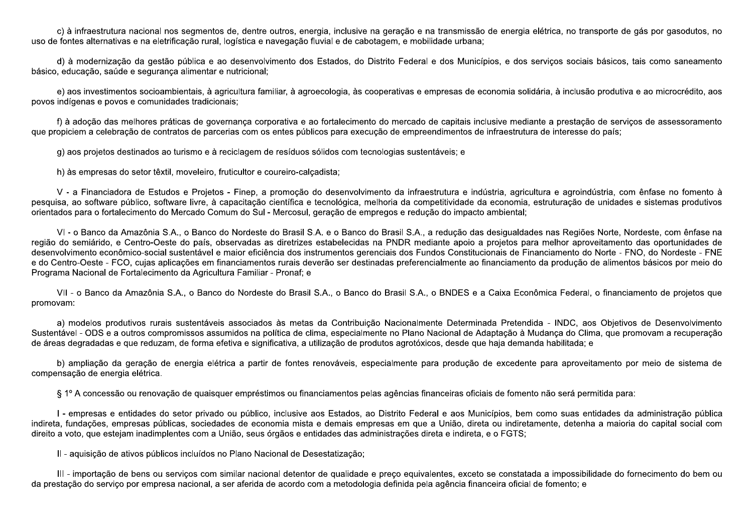c) à infraestrutura nacional nos segmentos de, dentre outros, energia, inclusive na geração e na transmissão de energia elétrica, no transporte de gás por gasodutos, no uso de fontes alternativas e na eletrificação rural, logística e navegação fluvial e de cabotagem, e mobilidade urbana;

d) à modernização da gestão pública e ao desenvolvimento dos Estados, do Distrito Federal e dos Municípios, e dos serviços sociais básicos, tais como saneamento básico, educação, saúde e segurança alimentar e nutricional;

e) aos investimentos socioambientais, à agricultura familiar, à agroecologia, às cooperativas e empresas de economia solidária, à inclusão produtiva e ao microcrédito, aos povos indígenas e povos e comunidades tradicionais;

f) à adoção das melhores práticas de governança corporativa e ao fortalecimento do mercado de capitais inclusive mediante a prestação de serviços de assessoramento que propiciem a celebração de contratos de parcerias com os entes públicos para execução de empreendimentos de infraestrutura de interesse do país;

g) aos projetos destinados ao turismo e à reciclagem de resíduos sólidos com tecnologias sustentáveis; e

h) às empresas do setor têxtil, moveleiro, fruticultor e coureiro-calçadista;

V - a Financiadora de Estudos e Projetos - Finep, a promoção do desenvolvimento da infraestrutura e indústria, agricultura e agroindústria, com ênfase no fomento à pesquisa, ao software público, software livre, à capacitação científica e tecnológica, melhoria da competitividade da economia, estruturação de unidades e sistemas produtivos orientados para o fortalecimento do Mercado Comum do Sul - Mercosul, geração de empregos e redução do impacto ambiental;

VI - o Banco da Amazônia S.A., o Banco do Nordeste do Brasil S.A. e o Banco do Brasil S.A., a redução das desigualdades nas Regiões Norte, Nordeste, com ênfase na região do semiárido, e Centro-Oeste do país, observadas as diretrizes estabelecidas na PNDR mediante apoio a projetos para melhor aproveitamento das oportunidades de desenvolvimento econômico-social sustentável e maior eficiência dos instrumentos gerenciais dos Fundos Constitucionais de Financiamento do Norte - FNO, do Nordeste - FNE e do Centro-Oeste - FCO, cujas aplicações em financiamentos rurais deverão ser destinadas preferencialmente ao financiamento da produção de alimentos básicos por meio do Programa Nacional de Fortalecimento da Agricultura Familiar - Pronaf; e

VII - o Banco da Amazônia S.A., o Banco do Nordeste do Brasil S.A., o Banco do Brasil S.A., o BNDES e a Caixa Econômica Federal, o financiamento de projetos que promovam:

a) modelos produtivos rurais sustentáveis associados às metas da Contribuição Nacionalmente Determinada Pretendida - INDC, aos Objetivos de Desenvolvimento Sustentável - ODS e a outros compromissos assumidos na política de clima, especialmente no Plano Nacional de Adaptação à Mudança do Clima, que promovam a recuperação de áreas degradadas e que reduzam, de forma efetiva e significativa, a utilização de produtos agrotóxicos, desde que haja demanda habilitada; e

b) ampliação da geração de energia elétrica a partir de fontes renováveis, especialmente para produção de excedente para aproveitamento por meio de sistema de compensação de energia elétrica.

§ 1º A concessão ou renovação de quaisquer empréstimos ou financiamentos pelas agências financeiras oficiais de fomento não será permitida para:

I - empresas e entidades do setor privado ou público, inclusive aos Estados, ao Distrito Federal e aos Municípios, bem como suas entidades da administração pública indireta, fundações, empresas públicas, sociedades de economia mista e demais empresas em que a União, direta ou indiretamente, detenha a maioria do capital social com direito a voto, que estejam inadimplentes com a União, seus órgãos e entidades das administrações direta e indireta, e o FGTS;

II - aquisição de ativos públicos incluídos no Plano Nacional de Desestatização;

III - importação de bens ou serviços com similar nacional detentor de qualidade e preço equivalentes, exceto se constatada a impossibilidade do fornecimento do bem ou da prestação do serviço por empresa nacional, a ser aferida de acordo com a metodologia definida pela agência financeira oficial de fomento; e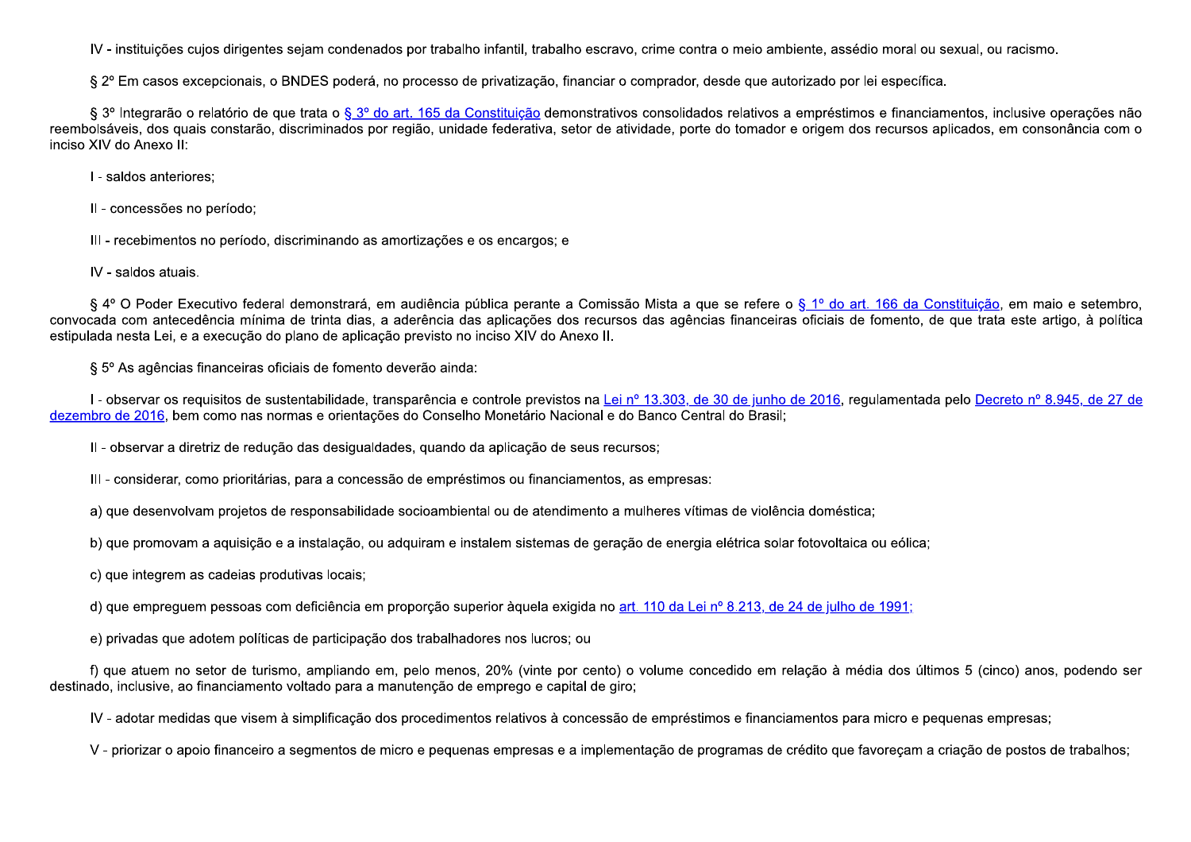IV - instituições cujos dirigentes sejam condenados por trabalho infantil, trabalho escravo, crime contra o meio ambiente, assédio moral ou sexual, ou racismo.

§ 2º Em casos excepcionais, o BNDES poderá, no processo de privatização, financiar o comprador, desde que autorizado por lei específica.

§ 3º Integrarão o relatório de que trata o [§ 3º do art. 165 da Constituição]() demonstrativos consolidados relativos a empréstimos e financiamentos, inclusive operações não reembolsáveis, dos quais constarão, discriminados por região, unidade federativa, setor de atividade, porte do tomador e origem dos recursos aplicados, em consonância com o inciso XIV do Anexo II:

I - saldos anteriores;

II - concessões no período;

III - recebimentos no período, discriminando as amortizações e os encargos; e

IV - saldos atuais.

§ 4º O Poder Executivo federal demonstrará, em audiência pública perante a Comissão Mista a que se refere o [§ 1º do art. 166 da Constituição](), em maio e setembro, convocada com antecedência mínima de trinta dias, a aderência das aplicações dos recursos das agências financeiras oficiais de fomento, de que trata este artigo, à política estipulada nesta Lei, e a execução do plano de aplicação previsto no inciso XIV do Anexo II.

§ 5º As agências financeiras oficiais de fomento deverão ainda:

I - observar os requisitos de sustentabilidade, transparência e controle previstos na [Lei nº 13.303, de 30 de junho de 2016](), regulamentada pelo [Decreto nº 8.945, de 27 de dezembro de 2016](), bem como nas normas e orientações do Conselho Monetário Nacional e do Banco Central do Brasil;

II - observar a diretriz de redução das desigualdades, quando da aplicação de seus recursos;

III - considerar, como prioritárias, para a concessão de empréstimos ou financiamentos, as empresas:

a) que desenvolvam projetos de responsabilidade socioambiental ou de atendimento a mulheres vítimas de violência doméstica;

b) que promovam a aquisição e a instalação, ou adquiram e instalem sistemas de geração de energia elétrica solar fotovoltaica ou eólica;

c) que integrem as cadeias produtivas locais;

d) que empreguem pessoas com deficiência em proporção superior àquela exigida no [art. 110 da Lei nº 8.213, de 24 de julho de 1991;]()

e) privadas que adotem políticas de participação dos trabalhadores nos lucros; ou

f) que atuem no setor de turismo, ampliando em, pelo menos, 20% (vinte por cento) o volume concedido em relação à média dos últimos 5 (cinco) anos, podendo ser destinado, inclusive, ao financiamento voltado para a manutenção de emprego e capital de giro;

IV - adotar medidas que visem à simplificação dos procedimentos relativos à concessão de empréstimos e financiamentos para micro e pequenas empresas;

V - priorizar o apoio financeiro a segmentos de micro e pequenas empresas e a implementação de programas de crédito que favoreçam a criação de postos de trabalhos;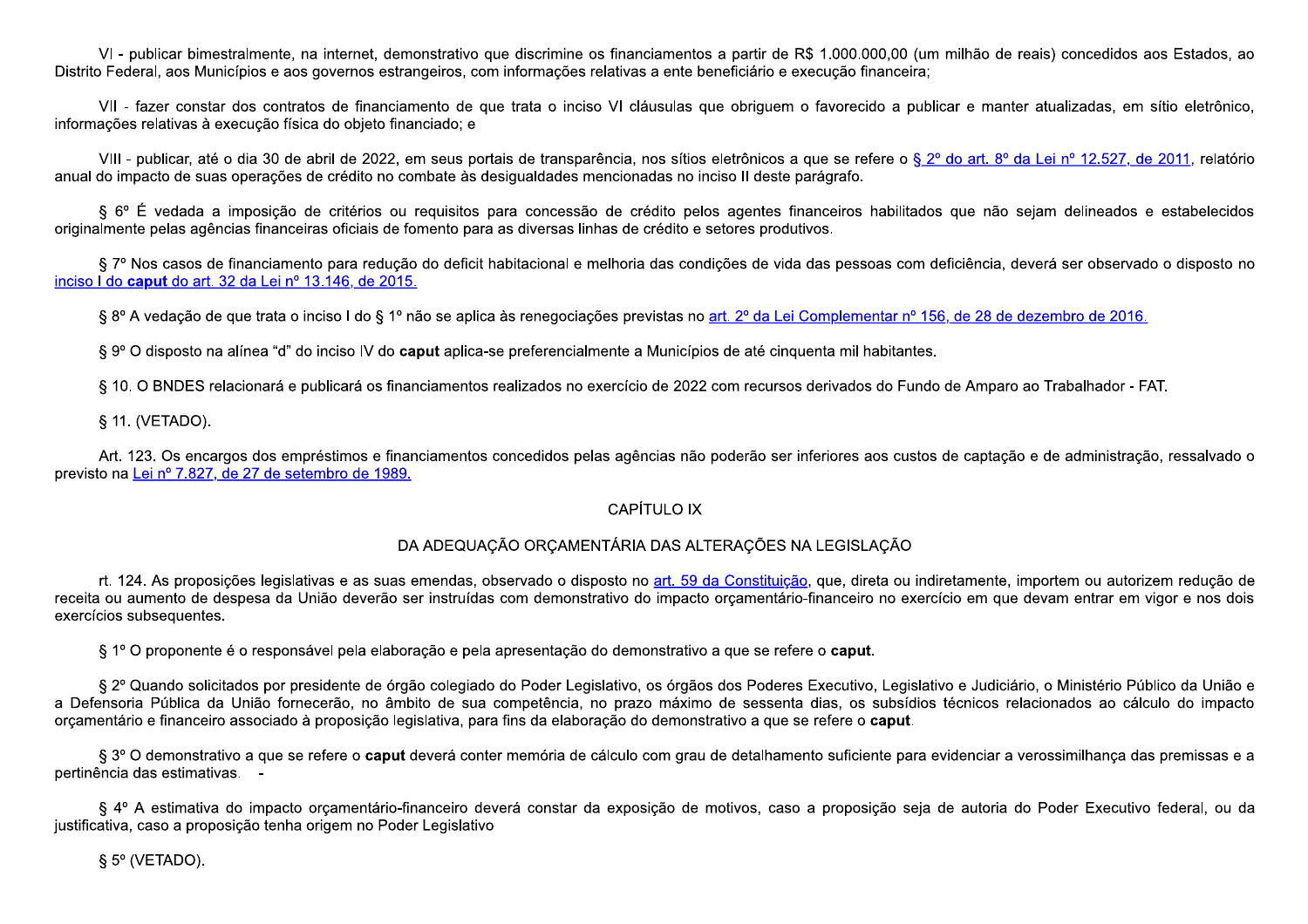VI - publicar bimestralmente, na internet, demonstrativo que discrimine os financiamentos a partir de R$ 1.000.000,00 (um milhão de reais) concedidos aos Estados, ao Distrito Federal, aos Municípios e aos governos estrangeiros, com informações relativas a ente beneficiário e execução financeira;

VII - fazer constar dos contratos de financiamento de que trata o inciso VI cláusulas que obriguem o favorecido a publicar e manter atualizadas, em sítio eletrônico, informações relativas à execução física do objeto financiado; e

VIII - publicar, até o dia 30 de abril de 2022, em seus portais de transparência, nos sítios eletrônicos a que se refere o § 2º do art. 8º da Lei nº 12.527, de 2011, relatório anual do impacto de suas operações de crédito no combate às desigualdades mencionadas no inciso II deste parágrafo.

§ 6º É vedada a imposição de critérios ou requisitos para concessão de crédito pelos agentes financeiros habilitados que não sejam delineados e estabelecidos originalmente pelas agências financeiras oficiais de fomento para as diversas linhas de crédito e setores produtivos.

§ 7º Nos casos de financiamento para redução do deficit habitacional e melhoria das condições de vida das pessoas com deficiência, deverá ser observado o disposto no inciso I do **caput** do art. 32 da Lei nº 13.146, de 2015.

§ 8º A vedação de que trata o inciso I do § 1º não se aplica às renegociações previstas no art. 2º da Lei Complementar nº 156, de 28 de dezembro de 2016.

§ 9º O disposto na alínea "d" do inciso IV do **caput** aplica-se preferencialmente a Municípios de até cinquenta mil habitantes.

§ 10. O BNDES relacionará e publicará os financiamentos realizados no exercício de 2022 com recursos derivados do Fundo de Amparo ao Trabalhador - FAT.

§ 11. (VETADO).

Art. 123. Os encargos dos empréstimos e financiamentos concedidos pelas agências não poderão ser inferiores aos custos de captação e de administração, ressalvado o previsto na Lei nº 7.827, de 27 de setembro de 1989.

## CAPÍTULO IX

## DA ADEQUAÇÃO ORÇAMENTÁRIA DAS ALTERAÇÕES NA LEGISLAÇÃO

rt. 124. As proposições legislativas e as suas emendas, observado o disposto no art. 59 da Constituição, que, direta ou indiretamente, importem ou autorizem redução de receita ou aumento de despesa da União deverão ser instruídas com demonstrativo do impacto orçamentário-financeiro no exercício em que devam entrar em vigor e nos dois exercícios subsequentes.

§ 1º O proponente é o responsável pela elaboração e pela apresentação do demonstrativo a que se refere o **caput**.

§ 2º Quando solicitados por presidente de órgão colegiado do Poder Legislativo, os órgãos dos Poderes Executivo, Legislativo e Judiciário, o Ministério Público da União e a Defensoria Pública da União fornecerão, no âmbito de sua competência, no prazo máximo de sessenta dias, os subsídios técnicos relacionados ao cálculo do impacto orçamentário e financeiro associado à proposição legislativa, para fins da elaboração do demonstrativo a que se refere o **caput**.

§ 3º O demonstrativo a que se refere o **caput** deverá conter memória de cálculo com grau de detalhamento suficiente para evidenciar a verossimilhança das premissas e a pertinência das estimativas. -

§ 4º A estimativa do impacto orçamentário-financeiro deverá constar da exposição de motivos, caso a proposição seja de autoria do Poder Executivo federal, ou da justificativa, caso a proposição tenha origem no Poder Legislativo

§ 5º (VETADO).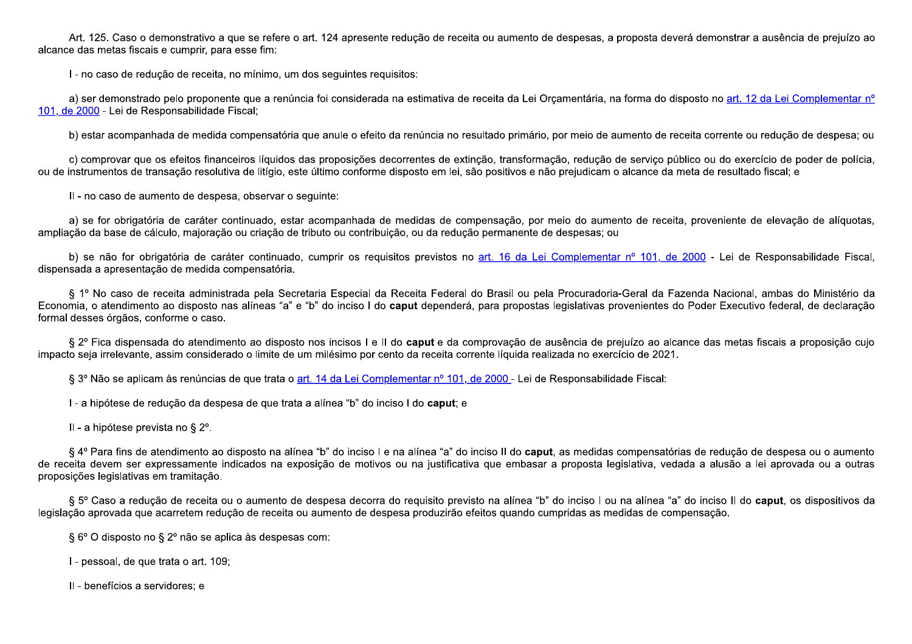Art. 125. Caso o demonstrativo a que se refere o art. 124 apresente redução de receita ou aumento de despesas, a proposta deverá demonstrar a ausência de prejuízo ao alcance das metas fiscais e cumprir, para esse fim:

I - no caso de redução de receita, no mínimo, um dos seguintes requisitos:

a) ser demonstrado pelo proponente que a renúncia foi considerada na estimativa de receita da Lei Orçamentária, na forma do disposto no art. 12 da Lei Complementar nº 101, de 2000 - Lei de Responsabilidade Fiscal;

b) estar acompanhada de medida compensatória que anule o efeito da renúncia no resultado primário, por meio de aumento de receita corrente ou redução de despesa; ou

c) comprovar que os efeitos financeiros líquidos das proposições decorrentes de extinção, transformação, redução de serviço público ou do exercício de poder de polícia, ou de instrumentos de transação resolutiva de litígio, este último conforme disposto em lei, são positivos e não prejudicam o alcance da meta de resultado fiscal; e

II - no caso de aumento de despesa, observar o seguinte:

a) se for obrigatória de caráter continuado, estar acompanhada de medidas de compensação, por meio do aumento de receita, proveniente de elevação de alíquotas, ampliação da base de cálculo, majoração ou criação de tributo ou contribuição, ou da redução permanente de despesas; ou

b) se não for obrigatória de caráter continuado, cumprir os requisitos previstos no art. 16 da Lei Complementar nº 101, de 2000 - Lei de Responsabilidade Fiscal, dispensada a apresentação de medida compensatória.

§ 1º No caso de receita administrada pela Secretaria Especial da Receita Federal do Brasil ou pela Procuradoria-Geral da Fazenda Nacional, ambas do Ministério da Economia, o atendimento ao disposto nas alíneas "a" e "b" do inciso I do **caput** dependerá, para propostas legislativas provenientes do Poder Executivo federal, de declaração formal desses órgãos, conforme o caso.

§ 2º Fica dispensada do atendimento ao disposto nos incisos I e II do **caput** e da comprovação de ausência de prejuízo ao alcance das metas fiscais a proposição cujo impacto seja irrelevante, assim considerado o limite de um milésimo por cento da receita corrente líquida realizada no exercício de 2021.

§ 3º Não se aplicam às renúncias de que trata o art. 14 da Lei Complementar nº 101, de 2000 - Lei de Responsabilidade Fiscal:

I - a hipótese de redução da despesa de que trata a alínea "b" do inciso I do **caput**; e

II - a hipótese prevista no § 2º.

§ 4º Para fins de atendimento ao disposto na alínea "b" do inciso I e na alínea "a" do inciso II do **caput**, as medidas compensatórias de redução de despesa ou o aumento de receita devem ser expressamente indicados na exposição de motivos ou na justificativa que embasar a proposta legislativa, vedada a alusão a lei aprovada ou a outras proposições legislativas em tramitação.

§ 5º Caso a redução de receita ou o aumento de despesa decorra do requisito previsto na alínea "b" do inciso I ou na alínea "a" do inciso II do **caput**, os dispositivos da legislação aprovada que acarretem redução de receita ou aumento de despesa produzirão efeitos quando cumpridas as medidas de compensação.

§ 6º O disposto no § 2º não se aplica às despesas com:

I - pessoal, de que trata o art. 109;

II - benefícios a servidores; e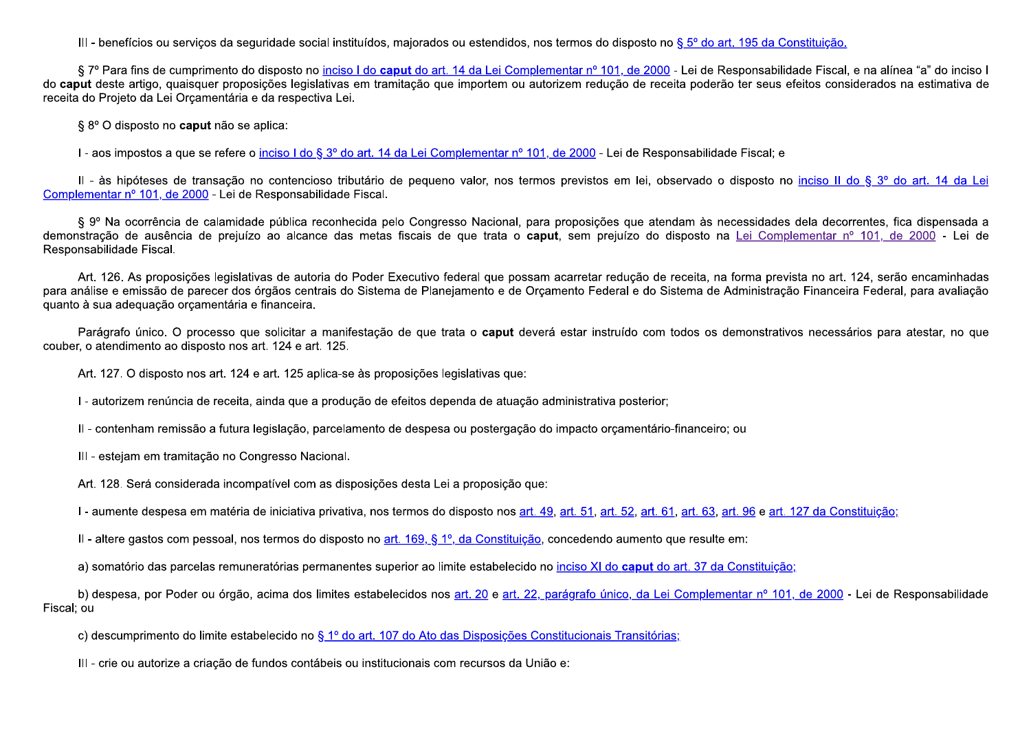III - benefícios ou serviços da seguridade social instituídos, majorados ou estendidos, nos termos do disposto no § 5º do art. 195 da Constituição.

§ 7º Para fins de cumprimento do disposto no inciso I do **caput** do art. 14 da Lei Complementar nº 101, de 2000 - Lei de Responsabilidade Fiscal, e na alínea "a" do inciso I do **caput** deste artigo, quaisquer proposições legislativas em tramitação que importem ou autorizem redução de receita poderão ter seus efeitos considerados na estimativa de receita do Projeto da Lei Orçamentária e da respectiva Lei.

§ 8º O disposto no **caput** não se aplica:

I - aos impostos a que se refere o inciso I do § 3º do art. 14 da Lei Complementar nº 101, de 2000 - Lei de Responsabilidade Fiscal; e

II - às hipóteses de transação no contencioso tributário de pequeno valor, nos termos previstos em lei, observado o disposto no inciso II do § 3º do art. 14 da Lei Complementar nº 101, de 2000 - Lei de Responsabilidade Fiscal.

§ 9º Na ocorrência de calamidade pública reconhecida pelo Congresso Nacional, para proposições que atendam às necessidades dela decorrentes, fica dispensada a demonstração de ausência de prejuízo ao alcance das metas fiscais de que trata o **caput**, sem prejuízo do disposto na Lei Complementar nº 101, de 2000 - Lei de Responsabilidade Fiscal.

Art. 126. As proposições legislativas de autoria do Poder Executivo federal que possam acarretar redução de receita, na forma prevista no art. 124, serão encaminhadas para análise e emissão de parecer dos órgãos centrais do Sistema de Planejamento e de Orçamento Federal e do Sistema de Administração Financeira Federal, para avaliação quanto à sua adequação orçamentária e financeira.

Parágrafo único. O processo que solicitar a manifestação de que trata o **caput** deverá estar instruído com todos os demonstrativos necessários para atestar, no que couber, o atendimento ao disposto nos art. 124 e art. 125.

Art. 127. O disposto nos art. 124 e art. 125 aplica-se às proposições legislativas que:

I - autorizem renúncia de receita, ainda que a produção de efeitos dependa de atuação administrativa posterior;

II - contenham remissão a futura legislação, parcelamento de despesa ou postergação do impacto orçamentário-financeiro; ou

III - estejam em tramitação no Congresso Nacional.

Art. 128. Será considerada incompatível com as disposições desta Lei a proposição que:

I - aumente despesa em matéria de iniciativa privativa, nos termos do disposto nos art. 49, art. 51, art. 52, art. 61, art. 63, art. 96 e art. 127 da Constituição;

II - altere gastos com pessoal, nos termos do disposto no art. 169, § 1º, da Constituição, concedendo aumento que resulte em:

a) somatório das parcelas remuneratórias permanentes superior ao limite estabelecido no inciso XI do **caput** do art. 37 da Constituição;

b) despesa, por Poder ou órgão, acima dos limites estabelecidos nos art. 20 e art. 22, parágrafo único, da Lei Complementar nº 101, de 2000 - Lei de Responsabilidade Fiscal; ou

c) descumprimento do limite estabelecido no § 1º do art. 107 do Ato das Disposições Constitucionais Transitórias;

III - crie ou autorize a criação de fundos contábeis ou institucionais com recursos da União e: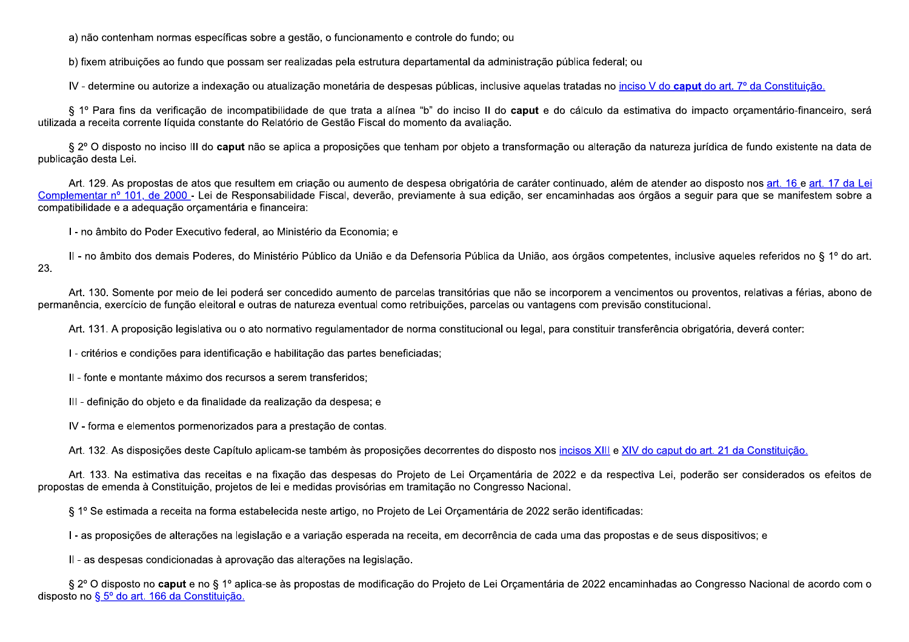a) não contenham normas específicas sobre a gestão, o funcionamento e controle do fundo; ou

b) fixem atribuições ao fundo que possam ser realizadas pela estrutura departamental da administração pública federal; ou

IV - determine ou autorize a indexação ou atualização monetária de despesas públicas, inclusive aquelas tratadas no inciso V do **caput** do art. 7º da Constituição.

§ 1º Para fins da verificação de incompatibilidade de que trata a alínea "b" do inciso II do **caput** e do cálculo da estimativa do impacto orçamentário-financeiro, será utilizada a receita corrente líquida constante do Relatório de Gestão Fiscal do momento da avaliação.

§ 2º O disposto no inciso III do **caput** não se aplica a proposições que tenham por objeto a transformação ou alteração da natureza jurídica de fundo existente na data de publicação desta Lei.

Art. 129. As propostas de atos que resultem em criação ou aumento de despesa obrigatória de caráter continuado, além de atender ao disposto nos art. 16 e art. 17 da Lei Complementar nº 101, de 2000 - Lei de Responsabilidade Fiscal, deverão, previamente à sua edição, ser encaminhadas aos órgãos a seguir para que se manifestem sobre a compatibilidade e a adequação orçamentária e financeira:

I - no âmbito do Poder Executivo federal, ao Ministério da Economia; e

II - no âmbito dos demais Poderes, do Ministério Público da União e da Defensoria Pública da União, aos órgãos competentes, inclusive aqueles referidos no § 1º do art. 23.

Art. 130. Somente por meio de lei poderá ser concedido aumento de parcelas transitórias que não se incorporem a vencimentos ou proventos, relativas a férias, abono de permanência, exercício de função eleitoral e outras de natureza eventual como retribuições, parcelas ou vantagens com previsão constitucional.

Art. 131. A proposição legislativa ou o ato normativo regulamentador de norma constitucional ou legal, para constituir transferência obrigatória, deverá conter:

I - critérios e condições para identificação e habilitação das partes beneficiadas;

II - fonte e montante máximo dos recursos a serem transferidos;

III - definição do objeto e da finalidade da realização da despesa; e

IV - forma e elementos pormenorizados para a prestação de contas.

Art. 132. As disposições deste Capítulo aplicam-se também às proposições decorrentes do disposto nos incisos XIII e XIV do caput do art. 21 da Constituição.

Art. 133. Na estimativa das receitas e na fixação das despesas do Projeto de Lei Orçamentária de 2022 e da respectiva Lei, poderão ser considerados os efeitos de propostas de emenda à Constituição, projetos de lei e medidas provisórias em tramitação no Congresso Nacional.

§ 1º Se estimada a receita na forma estabelecida neste artigo, no Projeto de Lei Orçamentária de 2022 serão identificadas:

I - as proposições de alterações na legislação e a variação esperada na receita, em decorrência de cada uma das propostas e de seus dispositivos; e

II - as despesas condicionadas à aprovação das alterações na legislação.

§ 2º O disposto no **caput** e no § 1º aplica-se às propostas de modificação do Projeto de Lei Orçamentária de 2022 encaminhadas ao Congresso Nacional de acordo com o disposto no § 5º do art. 166 da Constituição.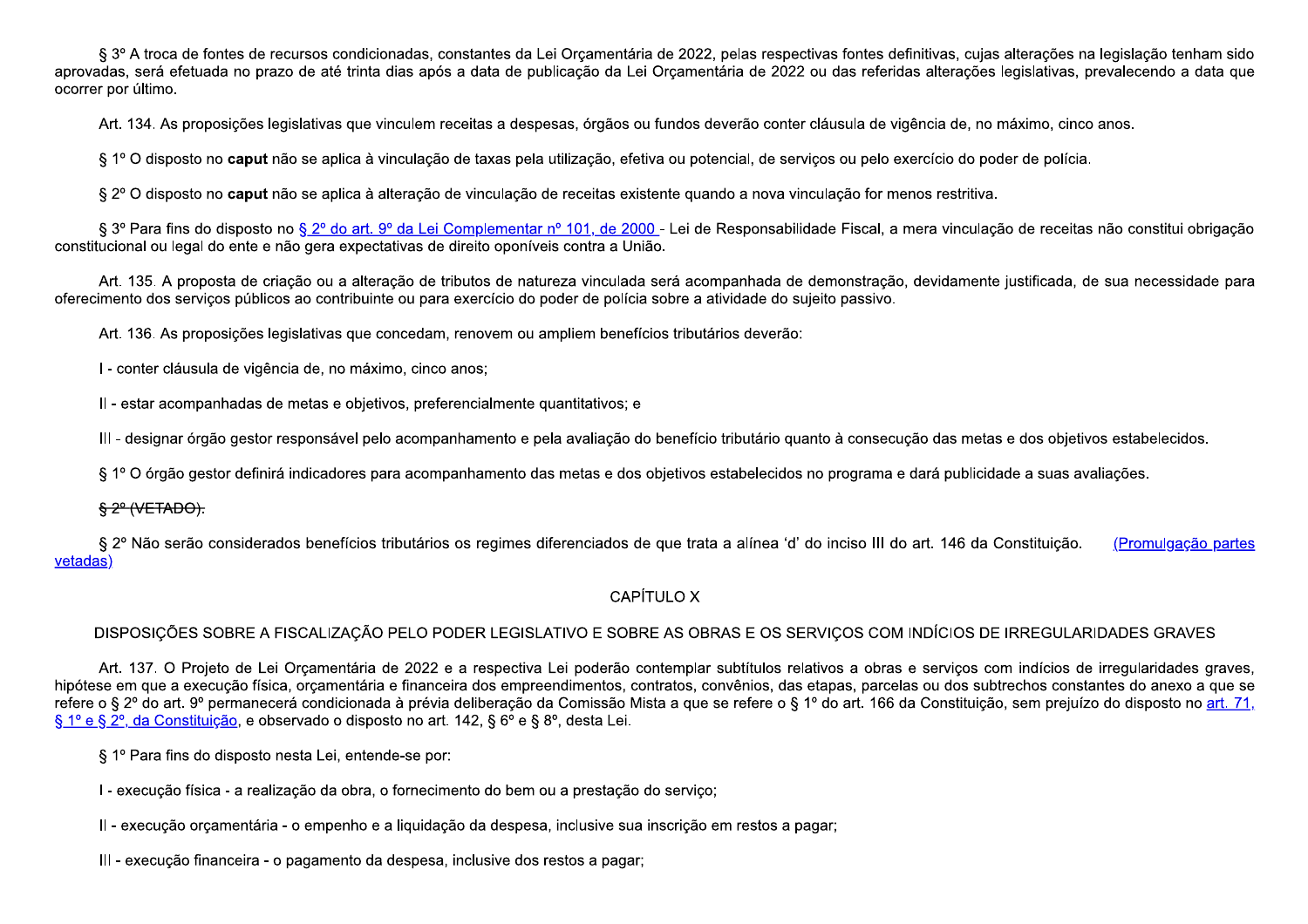§ 3º A troca de fontes de recursos condicionadas, constantes da Lei Orçamentária de 2022, pelas respectivas fontes definitivas, cujas alterações na legislação tenham sido aprovadas, será efetuada no prazo de até trinta dias após a data de publicação da Lei Orçamentária de 2022 ou das referidas alterações legislativas, prevalecendo a data que ocorrer por último.

Art. 134. As proposições legislativas que vinculem receitas a despesas, órgãos ou fundos deverão conter cláusula de vigência de, no máximo, cinco anos.

§ 1º O disposto no **caput** não se aplica à vinculação de taxas pela utilização, efetiva ou potencial, de serviços ou pelo exercício do poder de polícia.

§ 2º O disposto no **caput** não se aplica à alteração de vinculação de receitas existente quando a nova vinculação for menos restritiva.

§ 3º Para fins do disposto no [§ 2º do art. 9º da Lei Complementar nº 101, de 2000](#) - Lei de Responsabilidade Fiscal, a mera vinculação de receitas não constitui obrigação constitucional ou legal do ente e não gera expectativas de direito oponíveis contra a União.

Art. 135. A proposta de criação ou a alteração de tributos de natureza vinculada será acompanhada de demonstração, devidamente justificada, de sua necessidade para oferecimento dos serviços públicos ao contribuinte ou para exercício do poder de polícia sobre a atividade do sujeito passivo.

Art. 136. As proposições legislativas que concedam, renovem ou ampliem benefícios tributários deverão:

I - conter cláusula de vigência de, no máximo, cinco anos;

II - estar acompanhadas de metas e objetivos, preferencialmente quantitativos; e

III - designar órgão gestor responsável pelo acompanhamento e pela avaliação do benefício tributário quanto à consecução das metas e dos objetivos estabelecidos.

§ 1º O órgão gestor definirá indicadores para acompanhamento das metas e dos objetivos estabelecidos no programa e dará publicidade a suas avaliações.

~~§ 2º (VETADO).~~

§ 2º Não serão considerados benefícios tributários os regimes diferenciados de que trata a alínea 'd' do inciso III do art. 146 da Constituição. [(Promulgação partes vetadas)](#)

## CAPÍTULO X

## DISPOSIÇÕES SOBRE A FISCALIZAÇÃO PELO PODER LEGISLATIVO E SOBRE AS OBRAS E OS SERVIÇOS COM INDÍCIOS DE IRREGULARIDADES GRAVES

Art. 137. O Projeto de Lei Orçamentária de 2022 e a respectiva Lei poderão contemplar subtítulos relativos a obras e serviços com indícios de irregularidades graves, hipótese em que a execução física, orçamentária e financeira dos empreendimentos, contratos, convênios, das etapas, parcelas ou dos subtrechos constantes do anexo a que se refere o § 2º do art. 9º permanecerá condicionada à prévia deliberação da Comissão Mista a que se refere o § 1º do art. 166 da Constituição, sem prejuízo do disposto no [art. 71, § 1º e § 2º, da Constituição](#), e observado o disposto no art. 142, § 6º e § 8º, desta Lei.

§ 1º Para fins do disposto nesta Lei, entende-se por:

I - execução física - a realização da obra, o fornecimento do bem ou a prestação do serviço;

II - execução orçamentária - o empenho e a liquidação da despesa, inclusive sua inscrição em restos a pagar;

III - execução financeira - o pagamento da despesa, inclusive dos restos a pagar;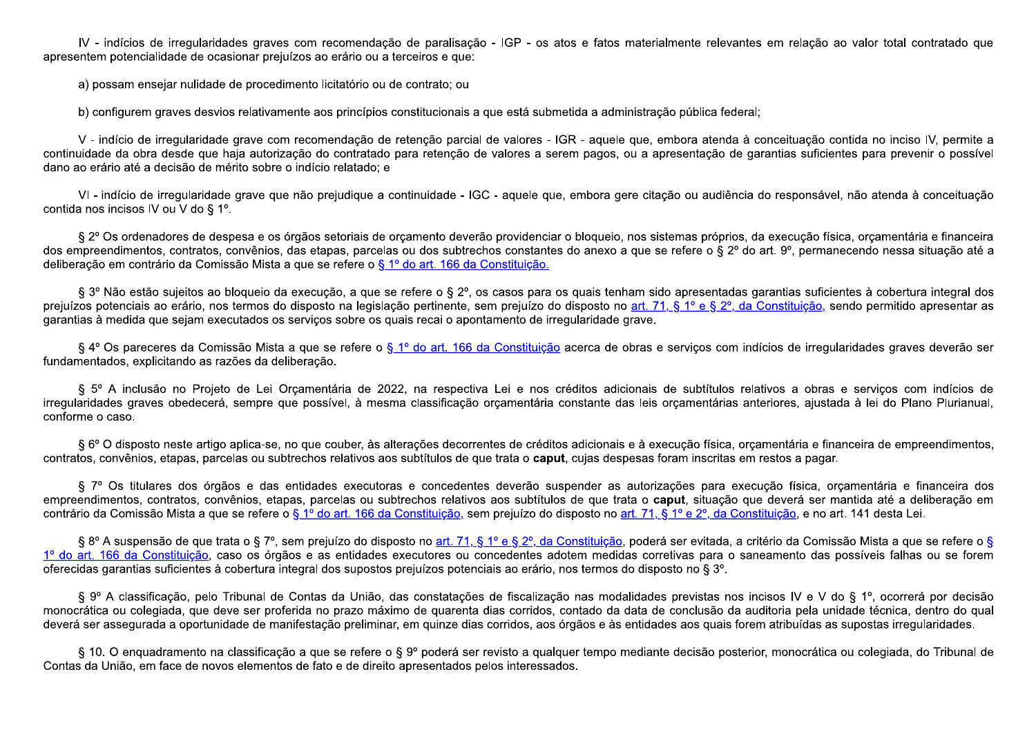IV - indícios de irregularidades graves com recomendação de paralisação - IGP - os atos e fatos materialmente relevantes em relação ao valor total contratado que apresentem potencialidade de ocasionar prejuízos ao erário ou a terceiros e que:

a) possam ensejar nulidade de procedimento licitatório ou de contrato; ou

b) configurem graves desvios relativamente aos princípios constitucionais a que está submetida a administração pública federal;

V - indício de irregularidade grave com recomendação de retenção parcial de valores - IGR - aquele que, embora atenda à conceituação contida no inciso IV, permite a continuidade da obra desde que haja autorização do contratado para retenção de valores a serem pagos, ou a apresentação de garantias suficientes para prevenir o possível dano ao erário até a decisão de mérito sobre o indício relatado; e

VI - indício de irregularidade grave que não prejudique a continuidade - IGC - aquele que, embora gere citação ou audiência do responsável, não atenda à conceituação contida nos incisos IV ou V do § 1º.

§ 2º Os ordenadores de despesa e os órgãos setoriais de orçamento deverão providenciar o bloqueio, nos sistemas próprios, da execução física, orçamentária e financeira dos empreendimentos, contratos, convênios, das etapas, parcelas ou dos subtrechos constantes do anexo a que se refere o § 2º do art. 9º, permanecendo nessa situação até a deliberação em contrário da Comissão Mista a que se refere o § 1º do art. 166 da Constituição.

§ 3º Não estão sujeitos ao bloqueio da execução, a que se refere o § 2º, os casos para os quais tenham sido apresentadas garantias suficientes à cobertura integral dos prejuízos potenciais ao erário, nos termos do disposto na legislação pertinente, sem prejuízo do disposto no art. 71, § 1º e § 2º, da Constituição, sendo permitido apresentar as garantias à medida que sejam executados os serviços sobre os quais recai o apontamento de irregularidade grave.

§ 4º Os pareceres da Comissão Mista a que se refere o § 1º do art. 166 da Constituição acerca de obras e serviços com indícios de irregularidades graves deverão ser fundamentados, explicitando as razões da deliberação.

§ 5º A inclusão no Projeto de Lei Orçamentária de 2022, na respectiva Lei e nos créditos adicionais de subtítulos relativos a obras e serviços com indícios de irregularidades graves obedecerá, sempre que possível, à mesma classificação orçamentária constante das leis orçamentárias anteriores, ajustada à lei do Plano Plurianual, conforme o caso.

§ 6º O disposto neste artigo aplica-se, no que couber, às alterações decorrentes de créditos adicionais e à execução física, orçamentária e financeira de empreendimentos, contratos, convênios, etapas, parcelas ou subtrechos relativos aos subtítulos de que trata o **caput**, cujas despesas foram inscritas em restos a pagar.

§ 7º Os titulares dos órgãos e das entidades executoras e concedentes deverão suspender as autorizações para execução física, orçamentária e financeira dos empreendimentos, contratos, convênios, etapas, parcelas ou subtrechos relativos aos subtítulos de que trata o **caput**, situação que deverá ser mantida até a deliberação em contrário da Comissão Mista a que se refere o § 1º do art. 166 da Constituição, sem prejuízo do disposto no art. 71, § 1º e 2º, da Constituição, e no art. 141 desta Lei.

§ 8º A suspensão de que trata o § 7º, sem prejuízo do disposto no art. 71, § 1º e § 2º, da Constituição, poderá ser evitada, a critério da Comissão Mista a que se refere o § 1º do art. 166 da Constituição, caso os órgãos e as entidades executores ou concedentes adotem medidas corretivas para o saneamento das possíveis falhas ou se forem oferecidas garantias suficientes à cobertura integral dos supostos prejuízos potenciais ao erário, nos termos do disposto no § 3º.

§ 9º A classificação, pelo Tribunal de Contas da União, das constatações de fiscalização nas modalidades previstas nos incisos IV e V do § 1º, ocorrerá por decisão monocrática ou colegiada, que deve ser proferida no prazo máximo de quarenta dias corridos, contado da data de conclusão da auditoria pela unidade técnica, dentro do qual deverá ser assegurada a oportunidade de manifestação preliminar, em quinze dias corridos, aos órgãos e às entidades aos quais forem atribuídas as supostas irregularidades.

§ 10. O enquadramento na classificação a que se refere o § 9º poderá ser revisto a qualquer tempo mediante decisão posterior, monocrática ou colegiada, do Tribunal de Contas da União, em face de novos elementos de fato e de direito apresentados pelos interessados.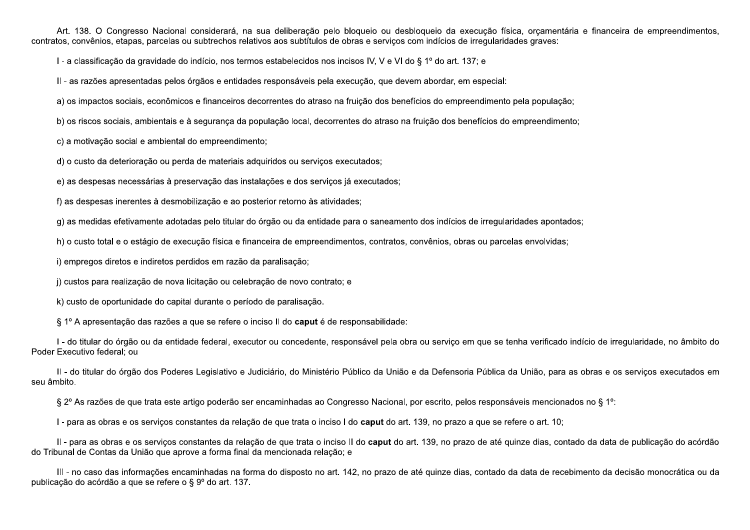Art. 138. O Congresso Nacional considerará, na sua deliberação pelo bloqueio ou desbloqueio da execução física, orçamentária e financeira de empreendimentos, contratos, convênios, etapas, parcelas ou subtrechos relativos aos subtítulos de obras e serviços com indícios de irregularidades graves:

I - a classificação da gravidade do indício, nos termos estabelecidos nos incisos IV, V e VI do § 1º do art. 137; e

II - as razões apresentadas pelos órgãos e entidades responsáveis pela execução, que devem abordar, em especial:

a) os impactos sociais, econômicos e financeiros decorrentes do atraso na fruição dos benefícios do empreendimento pela população;

b) os riscos sociais, ambientais e à segurança da população local, decorrentes do atraso na fruição dos benefícios do empreendimento;

c) a motivação social e ambiental do empreendimento;

d) o custo da deterioração ou perda de materiais adquiridos ou serviços executados;

e) as despesas necessárias à preservação das instalações e dos serviços já executados;

f) as despesas inerentes à desmobilização e ao posterior retorno às atividades;

g) as medidas efetivamente adotadas pelo titular do órgão ou da entidade para o saneamento dos indícios de irregularidades apontados;

h) o custo total e o estágio de execução física e financeira de empreendimentos, contratos, convênios, obras ou parcelas envolvidas;

i) empregos diretos e indiretos perdidos em razão da paralisação;

j) custos para realização de nova licitação ou celebração de novo contrato; e

k) custo de oportunidade do capital durante o período de paralisação.

§ 1º A apresentação das razões a que se refere o inciso II do **caput** é de responsabilidade:

I - do titular do órgão ou da entidade federal, executor ou concedente, responsável pela obra ou serviço em que se tenha verificado indício de irregularidade, no âmbito do Poder Executivo federal; ou

II - do titular do órgão dos Poderes Legislativo e Judiciário, do Ministério Público da União e da Defensoria Pública da União, para as obras e os serviços executados em seu âmbito.

§ 2º As razões de que trata este artigo poderão ser encaminhadas ao Congresso Nacional, por escrito, pelos responsáveis mencionados no § 1º:

I - para as obras e os serviços constantes da relação de que trata o inciso I do **caput** do art. 139, no prazo a que se refere o art. 10;

II - para as obras e os serviços constantes da relação de que trata o inciso II do **caput** do art. 139, no prazo de até quinze dias, contado da data de publicação do acórdão do Tribunal de Contas da União que aprove a forma final da mencionada relação; e

III - no caso das informações encaminhadas na forma do disposto no art. 142, no prazo de até quinze dias, contado da data de recebimento da decisão monocrática ou da publicação do acórdão a que se refere o § 9º do art. 137.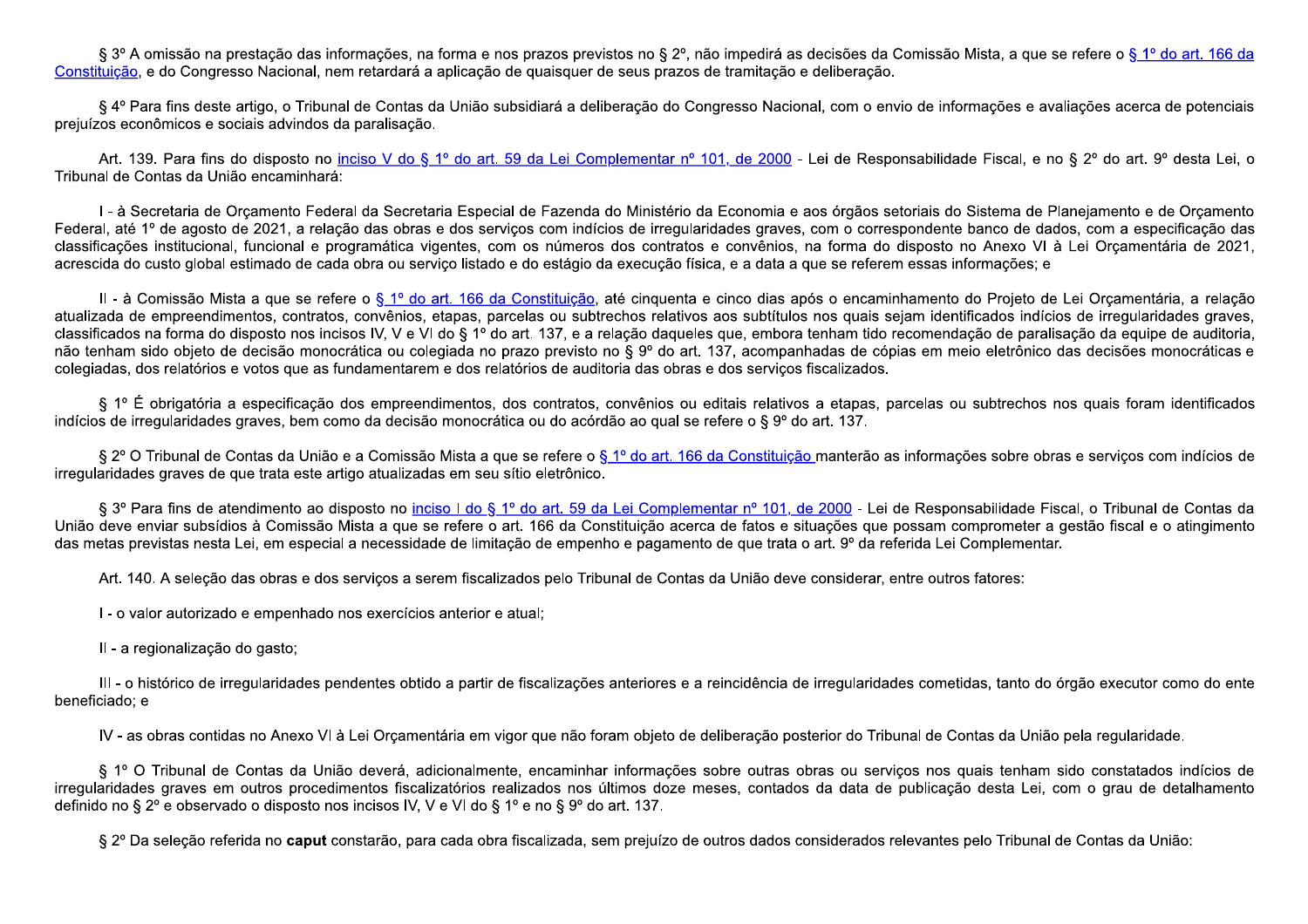§ 3º A omissão na prestação das informações, na forma e nos prazos previstos no § 2º, não impedirá as decisões da Comissão Mista, a que se refere o § 1º do art. 166 da Constituição, e do Congresso Nacional, nem retardará a aplicação de quaisquer de seus prazos de tramitação e deliberação.

§ 4º Para fins deste artigo, o Tribunal de Contas da União subsidiará a deliberação do Congresso Nacional, com o envio de informações e avaliações acerca de potenciais prejuízos econômicos e sociais advindos da paralisação.

Art. 139. Para fins do disposto no inciso V do § 1º do art. 59 da Lei Complementar nº 101, de 2000 - Lei de Responsabilidade Fiscal, e no § 2º do art. 9º desta Lei, o Tribunal de Contas da União encaminhará:

I - à Secretaria de Orçamento Federal da Secretaria Especial de Fazenda do Ministério da Economia e aos órgãos setoriais do Sistema de Planejamento e de Orçamento Federal, até 1º de agosto de 2021, a relação das obras e dos serviços com indícios de irregularidades graves, com o correspondente banco de dados, com a especificação das classificações institucional, funcional e programática vigentes, com os números dos contratos e convênios, na forma do disposto no Anexo VI à Lei Orçamentária de 2021, acrescida do custo global estimado de cada obra ou serviço listado e do estágio da execução física, e a data a que se referem essas informações; e

II - à Comissão Mista a que se refere o § 1º do art. 166 da Constituição, até cinquenta e cinco dias após o encaminhamento do Projeto de Lei Orçamentária, a relação atualizada de empreendimentos, contratos, convênios, etapas, parcelas ou subtrechos relativos aos subtítulos nos quais sejam identificados indícios de irregularidades graves, classificados na forma do disposto nos incisos IV, V e VI do § 1º do art. 137, e a relação daqueles que, embora tenham tido recomendação de paralisação da equipe de auditoria, não tenham sido objeto de decisão monocrática ou colegiada no prazo previsto no § 9º do art. 137, acompanhadas de cópias em meio eletrônico das decisões monocráticas e colegiadas, dos relatórios e votos que as fundamentarem e dos relatórios de auditoria das obras e dos serviços fiscalizados.

§ 1º É obrigatória a especificação dos empreendimentos, dos contratos, convênios ou editais relativos a etapas, parcelas ou subtrechos nos quais foram identificados indícios de irregularidades graves, bem como da decisão monocrática ou do acórdão ao qual se refere o § 9º do art. 137.

§ 2º O Tribunal de Contas da União e a Comissão Mista a que se refere o § 1º do art. 166 da Constituição manterão as informações sobre obras e serviços com indícios de irregularidades graves de que trata este artigo atualizadas em seu sítio eletrônico.

§ 3º Para fins de atendimento ao disposto no inciso I do § 1º do art. 59 da Lei Complementar nº 101, de 2000 - Lei de Responsabilidade Fiscal, o Tribunal de Contas da União deve enviar subsídios à Comissão Mista a que se refere o art. 166 da Constituição acerca de fatos e situações que possam comprometer a gestão fiscal e o atingimento das metas previstas nesta Lei, em especial a necessidade de limitação de empenho e pagamento de que trata o art. 9º da referida Lei Complementar.

Art. 140. A seleção das obras e dos serviços a serem fiscalizados pelo Tribunal de Contas da União deve considerar, entre outros fatores:

I - o valor autorizado e empenhado nos exercícios anterior e atual;

II - a regionalização do gasto;

III - o histórico de irregularidades pendentes obtido a partir de fiscalizações anteriores e a reincidência de irregularidades cometidas, tanto do órgão executor como do ente beneficiado; e

IV - as obras contidas no Anexo VI à Lei Orçamentária em vigor que não foram objeto de deliberação posterior do Tribunal de Contas da União pela regularidade.

§ 1º O Tribunal de Contas da União deverá, adicionalmente, encaminhar informações sobre outras obras ou serviços nos quais tenham sido constatados indícios de irregularidades graves em outros procedimentos fiscalizatórios realizados nos últimos doze meses, contados da data de publicação desta Lei, com o grau de detalhamento definido no § 2º e observado o disposto nos incisos IV, V e VI do § 1º e no § 9º do art. 137.

§ 2º Da seleção referida no **caput** constarão, para cada obra fiscalizada, sem prejuízo de outros dados considerados relevantes pelo Tribunal de Contas da União: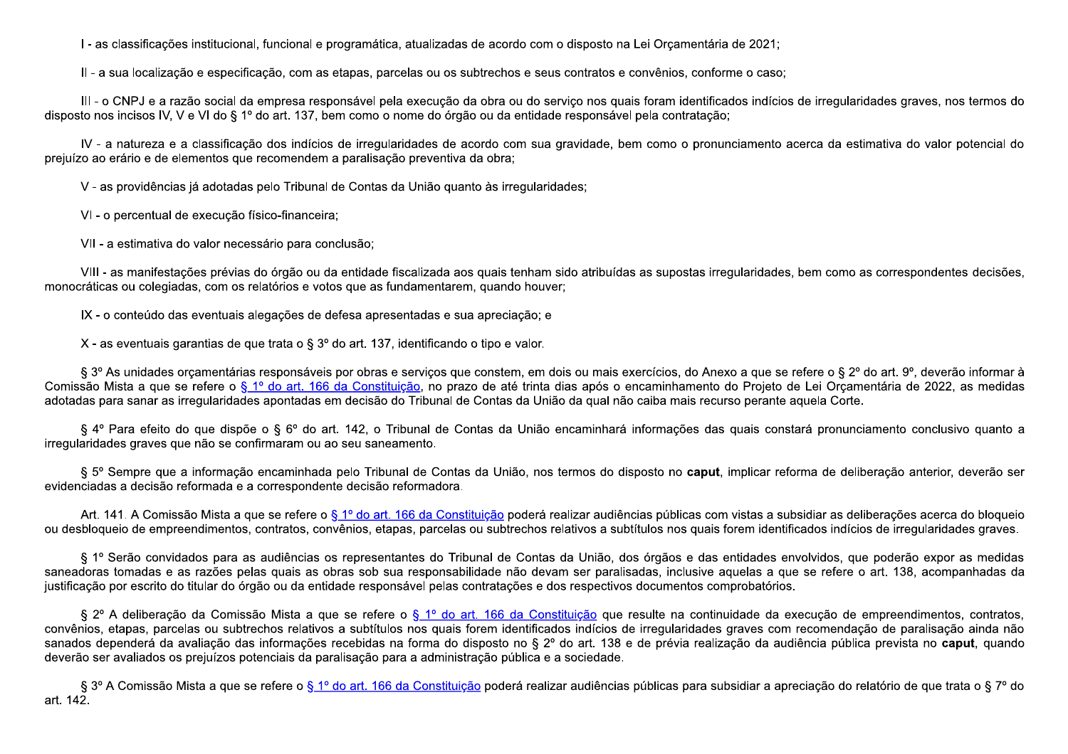I - as classificações institucional, funcional e programática, atualizadas de acordo com o disposto na Lei Orçamentária de 2021;

II - a sua localização e especificação, com as etapas, parcelas ou os subtrechos e seus contratos e convênios, conforme o caso;

III - o CNPJ e a razão social da empresa responsável pela execução da obra ou do serviço nos quais foram identificados indícios de irregularidades graves, nos termos do disposto nos incisos IV, V e VI do § 1º do art. 137, bem como o nome do órgão ou da entidade responsável pela contratação;

IV - a natureza e a classificação dos indícios de irregularidades de acordo com sua gravidade, bem como o pronunciamento acerca da estimativa do valor potencial do prejuízo ao erário e de elementos que recomendem a paralisação preventiva da obra;

V - as providências já adotadas pelo Tribunal de Contas da União quanto às irregularidades;

VI - o percentual de execução físico-financeira;

VII - a estimativa do valor necessário para conclusão;

VIII - as manifestações prévias do órgão ou da entidade fiscalizada aos quais tenham sido atribuídas as supostas irregularidades, bem como as correspondentes decisões, monocráticas ou colegiadas, com os relatórios e votos que as fundamentarem, quando houver;

IX - o conteúdo das eventuais alegações de defesa apresentadas e sua apreciação; e

X - as eventuais garantias de que trata o § 3º do art. 137, identificando o tipo e valor.

§ 3º As unidades orçamentárias responsáveis por obras e serviços que constem, em dois ou mais exercícios, do Anexo a que se refere o § 2º do art. 9º, deverão informar à Comissão Mista a que se refere o § 1º do art. 166 da Constituição, no prazo de até trinta dias após o encaminhamento do Projeto de Lei Orçamentária de 2022, as medidas adotadas para sanar as irregularidades apontadas em decisão do Tribunal de Contas da União da qual não caiba mais recurso perante aquela Corte.

§ 4º Para efeito do que dispõe o § 6º do art. 142, o Tribunal de Contas da União encaminhará informações das quais constará pronunciamento conclusivo quanto a irregularidades graves que não se confirmaram ou ao seu saneamento.

§ 5º Sempre que a informação encaminhada pelo Tribunal de Contas da União, nos termos do disposto no **caput**, implicar reforma de deliberação anterior, deverão ser evidenciadas a decisão reformada e a correspondente decisão reformadora.

Art. 141. A Comissão Mista a que se refere o § 1º do art. 166 da Constituição poderá realizar audiências públicas com vistas a subsidiar as deliberações acerca do bloqueio ou desbloqueio de empreendimentos, contratos, convênios, etapas, parcelas ou subtrechos relativos a subtítulos nos quais forem identificados indícios de irregularidades graves.

§ 1º Serão convidados para as audiências os representantes do Tribunal de Contas da União, dos órgãos e das entidades envolvidos, que poderão expor as medidas saneadoras tomadas e as razões pelas quais as obras sob sua responsabilidade não devam ser paralisadas, inclusive aquelas a que se refere o art. 138, acompanhadas da justificação por escrito do titular do órgão ou da entidade responsável pelas contratações e dos respectivos documentos comprobatórios.

§ 2º A deliberação da Comissão Mista a que se refere o § 1º do art. 166 da Constituição que resulte na continuidade da execução de empreendimentos, contratos, convênios, etapas, parcelas ou subtrechos relativos a subtítulos nos quais forem identificados indícios de irregularidades graves com recomendação de paralisação ainda não sanados dependerá da avaliação das informações recebidas na forma do disposto no § 2º do art. 138 e de prévia realização da audiência pública prevista no **caput**, quando deverão ser avaliados os prejuízos potenciais da paralisação para a administração pública e a sociedade.

§ 3º A Comissão Mista a que se refere o § 1º do art. 166 da Constituição poderá realizar audiências públicas para subsidiar a apreciação do relatório de que trata o § 7º do art. 142.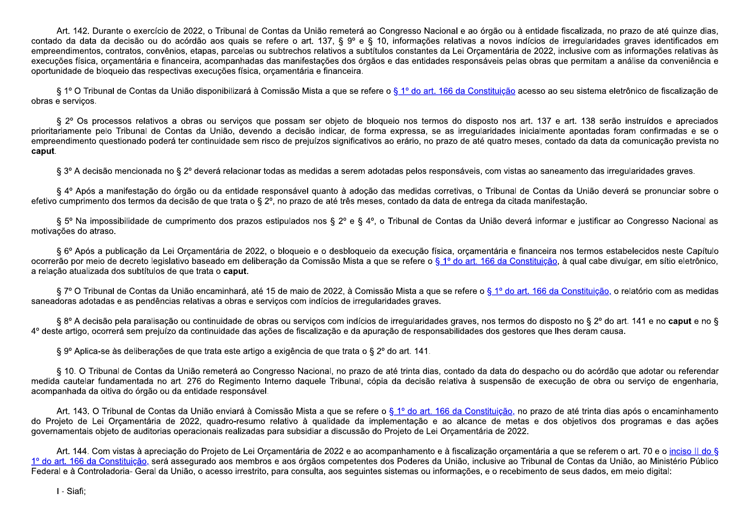Art. 142. Durante o exercício de 2022, o Tribunal de Contas da União remeterá ao Congresso Nacional e ao órgão ou à entidade fiscalizada, no prazo de até quinze dias, contado da data da decisão ou do acórdão aos quais se refere o art. 137, § 9º e § 10, informações relativas a novos indícios de irregularidades graves identificados em empreendimentos, contratos, convênios, etapas, parcelas ou subtrechos relativos a subtítulos constantes da Lei Orçamentária de 2022, inclusive com as informações relativas às execuções física, orçamentária e financeira, acompanhadas das manifestações dos órgãos e das entidades responsáveis pelas obras que permitam a análise da conveniência e oportunidade de bloqueio das respectivas execuções física, orçamentária e financeira.

§ 1º O Tribunal de Contas da União disponibilizará à Comissão Mista a que se refere o § 1º do art. 166 da Constituição acesso ao seu sistema eletrônico de fiscalização de obras e serviços.

§ 2º Os processos relativos a obras ou serviços que possam ser objeto de bloqueio nos termos do disposto nos art. 137 e art. 138 serão instruídos e apreciados prioritariamente pelo Tribunal de Contas da União, devendo a decisão indicar, de forma expressa, se as irregularidades inicialmente apontadas foram confirmadas e se o empreendimento questionado poderá ter continuidade sem risco de prejuízos significativos ao erário, no prazo de até quatro meses, contado da data da comunicação prevista no **caput**.

§ 3º A decisão mencionada no § 2º deverá relacionar todas as medidas a serem adotadas pelos responsáveis, com vistas ao saneamento das irregularidades graves.

§ 4º Após a manifestação do órgão ou da entidade responsável quanto à adoção das medidas corretivas, o Tribunal de Contas da União deverá se pronunciar sobre o efetivo cumprimento dos termos da decisão de que trata o § 2º, no prazo de até três meses, contado da data de entrega da citada manifestação.

§ 5º Na impossibilidade de cumprimento dos prazos estipulados nos § 2º e § 4º, o Tribunal de Contas da União deverá informar e justificar ao Congresso Nacional as motivações do atraso.

§ 6º Após a publicação da Lei Orçamentária de 2022, o bloqueio e o desbloqueio da execução física, orçamentária e financeira nos termos estabelecidos neste Capítulo ocorrerão por meio de decreto legislativo baseado em deliberação da Comissão Mista a que se refere o § 1º do art. 166 da Constituição, à qual cabe divulgar, em sítio eletrônico, a relação atualizada dos subtítulos de que trata o **caput**.

§ 7º O Tribunal de Contas da União encaminhará, até 15 de maio de 2022, à Comissão Mista a que se refere o § 1º do art. 166 da Constituição, o relatório com as medidas saneadoras adotadas e as pendências relativas a obras e serviços com indícios de irregularidades graves.

§ 8º A decisão pela paralisação ou continuidade de obras ou serviços com indícios de irregularidades graves, nos termos do disposto no § 2º do art. 141 e no **caput** e no § 4º deste artigo, ocorrerá sem prejuízo da continuidade das ações de fiscalização e da apuração de responsabilidades dos gestores que lhes deram causa.

§ 9º Aplica-se às deliberações de que trata este artigo a exigência de que trata o § 2º do art. 141.

§ 10. O Tribunal de Contas da União remeterá ao Congresso Nacional, no prazo de até trinta dias, contado da data do despacho ou do acórdão que adotar ou referendar medida cautelar fundamentada no art. 276 do Regimento Interno daquele Tribunal, cópia da decisão relativa à suspensão de execução de obra ou serviço de engenharia, acompanhada da oitiva do órgão ou da entidade responsável.

Art. 143. O Tribunal de Contas da União enviará à Comissão Mista a que se refere o § 1º do art. 166 da Constituição, no prazo de até trinta dias após o encaminhamento do Projeto de Lei Orçamentária de 2022, quadro-resumo relativo à qualidade da implementação e ao alcance de metas e dos objetivos dos programas e das ações governamentais objeto de auditorias operacionais realizadas para subsidiar a discussão do Projeto de Lei Orçamentária de 2022.

Art. 144. Com vistas à apreciação do Projeto de Lei Orçamentária de 2022 e ao acompanhamento e à fiscalização orçamentária a que se referem o art. 70 e o inciso II do § 1º do art. 166 da Constituição, será assegurado aos membros e aos órgãos competentes dos Poderes da União, inclusive ao Tribunal de Contas da União, ao Ministério Público Federal e à Controladoria- Geral da União, o acesso irrestrito, para consulta, aos seguintes sistemas ou informações, e o recebimento de seus dados, em meio digital:

I - Siafi;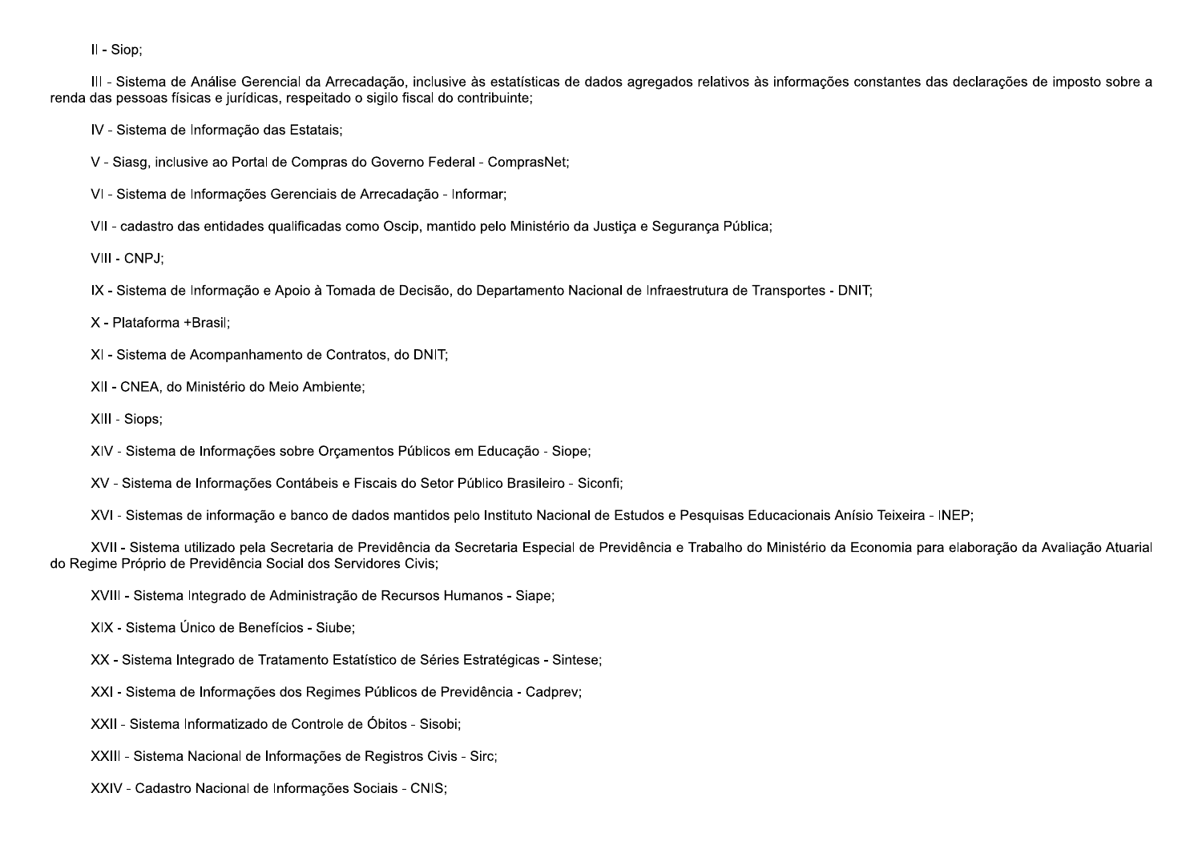II - Siop;

III - Sistema de Análise Gerencial da Arrecadação, inclusive às estatísticas de dados agregados relativos às informações constantes das declarações de imposto sobre a renda das pessoas físicas e jurídicas, respeitado o sigilo fiscal do contribuinte;

IV - Sistema de Informação das Estatais;

V - Siasg, inclusive ao Portal de Compras do Governo Federal - ComprasNet;

VI - Sistema de Informações Gerenciais de Arrecadação - Informar;

VII - cadastro das entidades qualificadas como Oscip, mantido pelo Ministério da Justiça e Segurança Pública;

VIII - CNPJ;

IX - Sistema de Informação e Apoio à Tomada de Decisão, do Departamento Nacional de Infraestrutura de Transportes - DNIT;

X - Plataforma +Brasil;

XI - Sistema de Acompanhamento de Contratos, do DNIT;

XII - CNEA, do Ministério do Meio Ambiente;

XIII - Siops;

XIV - Sistema de Informações sobre Orçamentos Públicos em Educação - Siope;

XV - Sistema de Informações Contábeis e Fiscais do Setor Público Brasileiro - Siconfi;

XVI - Sistemas de informação e banco de dados mantidos pelo Instituto Nacional de Estudos e Pesquisas Educacionais Anísio Teixeira - INEP;

XVII - Sistema utilizado pela Secretaria de Previdência da Secretaria Especial de Previdência e Trabalho do Ministério da Economia para elaboração da Avaliação Atuarial do Regime Próprio de Previdência Social dos Servidores Civis;

XVIII - Sistema Integrado de Administração de Recursos Humanos - Siape;

XIX - Sistema Único de Benefícios - Siube;

XX - Sistema Integrado de Tratamento Estatístico de Séries Estratégicas - Sintese;

XXI - Sistema de Informações dos Regimes Públicos de Previdência - Cadprev;

XXII - Sistema Informatizado de Controle de Óbitos - Sisobi;

XXIII - Sistema Nacional de Informações de Registros Civis - Sirc;

XXIV - Cadastro Nacional de Informações Sociais - CNIS;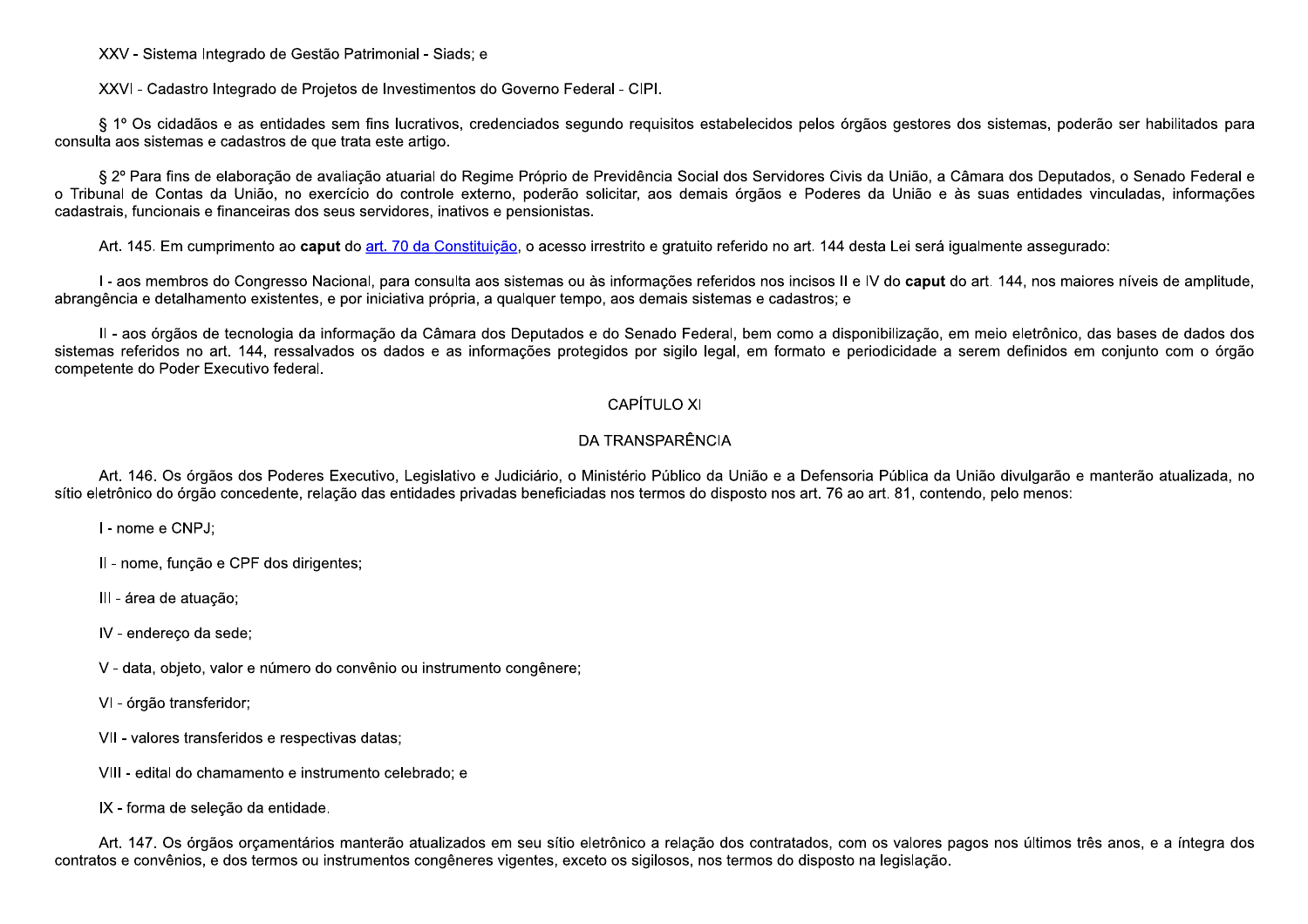XXV - Sistema Integrado de Gestão Patrimonial - Siads; e

XXVI - Cadastro Integrado de Projetos de Investimentos do Governo Federal - CIPI.

§ 1º Os cidadãos e as entidades sem fins lucrativos, credenciados segundo requisitos estabelecidos pelos órgãos gestores dos sistemas, poderão ser habilitados para consulta aos sistemas e cadastros de que trata este artigo.

§ 2º Para fins de elaboração de avaliação atuarial do Regime Próprio de Previdência Social dos Servidores Civis da União, a Câmara dos Deputados, o Senado Federal e o Tribunal de Contas da União, no exercício do controle externo, poderão solicitar, aos demais órgãos e Poderes da União e às suas entidades vinculadas, informações cadastrais, funcionais e financeiras dos seus servidores, inativos e pensionistas.

Art. 145. Em cumprimento ao **caput** do art. 70 da Constituição, o acesso irrestrito e gratuito referido no art. 144 desta Lei será igualmente assegurado:

I - aos membros do Congresso Nacional, para consulta aos sistemas ou às informações referidos nos incisos II e IV do **caput** do art. 144, nos maiores níveis de amplitude, abrangência e detalhamento existentes, e por iniciativa própria, a qualquer tempo, aos demais sistemas e cadastros; e

II - aos órgãos de tecnologia da informação da Câmara dos Deputados e do Senado Federal, bem como a disponibilização, em meio eletrônico, das bases de dados dos sistemas referidos no art. 144, ressalvados os dados e as informações protegidos por sigilo legal, em formato e periodicidade a serem definidos em conjunto com o órgão competente do Poder Executivo federal.

## CAPÍTULO XI

## DA TRANSPARÊNCIA

Art. 146. Os órgãos dos Poderes Executivo, Legislativo e Judiciário, o Ministério Público da União e a Defensoria Pública da União divulgarão e manterão atualizada, no sítio eletrônico do órgão concedente, relação das entidades privadas beneficiadas nos termos do disposto nos art. 76 ao art. 81, contendo, pelo menos:

I - nome e CNPJ;

II - nome, função e CPF dos dirigentes;

III - área de atuação;

IV - endereço da sede;

V - data, objeto, valor e número do convênio ou instrumento congênere;

VI - órgão transferidor;

VII - valores transferidos e respectivas datas;

VIII - edital do chamamento e instrumento celebrado; e

IX - forma de seleção da entidade.

Art. 147. Os órgãos orçamentários manterão atualizados em seu sítio eletrônico a relação dos contratados, com os valores pagos nos últimos três anos, e a íntegra dos contratos e convênios, e dos termos ou instrumentos congêneres vigentes, exceto os sigilosos, nos termos do disposto na legislação.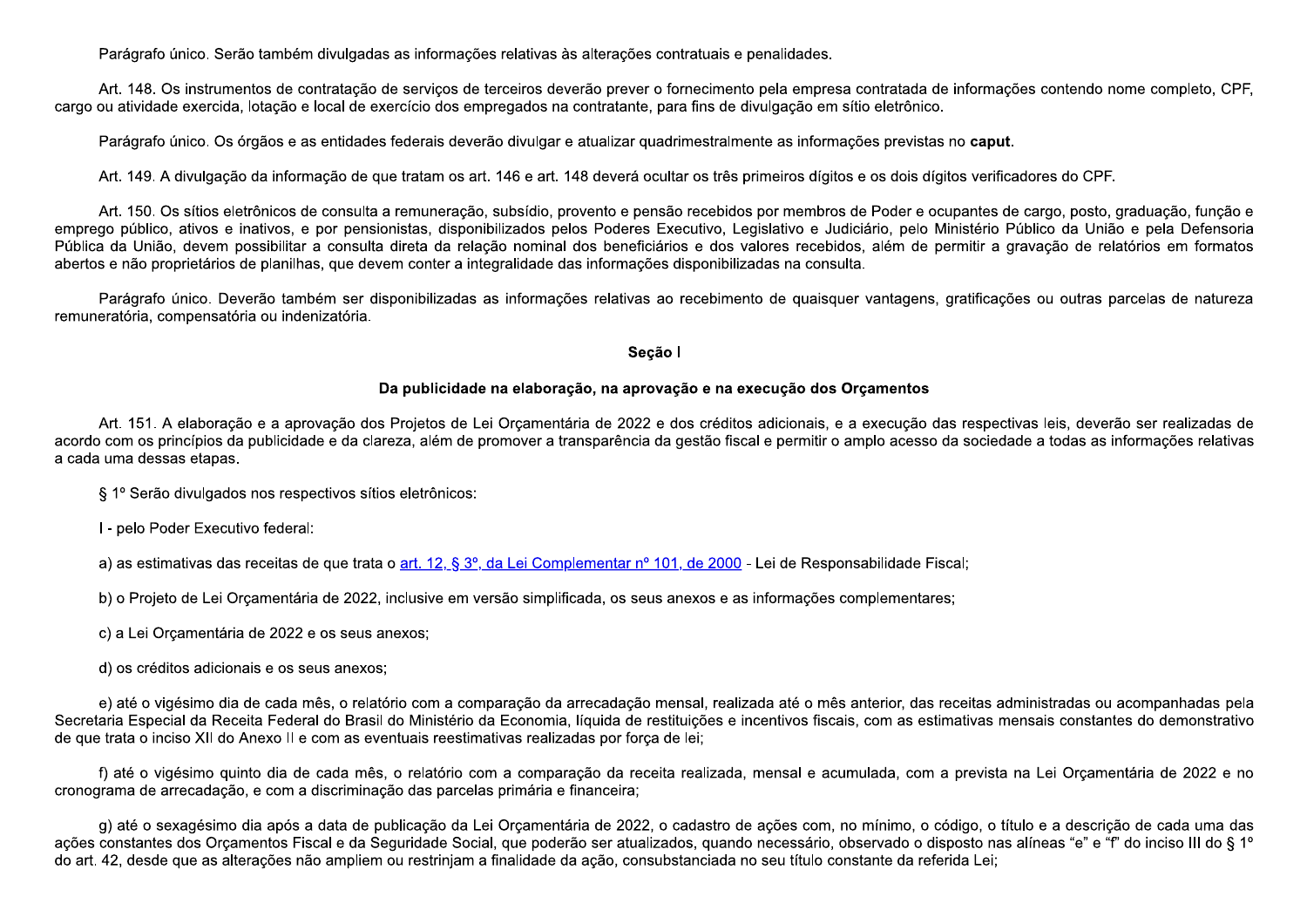Parágrafo único. Serão também divulgadas as informações relativas às alterações contratuais e penalidades.

Art. 148. Os instrumentos de contratação de serviços de terceiros deverão prever o fornecimento pela empresa contratada de informações contendo nome completo, CPF, cargo ou atividade exercida, lotação e local de exercício dos empregados na contratante, para fins de divulgação em sítio eletrônico.

Parágrafo único. Os órgãos e as entidades federais deverão divulgar e atualizar quadrimestralmente as informações previstas no **caput**.

Art. 149. A divulgação da informação de que tratam os art. 146 e art. 148 deverá ocultar os três primeiros dígitos e os dois dígitos verificadores do CPF.

Art. 150. Os sítios eletrônicos de consulta a remuneração, subsídio, provento e pensão recebidos por membros de Poder e ocupantes de cargo, posto, graduação, função e emprego público, ativos e inativos, e por pensionistas, disponibilizados pelos Poderes Executivo, Legislativo e Judiciário, pelo Ministério Público da União e pela Defensoria Pública da União, devem possibilitar a consulta direta da relação nominal dos beneficiários e dos valores recebidos, além de permitir a gravação de relatórios em formatos abertos e não proprietários de planilhas, que devem conter a integralidade das informações disponibilizadas na consulta.

Parágrafo único. Deverão também ser disponibilizadas as informações relativas ao recebimento de quaisquer vantagens, gratificações ou outras parcelas de natureza remuneratória, compensatória ou indenizatória.

**Seção I**

**Da publicidade na elaboração, na aprovação e na execução dos Orçamentos**

Art. 151. A elaboração e a aprovação dos Projetos de Lei Orçamentária de 2022 e dos créditos adicionais, e a execução das respectivas leis, deverão ser realizadas de acordo com os princípios da publicidade e da clareza, além de promover a transparência da gestão fiscal e permitir o amplo acesso da sociedade a todas as informações relativas a cada uma dessas etapas.

§ 1º Serão divulgados nos respectivos sítios eletrônicos:

I - pelo Poder Executivo federal:

a) as estimativas das receitas de que trata o art. 12, § 3º, da Lei Complementar nº 101, de 2000 - Lei de Responsabilidade Fiscal;

b) o Projeto de Lei Orçamentária de 2022, inclusive em versão simplificada, os seus anexos e as informações complementares;

c) a Lei Orçamentária de 2022 e os seus anexos;

d) os créditos adicionais e os seus anexos;

e) até o vigésimo dia de cada mês, o relatório com a comparação da arrecadação mensal, realizada até o mês anterior, das receitas administradas ou acompanhadas pela Secretaria Especial da Receita Federal do Brasil do Ministério da Economia, líquida de restituições e incentivos fiscais, com as estimativas mensais constantes do demonstrativo de que trata o inciso XII do Anexo II e com as eventuais reestimativas realizadas por força de lei;

f) até o vigésimo quinto dia de cada mês, o relatório com a comparação da receita realizada, mensal e acumulada, com a prevista na Lei Orçamentária de 2022 e no cronograma de arrecadação, e com a discriminação das parcelas primária e financeira;

g) até o sexagésimo dia após a data de publicação da Lei Orçamentária de 2022, o cadastro de ações com, no mínimo, o código, o título e a descrição de cada uma das ações constantes dos Orçamentos Fiscal e da Seguridade Social, que poderão ser atualizados, quando necessário, observado o disposto nas alíneas "e" e "f" do inciso III do § 1º do art. 42, desde que as alterações não ampliem ou restrinjam a finalidade da ação, consubstanciada no seu título constante da referida Lei;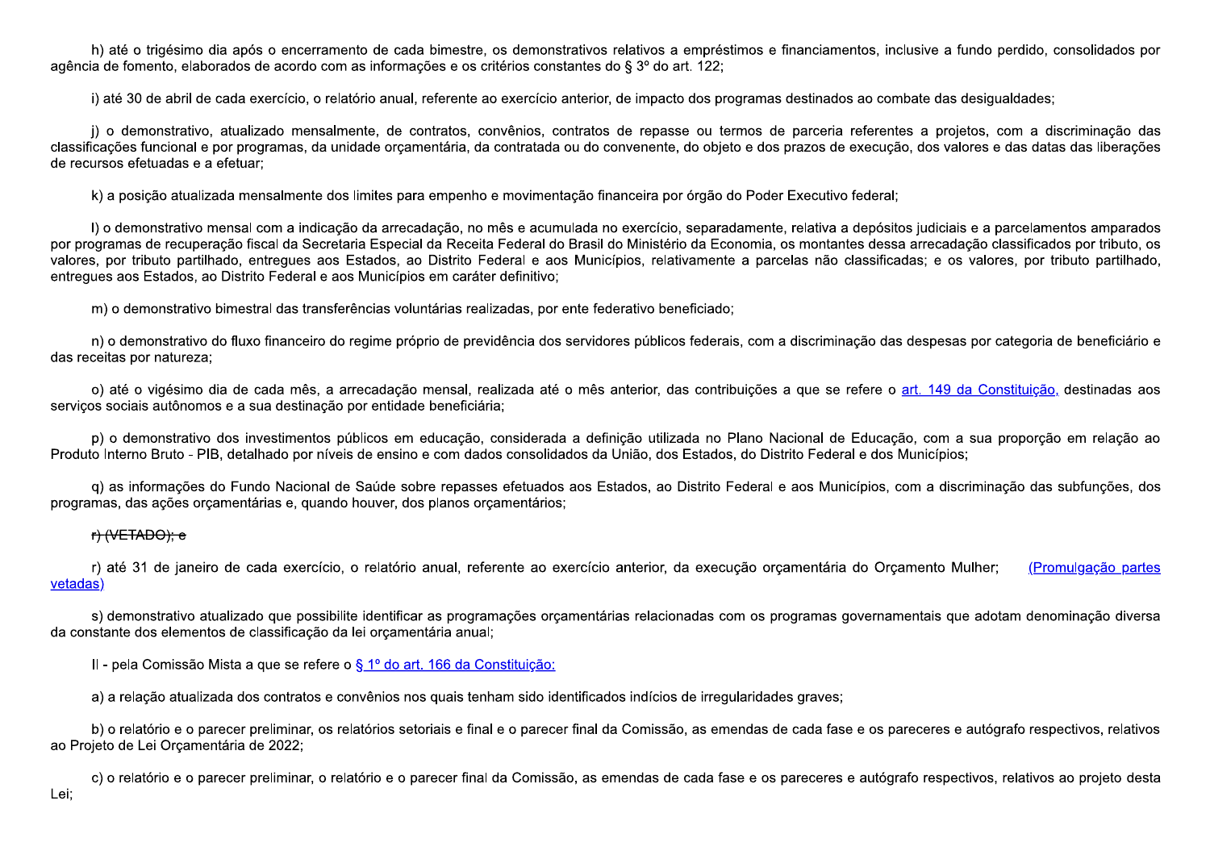h) até o trigésimo dia após o encerramento de cada bimestre, os demonstrativos relativos a empréstimos e financiamentos, inclusive a fundo perdido, consolidados por agência de fomento, elaborados de acordo com as informações e os critérios constantes do § 3º do art. 122;

i) até 30 de abril de cada exercício, o relatório anual, referente ao exercício anterior, de impacto dos programas destinados ao combate das desigualdades;

j) o demonstrativo, atualizado mensalmente, de contratos, convênios, contratos de repasse ou termos de parceria referentes a projetos, com a discriminação das classificações funcional e por programas, da unidade orçamentária, da contratada ou do convenente, do objeto e dos prazos de execução, dos valores e das datas das liberações de recursos efetuadas e a efetuar;

k) a posição atualizada mensalmente dos limites para empenho e movimentação financeira por órgão do Poder Executivo federal;

l) o demonstrativo mensal com a indicação da arrecadação, no mês e acumulada no exercício, separadamente, relativa a depósitos judiciais e a parcelamentos amparados por programas de recuperação fiscal da Secretaria Especial da Receita Federal do Brasil do Ministério da Economia, os montantes dessa arrecadação classificados por tributo, os valores, por tributo partilhado, entregues aos Estados, ao Distrito Federal e aos Municípios, relativamente a parcelas não classificadas; e os valores, por tributo partilhado, entregues aos Estados, ao Distrito Federal e aos Municípios em caráter definitivo;

m) o demonstrativo bimestral das transferências voluntárias realizadas, por ente federativo beneficiado;

n) o demonstrativo do fluxo financeiro do regime próprio de previdência dos servidores públicos federais, com a discriminação das despesas por categoria de beneficiário e das receitas por natureza;

o) até o vigésimo dia de cada mês, a arrecadação mensal, realizada até o mês anterior, das contribuições a que se refere o art. 149 da Constituição, destinadas aos serviços sociais autônomos e a sua destinação por entidade beneficiária;

p) o demonstrativo dos investimentos públicos em educação, considerada a definição utilizada no Plano Nacional de Educação, com a sua proporção em relação ao Produto Interno Bruto - PIB, detalhado por níveis de ensino e com dados consolidados da União, dos Estados, do Distrito Federal e dos Municípios;

q) as informações do Fundo Nacional de Saúde sobre repasses efetuados aos Estados, ao Distrito Federal e aos Municípios, com a discriminação das subfunções, dos programas, das ações orçamentárias e, quando houver, dos planos orçamentários;

~~r) (VETADO); e~~

r) até 31 de janeiro de cada exercício, o relatório anual, referente ao exercício anterior, da execução orçamentária do Orçamento Mulher; (Promulgação partes vetadas)

s) demonstrativo atualizado que possibilite identificar as programações orçamentárias relacionadas com os programas governamentais que adotam denominação diversa da constante dos elementos de classificação da lei orçamentária anual;

II - pela Comissão Mista a que se refere o § 1º do art. 166 da Constituição:

a) a relação atualizada dos contratos e convênios nos quais tenham sido identificados indícios de irregularidades graves;

b) o relatório e o parecer preliminar, os relatórios setoriais e final e o parecer final da Comissão, as emendas de cada fase e os pareceres e autógrafo respectivos, relativos ao Projeto de Lei Orçamentária de 2022;

c) o relatório e o parecer preliminar, o relatório e o parecer final da Comissão, as emendas de cada fase e os pareceres e autógrafo respectivos, relativos ao projeto desta Lei;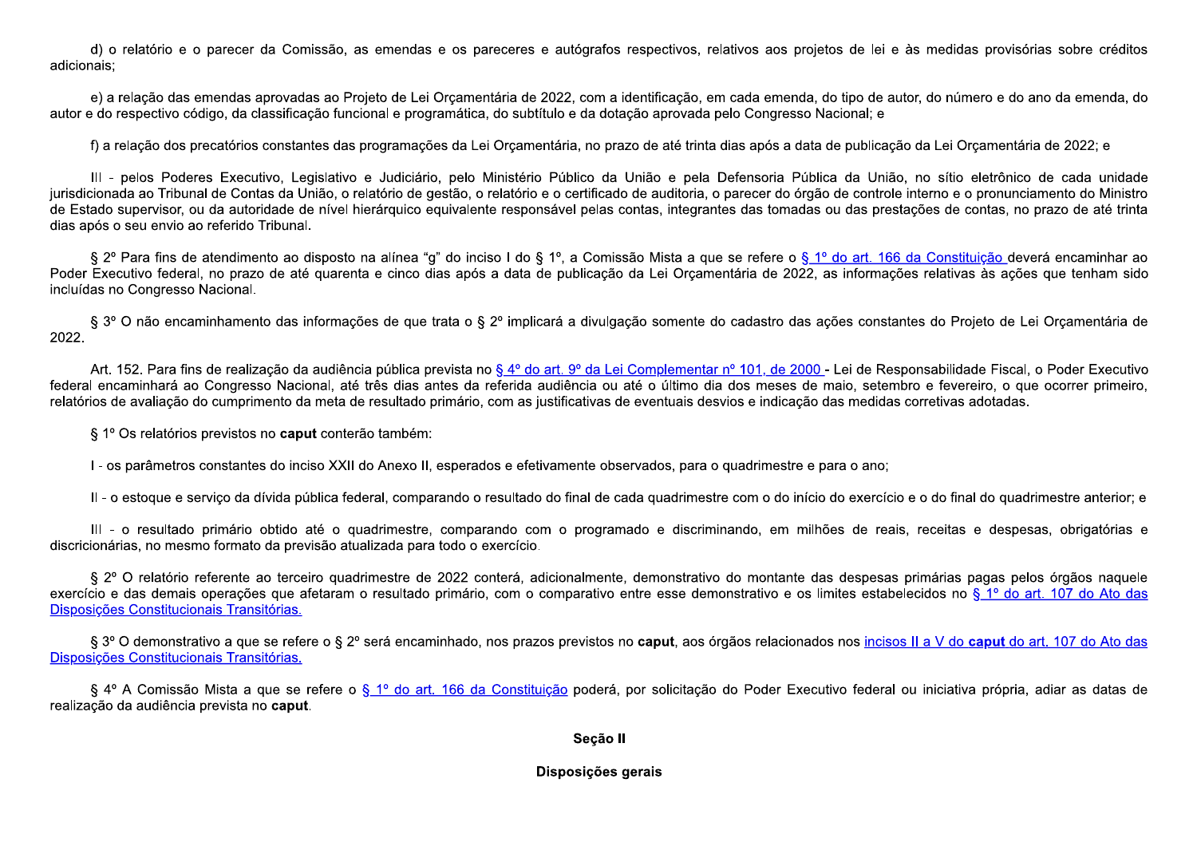d) o relatório e o parecer da Comissão, as emendas e os pareceres e autógrafos respectivos, relativos aos projetos de lei e às medidas provisórias sobre créditos adicionais;

e) a relação das emendas aprovadas ao Projeto de Lei Orçamentária de 2022, com a identificação, em cada emenda, do tipo de autor, do número e do ano da emenda, do autor e do respectivo código, da classificação funcional e programática, do subtítulo e da dotação aprovada pelo Congresso Nacional; e

f) a relação dos precatórios constantes das programações da Lei Orçamentária, no prazo de até trinta dias após a data de publicação da Lei Orçamentária de 2022; e

III - pelos Poderes Executivo, Legislativo e Judiciário, pelo Ministério Público da União e pela Defensoria Pública da União, no sítio eletrônico de cada unidade jurisdicionada ao Tribunal de Contas da União, o relatório de gestão, o relatório e o certificado de auditoria, o parecer do órgão de controle interno e o pronunciamento do Ministro de Estado supervisor, ou da autoridade de nível hierárquico equivalente responsável pelas contas, integrantes das tomadas ou das prestações de contas, no prazo de até trinta dias após o seu envio ao referido Tribunal.

§ 2º Para fins de atendimento ao disposto na alínea "g" do inciso I do § 1º, a Comissão Mista a que se refere o § 1º do art. 166 da Constituição deverá encaminhar ao Poder Executivo federal, no prazo de até quarenta e cinco dias após a data de publicação da Lei Orçamentária de 2022, as informações relativas às ações que tenham sido incluídas no Congresso Nacional.

§ 3º O não encaminhamento das informações de que trata o § 2º implicará a divulgação somente do cadastro das ações constantes do Projeto de Lei Orçamentária de 2022.

Art. 152. Para fins de realização da audiência pública prevista no § 4º do art. 9º da Lei Complementar nº 101, de 2000 - Lei de Responsabilidade Fiscal, o Poder Executivo federal encaminhará ao Congresso Nacional, até três dias antes da referida audiência ou até o último dia dos meses de maio, setembro e fevereiro, o que ocorrer primeiro, relatórios de avaliação do cumprimento da meta de resultado primário, com as justificativas de eventuais desvios e indicação das medidas corretivas adotadas.

§ 1º Os relatórios previstos no **caput** conterão também:

I - os parâmetros constantes do inciso XXII do Anexo II, esperados e efetivamente observados, para o quadrimestre e para o ano;

II - o estoque e serviço da dívida pública federal, comparando o resultado do final de cada quadrimestre com o do início do exercício e o do final do quadrimestre anterior; e

III - o resultado primário obtido até o quadrimestre, comparando com o programado e discriminando, em milhões de reais, receitas e despesas, obrigatórias e discricionárias, no mesmo formato da previsão atualizada para todo o exercício.

§ 2º O relatório referente ao terceiro quadrimestre de 2022 conterá, adicionalmente, demonstrativo do montante das despesas primárias pagas pelos órgãos naquele exercício e das demais operações que afetaram o resultado primário, com o comparativo entre esse demonstrativo e os limites estabelecidos no § 1º do art. 107 do Ato das Disposições Constitucionais Transitórias.

§ 3º O demonstrativo a que se refere o § 2º será encaminhado, nos prazos previstos no **caput**, aos órgãos relacionados nos incisos II a V do **caput** do art. 107 do Ato das Disposições Constitucionais Transitórias.

§ 4º A Comissão Mista a que se refere o § 1º do art. 166 da Constituição poderá, por solicitação do Poder Executivo federal ou iniciativa própria, adiar as datas de realização da audiência prevista no **caput**.

## Seção II

## Disposições gerais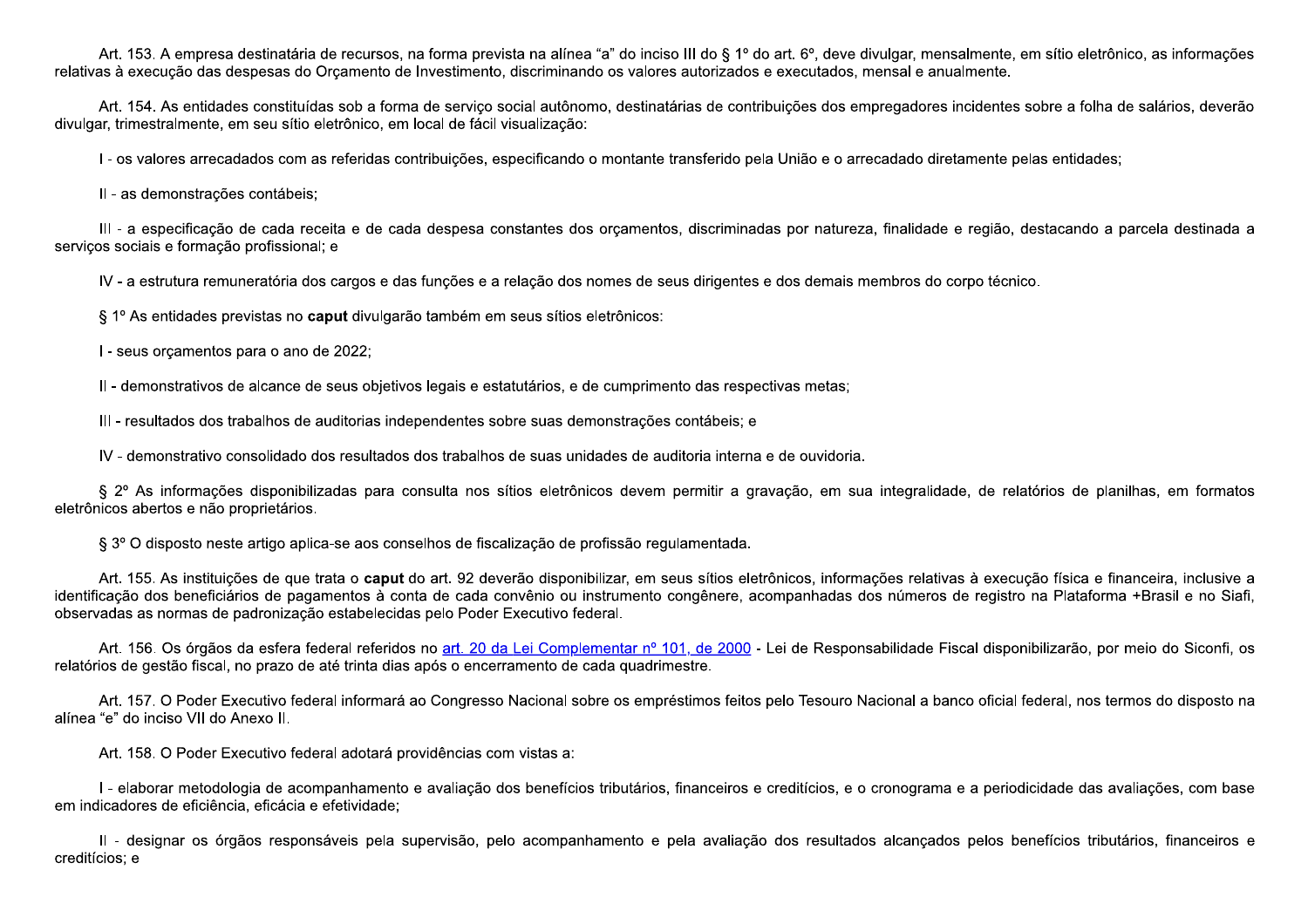Art. 153. A empresa destinatária de recursos, na forma prevista na alínea “a” do inciso III do § 1º do art. 6º, deve divulgar, mensalmente, em sítio eletrônico, as informações relativas à execução das despesas do Orçamento de Investimento, discriminando os valores autorizados e executados, mensal e anualmente.

Art. 154. As entidades constituídas sob a forma de serviço social autônomo, destinatárias de contribuições dos empregadores incidentes sobre a folha de salários, deverão divulgar, trimestralmente, em seu sítio eletrônico, em local de fácil visualização:

I - os valores arrecadados com as referidas contribuições, especificando o montante transferido pela União e o arrecadado diretamente pelas entidades;

II - as demonstrações contábeis;

III - a especificação de cada receita e de cada despesa constantes dos orçamentos, discriminadas por natureza, finalidade e região, destacando a parcela destinada a serviços sociais e formação profissional; e

IV - a estrutura remuneratória dos cargos e das funções e a relação dos nomes de seus dirigentes e dos demais membros do corpo técnico.

§ 1º As entidades previstas no **caput** divulgarão também em seus sítios eletrônicos:

I - seus orçamentos para o ano de 2022;

II - demonstrativos de alcance de seus objetivos legais e estatutários, e de cumprimento das respectivas metas;

III - resultados dos trabalhos de auditorias independentes sobre suas demonstrações contábeis; e

IV - demonstrativo consolidado dos resultados dos trabalhos de suas unidades de auditoria interna e de ouvidoria.

§ 2º As informações disponibilizadas para consulta nos sítios eletrônicos devem permitir a gravação, em sua integralidade, de relatórios de planilhas, em formatos eletrônicos abertos e não proprietários.

§ 3º O disposto neste artigo aplica-se aos conselhos de fiscalização de profissão regulamentada.

Art. 155. As instituições de que trata o **caput** do art. 92 deverão disponibilizar, em seus sítios eletrônicos, informações relativas à execução física e financeira, inclusive a identificação dos beneficiários de pagamentos à conta de cada convênio ou instrumento congênere, acompanhadas dos números de registro na Plataforma +Brasil e no Siafi, observadas as normas de padronização estabelecidas pelo Poder Executivo federal.

Art. 156. Os órgãos da esfera federal referidos no art. 20 da Lei Complementar nº 101, de 2000 - Lei de Responsabilidade Fiscal disponibilizarão, por meio do Siconfi, os relatórios de gestão fiscal, no prazo de até trinta dias após o encerramento de cada quadrimestre.

Art. 157. O Poder Executivo federal informará ao Congresso Nacional sobre os empréstimos feitos pelo Tesouro Nacional a banco oficial federal, nos termos do disposto na alínea “e” do inciso VII do Anexo II.

Art. 158. O Poder Executivo federal adotará providências com vistas a:

I - elaborar metodologia de acompanhamento e avaliação dos benefícios tributários, financeiros e creditícios, e o cronograma e a periodicidade das avaliações, com base em indicadores de eficiência, eficácia e efetividade;

II - designar os órgãos responsáveis pela supervisão, pelo acompanhamento e pela avaliação dos resultados alcançados pelos benefícios tributários, financeiros e creditícios; e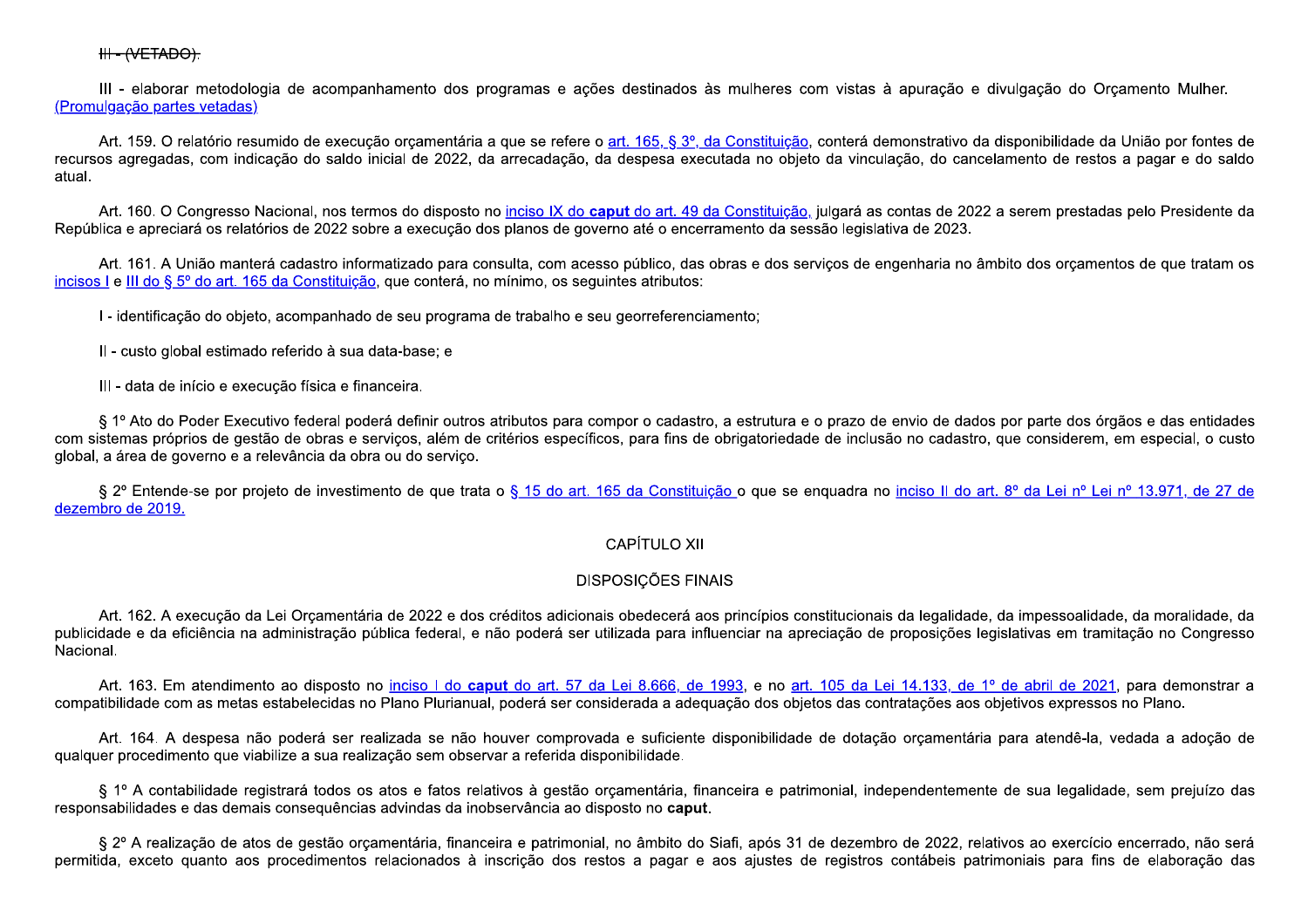~~III - (VETADO).~~

III - elaborar metodologia de acompanhamento dos programas e ações destinados às mulheres com vistas à apuração e divulgação do Orçamento Mulher. (Promulgação partes vetadas)

Art. 159. O relatório resumido de execução orçamentária a que se refere o art. 165, § 3º, da Constituição, conterá demonstrativo da disponibilidade da União por fontes de recursos agregadas, com indicação do saldo inicial de 2022, da arrecadação, da despesa executada no objeto da vinculação, do cancelamento de restos a pagar e do saldo atual.

Art. 160. O Congresso Nacional, nos termos do disposto no inciso IX do **caput** do art. 49 da Constituição, julgará as contas de 2022 a serem prestadas pelo Presidente da República e apreciará os relatórios de 2022 sobre a execução dos planos de governo até o encerramento da sessão legislativa de 2023.

Art. 161. A União manterá cadastro informatizado para consulta, com acesso público, das obras e dos serviços de engenharia no âmbito dos orçamentos de que tratam os incisos I e III do § 5º do art. 165 da Constituição, que conterá, no mínimo, os seguintes atributos:

I - identificação do objeto, acompanhado de seu programa de trabalho e seu georreferenciamento;

II - custo global estimado referido à sua data-base; e

III - data de início e execução física e financeira.

§ 1º Ato do Poder Executivo federal poderá definir outros atributos para compor o cadastro, a estrutura e o prazo de envio de dados por parte dos órgãos e das entidades com sistemas próprios de gestão de obras e serviços, além de critérios específicos, para fins de obrigatoriedade de inclusão no cadastro, que considerem, em especial, o custo global, a área de governo e a relevância da obra ou do serviço.

§ 2º Entende-se por projeto de investimento de que trata o § 15 do art. 165 da Constituição o que se enquadra no inciso II do art. 8º da Lei nº Lei nº 13.971, de 27 de dezembro de 2019.

## CAPÍTULO XII

## DISPOSIÇÕES FINAIS

Art. 162. A execução da Lei Orçamentária de 2022 e dos créditos adicionais obedecerá aos princípios constitucionais da legalidade, da impessoalidade, da moralidade, da publicidade e da eficiência na administração pública federal, e não poderá ser utilizada para influenciar na apreciação de proposições legislativas em tramitação no Congresso Nacional.

Art. 163. Em atendimento ao disposto no inciso I do **caput** do art. 57 da Lei 8.666, de 1993, e no art. 105 da Lei 14.133, de 1º de abril de 2021, para demonstrar a compatibilidade com as metas estabelecidas no Plano Plurianual, poderá ser considerada a adequação dos objetos das contratações aos objetivos expressos no Plano.

Art. 164. A despesa não poderá ser realizada se não houver comprovada e suficiente disponibilidade de dotação orçamentária para atendê-la, vedada a adoção de qualquer procedimento que viabilize a sua realização sem observar a referida disponibilidade.

§ 1º A contabilidade registrará todos os atos e fatos relativos à gestão orçamentária, financeira e patrimonial, independentemente de sua legalidade, sem prejuízo das responsabilidades e das demais consequências advindas da inobservância ao disposto no **caput**.

§ 2º A realização de atos de gestão orçamentária, financeira e patrimonial, no âmbito do Siafi, após 31 de dezembro de 2022, relativos ao exercício encerrado, não será permitida, exceto quanto aos procedimentos relacionados à inscrição dos restos a pagar e aos ajustes de registros contábeis patrimoniais para fins de elaboração das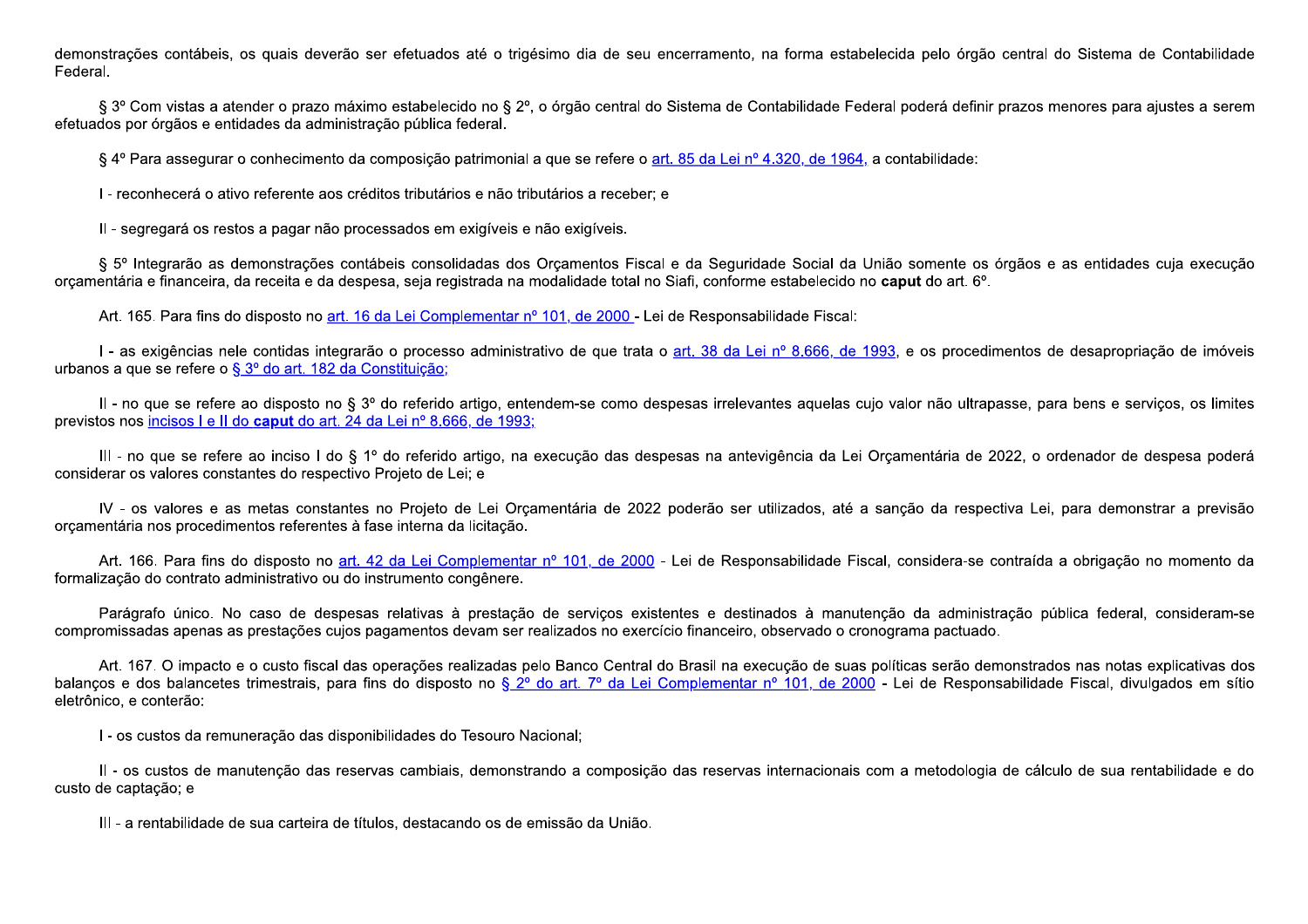demonstrações contábeis, os quais deverão ser efetuados até o trigésimo dia de seu encerramento, na forma estabelecida pelo órgão central do Sistema de Contabilidade Federal.

§ 3º Com vistas a atender o prazo máximo estabelecido no § 2º, o órgão central do Sistema de Contabilidade Federal poderá definir prazos menores para ajustes a serem efetuados por órgãos e entidades da administração pública federal.

§ 4º Para assegurar o conhecimento da composição patrimonial a que se refere o art. 85 da Lei nº 4.320, de 1964, a contabilidade:

I - reconhecerá o ativo referente aos créditos tributários e não tributários a receber; e

II - segregará os restos a pagar não processados em exigíveis e não exigíveis.

§ 5º Integrarão as demonstrações contábeis consolidadas dos Orçamentos Fiscal e da Seguridade Social da União somente os órgãos e as entidades cuja execução orçamentária e financeira, da receita e da despesa, seja registrada na modalidade total no Siafi, conforme estabelecido no **caput** do art. 6º.

Art. 165. Para fins do disposto no art. 16 da Lei Complementar nº 101, de 2000 - Lei de Responsabilidade Fiscal:

I - as exigências nele contidas integrarão o processo administrativo de que trata o art. 38 da Lei nº 8.666, de 1993, e os procedimentos de desapropriação de imóveis urbanos a que se refere o § 3º do art. 182 da Constituição;

II - no que se refere ao disposto no § 3º do referido artigo, entendem-se como despesas irrelevantes aquelas cujo valor não ultrapasse, para bens e serviços, os limites previstos nos incisos I e II do **caput** do art. 24 da Lei nº 8.666, de 1993;

III - no que se refere ao inciso I do § 1º do referido artigo, na execução das despesas na antevigência da Lei Orçamentária de 2022, o ordenador de despesa poderá considerar os valores constantes do respectivo Projeto de Lei; e

IV - os valores e as metas constantes no Projeto de Lei Orçamentária de 2022 poderão ser utilizados, até a sanção da respectiva Lei, para demonstrar a previsão orçamentária nos procedimentos referentes à fase interna da licitação.

Art. 166. Para fins do disposto no art. 42 da Lei Complementar nº 101, de 2000 - Lei de Responsabilidade Fiscal, considera-se contraída a obrigação no momento da formalização do contrato administrativo ou do instrumento congênere.

Parágrafo único. No caso de despesas relativas à prestação de serviços existentes e destinados à manutenção da administração pública federal, consideram-se compromissadas apenas as prestações cujos pagamentos devam ser realizados no exercício financeiro, observado o cronograma pactuado.

Art. 167. O impacto e o custo fiscal das operações realizadas pelo Banco Central do Brasil na execução de suas políticas serão demonstrados nas notas explicativas dos balanços e dos balancetes trimestrais, para fins do disposto no § 2º do art. 7º da Lei Complementar nº 101, de 2000 - Lei de Responsabilidade Fiscal, divulgados em sítio eletrônico, e conterão:

I - os custos da remuneração das disponibilidades do Tesouro Nacional;

II - os custos de manutenção das reservas cambiais, demonstrando a composição das reservas internacionais com a metodologia de cálculo de sua rentabilidade e do custo de captação; e

III - a rentabilidade de sua carteira de títulos, destacando os de emissão da União.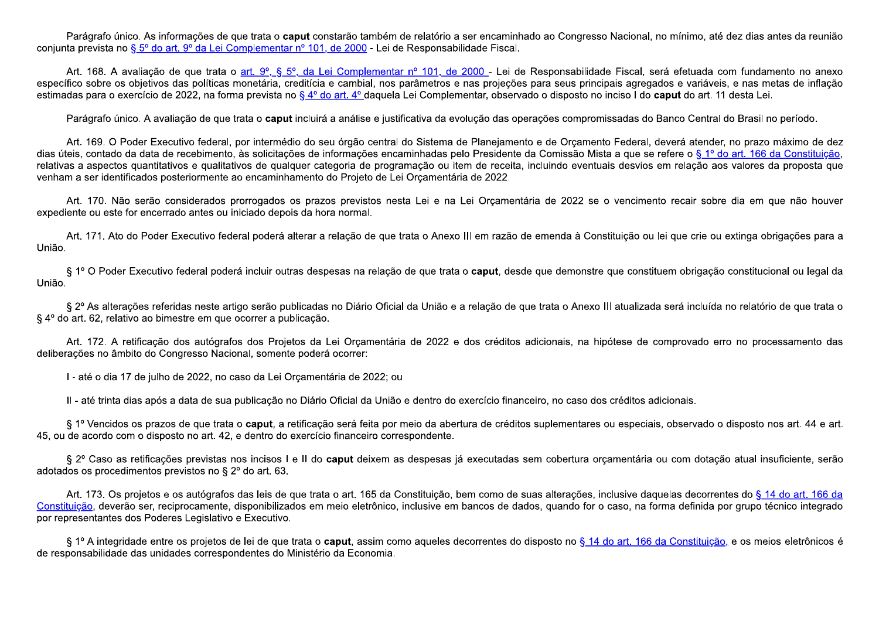Parágrafo único. As informações de que trata o **caput** constarão também de relatório a ser encaminhado ao Congresso Nacional, no mínimo, até dez dias antes da reunião conjunta prevista no § 5º do art. 9º da Lei Complementar nº 101, de 2000 - Lei de Responsabilidade Fiscal.

Art. 168. A avaliação de que trata o art. 9º, § 5º, da Lei Complementar nº 101, de 2000 - Lei de Responsabilidade Fiscal, será efetuada com fundamento no anexo específico sobre os objetivos das políticas monetária, creditícia e cambial, nos parâmetros e nas projeções para seus principais agregados e variáveis, e nas metas de inflação estimadas para o exercício de 2022, na forma prevista no § 4º do art. 4º daquela Lei Complementar, observado o disposto no inciso I do **caput** do art. 11 desta Lei.

Parágrafo único. A avaliação de que trata o **caput** incluirá a análise e justificativa da evolução das operações compromissadas do Banco Central do Brasil no período.

Art. 169. O Poder Executivo federal, por intermédio do seu órgão central do Sistema de Planejamento e de Orçamento Federal, deverá atender, no prazo máximo de dez dias úteis, contado da data de recebimento, às solicitações de informações encaminhadas pelo Presidente da Comissão Mista a que se refere o § 1º do art. 166 da Constituição, relativas a aspectos quantitativos e qualitativos de qualquer categoria de programação ou item de receita, incluindo eventuais desvios em relação aos valores da proposta que venham a ser identificados posteriormente ao encaminhamento do Projeto de Lei Orçamentária de 2022.

Art. 170. Não serão considerados prorrogados os prazos previstos nesta Lei e na Lei Orçamentária de 2022 se o vencimento recair sobre dia em que não houver expediente ou este for encerrado antes ou iniciado depois da hora normal.

Art. 171. Ato do Poder Executivo federal poderá alterar a relação de que trata o Anexo III em razão de emenda à Constituição ou lei que crie ou extinga obrigações para a União.

§ 1º O Poder Executivo federal poderá incluir outras despesas na relação de que trata o **caput**, desde que demonstre que constituem obrigação constitucional ou legal da União.

§ 2º As alterações referidas neste artigo serão publicadas no Diário Oficial da União e a relação de que trata o Anexo III atualizada será incluída no relatório de que trata o § 4º do art. 62, relativo ao bimestre em que ocorrer a publicação.

Art. 172. A retificação dos autógrafos dos Projetos da Lei Orçamentária de 2022 e dos créditos adicionais, na hipótese de comprovado erro no processamento das deliberações no âmbito do Congresso Nacional, somente poderá ocorrer:

I - até o dia 17 de julho de 2022, no caso da Lei Orçamentária de 2022; ou

II - até trinta dias após a data de sua publicação no Diário Oficial da União e dentro do exercício financeiro, no caso dos créditos adicionais.

§ 1º Vencidos os prazos de que trata o **caput**, a retificação será feita por meio da abertura de créditos suplementares ou especiais, observado o disposto nos art. 44 e art. 45, ou de acordo com o disposto no art. 42, e dentro do exercício financeiro correspondente.

§ 2º Caso as retificações previstas nos incisos I e II do **caput** deixem as despesas já executadas sem cobertura orçamentária ou com dotação atual insuficiente, serão adotados os procedimentos previstos no § 2º do art. 63.

Art. 173. Os projetos e os autógrafos das leis de que trata o art. 165 da Constituição, bem como de suas alterações, inclusive daquelas decorrentes do § 14 do art. 166 da Constituição, deverão ser, reciprocamente, disponibilizados em meio eletrônico, inclusive em bancos de dados, quando for o caso, na forma definida por grupo técnico integrado por representantes dos Poderes Legislativo e Executivo.

§ 1º A integridade entre os projetos de lei de que trata o **caput**, assim como aqueles decorrentes do disposto no § 14 do art. 166 da Constituição, e os meios eletrônicos é de responsabilidade das unidades correspondentes do Ministério da Economia.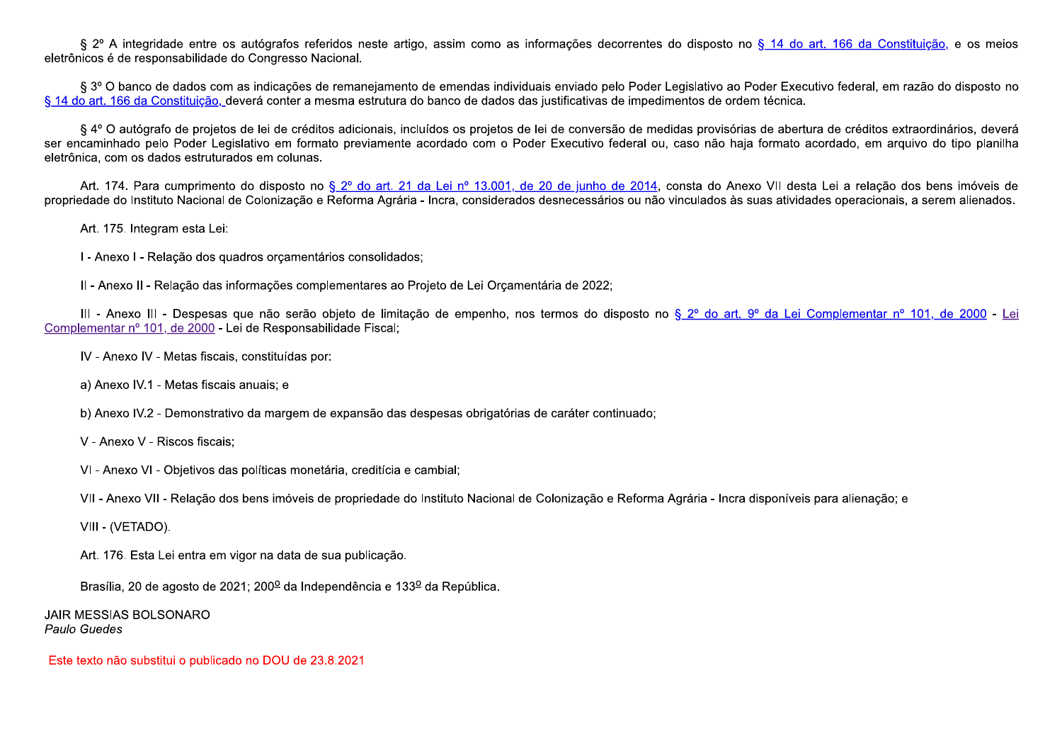§ 2º A integridade entre os autógrafos referidos neste artigo, assim como as informações decorrentes do disposto no § 14 do art. 166 da Constituição, e os meios eletrônicos é de responsabilidade do Congresso Nacional.

§ 3º O banco de dados com as indicações de remanejamento de emendas individuais enviado pelo Poder Legislativo ao Poder Executivo federal, em razão do disposto no § 14 do art. 166 da Constituição, deverá conter a mesma estrutura do banco de dados das justificativas de impedimentos de ordem técnica.

§ 4º O autógrafo de projetos de lei de créditos adicionais, incluídos os projetos de lei de conversão de medidas provisórias de abertura de créditos extraordinários, deverá ser encaminhado pelo Poder Legislativo em formato previamente acordado com o Poder Executivo federal ou, caso não haja formato acordado, em arquivo do tipo planilha eletrônica, com os dados estruturados em colunas.

Art. 174. Para cumprimento do disposto no § 2º do art. 21 da Lei nº 13.001, de 20 de junho de 2014, consta do Anexo VII desta Lei a relação dos bens imóveis de propriedade do Instituto Nacional de Colonização e Reforma Agrária - Incra, considerados desnecessários ou não vinculados às suas atividades operacionais, a serem alienados.

Art. 175. Integram esta Lei:

I - Anexo I - Relação dos quadros orçamentários consolidados;

II - Anexo II - Relação das informações complementares ao Projeto de Lei Orçamentária de 2022;

III - Anexo III - Despesas que não serão objeto de limitação de empenho, nos termos do disposto no § 2º do art. 9º da Lei Complementar nº 101, de 2000 - Lei Complementar nº 101, de 2000 - Lei de Responsabilidade Fiscal;

IV - Anexo IV - Metas fiscais, constituídas por:

a) Anexo IV.1 - Metas fiscais anuais; e

b) Anexo IV.2 - Demonstrativo da margem de expansão das despesas obrigatórias de caráter continuado;

V - Anexo V - Riscos fiscais;

VI - Anexo VI - Objetivos das políticas monetária, creditícia e cambial;

VII - Anexo VII - Relação dos bens imóveis de propriedade do Instituto Nacional de Colonização e Reforma Agrária - Incra disponíveis para alienação; e

VIII - (VETADO).

Art. 176. Esta Lei entra em vigor na data de sua publicação.

Brasília, 20 de agosto de 2021; 200º da Independência e 133º da República.

JAIR MESSIAS BOLSONARO
*Paulo Guedes*

Este texto não substitui o publicado no DOU de 23.8.2021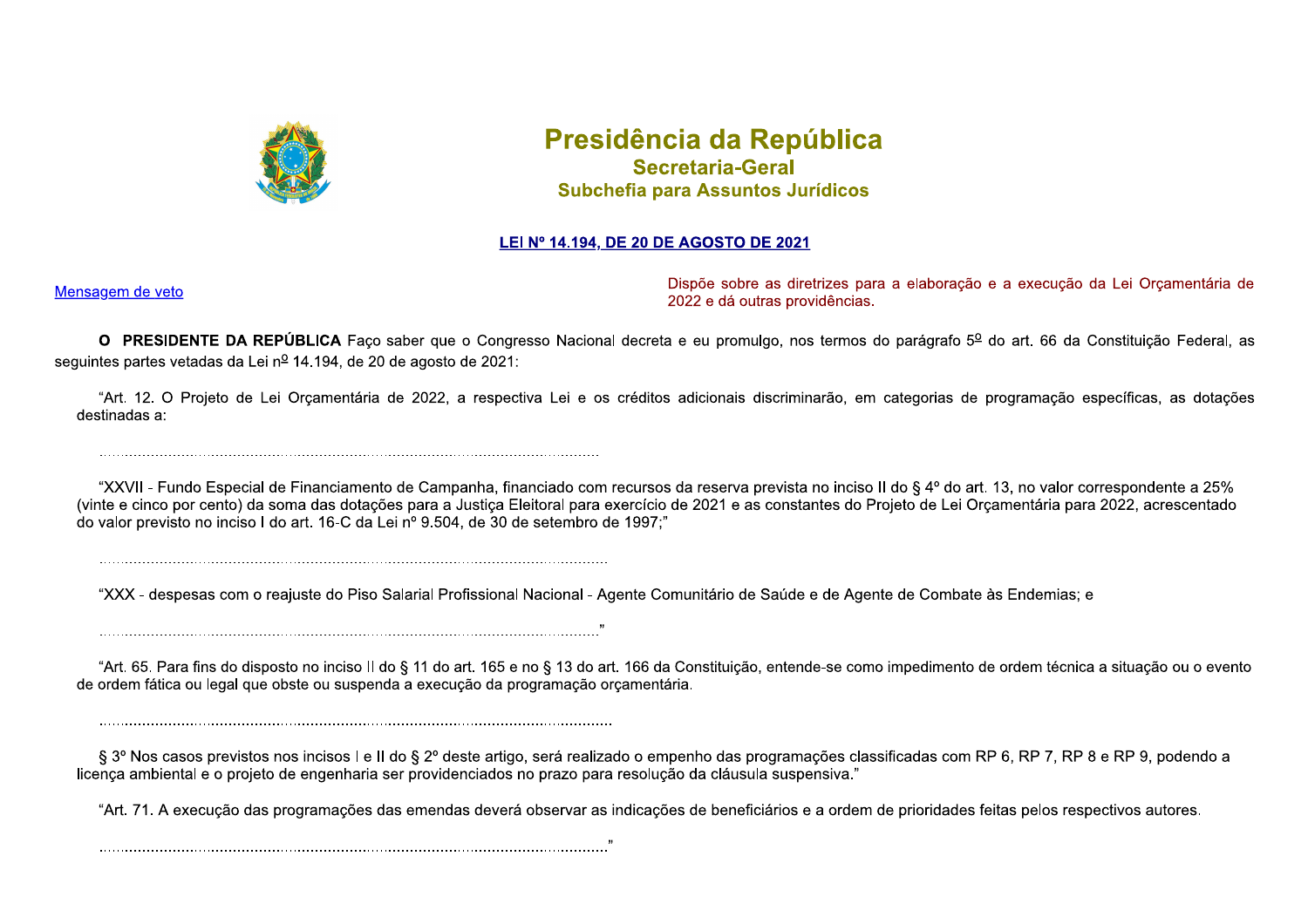**Presidência da República**
**Secretaria-Geral**
**Subchefia para Assuntos Jurídicos**

**LEI Nº 14.194, DE 20 DE AGOSTO DE 2021**

Mensagem de veto

Dispõe sobre as diretrizes para a elaboração e a execução da Lei Orçamentária de 2022 e dá outras providências.

**O PRESIDENTE DA REPÚBLICA** Faço saber que o Congresso Nacional decreta e eu promulgo, nos termos do parágrafo 5º do art. 66 da Constituição Federal, as seguintes partes vetadas da Lei nº 14.194, de 20 de agosto de 2021:

"Art. 12. O Projeto de Lei Orçamentária de 2022, a respectiva Lei e os créditos adicionais discriminarão, em categorias de programação específicas, as dotações destinadas a:

.............................................................................................................

"XXVII - Fundo Especial de Financiamento de Campanha, financiado com recursos da reserva prevista no inciso II do § 4º do art. 13, no valor correspondente a 25% (vinte e cinco por cento) da soma das dotações para a Justiça Eleitoral para exercício de 2021 e as constantes do Projeto de Lei Orçamentária para 2022, acrescentado do valor previsto no inciso I do art. 16-C da Lei nº 9.504, de 30 de setembro de 1997;"

.............................................................................................................

"XXX - despesas com o reajuste do Piso Salarial Profissional Nacional - Agente Comunitário de Saúde e de Agente de Combate às Endemias; e

............................................................................................................."

"Art. 65. Para fins do disposto no inciso II do § 11 do art. 165 e no § 13 do art. 166 da Constituição, entende-se como impedimento de ordem técnica a situação ou o evento de ordem fática ou legal que obste ou suspenda a execução da programação orçamentária.

.............................................................................................................

§ 3º Nos casos previstos nos incisos I e II do § 2º deste artigo, será realizado o empenho das programações classificadas com RP 6, RP 7, RP 8 e RP 9, podendo a licença ambiental e o projeto de engenharia ser providenciados no prazo para resolução da cláusula suspensiva."

"Art. 71. A execução das programações das emendas deverá observar as indicações de beneficiários e a ordem de prioridades feitas pelos respectivos autores.

............................................................................................................."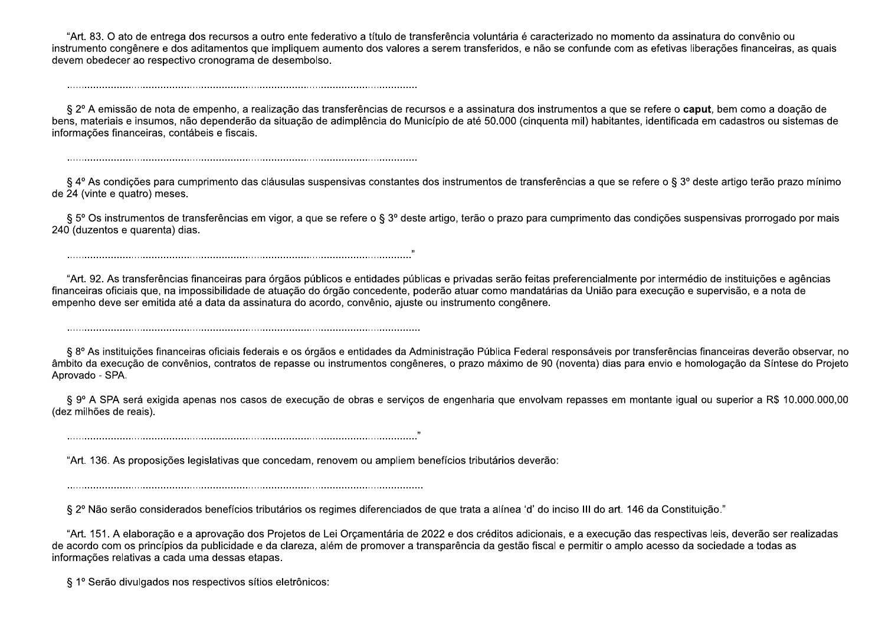"Art. 83. O ato de entrega dos recursos a outro ente federativo a título de transferência voluntária é caracterizado no momento da assinatura do convênio ou instrumento congênere e dos aditamentos que impliquem aumento dos valores a serem transferidos, e não se confunde com as efetivas liberações financeiras, as quais devem obedecer ao respectivo cronograma de desembolso.

..................................................................................................................

§ 2º A emissão de nota de empenho, a realização das transferências de recursos e a assinatura dos instrumentos a que se refere o **caput**, bem como a doação de bens, materiais e insumos, não dependerão da situação de adimplência do Município de até 50.000 (cinquenta mil) habitantes, identificada em cadastros ou sistemas de informações financeiras, contábeis e fiscais.

..................................................................................................................

§ 4º As condições para cumprimento das cláusulas suspensivas constantes dos instrumentos de transferências a que se refere o § 3º deste artigo terão prazo mínimo de 24 (vinte e quatro) meses.

§ 5º Os instrumentos de transferências em vigor, a que se refere o § 3º deste artigo, terão o prazo para cumprimento das condições suspensivas prorrogado por mais 240 (duzentos e quarenta) dias.

.................................................................................................................."

"Art. 92. As transferências financeiras para órgãos públicos e entidades públicas e privadas serão feitas preferencialmente por intermédio de instituições e agências financeiras oficiais que, na impossibilidade de atuação do órgão concedente, poderão atuar como mandatárias da União para execução e supervisão, e a nota de empenho deve ser emitida até a data da assinatura do acordo, convênio, ajuste ou instrumento congênere.

..................................................................................................................

§ 8º As instituições financeiras oficiais federais e os órgãos e entidades da Administração Pública Federal responsáveis por transferências financeiras deverão observar, no âmbito da execução de convênios, contratos de repasse ou instrumentos congêneres, o prazo máximo de 90 (noventa) dias para envio e homologação da Síntese do Projeto Aprovado - SPA.

§ 9º A SPA será exigida apenas nos casos de execução de obras e serviços de engenharia que envolvam repasses em montante igual ou superior a R$ 10.000.000,00 (dez milhões de reais).

.................................................................................................................."

"Art. 136. As proposições legislativas que concedam, renovem ou ampliem benefícios tributários deverão:

..................................................................................................................

§ 2º Não serão considerados benefícios tributários os regimes diferenciados de que trata a alínea 'd' do inciso III do art. 146 da Constituição."

"Art. 151. A elaboração e a aprovação dos Projetos de Lei Orçamentária de 2022 e dos créditos adicionais, e a execução das respectivas leis, deverão ser realizadas de acordo com os princípios da publicidade e da clareza, além de promover a transparência da gestão fiscal e permitir o amplo acesso da sociedade a todas as informações relativas a cada uma dessas etapas.

§ 1º Serão divulgados nos respectivos sítios eletrônicos: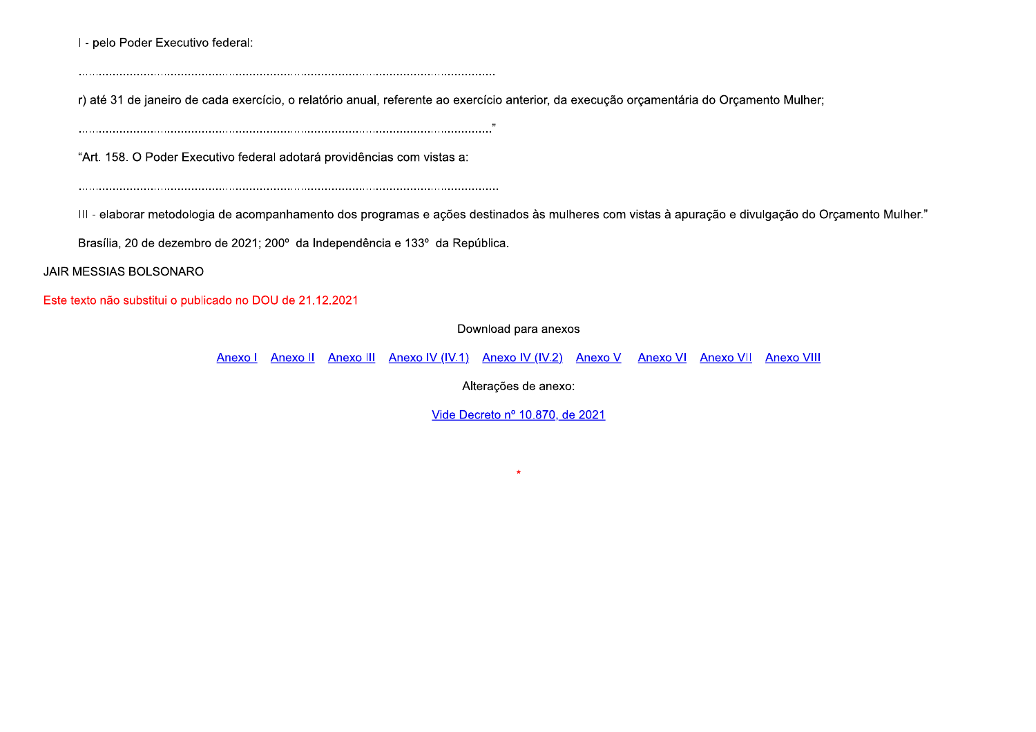I - pelo Poder Executivo federal:

.............................................................................................................................

r) até 31 de janeiro de cada exercício, o relatório anual, referente ao exercício anterior, da execução orçamentária do Orçamento Mulher;

.............................................................................................................................”

“Art. 158. O Poder Executivo federal adotará providências com vistas a:

.............................................................................................................................

III - elaborar metodologia de acompanhamento dos programas e ações destinados às mulheres com vistas à apuração e divulgação do Orçamento Mulher.”

Brasília, 20 de dezembro de 2021; 200º da Independência e 133º da República.

JAIR MESSIAS BOLSONARO

Este texto não substitui o publicado no DOU de 21.12.2021

Download para anexos

Anexo I Anexo II Anexo III Anexo IV (IV.1) Anexo IV (IV.2) Anexo V Anexo VI Anexo VII Anexo VIII

Alterações de anexo:

Vide Decreto nº 10.870, de 2021

*